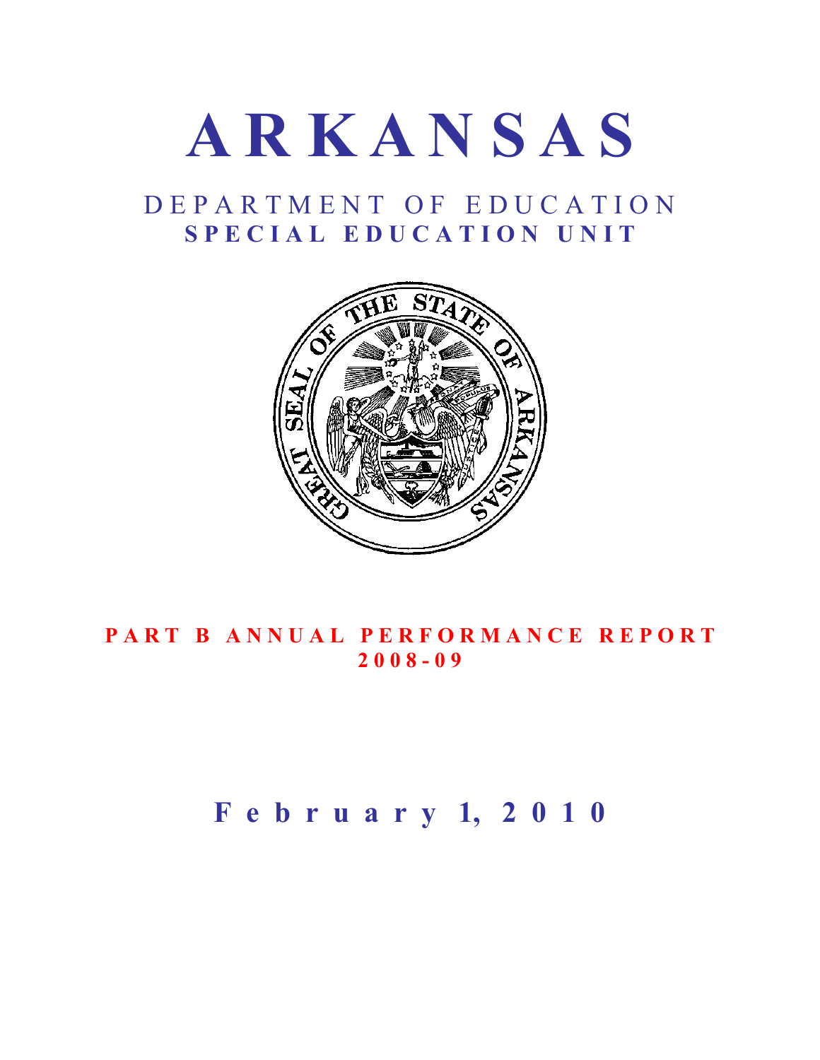# ARKANSAS

## DEPARTMENT OF EDUCATION
## SPECIAL EDUCATION UNIT

**PART B ANNUAL PERFORMANCE REPORT 2008-09**

**February 1, 2010**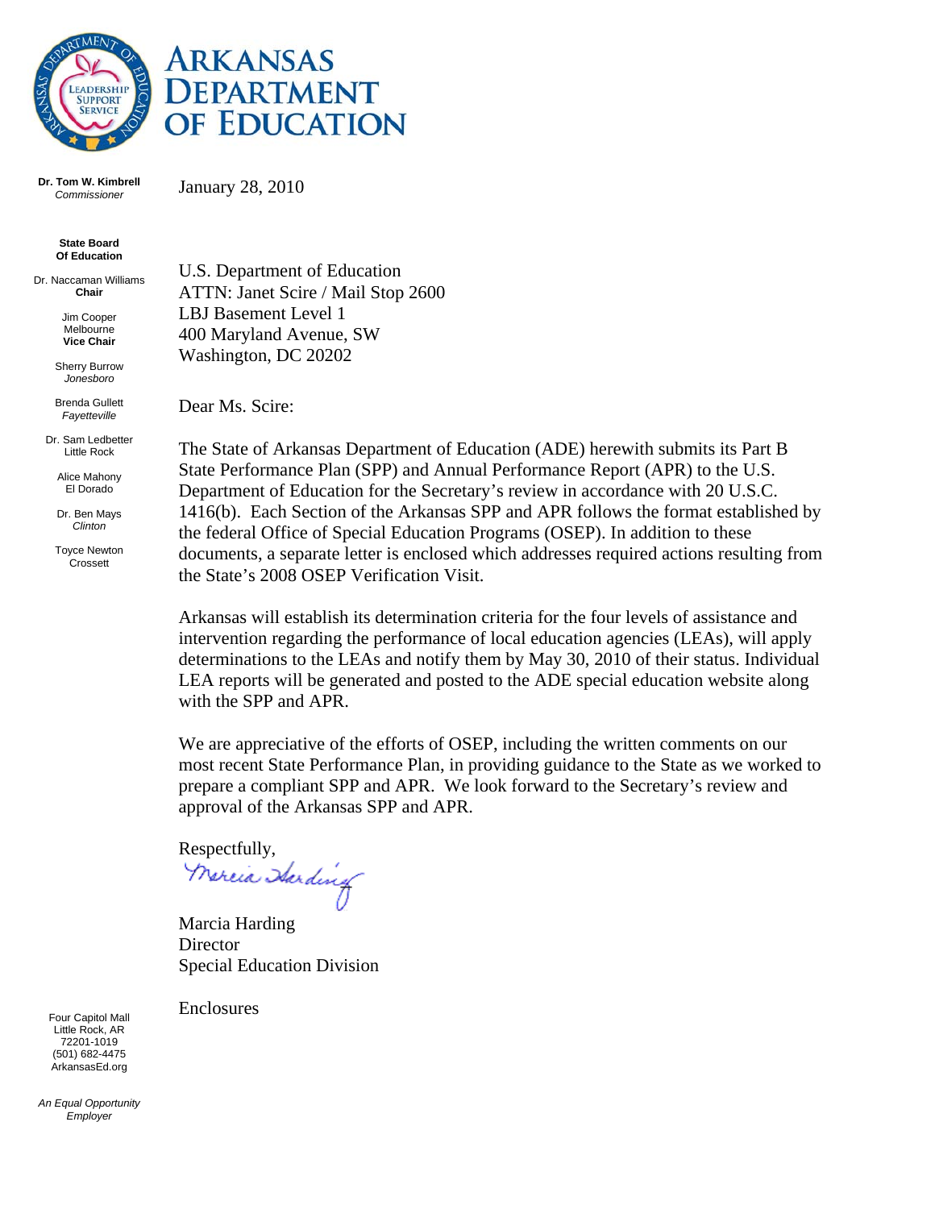# ARKANSAS DEPARTMENT OF EDUCATION

**Dr. Tom W. Kimbrell**
*Commissioner*

**State Board Of Education**

Dr. Naccaman Williams
**Chair**

Jim Cooper
Melbourne
**Vice Chair**

Sherry Burrow
*Jonesboro*

Brenda Gullett
*Fayetteville*

Dr. Sam Ledbetter
Little Rock

Alice Mahony
El Dorado

Dr. Ben Mays
*Clinton*

Toyce Newton
Crossett

January 28, 2010

U.S. Department of Education
ATTN: Janet Scire / Mail Stop 2600
LBJ Basement Level 1
400 Maryland Avenue, SW
Washington, DC 20202

Dear Ms. Scire:

The State of Arkansas Department of Education (ADE) herewith submits its Part B State Performance Plan (SPP) and Annual Performance Report (APR) to the U.S. Department of Education for the Secretary's review in accordance with 20 U.S.C. 1416(b). Each Section of the Arkansas SPP and APR follows the format established by the federal Office of Special Education Programs (OSEP). In addition to these documents, a separate letter is enclosed which addresses required actions resulting from the State's 2008 OSEP Verification Visit.

Arkansas will establish its determination criteria for the four levels of assistance and intervention regarding the performance of local education agencies (LEAs), will apply determinations to the LEAs and notify them by May 30, 2010 of their status. Individual LEA reports will be generated and posted to the ADE special education website along with the SPP and APR.

We are appreciative of the efforts of OSEP, including the written comments on our most recent State Performance Plan, in providing guidance to the State as we worked to prepare a compliant SPP and APR. We look forward to the Secretary's review and approval of the Arkansas SPP and APR.

Respectfully,

Marcia Harding

Marcia Harding
Director
Special Education Division

Enclosures

Four Capitol Mall
Little Rock, AR
72201-1019
(501) 682-4475
ArkansasEd.org

*An Equal Opportunity Employer*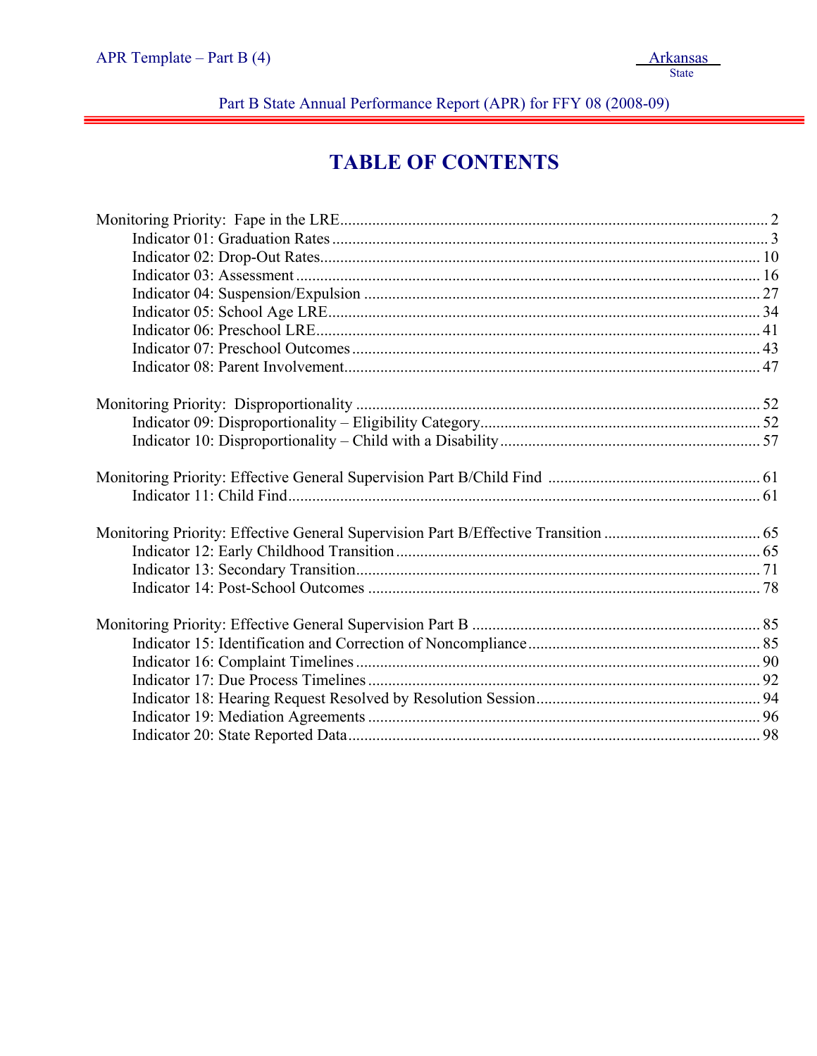# TABLE OF CONTENTS

Monitoring Priority: Fape in the LRE .......... 2
- Indicator 01: Graduation Rates .......... 3
- Indicator 02: Drop-Out Rates .......... 10
- Indicator 03: Assessment .......... 16
- Indicator 04: Suspension/Expulsion .......... 27
- Indicator 05: School Age LRE .......... 34
- Indicator 06: Preschool LRE .......... 41
- Indicator 07: Preschool Outcomes .......... 43
- Indicator 08: Parent Involvement .......... 47

Monitoring Priority: Disproportionality .......... 52
- Indicator 09: Disproportionality – Eligibility Category .......... 52
- Indicator 10: Disproportionality – Child with a Disability .......... 57

Monitoring Priority: Effective General Supervision Part B/Child Find .......... 61
- Indicator 11: Child Find .......... 61

Monitoring Priority: Effective General Supervision Part B/Effective Transition .......... 65
- Indicator 12: Early Childhood Transition .......... 65
- Indicator 13: Secondary Transition .......... 71
- Indicator 14: Post-School Outcomes .......... 78

Monitoring Priority: Effective General Supervision Part B .......... 85
- Indicator 15: Identification and Correction of Noncompliance .......... 85
- Indicator 16: Complaint Timelines .......... 90
- Indicator 17: Due Process Timelines .......... 92
- Indicator 18: Hearing Request Resolved by Resolution Session .......... 94
- Indicator 19: Mediation Agreements .......... 96
- Indicator 20: State Reported Data .......... 98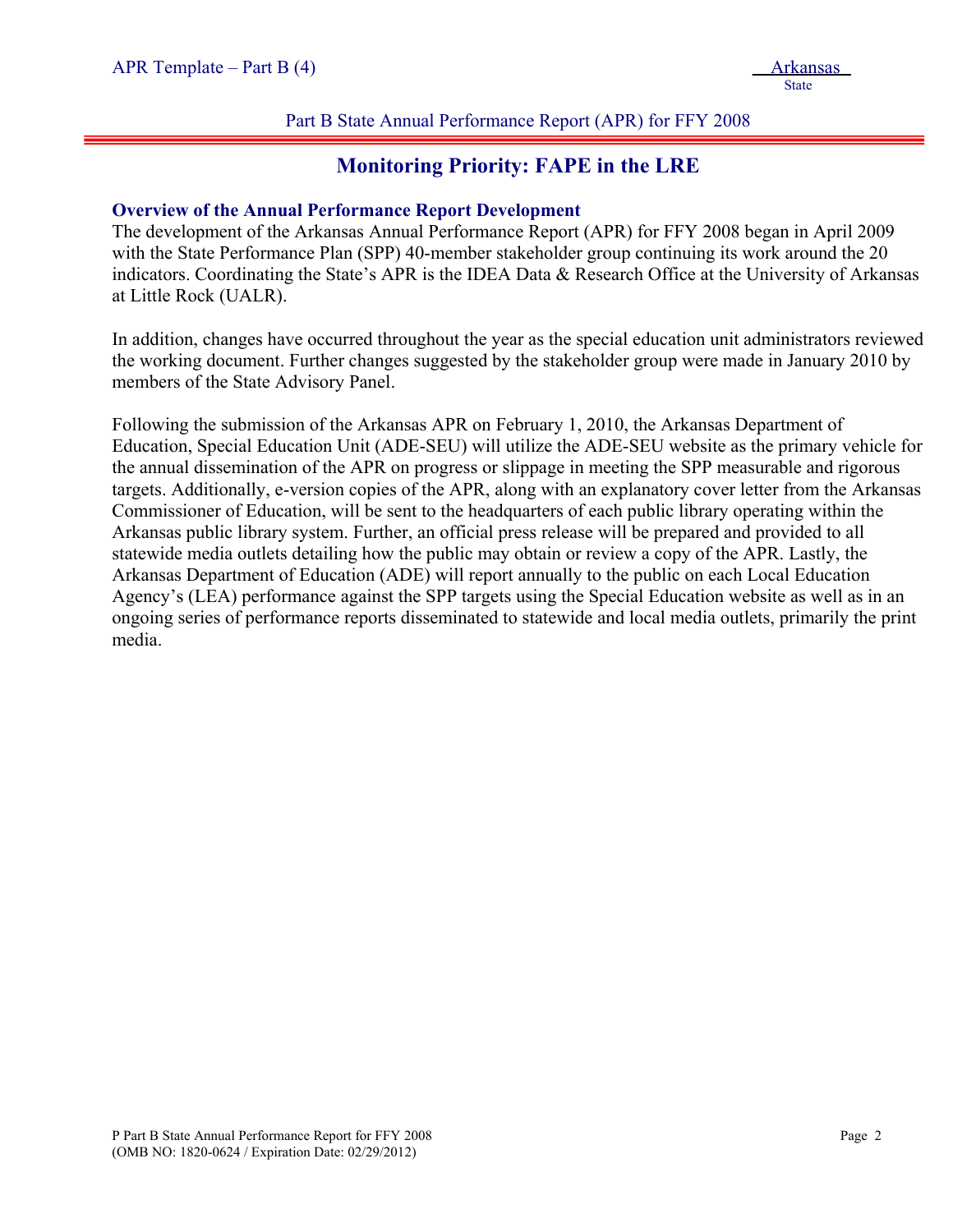## Monitoring Priority: FAPE in the LRE

### Overview of the Annual Performance Report Development

The development of the Arkansas Annual Performance Report (APR) for FFY 2008 began in April 2009 with the State Performance Plan (SPP) 40-member stakeholder group continuing its work around the 20 indicators. Coordinating the State's APR is the IDEA Data & Research Office at the University of Arkansas at Little Rock (UALR).

In addition, changes have occurred throughout the year as the special education unit administrators reviewed the working document. Further changes suggested by the stakeholder group were made in January 2010 by members of the State Advisory Panel.

Following the submission of the Arkansas APR on February 1, 2010, the Arkansas Department of Education, Special Education Unit (ADE-SEU) will utilize the ADE-SEU website as the primary vehicle for the annual dissemination of the APR on progress or slippage in meeting the SPP measurable and rigorous targets. Additionally, e-version copies of the APR, along with an explanatory cover letter from the Arkansas Commissioner of Education, will be sent to the headquarters of each public library operating within the Arkansas public library system. Further, an official press release will be prepared and provided to all statewide media outlets detailing how the public may obtain or review a copy of the APR. Lastly, the Arkansas Department of Education (ADE) will report annually to the public on each Local Education Agency's (LEA) performance against the SPP targets using the Special Education website as well as in an ongoing series of performance reports disseminated to statewide and local media outlets, primarily the print media.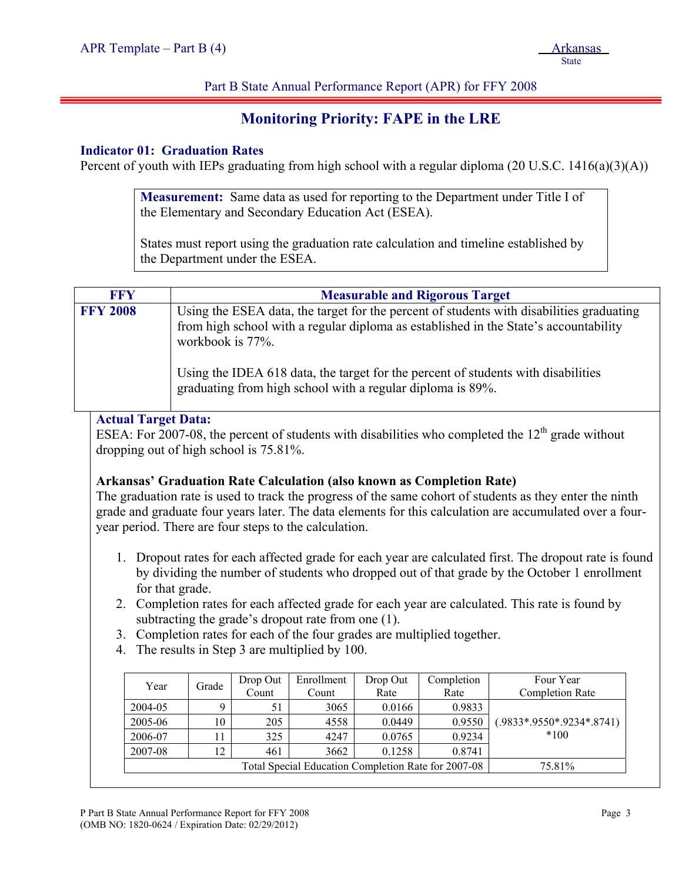Part B State Annual Performance Report (APR) for FFY 2008

# Monitoring Priority: FAPE in the LRE

## Indicator 01: Graduation Rates

Percent of youth with IEPs graduating from high school with a regular diploma (20 U.S.C. 1416(a)(3)(A))

**Measurement:** Same data as used for reporting to the Department under Title I of the Elementary and Secondary Education Act (ESEA).

States must report using the graduation rate calculation and timeline established by the Department under the ESEA.

| FFY | Measurable and Rigorous Target |
| --- | --- |
| **FFY 2008** | Using the ESEA data, the target for the percent of students with disabilities graduating from high school with a regular diploma as established in the State's accountability workbook is 77%.<br><br>Using the IDEA 618 data, the target for the percent of students with disabilities graduating from high school with a regular diploma is 89%. |

**Actual Target Data:**

ESEA: For 2007-08, the percent of students with disabilities who completed the 12th grade without dropping out of high school is 75.81%.

**Arkansas' Graduation Rate Calculation (also known as Completion Rate)**

The graduation rate is used to track the progress of the same cohort of students as they enter the ninth grade and graduate four years later. The data elements for this calculation are accumulated over a four-year period. There are four steps to the calculation.

1. Dropout rates for each affected grade for each year are calculated first. The dropout rate is found by dividing the number of students who dropped out of that grade by the October 1 enrollment for that grade.
2. Completion rates for each affected grade for each year are calculated. This rate is found by subtracting the grade's dropout rate from one (1).
3. Completion rates for each of the four grades are multiplied together.
4. The results in Step 3 are multiplied by 100.

| Year | Grade | Drop Out Count | Enrollment Count | Drop Out Rate | Completion Rate | Four Year Completion Rate |
| --- | --- | --- | --- | --- | --- | --- |
| 2004-05 | 9 | 51 | 3065 | 0.0166 | 0.9833 | (.9833*.9550*.9234*.8741) *100 |
| 2005-06 | 10 | 205 | 4558 | 0.0449 | 0.9550 | |
| 2006-07 | 11 | 325 | 4247 | 0.0765 | 0.9234 | |
| 2007-08 | 12 | 461 | 3662 | 0.1258 | 0.8741 | |
| Total Special Education Completion Rate for 2007-08 | | | | | | 75.81% |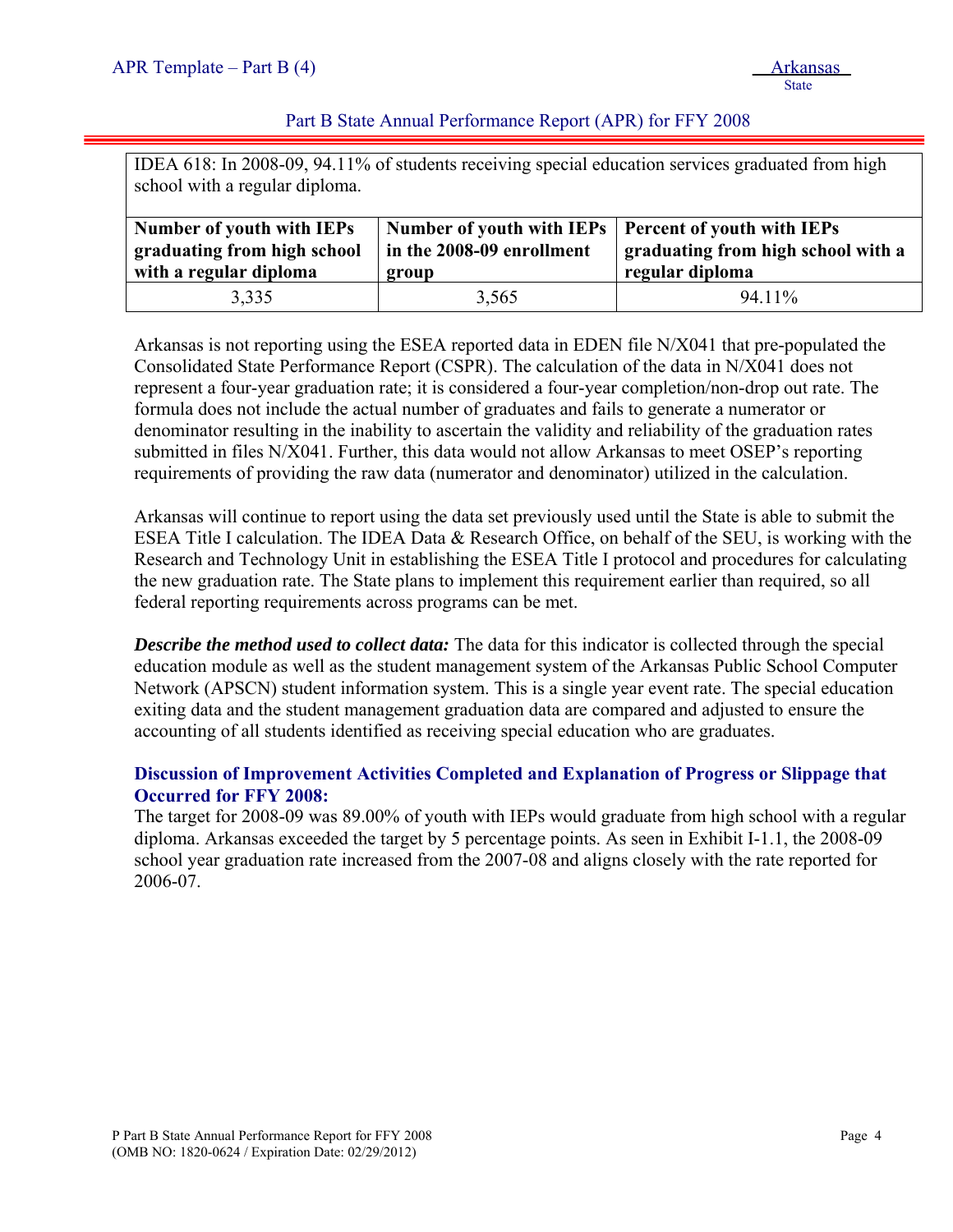IDEA 618: In 2008-09, 94.11% of students receiving special education services graduated from high school with a regular diploma.

| Number of youth with IEPs graduating from high school with a regular diploma | Number of youth with IEPs in the 2008-09 enrollment group | Percent of youth with IEPs graduating from high school with a regular diploma |
|---|---|---|
| 3,335 | 3,565 | 94.11% |

Arkansas is not reporting using the ESEA reported data in EDEN file N/X041 that pre-populated the Consolidated State Performance Report (CSPR). The calculation of the data in N/X041 does not represent a four-year graduation rate; it is considered a four-year completion/non-drop out rate. The formula does not include the actual number of graduates and fails to generate a numerator or denominator resulting in the inability to ascertain the validity and reliability of the graduation rates submitted in files N/X041. Further, this data would not allow Arkansas to meet OSEP's reporting requirements of providing the raw data (numerator and denominator) utilized in the calculation.

Arkansas will continue to report using the data set previously used until the State is able to submit the ESEA Title I calculation. The IDEA Data & Research Office, on behalf of the SEU, is working with the Research and Technology Unit in establishing the ESEA Title I protocol and procedures for calculating the new graduation rate. The State plans to implement this requirement earlier than required, so all federal reporting requirements across programs can be met.

***Describe the method used to collect data:*** The data for this indicator is collected through the special education module as well as the student management system of the Arkansas Public School Computer Network (APSCN) student information system. This is a single year event rate. The special education exiting data and the student management graduation data are compared and adjusted to ensure the accounting of all students identified as receiving special education who are graduates.

### Discussion of Improvement Activities Completed and Explanation of Progress or Slippage that Occurred for FFY 2008:

The target for 2008-09 was 89.00% of youth with IEPs would graduate from high school with a regular diploma. Arkansas exceeded the target by 5 percentage points. As seen in Exhibit I-1.1, the 2008-09 school year graduation rate increased from the 2007-08 and aligns closely with the rate reported for 2006-07.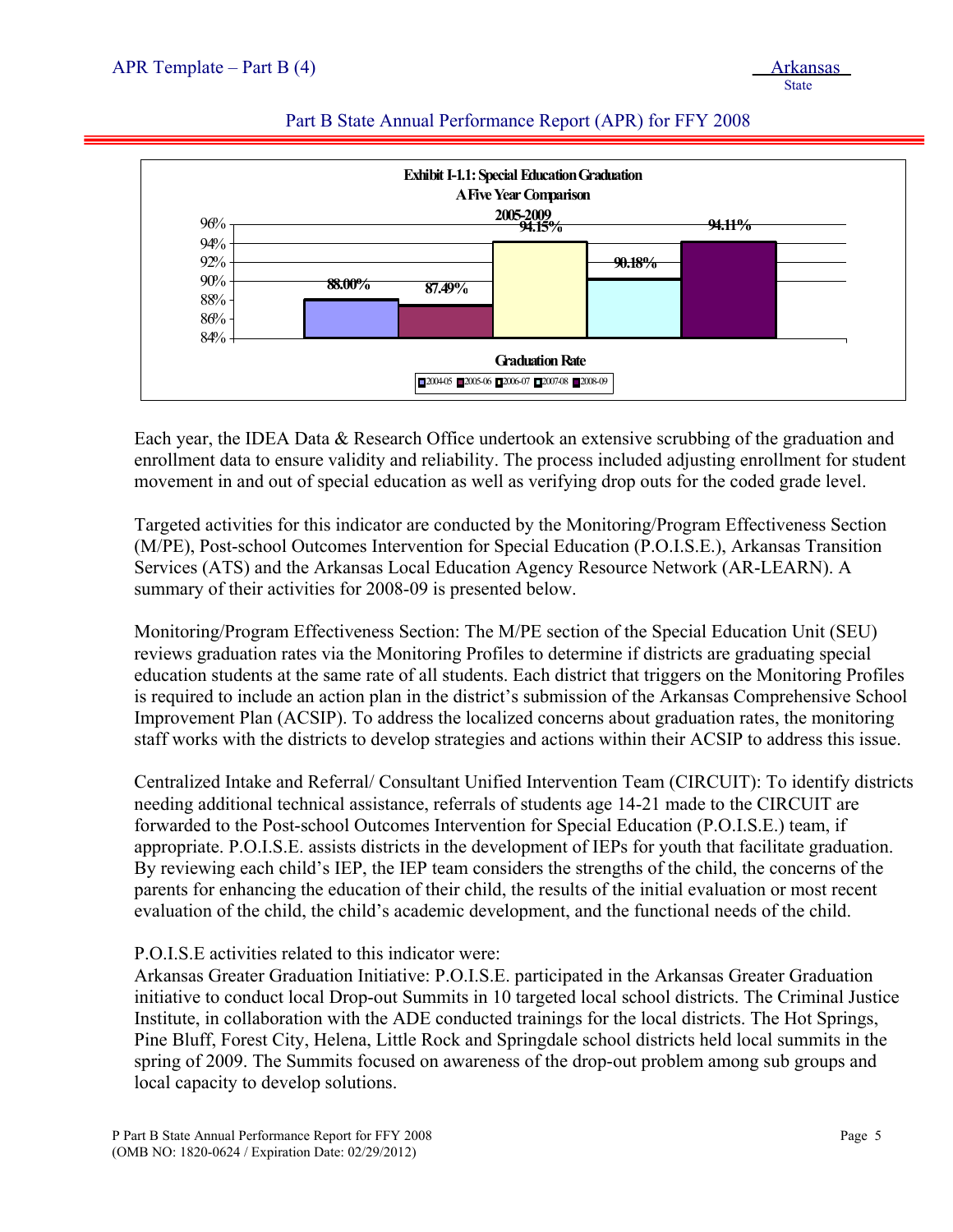**Exhibit I-1.1: Special Education Graduation**
**A Five Year Comparison**
**2005-2009**

| Graduation Rate | 2004-05 | 2005-06 | 2006-07 | 2007-08 | 2008-09 |
|---|---|---|---|---|---|
| Graduation Rate | 88.00% | 87.49% | 94.15% | 90.18% | 94.11% |

Each year, the IDEA Data & Research Office undertook an extensive scrubbing of the graduation and enrollment data to ensure validity and reliability. The process included adjusting enrollment for student movement in and out of special education as well as verifying drop outs for the coded grade level.

Targeted activities for this indicator are conducted by the Monitoring/Program Effectiveness Section (M/PE), Post-school Outcomes Intervention for Special Education (P.O.I.S.E.), Arkansas Transition Services (ATS) and the Arkansas Local Education Agency Resource Network (AR-LEARN). A summary of their activities for 2008-09 is presented below.

Monitoring/Program Effectiveness Section: The M/PE section of the Special Education Unit (SEU) reviews graduation rates via the Monitoring Profiles to determine if districts are graduating special education students at the same rate of all students. Each district that triggers on the Monitoring Profiles is required to include an action plan in the district's submission of the Arkansas Comprehensive School Improvement Plan (ACSIP). To address the localized concerns about graduation rates, the monitoring staff works with the districts to develop strategies and actions within their ACSIP to address this issue.

Centralized Intake and Referral/ Consultant Unified Intervention Team (CIRCUIT): To identify districts needing additional technical assistance, referrals of students age 14-21 made to the CIRCUIT are forwarded to the Post-school Outcomes Intervention for Special Education (P.O.I.S.E.) team, if appropriate. P.O.I.S.E. assists districts in the development of IEPs for youth that facilitate graduation. By reviewing each child's IEP, the IEP team considers the strengths of the child, the concerns of the parents for enhancing the education of their child, the results of the initial evaluation or most recent evaluation of the child, the child's academic development, and the functional needs of the child.

P.O.I.S.E activities related to this indicator were:
Arkansas Greater Graduation Initiative: P.O.I.S.E. participated in the Arkansas Greater Graduation initiative to conduct local Drop-out Summits in 10 targeted local school districts. The Criminal Justice Institute, in collaboration with the ADE conducted trainings for the local districts. The Hot Springs, Pine Bluff, Forest City, Helena, Little Rock and Springdale school districts held local summits in the spring of 2009. The Summits focused on awareness of the drop-out problem among sub groups and local capacity to develop solutions.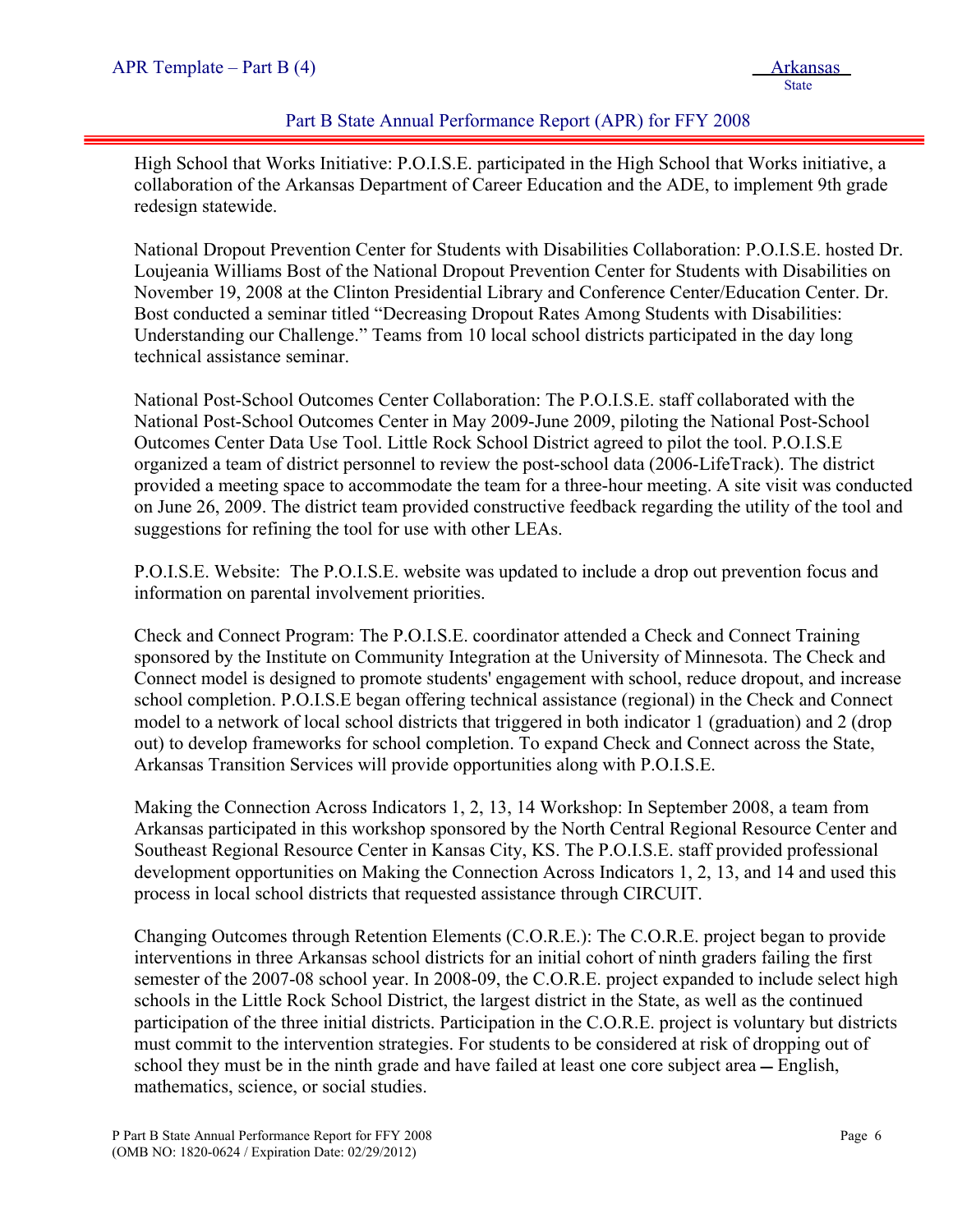High School that Works Initiative: P.O.I.S.E. participated in the High School that Works initiative, a collaboration of the Arkansas Department of Career Education and the ADE, to implement 9th grade redesign statewide.

National Dropout Prevention Center for Students with Disabilities Collaboration: P.O.I.S.E. hosted Dr. Loujeania Williams Bost of the National Dropout Prevention Center for Students with Disabilities on November 19, 2008 at the Clinton Presidential Library and Conference Center/Education Center. Dr. Bost conducted a seminar titled "Decreasing Dropout Rates Among Students with Disabilities: Understanding our Challenge." Teams from 10 local school districts participated in the day long technical assistance seminar.

National Post-School Outcomes Center Collaboration: The P.O.I.S.E. staff collaborated with the National Post-School Outcomes Center in May 2009-June 2009, piloting the National Post-School Outcomes Center Data Use Tool. Little Rock School District agreed to pilot the tool. P.O.I.S.E organized a team of district personnel to review the post-school data (2006-LifeTrack). The district provided a meeting space to accommodate the team for a three-hour meeting. A site visit was conducted on June 26, 2009. The district team provided constructive feedback regarding the utility of the tool and suggestions for refining the tool for use with other LEAs.

P.O.I.S.E. Website: The P.O.I.S.E. website was updated to include a drop out prevention focus and information on parental involvement priorities.

Check and Connect Program: The P.O.I.S.E. coordinator attended a Check and Connect Training sponsored by the Institute on Community Integration at the University of Minnesota. The Check and Connect model is designed to promote students' engagement with school, reduce dropout, and increase school completion. P.O.I.S.E began offering technical assistance (regional) in the Check and Connect model to a network of local school districts that triggered in both indicator 1 (graduation) and 2 (drop out) to develop frameworks for school completion. To expand Check and Connect across the State, Arkansas Transition Services will provide opportunities along with P.O.I.S.E.

Making the Connection Across Indicators 1, 2, 13, 14 Workshop: In September 2008, a team from Arkansas participated in this workshop sponsored by the North Central Regional Resource Center and Southeast Regional Resource Center in Kansas City, KS. The P.O.I.S.E. staff provided professional development opportunities on Making the Connection Across Indicators 1, 2, 13, and 14 and used this process in local school districts that requested assistance through CIRCUIT.

Changing Outcomes through Retention Elements (C.O.R.E.): The C.O.R.E. project began to provide interventions in three Arkansas school districts for an initial cohort of ninth graders failing the first semester of the 2007-08 school year. In 2008-09, the C.O.R.E. project expanded to include select high schools in the Little Rock School District, the largest district in the State, as well as the continued participation of the three initial districts. Participation in the C.O.R.E. project is voluntary but districts must commit to the intervention strategies. For students to be considered at risk of dropping out of school they must be in the ninth grade and have failed at least one core subject area – English, mathematics, science, or social studies.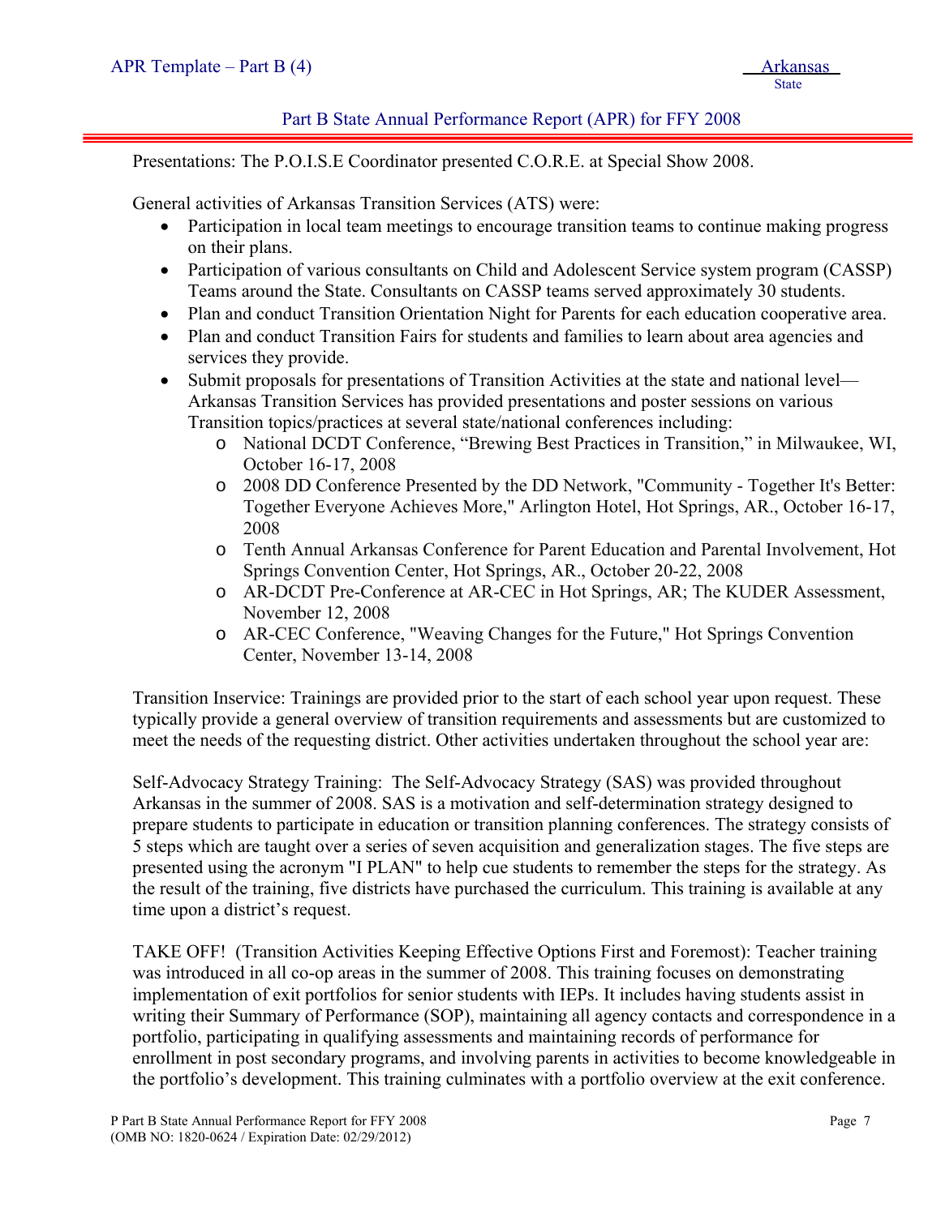Presentations: The P.O.I.S.E Coordinator presented C.O.R.E. at Special Show 2008.

General activities of Arkansas Transition Services (ATS) were:

- Participation in local team meetings to encourage transition teams to continue making progress on their plans.
- Participation of various consultants on Child and Adolescent Service system program (CASSP) Teams around the State. Consultants on CASSP teams served approximately 30 students.
- Plan and conduct Transition Orientation Night for Parents for each education cooperative area.
- Plan and conduct Transition Fairs for students and families to learn about area agencies and services they provide.
- Submit proposals for presentations of Transition Activities at the state and national level—Arkansas Transition Services has provided presentations and poster sessions on various Transition topics/practices at several state/national conferences including:
  - National DCDT Conference, "Brewing Best Practices in Transition," in Milwaukee, WI, October 16-17, 2008
  - 2008 DD Conference Presented by the DD Network, "Community - Together It's Better: Together Everyone Achieves More," Arlington Hotel, Hot Springs, AR., October 16-17, 2008
  - Tenth Annual Arkansas Conference for Parent Education and Parental Involvement, Hot Springs Convention Center, Hot Springs, AR., October 20-22, 2008
  - AR-DCDT Pre-Conference at AR-CEC in Hot Springs, AR; The KUDER Assessment, November 12, 2008
  - AR-CEC Conference, "Weaving Changes for the Future," Hot Springs Convention Center, November 13-14, 2008

Transition Inservice: Trainings are provided prior to the start of each school year upon request. These typically provide a general overview of transition requirements and assessments but are customized to meet the needs of the requesting district. Other activities undertaken throughout the school year are:

Self-Advocacy Strategy Training: The Self-Advocacy Strategy (SAS) was provided throughout Arkansas in the summer of 2008. SAS is a motivation and self-determination strategy designed to prepare students to participate in education or transition planning conferences. The strategy consists of 5 steps which are taught over a series of seven acquisition and generalization stages. The five steps are presented using the acronym "I PLAN" to help cue students to remember the steps for the strategy. As the result of the training, five districts have purchased the curriculum. This training is available at any time upon a district's request.

TAKE OFF! (Transition Activities Keeping Effective Options First and Foremost): Teacher training was introduced in all co-op areas in the summer of 2008. This training focuses on demonstrating implementation of exit portfolios for senior students with IEPs. It includes having students assist in writing their Summary of Performance (SOP), maintaining all agency contacts and correspondence in a portfolio, participating in qualifying assessments and maintaining records of performance for enrollment in post secondary programs, and involving parents in activities to become knowledgeable in the portfolio's development. This training culminates with a portfolio overview at the exit conference.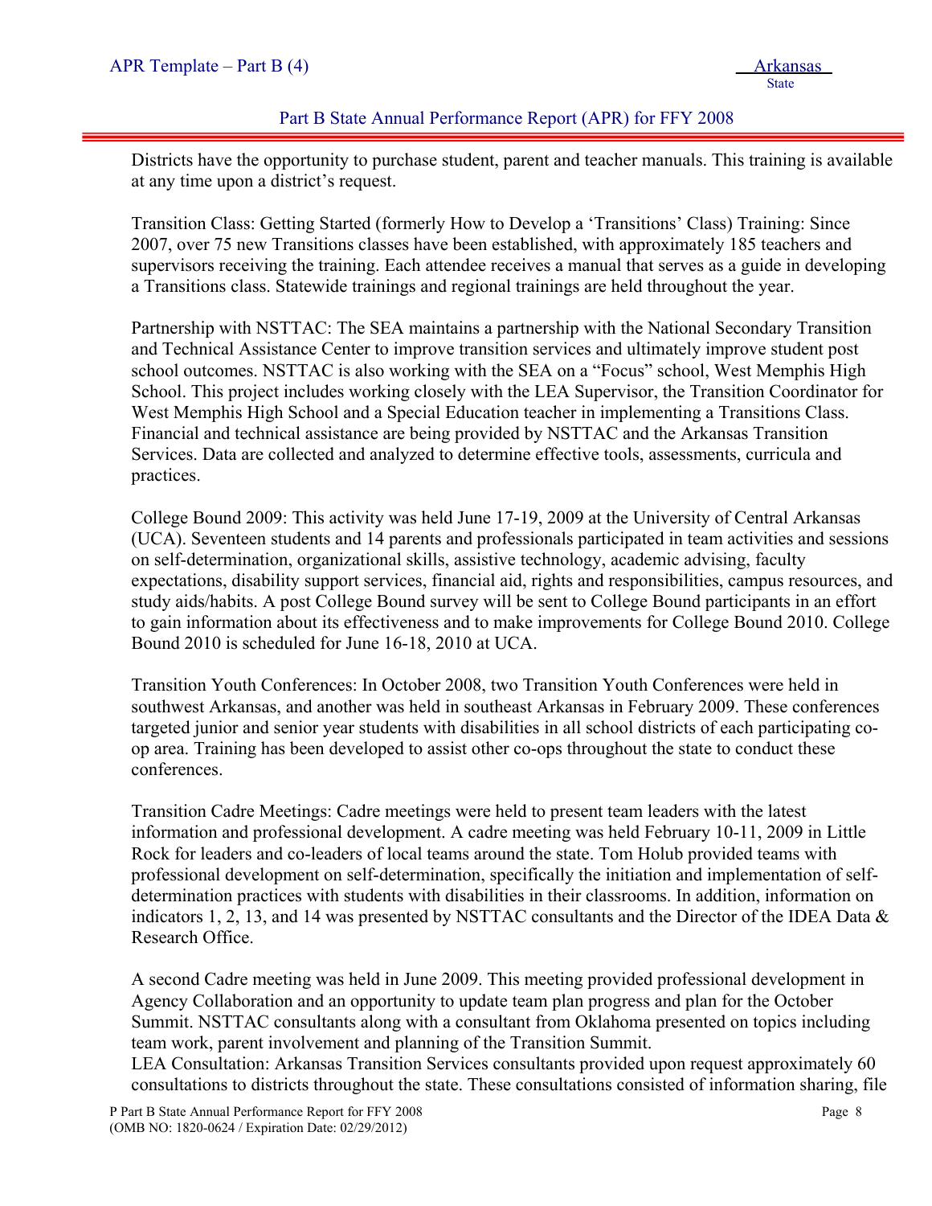Districts have the opportunity to purchase student, parent and teacher manuals. This training is available at any time upon a district's request.

Transition Class: Getting Started (formerly How to Develop a 'Transitions' Class) Training: Since 2007, over 75 new Transitions classes have been established, with approximately 185 teachers and supervisors receiving the training. Each attendee receives a manual that serves as a guide in developing a Transitions class. Statewide trainings and regional trainings are held throughout the year.

Partnership with NSTTAC: The SEA maintains a partnership with the National Secondary Transition and Technical Assistance Center to improve transition services and ultimately improve student post school outcomes. NSTTAC is also working with the SEA on a "Focus" school, West Memphis High School. This project includes working closely with the LEA Supervisor, the Transition Coordinator for West Memphis High School and a Special Education teacher in implementing a Transitions Class. Financial and technical assistance are being provided by NSTTAC and the Arkansas Transition Services. Data are collected and analyzed to determine effective tools, assessments, curricula and practices.

College Bound 2009: This activity was held June 17-19, 2009 at the University of Central Arkansas (UCA). Seventeen students and 14 parents and professionals participated in team activities and sessions on self-determination, organizational skills, assistive technology, academic advising, faculty expectations, disability support services, financial aid, rights and responsibilities, campus resources, and study aids/habits. A post College Bound survey will be sent to College Bound participants in an effort to gain information about its effectiveness and to make improvements for College Bound 2010. College Bound 2010 is scheduled for June 16-18, 2010 at UCA.

Transition Youth Conferences: In October 2008, two Transition Youth Conferences were held in southwest Arkansas, and another was held in southeast Arkansas in February 2009. These conferences targeted junior and senior year students with disabilities in all school districts of each participating co-op area. Training has been developed to assist other co-ops throughout the state to conduct these conferences.

Transition Cadre Meetings: Cadre meetings were held to present team leaders with the latest information and professional development. A cadre meeting was held February 10-11, 2009 in Little Rock for leaders and co-leaders of local teams around the state. Tom Holub provided teams with professional development on self-determination, specifically the initiation and implementation of self-determination practices with students with disabilities in their classrooms. In addition, information on indicators 1, 2, 13, and 14 was presented by NSTTAC consultants and the Director of the IDEA Data & Research Office.

A second Cadre meeting was held in June 2009. This meeting provided professional development in Agency Collaboration and an opportunity to update team plan progress and plan for the October Summit. NSTTAC consultants along with a consultant from Oklahoma presented on topics including team work, parent involvement and planning of the Transition Summit.

LEA Consultation: Arkansas Transition Services consultants provided upon request approximately 60 consultations to districts throughout the state. These consultations consisted of information sharing, file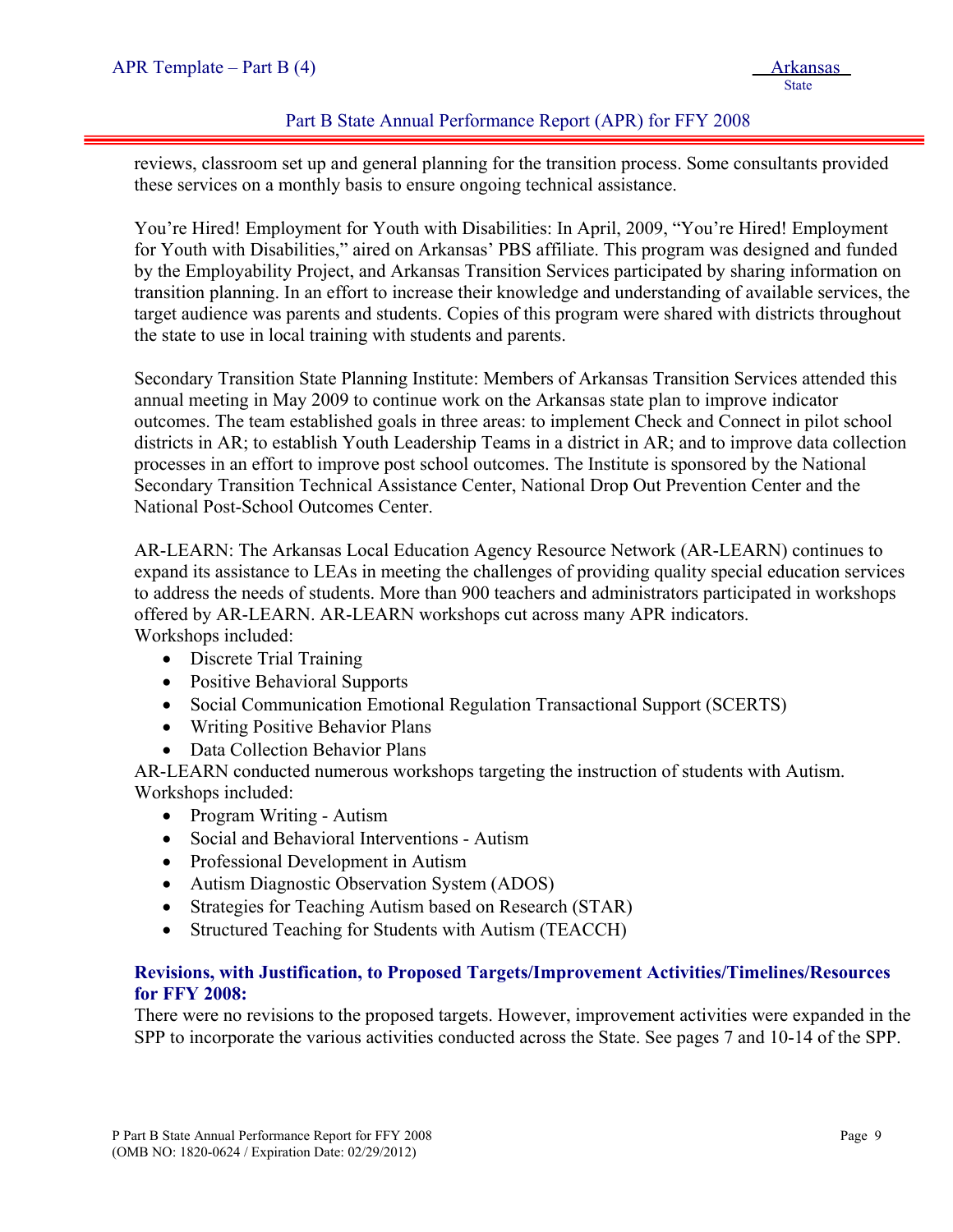reviews, classroom set up and general planning for the transition process. Some consultants provided these services on a monthly basis to ensure ongoing technical assistance.

You're Hired! Employment for Youth with Disabilities: In April, 2009, "You're Hired! Employment for Youth with Disabilities," aired on Arkansas' PBS affiliate. This program was designed and funded by the Employability Project, and Arkansas Transition Services participated by sharing information on transition planning. In an effort to increase their knowledge and understanding of available services, the target audience was parents and students. Copies of this program were shared with districts throughout the state to use in local training with students and parents.

Secondary Transition State Planning Institute: Members of Arkansas Transition Services attended this annual meeting in May 2009 to continue work on the Arkansas state plan to improve indicator outcomes. The team established goals in three areas: to implement Check and Connect in pilot school districts in AR; to establish Youth Leadership Teams in a district in AR; and to improve data collection processes in an effort to improve post school outcomes. The Institute is sponsored by the National Secondary Transition Technical Assistance Center, National Drop Out Prevention Center and the National Post-School Outcomes Center.

AR-LEARN: The Arkansas Local Education Agency Resource Network (AR-LEARN) continues to expand its assistance to LEAs in meeting the challenges of providing quality special education services to address the needs of students. More than 900 teachers and administrators participated in workshops offered by AR-LEARN. AR-LEARN workshops cut across many APR indicators.
Workshops included:

- Discrete Trial Training
- Positive Behavioral Supports
- Social Communication Emotional Regulation Transactional Support (SCERTS)
- Writing Positive Behavior Plans
- Data Collection Behavior Plans

AR-LEARN conducted numerous workshops targeting the instruction of students with Autism.
Workshops included:

- Program Writing - Autism
- Social and Behavioral Interventions - Autism
- Professional Development in Autism
- Autism Diagnostic Observation System (ADOS)
- Strategies for Teaching Autism based on Research (STAR)
- Structured Teaching for Students with Autism (TEACCH)

**Revisions, with Justification, to Proposed Targets/Improvement Activities/Timelines/Resources for FFY 2008:**

There were no revisions to the proposed targets. However, improvement activities were expanded in the SPP to incorporate the various activities conducted across the State. See pages 7 and 10-14 of the SPP.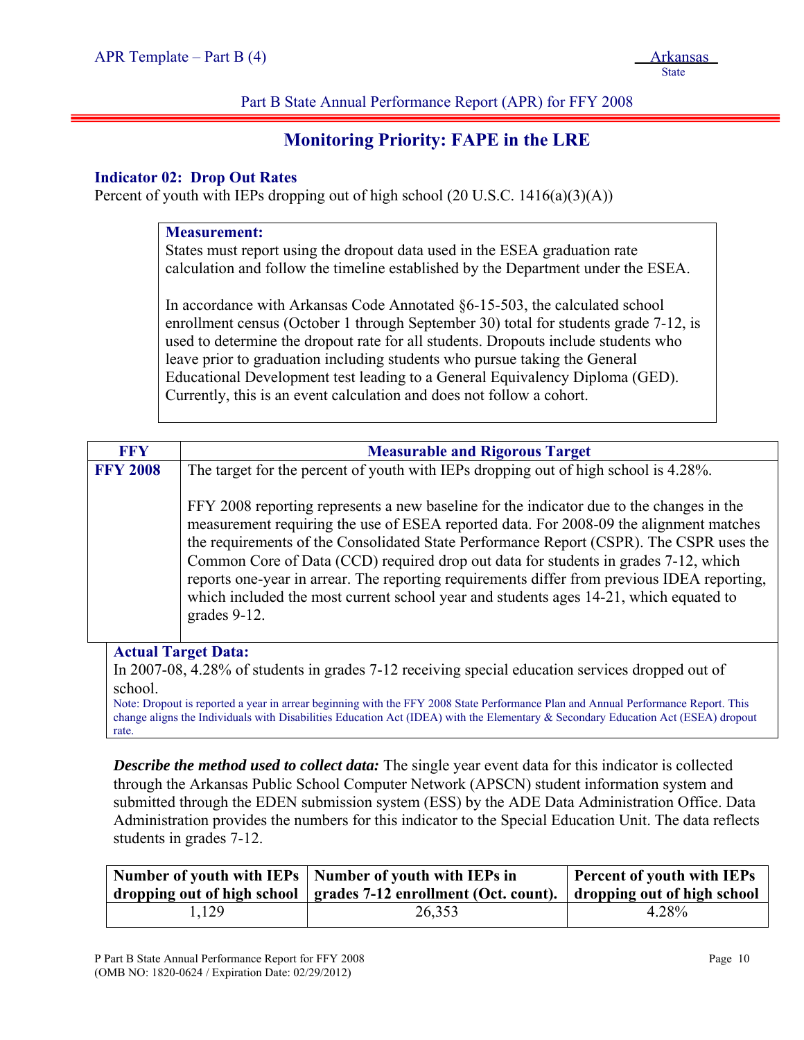Part B State Annual Performance Report (APR) for FFY 2008

# Monitoring Priority: FAPE in the LRE

### Indicator 02: Drop Out Rates

Percent of youth with IEPs dropping out of high school (20 U.S.C. 1416(a)(3)(A))

**Measurement:**

States must report using the dropout data used in the ESEA graduation rate calculation and follow the timeline established by the Department under the ESEA.

In accordance with Arkansas Code Annotated §6-15-503, the calculated school enrollment census (October 1 through September 30) total for students grade 7-12, is used to determine the dropout rate for all students. Dropouts include students who leave prior to graduation including students who pursue taking the General Educational Development test leading to a General Equivalency Diploma (GED). Currently, this is an event calculation and does not follow a cohort.

| FFY | Measurable and Rigorous Target |
|---|---|
| **FFY 2008** | The target for the percent of youth with IEPs dropping out of high school is 4.28%.<br><br>FFY 2008 reporting represents a new baseline for the indicator due to the changes in the measurement requiring the use of ESEA reported data. For 2008-09 the alignment matches the requirements of the Consolidated State Performance Report (CSPR). The CSPR uses the Common Core of Data (CCD) required drop out data for students in grades 7-12, which reports one-year in arrear. The reporting requirements differ from previous IDEA reporting, which included the most current school year and students ages 14-21, which equated to grades 9-12. |

**Actual Target Data:**

In 2007-08, 4.28% of students in grades 7-12 receiving special education services dropped out of school.

Note: Dropout is reported a year in arrear beginning with the FFY 2008 State Performance Plan and Annual Performance Report. This change aligns the Individuals with Disabilities Education Act (IDEA) with the Elementary & Secondary Education Act (ESEA) dropout rate.

***Describe the method used to collect data:*** The single year event data for this indicator is collected through the Arkansas Public School Computer Network (APSCN) student information system and submitted through the EDEN submission system (ESS) by the ADE Data Administration Office. Data Administration provides the numbers for this indicator to the Special Education Unit. The data reflects students in grades 7-12.

| Number of youth with IEPs dropping out of high school | Number of youth with IEPs in grades 7-12 enrollment (Oct. count). | Percent of youth with IEPs dropping out of high school |
|---|---|---|
| 1,129 | 26,353 | 4.28% |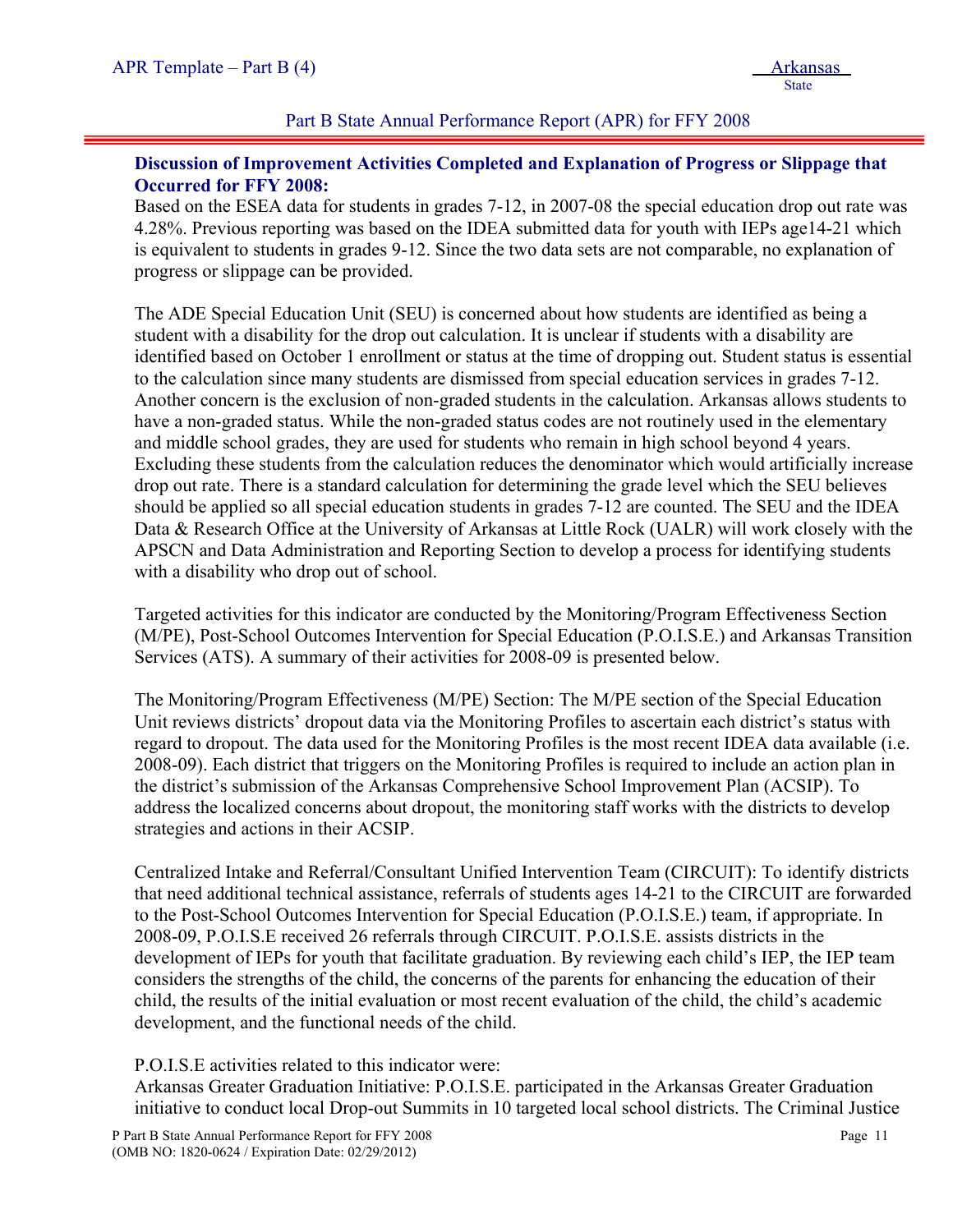**Discussion of Improvement Activities Completed and Explanation of Progress or Slippage that Occurred for FFY 2008:**

Based on the ESEA data for students in grades 7-12, in 2007-08 the special education drop out rate was 4.28%. Previous reporting was based on the IDEA submitted data for youth with IEPs age14-21 which is equivalent to students in grades 9-12. Since the two data sets are not comparable, no explanation of progress or slippage can be provided.

The ADE Special Education Unit (SEU) is concerned about how students are identified as being a student with a disability for the drop out calculation. It is unclear if students with a disability are identified based on October 1 enrollment or status at the time of dropping out. Student status is essential to the calculation since many students are dismissed from special education services in grades 7-12. Another concern is the exclusion of non-graded students in the calculation. Arkansas allows students to have a non-graded status. While the non-graded status codes are not routinely used in the elementary and middle school grades, they are used for students who remain in high school beyond 4 years. Excluding these students from the calculation reduces the denominator which would artificially increase drop out rate. There is a standard calculation for determining the grade level which the SEU believes should be applied so all special education students in grades 7-12 are counted. The SEU and the IDEA Data & Research Office at the University of Arkansas at Little Rock (UALR) will work closely with the APSCN and Data Administration and Reporting Section to develop a process for identifying students with a disability who drop out of school.

Targeted activities for this indicator are conducted by the Monitoring/Program Effectiveness Section (M/PE), Post-School Outcomes Intervention for Special Education (P.O.I.S.E.) and Arkansas Transition Services (ATS). A summary of their activities for 2008-09 is presented below.

The Monitoring/Program Effectiveness (M/PE) Section: The M/PE section of the Special Education Unit reviews districts' dropout data via the Monitoring Profiles to ascertain each district's status with regard to dropout. The data used for the Monitoring Profiles is the most recent IDEA data available (i.e. 2008-09). Each district that triggers on the Monitoring Profiles is required to include an action plan in the district's submission of the Arkansas Comprehensive School Improvement Plan (ACSIP). To address the localized concerns about dropout, the monitoring staff works with the districts to develop strategies and actions in their ACSIP.

Centralized Intake and Referral/Consultant Unified Intervention Team (CIRCUIT): To identify districts that need additional technical assistance, referrals of students ages 14-21 to the CIRCUIT are forwarded to the Post-School Outcomes Intervention for Special Education (P.O.I.S.E.) team, if appropriate. In 2008-09, P.O.I.S.E received 26 referrals through CIRCUIT. P.O.I.S.E. assists districts in the development of IEPs for youth that facilitate graduation. By reviewing each child's IEP, the IEP team considers the strengths of the child, the concerns of the parents for enhancing the education of their child, the results of the initial evaluation or most recent evaluation of the child, the child's academic development, and the functional needs of the child.

P.O.I.S.E activities related to this indicator were:

Arkansas Greater Graduation Initiative: P.O.I.S.E. participated in the Arkansas Greater Graduation initiative to conduct local Drop-out Summits in 10 targeted local school districts. The Criminal Justice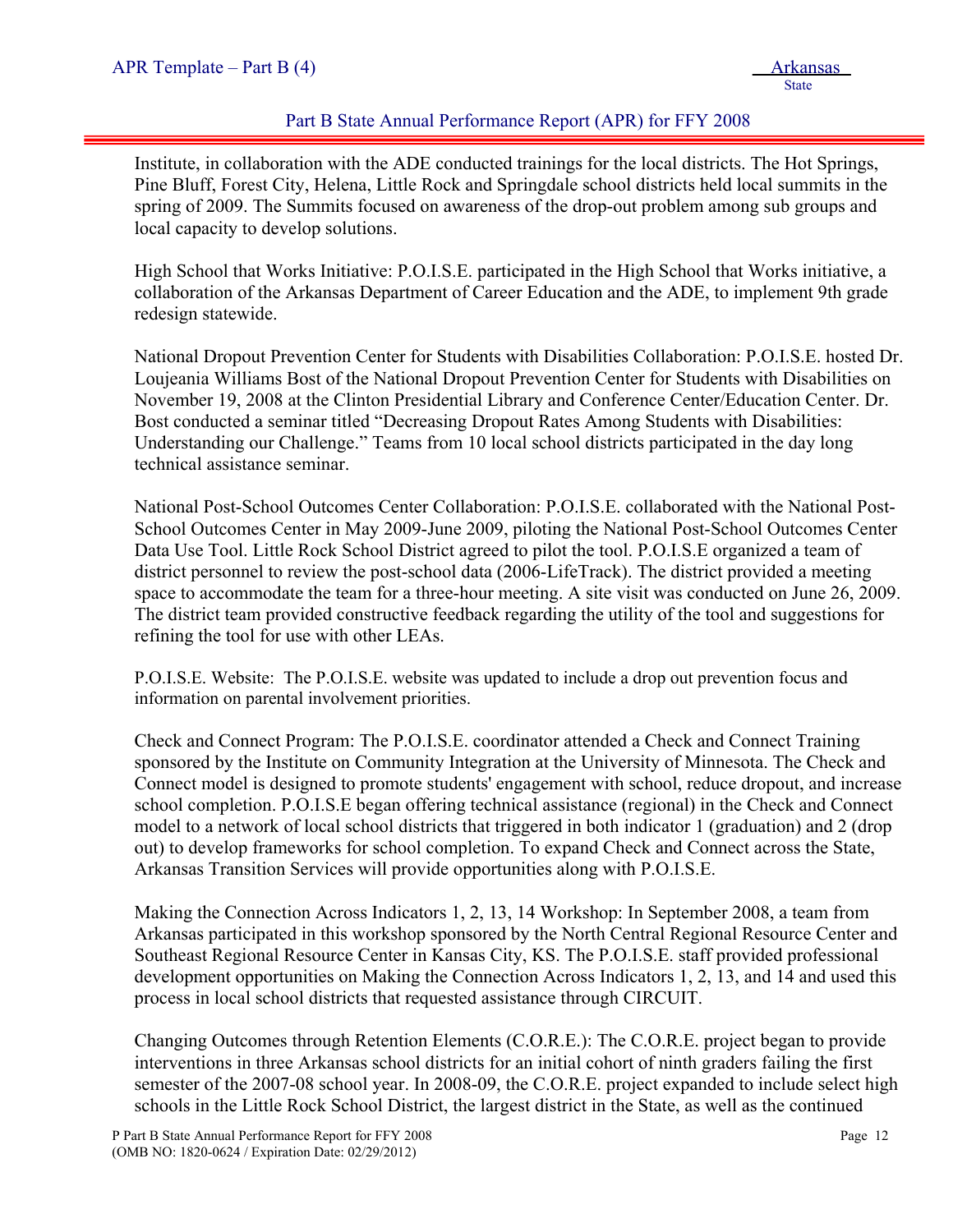Institute, in collaboration with the ADE conducted trainings for the local districts. The Hot Springs, Pine Bluff, Forest City, Helena, Little Rock and Springdale school districts held local summits in the spring of 2009. The Summits focused on awareness of the drop-out problem among sub groups and local capacity to develop solutions.

High School that Works Initiative: P.O.I.S.E. participated in the High School that Works initiative, a collaboration of the Arkansas Department of Career Education and the ADE, to implement 9th grade redesign statewide.

National Dropout Prevention Center for Students with Disabilities Collaboration: P.O.I.S.E. hosted Dr. Loujeania Williams Bost of the National Dropout Prevention Center for Students with Disabilities on November 19, 2008 at the Clinton Presidential Library and Conference Center/Education Center. Dr. Bost conducted a seminar titled "Decreasing Dropout Rates Among Students with Disabilities: Understanding our Challenge." Teams from 10 local school districts participated in the day long technical assistance seminar.

National Post-School Outcomes Center Collaboration: P.O.I.S.E. collaborated with the National Post-School Outcomes Center in May 2009-June 2009, piloting the National Post-School Outcomes Center Data Use Tool. Little Rock School District agreed to pilot the tool. P.O.I.S.E organized a team of district personnel to review the post-school data (2006-LifeTrack). The district provided a meeting space to accommodate the team for a three-hour meeting. A site visit was conducted on June 26, 2009. The district team provided constructive feedback regarding the utility of the tool and suggestions for refining the tool for use with other LEAs.

P.O.I.S.E. Website: The P.O.I.S.E. website was updated to include a drop out prevention focus and information on parental involvement priorities.

Check and Connect Program: The P.O.I.S.E. coordinator attended a Check and Connect Training sponsored by the Institute on Community Integration at the University of Minnesota. The Check and Connect model is designed to promote students' engagement with school, reduce dropout, and increase school completion. P.O.I.S.E began offering technical assistance (regional) in the Check and Connect model to a network of local school districts that triggered in both indicator 1 (graduation) and 2 (drop out) to develop frameworks for school completion. To expand Check and Connect across the State, Arkansas Transition Services will provide opportunities along with P.O.I.S.E.

Making the Connection Across Indicators 1, 2, 13, 14 Workshop: In September 2008, a team from Arkansas participated in this workshop sponsored by the North Central Regional Resource Center and Southeast Regional Resource Center in Kansas City, KS. The P.O.I.S.E. staff provided professional development opportunities on Making the Connection Across Indicators 1, 2, 13, and 14 and used this process in local school districts that requested assistance through CIRCUIT.

Changing Outcomes through Retention Elements (C.O.R.E.): The C.O.R.E. project began to provide interventions in three Arkansas school districts for an initial cohort of ninth graders failing the first semester of the 2007-08 school year. In 2008-09, the C.O.R.E. project expanded to include select high schools in the Little Rock School District, the largest district in the State, as well as the continued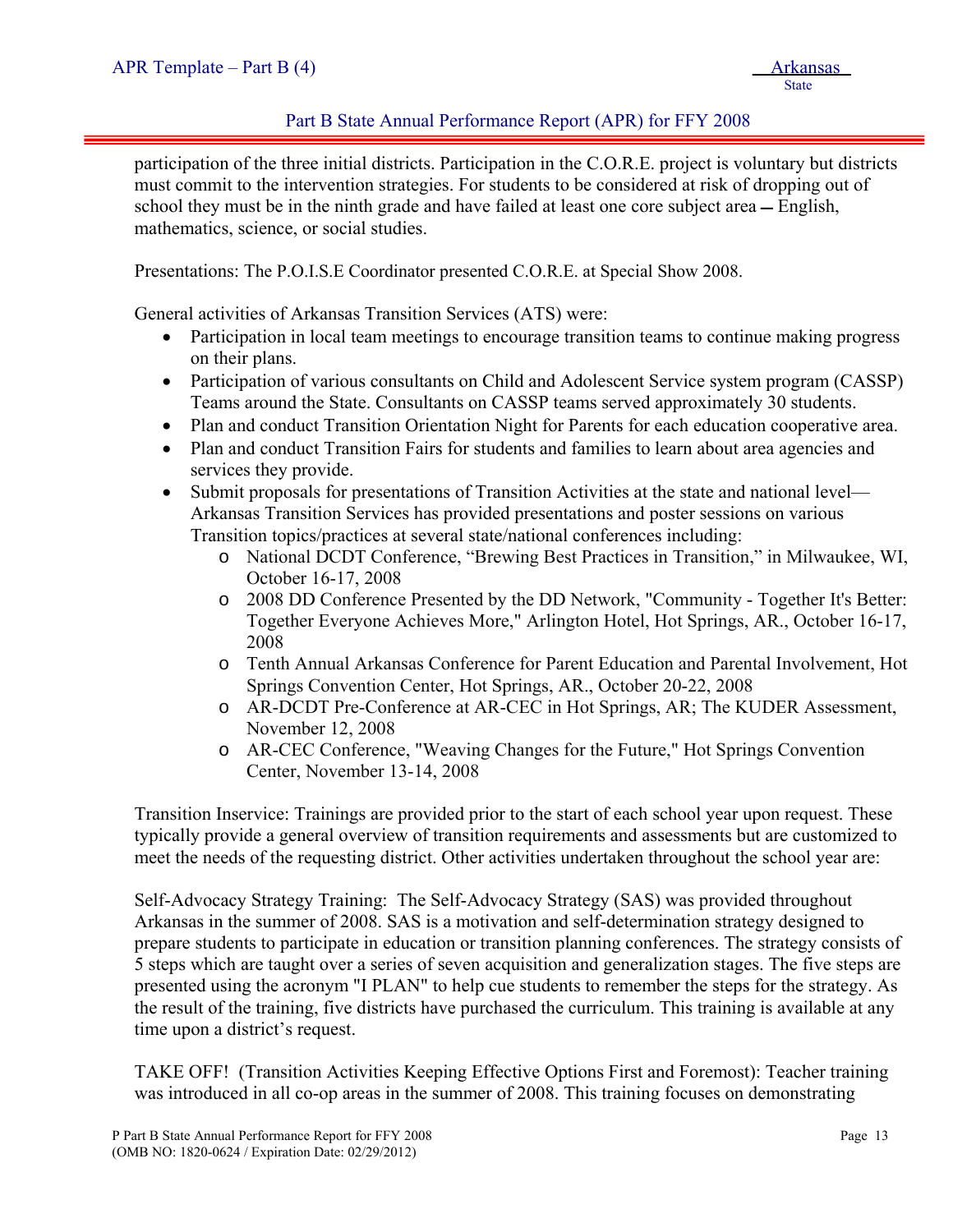participation of the three initial districts. Participation in the C.O.R.E. project is voluntary but districts must commit to the intervention strategies. For students to be considered at risk of dropping out of school they must be in the ninth grade and have failed at least one core subject area – English, mathematics, science, or social studies.

Presentations: The P.O.I.S.E Coordinator presented C.O.R.E. at Special Show 2008.

General activities of Arkansas Transition Services (ATS) were:

- Participation in local team meetings to encourage transition teams to continue making progress on their plans.
- Participation of various consultants on Child and Adolescent Service system program (CASSP) Teams around the State. Consultants on CASSP teams served approximately 30 students.
- Plan and conduct Transition Orientation Night for Parents for each education cooperative area.
- Plan and conduct Transition Fairs for students and families to learn about area agencies and services they provide.
- Submit proposals for presentations of Transition Activities at the state and national level—Arkansas Transition Services has provided presentations and poster sessions on various Transition topics/practices at several state/national conferences including:
  - National DCDT Conference, "Brewing Best Practices in Transition," in Milwaukee, WI, October 16-17, 2008
  - 2008 DD Conference Presented by the DD Network, "Community - Together It's Better: Together Everyone Achieves More," Arlington Hotel, Hot Springs, AR., October 16-17, 2008
  - Tenth Annual Arkansas Conference for Parent Education and Parental Involvement, Hot Springs Convention Center, Hot Springs, AR., October 20-22, 2008
  - AR-DCDT Pre-Conference at AR-CEC in Hot Springs, AR; The KUDER Assessment, November 12, 2008
  - AR-CEC Conference, "Weaving Changes for the Future," Hot Springs Convention Center, November 13-14, 2008

Transition Inservice: Trainings are provided prior to the start of each school year upon request. These typically provide a general overview of transition requirements and assessments but are customized to meet the needs of the requesting district. Other activities undertaken throughout the school year are:

Self-Advocacy Strategy Training: The Self-Advocacy Strategy (SAS) was provided throughout Arkansas in the summer of 2008. SAS is a motivation and self-determination strategy designed to prepare students to participate in education or transition planning conferences. The strategy consists of 5 steps which are taught over a series of seven acquisition and generalization stages. The five steps are presented using the acronym "I PLAN" to help cue students to remember the steps for the strategy. As the result of the training, five districts have purchased the curriculum. This training is available at any time upon a district's request.

TAKE OFF! (Transition Activities Keeping Effective Options First and Foremost): Teacher training was introduced in all co-op areas in the summer of 2008. This training focuses on demonstrating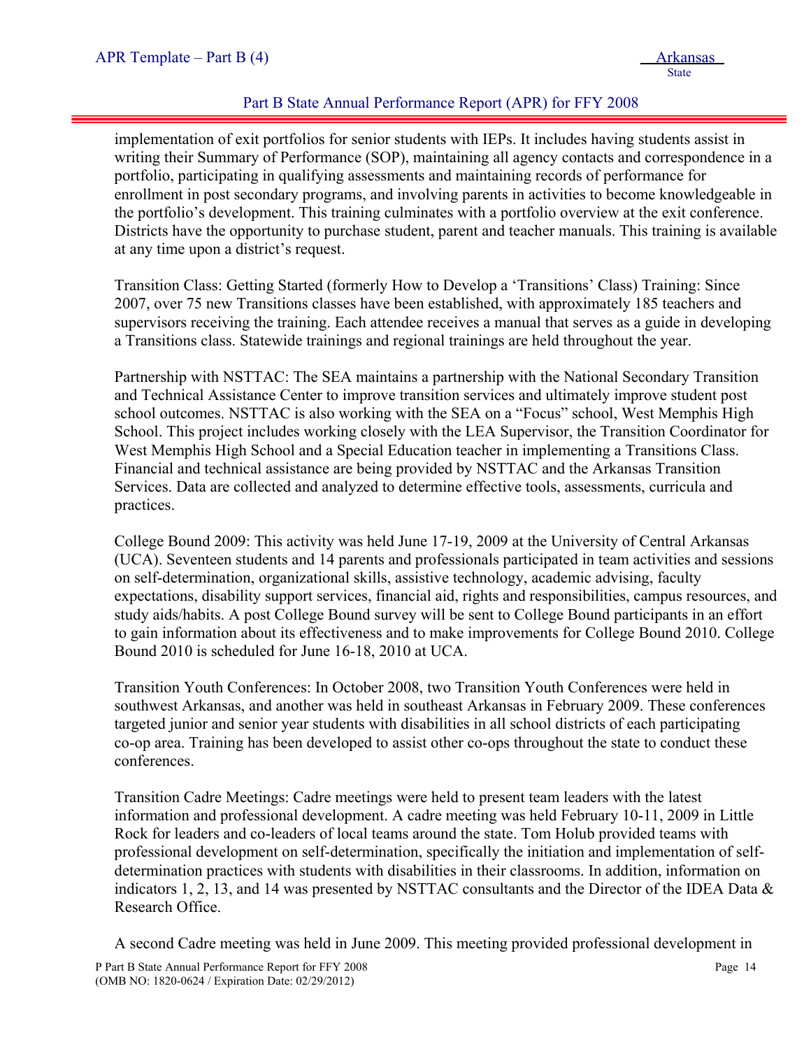implementation of exit portfolios for senior students with IEPs. It includes having students assist in writing their Summary of Performance (SOP), maintaining all agency contacts and correspondence in a portfolio, participating in qualifying assessments and maintaining records of performance for enrollment in post secondary programs, and involving parents in activities to become knowledgeable in the portfolio's development. This training culminates with a portfolio overview at the exit conference. Districts have the opportunity to purchase student, parent and teacher manuals. This training is available at any time upon a district's request.

Transition Class: Getting Started (formerly How to Develop a 'Transitions' Class) Training: Since 2007, over 75 new Transitions classes have been established, with approximately 185 teachers and supervisors receiving the training. Each attendee receives a manual that serves as a guide in developing a Transitions class. Statewide trainings and regional trainings are held throughout the year.

Partnership with NSTTAC: The SEA maintains a partnership with the National Secondary Transition and Technical Assistance Center to improve transition services and ultimately improve student post school outcomes. NSTTAC is also working with the SEA on a "Focus" school, West Memphis High School. This project includes working closely with the LEA Supervisor, the Transition Coordinator for West Memphis High School and a Special Education teacher in implementing a Transitions Class. Financial and technical assistance are being provided by NSTTAC and the Arkansas Transition Services. Data are collected and analyzed to determine effective tools, assessments, curricula and practices.

College Bound 2009: This activity was held June 17-19, 2009 at the University of Central Arkansas (UCA). Seventeen students and 14 parents and professionals participated in team activities and sessions on self-determination, organizational skills, assistive technology, academic advising, faculty expectations, disability support services, financial aid, rights and responsibilities, campus resources, and study aids/habits. A post College Bound survey will be sent to College Bound participants in an effort to gain information about its effectiveness and to make improvements for College Bound 2010. College Bound 2010 is scheduled for June 16-18, 2010 at UCA.

Transition Youth Conferences: In October 2008, two Transition Youth Conferences were held in southwest Arkansas, and another was held in southeast Arkansas in February 2009. These conferences targeted junior and senior year students with disabilities in all school districts of each participating co-op area. Training has been developed to assist other co-ops throughout the state to conduct these conferences.

Transition Cadre Meetings: Cadre meetings were held to present team leaders with the latest information and professional development. A cadre meeting was held February 10-11, 2009 in Little Rock for leaders and co-leaders of local teams around the state. Tom Holub provided teams with professional development on self-determination, specifically the initiation and implementation of self-determination practices with students with disabilities in their classrooms. In addition, information on indicators 1, 2, 13, and 14 was presented by NSTTAC consultants and the Director of the IDEA Data & Research Office.

A second Cadre meeting was held in June 2009. This meeting provided professional development in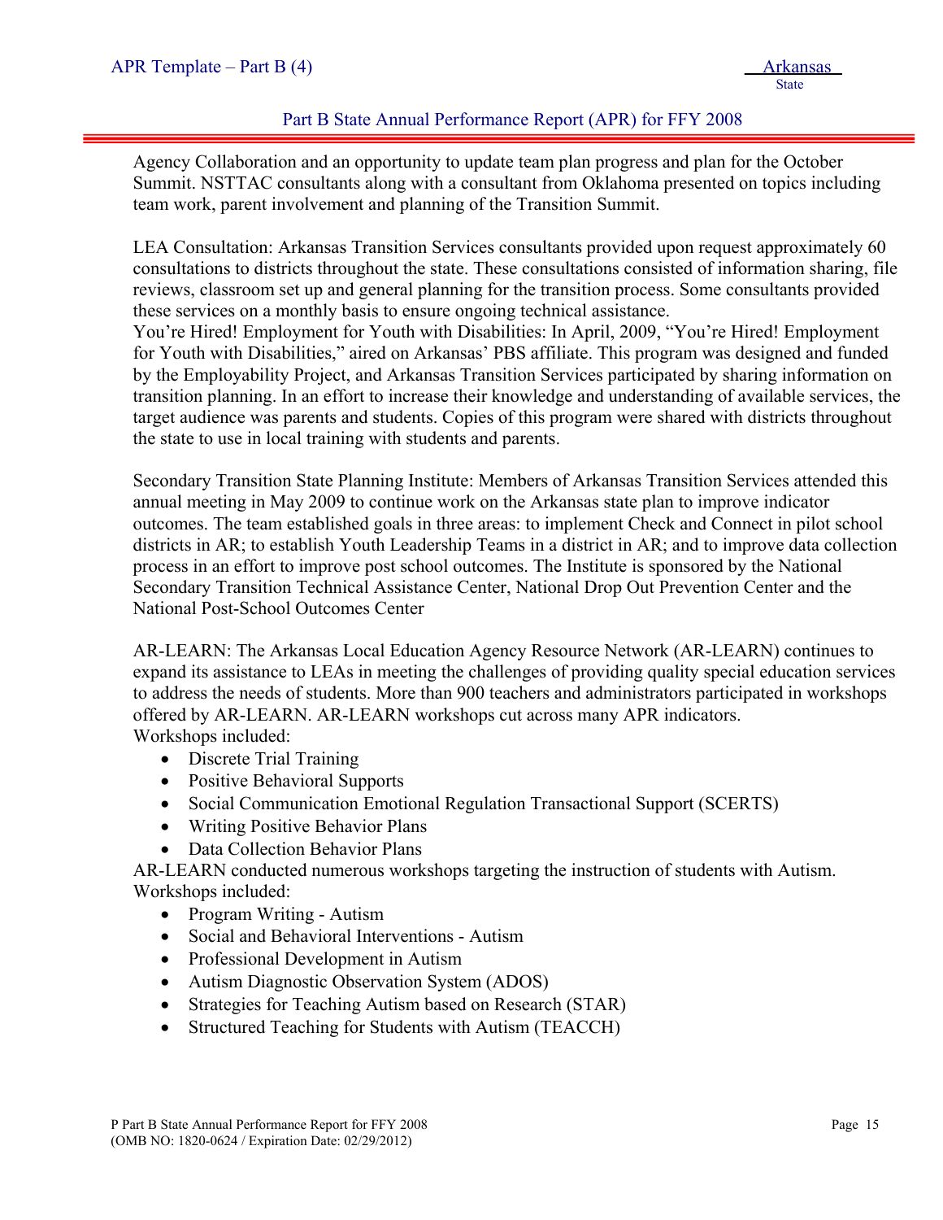Agency Collaboration and an opportunity to update team plan progress and plan for the October Summit. NSTTAC consultants along with a consultant from Oklahoma presented on topics including team work, parent involvement and planning of the Transition Summit.

LEA Consultation: Arkansas Transition Services consultants provided upon request approximately 60 consultations to districts throughout the state. These consultations consisted of information sharing, file reviews, classroom set up and general planning for the transition process. Some consultants provided these services on a monthly basis to ensure ongoing technical assistance.
You're Hired! Employment for Youth with Disabilities: In April, 2009, "You're Hired! Employment for Youth with Disabilities," aired on Arkansas' PBS affiliate. This program was designed and funded by the Employability Project, and Arkansas Transition Services participated by sharing information on transition planning. In an effort to increase their knowledge and understanding of available services, the target audience was parents and students. Copies of this program were shared with districts throughout the state to use in local training with students and parents.

Secondary Transition State Planning Institute: Members of Arkansas Transition Services attended this annual meeting in May 2009 to continue work on the Arkansas state plan to improve indicator outcomes. The team established goals in three areas: to implement Check and Connect in pilot school districts in AR; to establish Youth Leadership Teams in a district in AR; and to improve data collection process in an effort to improve post school outcomes. The Institute is sponsored by the National Secondary Transition Technical Assistance Center, National Drop Out Prevention Center and the National Post-School Outcomes Center

AR-LEARN: The Arkansas Local Education Agency Resource Network (AR-LEARN) continues to expand its assistance to LEAs in meeting the challenges of providing quality special education services to address the needs of students. More than 900 teachers and administrators participated in workshops offered by AR-LEARN. AR-LEARN workshops cut across many APR indicators.
Workshops included:

- Discrete Trial Training
- Positive Behavioral Supports
- Social Communication Emotional Regulation Transactional Support (SCERTS)
- Writing Positive Behavior Plans
- Data Collection Behavior Plans

AR-LEARN conducted numerous workshops targeting the instruction of students with Autism.
Workshops included:

- Program Writing - Autism
- Social and Behavioral Interventions - Autism
- Professional Development in Autism
- Autism Diagnostic Observation System (ADOS)
- Strategies for Teaching Autism based on Research (STAR)
- Structured Teaching for Students with Autism (TEACCH)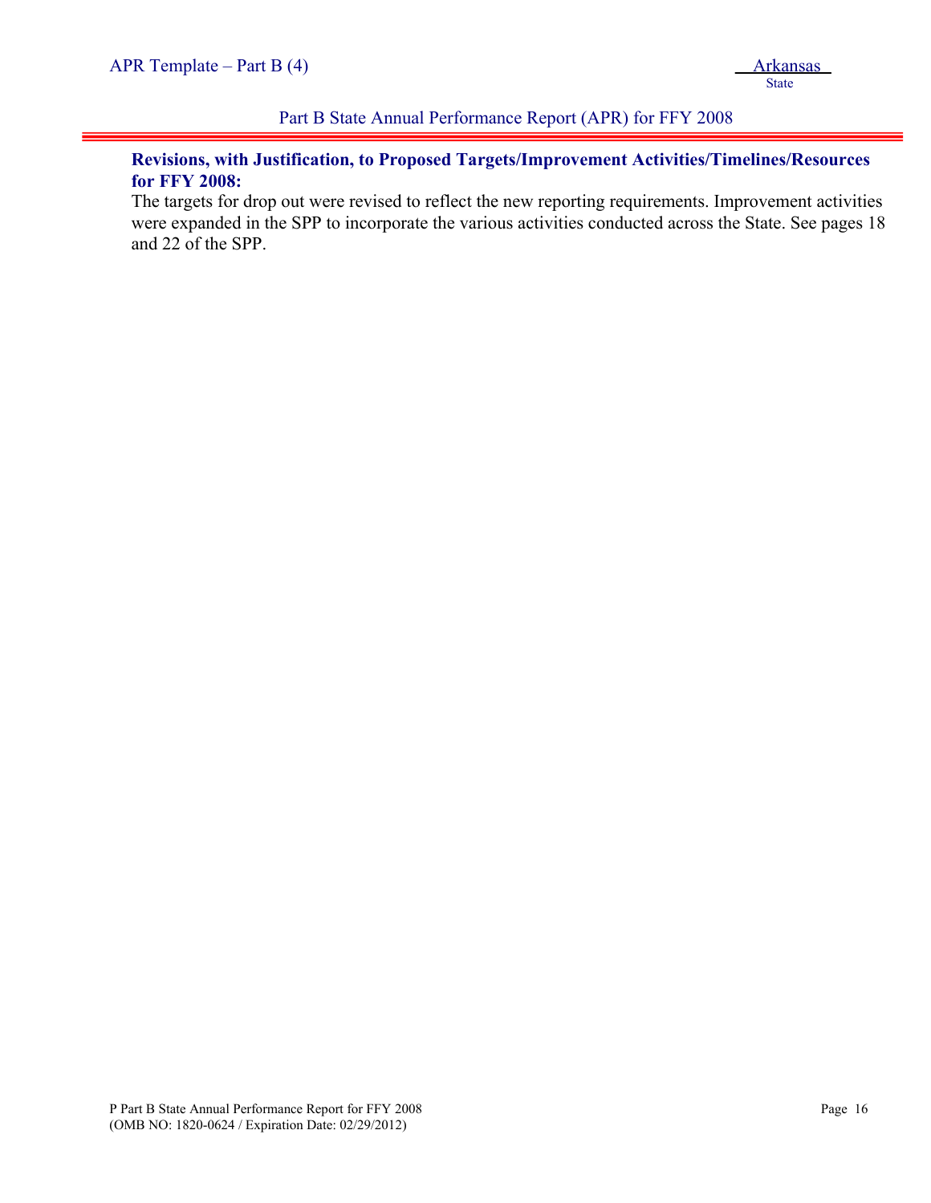**Revisions, with Justification, to Proposed Targets/Improvement Activities/Timelines/Resources for FFY 2008:**

The targets for drop out were revised to reflect the new reporting requirements. Improvement activities were expanded in the SPP to incorporate the various activities conducted across the State. See pages 18 and 22 of the SPP.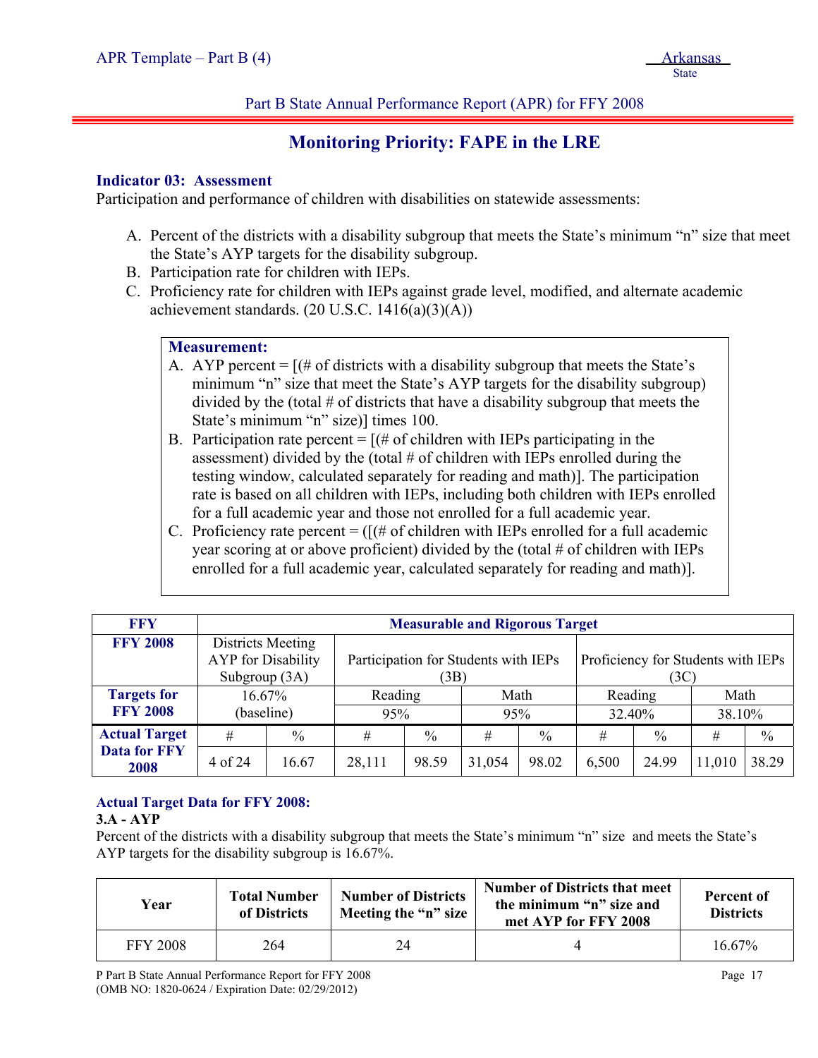## Monitoring Priority: FAPE in the LRE

### Indicator 03: Assessment

Participation and performance of children with disabilities on statewide assessments:

A. Percent of the districts with a disability subgroup that meets the State's minimum "n" size that meet the State's AYP targets for the disability subgroup.
B. Participation rate for children with IEPs.
C. Proficiency rate for children with IEPs against grade level, modified, and alternate academic achievement standards. (20 U.S.C. 1416(a)(3)(A))

**Measurement:**

A. AYP percent = [(# of districts with a disability subgroup that meets the State's minimum "n" size that meet the State's AYP targets for the disability subgroup) divided by the (total # of districts that have a disability subgroup that meets the State's minimum "n" size)] times 100.
B. Participation rate percent = [(# of children with IEPs participating in the assessment) divided by the (total # of children with IEPs enrolled during the testing window, calculated separately for reading and math)]. The participation rate is based on all children with IEPs, including both children with IEPs enrolled for a full academic year and those not enrolled for a full academic year.
C. Proficiency rate percent = ([(# of children with IEPs enrolled for a full academic year scoring at or above proficient) divided by the (total # of children with IEPs enrolled for a full academic year, calculated separately for reading and math)].

| FFY | Measurable and Rigorous Target | | | | | | | | | |
|---|---|---|---|---|---|---|---|---|---|---|
| FFY 2008 | Districts Meeting AYP for Disability Subgroup (3A) | | Participation for Students with IEPs (3B) | | | | Proficiency for Students with IEPs (3C) | | | |
| | | | Reading | | Math | | Reading | | Math | |
| Targets for FFY 2008 | 16.67% (baseline) | | 95% | | 95% | | 32.40% | | 38.10% | |
| Actual Target Data for FFY 2008 | # | % | # | % | # | % | # | % | # | % |
| | 4 of 24 | 16.67 | 28,111 | 98.59 | 31,054 | 98.02 | 6,500 | 24.99 | 11,010 | 38.29 |

### Actual Target Data for FFY 2008:

**3.A - AYP**

Percent of the districts with a disability subgroup that meets the State's minimum "n" size and meets the State's AYP targets for the disability subgroup is 16.67%.

| Year | Total Number of Districts | Number of Districts Meeting the "n" size | Number of Districts that meet the minimum "n" size and met AYP for FFY 2008 | Percent of Districts |
|---|---|---|---|---|
| FFY 2008 | 264 | 24 | 4 | 16.67% |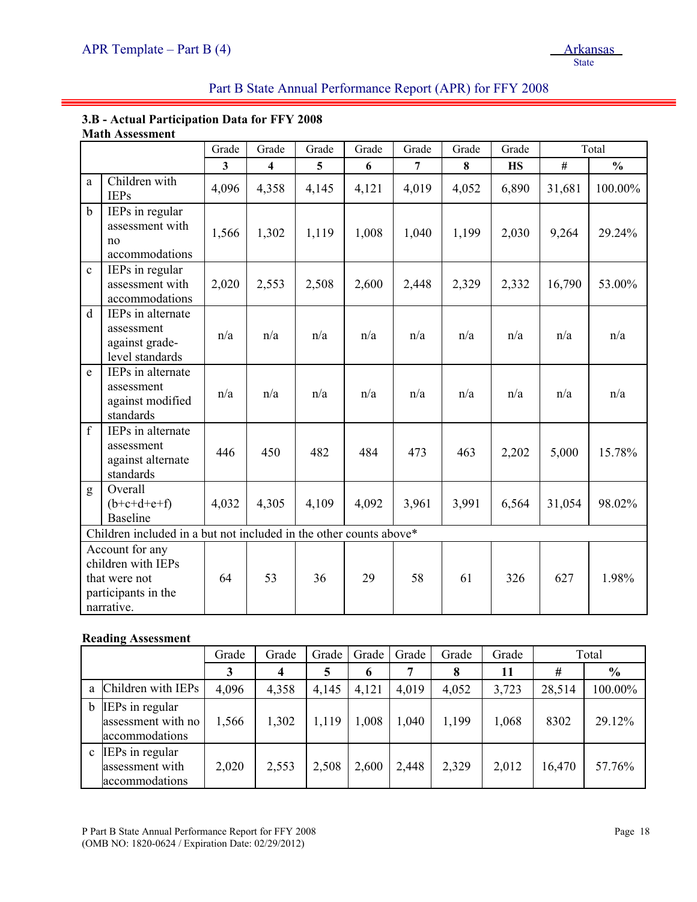Part B State Annual Performance Report (APR) for FFY 2008

### 3.B - Actual Participation Data for FFY 2008

**Math Assessment**

| | | Grade 3 | Grade 4 | Grade 5 | Grade 6 | Grade 7 | Grade 8 | Grade HS | Total # | Total % |
|---|---|---|---|---|---|---|---|---|---|---|
| a | Children with IEPs | 4,096 | 4,358 | 4,145 | 4,121 | 4,019 | 4,052 | 6,890 | 31,681 | 100.00% |
| b | IEPs in regular assessment with no accommodations | 1,566 | 1,302 | 1,119 | 1,008 | 1,040 | 1,199 | 2,030 | 9,264 | 29.24% |
| c | IEPs in regular assessment with accommodations | 2,020 | 2,553 | 2,508 | 2,600 | 2,448 | 2,329 | 2,332 | 16,790 | 53.00% |
| d | IEPs in alternate assessment against grade-level standards | n/a | n/a | n/a | n/a | n/a | n/a | n/a | n/a | n/a |
| e | IEPs in alternate assessment against modified standards | n/a | n/a | n/a | n/a | n/a | n/a | n/a | n/a | n/a |
| f | IEPs in alternate assessment against alternate standards | 446 | 450 | 482 | 484 | 473 | 463 | 2,202 | 5,000 | 15.78% |
| g | Overall (b+c+d+e+f) Baseline | 4,032 | 4,305 | 4,109 | 4,092 | 3,961 | 3,991 | 6,564 | 31,054 | 98.02% |
| Children included in a but not included in the other counts above* | | | | | | | | | | |
| Account for any children with IEPs that were not participants in the narrative. | | 64 | 53 | 36 | 29 | 58 | 61 | 326 | 627 | 1.98% |

**Reading Assessment**

| | | Grade 3 | Grade 4 | Grade 5 | Grade 6 | Grade 7 | Grade 8 | Grade 11 | Total # | Total % |
|---|---|---|---|---|---|---|---|---|---|---|
| a | Children with IEPs | 4,096 | 4,358 | 4,145 | 4,121 | 4,019 | 4,052 | 3,723 | 28,514 | 100.00% |
| b | IEPs in regular assessment with no accommodations | 1,566 | 1,302 | 1,119 | 1,008 | 1,040 | 1,199 | 1,068 | 8302 | 29.12% |
| c | IEPs in regular assessment with accommodations | 2,020 | 2,553 | 2,508 | 2,600 | 2,448 | 2,329 | 2,012 | 16,470 | 57.76% |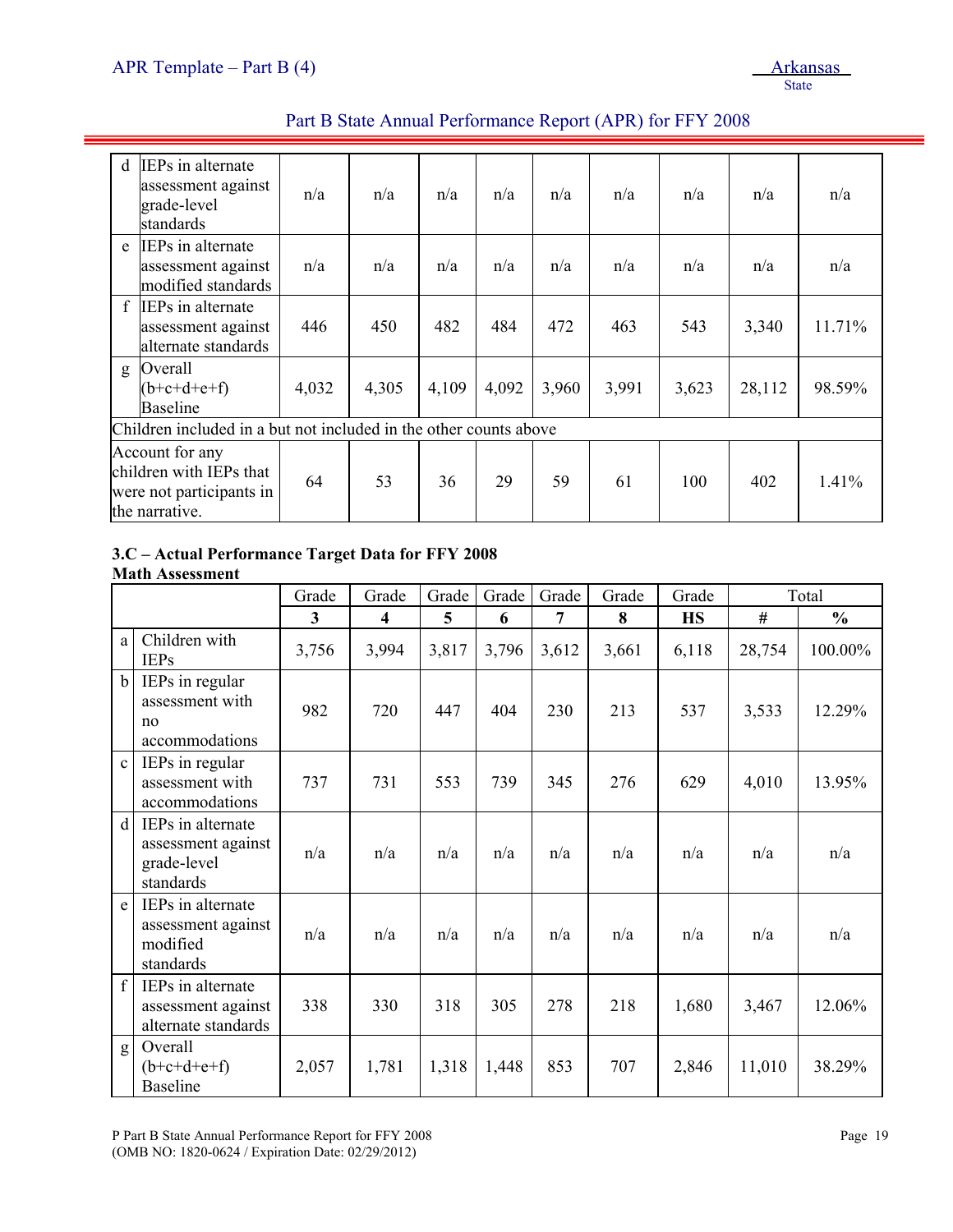| | | | | | | | | | | |
|---|---|---|---|---|---|---|---|---|---|---|
| d | IEPs in alternate assessment against grade-level standards | n/a | n/a | n/a | n/a | n/a | n/a | n/a | n/a | n/a |
| e | IEPs in alternate assessment against modified standards | n/a | n/a | n/a | n/a | n/a | n/a | n/a | n/a | n/a |
| f | IEPs in alternate assessment against alternate standards | 446 | 450 | 482 | 484 | 472 | 463 | 543 | 3,340 | 11.71% |
| g | Overall (b+c+d+e+f) Baseline | 4,032 | 4,305 | 4,109 | 4,092 | 3,960 | 3,991 | 3,623 | 28,112 | 98.59% |
| Children included in a but not included in the other counts above | | | | | | | | | | |
| Account for any children with IEPs that were not participants in the narrative. | | 64 | 53 | 36 | 29 | 59 | 61 | 100 | 402 | 1.41% |

**3.C – Actual Performance Target Data for FFY 2008**
**Math Assessment**

| | | Grade | Grade | Grade | Grade | Grade | Grade | Grade | Total | |
|---|---|---|---|---|---|---|---|---|---|---|
| | | **3** | **4** | **5** | **6** | **7** | **8** | **HS** | **#** | **%** |
| a | Children with IEPs | 3,756 | 3,994 | 3,817 | 3,796 | 3,612 | 3,661 | 6,118 | 28,754 | 100.00% |
| b | IEPs in regular assessment with no accommodations | 982 | 720 | 447 | 404 | 230 | 213 | 537 | 3,533 | 12.29% |
| c | IEPs in regular assessment with accommodations | 737 | 731 | 553 | 739 | 345 | 276 | 629 | 4,010 | 13.95% |
| d | IEPs in alternate assessment against grade-level standards | n/a | n/a | n/a | n/a | n/a | n/a | n/a | n/a | n/a |
| e | IEPs in alternate assessment against modified standards | n/a | n/a | n/a | n/a | n/a | n/a | n/a | n/a | n/a |
| f | IEPs in alternate assessment against alternate standards | 338 | 330 | 318 | 305 | 278 | 218 | 1,680 | 3,467 | 12.06% |
| g | Overall (b+c+d+e+f) Baseline | 2,057 | 1,781 | 1,318 | 1,448 | 853 | 707 | 2,846 | 11,010 | 38.29% |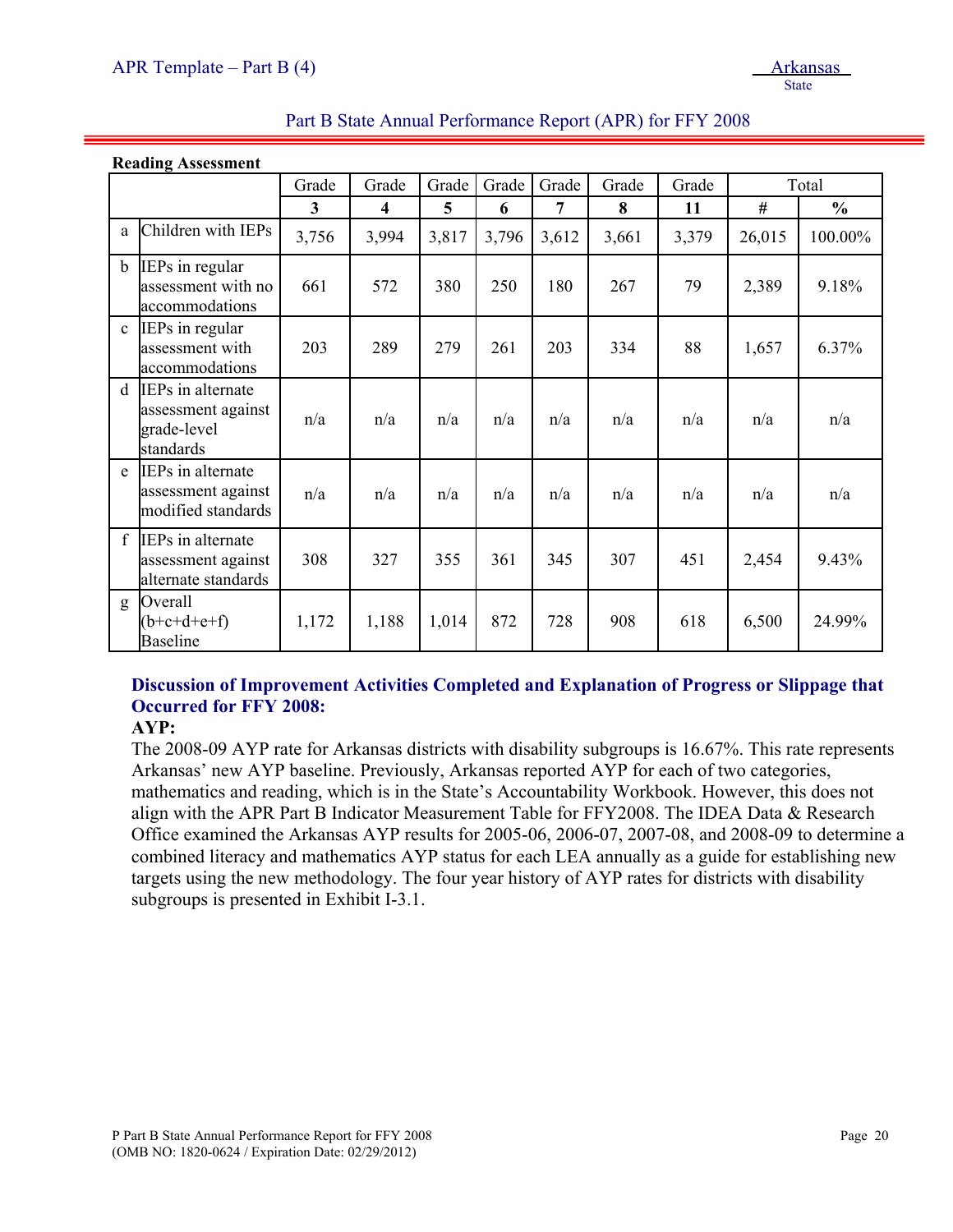**Reading Assessment**

| | | Grade 3 | Grade 4 | Grade 5 | Grade 6 | Grade 7 | Grade 8 | Grade 11 | Total # | Total % |
|---|---|---|---|---|---|---|---|---|---|---|
| a | Children with IEPs | 3,756 | 3,994 | 3,817 | 3,796 | 3,612 | 3,661 | 3,379 | 26,015 | 100.00% |
| b | IEPs in regular assessment with no accommodations | 661 | 572 | 380 | 250 | 180 | 267 | 79 | 2,389 | 9.18% |
| c | IEPs in regular assessment with accommodations | 203 | 289 | 279 | 261 | 203 | 334 | 88 | 1,657 | 6.37% |
| d | IEPs in alternate assessment against grade-level standards | n/a | n/a | n/a | n/a | n/a | n/a | n/a | n/a | n/a |
| e | IEPs in alternate assessment against modified standards | n/a | n/a | n/a | n/a | n/a | n/a | n/a | n/a | n/a |
| f | IEPs in alternate assessment against alternate standards | 308 | 327 | 355 | 361 | 345 | 307 | 451 | 2,454 | 9.43% |
| g | Overall (b+c+d+e+f) Baseline | 1,172 | 1,188 | 1,014 | 872 | 728 | 908 | 618 | 6,500 | 24.99% |

## Discussion of Improvement Activities Completed and Explanation of Progress or Slippage that Occurred for FFY 2008:

**AYP:**

The 2008-09 AYP rate for Arkansas districts with disability subgroups is 16.67%. This rate represents Arkansas' new AYP baseline. Previously, Arkansas reported AYP for each of two categories, mathematics and reading, which is in the State's Accountability Workbook. However, this does not align with the APR Part B Indicator Measurement Table for FFY2008. The IDEA Data & Research Office examined the Arkansas AYP results for 2005-06, 2006-07, 2007-08, and 2008-09 to determine a combined literacy and mathematics AYP status for each LEA annually as a guide for establishing new targets using the new methodology. The four year history of AYP rates for districts with disability subgroups is presented in Exhibit I-3.1.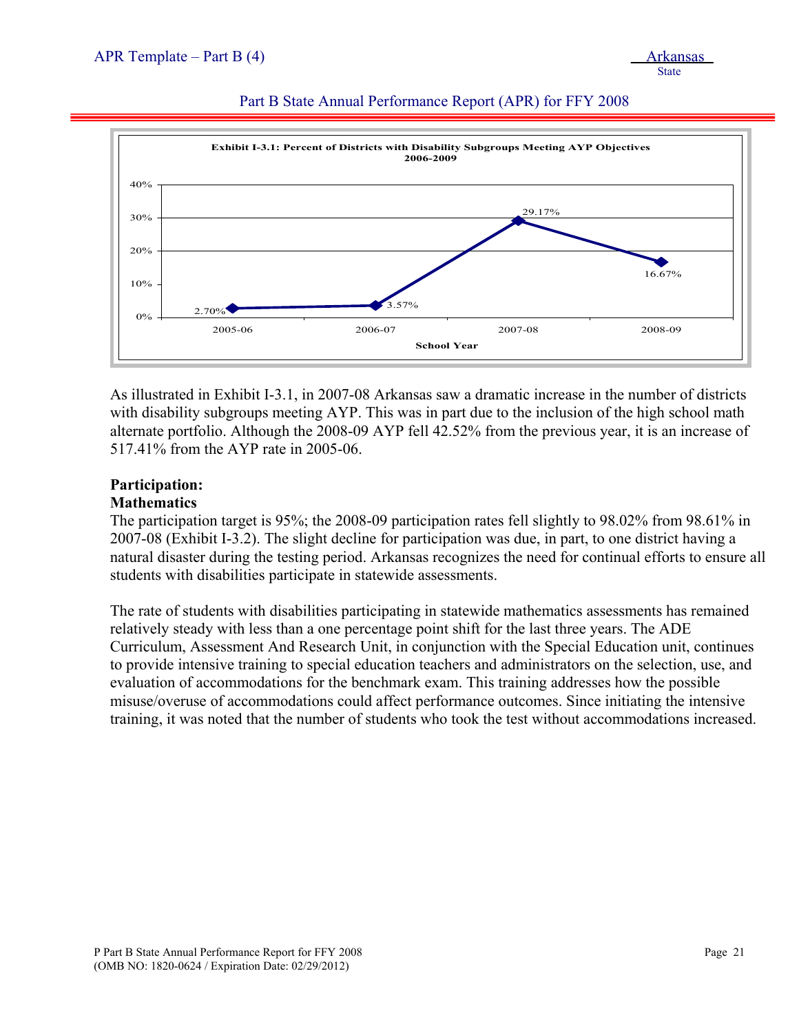**Exhibit I-3.1: Percent of Districts with Disability Subgroups Meeting AYP Objectives 2006-2009**

| School Year | Percent |
|---|---|
| 2005-06 | 2.70% |
| 2006-07 | 3.57% |
| 2007-08 | 29.17% |
| 2008-09 | 16.67% |

As illustrated in Exhibit I-3.1, in 2007-08 Arkansas saw a dramatic increase in the number of districts with disability subgroups meeting AYP. This was in part due to the inclusion of the high school math alternate portfolio. Although the 2008-09 AYP fell 42.52% from the previous year, it is an increase of 517.41% from the AYP rate in 2005-06.

**Participation:**
**Mathematics**

The participation target is 95%; the 2008-09 participation rates fell slightly to 98.02% from 98.61% in 2007-08 (Exhibit I-3.2). The slight decline for participation was due, in part, to one district having a natural disaster during the testing period. Arkansas recognizes the need for continual efforts to ensure all students with disabilities participate in statewide assessments.

The rate of students with disabilities participating in statewide mathematics assessments has remained relatively steady with less than a one percentage point shift for the last three years. The ADE Curriculum, Assessment And Research Unit, in conjunction with the Special Education unit, continues to provide intensive training to special education teachers and administrators on the selection, use, and evaluation of accommodations for the benchmark exam. This training addresses how the possible misuse/overuse of accommodations could affect performance outcomes. Since initiating the intensive training, it was noted that the number of students who took the test without accommodations increased.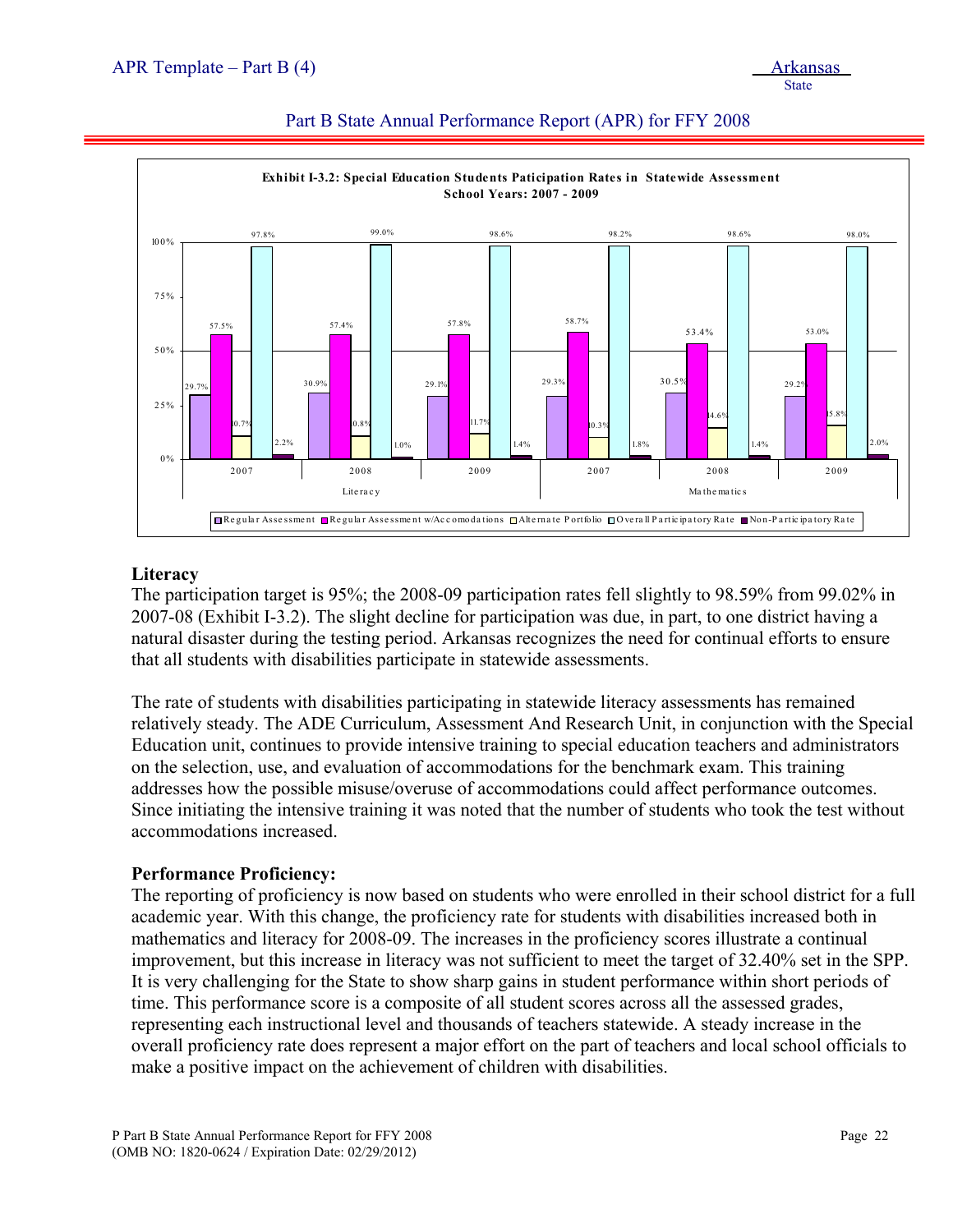**Exhibit I-3.2: Special Education Students Paticipation Rates in Statewide Assessment School Years: 2007 - 2009**

| Subject | Year | Regular Assessment | Regular Assessment w/Accomodations | Alternate Portfolio | Overall Participatory Rate | Non-Participatory Rate |
|---|---|---|---|---|---|---|
| Literacy | 2007 | 29.7% | 57.5% | 10.7% | 97.8% | 2.2% |
| Literacy | 2008 | 30.9% | 57.4% | 10.8% | 99.0% | 1.0% |
| Literacy | 2009 | 29.1% | 57.8% | 11.7% | 98.6% | 1.4% |
| Mathematics | 2007 | 29.3% | 58.7% | 10.3% | 98.2% | 1.8% |
| Mathematics | 2008 | 30.5% | 53.4% | 14.6% | 98.6% | 1.4% |
| Mathematics | 2009 | 29.2% | 53.0% | 15.8% | 98.0% | 2.0% |

**Literacy**

The participation target is 95%; the 2008-09 participation rates fell slightly to 98.59% from 99.02% in 2007-08 (Exhibit I-3.2). The slight decline for participation was due, in part, to one district having a natural disaster during the testing period. Arkansas recognizes the need for continual efforts to ensure that all students with disabilities participate in statewide assessments.

The rate of students with disabilities participating in statewide literacy assessments has remained relatively steady. The ADE Curriculum, Assessment And Research Unit, in conjunction with the Special Education unit, continues to provide intensive training to special education teachers and administrators on the selection, use, and evaluation of accommodations for the benchmark exam. This training addresses how the possible misuse/overuse of accommodations could affect performance outcomes. Since initiating the intensive training it was noted that the number of students who took the test without accommodations increased.

**Performance Proficiency:**

The reporting of proficiency is now based on students who were enrolled in their school district for a full academic year. With this change, the proficiency rate for students with disabilities increased both in mathematics and literacy for 2008-09. The increases in the proficiency scores illustrate a continual improvement, but this increase in literacy was not sufficient to meet the target of 32.40% set in the SPP. It is very challenging for the State to show sharp gains in student performance within short periods of time. This performance score is a composite of all student scores across all the assessed grades, representing each instructional level and thousands of teachers statewide. A steady increase in the overall proficiency rate does represent a major effort on the part of teachers and local school officials to make a positive impact on the achievement of children with disabilities.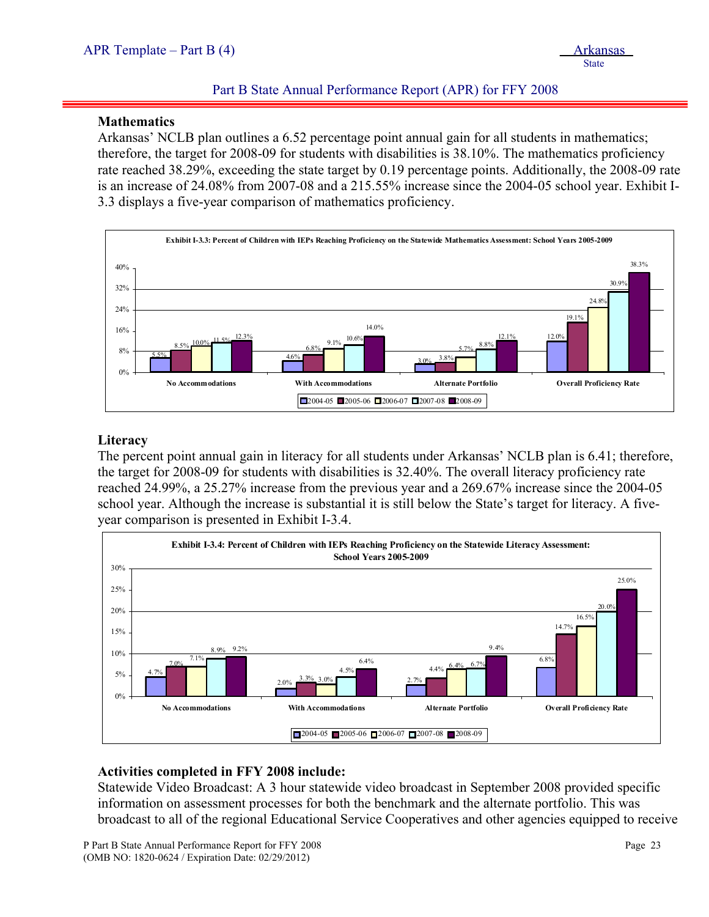### Mathematics

Arkansas' NCLB plan outlines a 6.52 percentage point annual gain for all students in mathematics; therefore, the target for 2008-09 for students with disabilities is 38.10%. The mathematics proficiency rate reached 38.29%, exceeding the state target by 0.19 percentage points. Additionally, the 2008-09 rate is an increase of 24.08% from 2007-08 and a 215.55% increase since the 2004-05 school year. Exhibit I-3.3 displays a five-year comparison of mathematics proficiency.

**Exhibit I-3.3: Percent of Children with IEPs Reaching Proficiency on the Statewide Mathematics Assessment: School Years 2005-2009**

| | 2004-05 | 2005-06 | 2006-07 | 2007-08 | 2008-09 |
|---|---|---|---|---|---|
| No Accommodations | 5.5% | 8.5% | 10.0% | 11.5% | 12.3% |
| With Accommodations | 4.6% | 6.8% | 9.1% | 10.6% | 14.0% |
| Alternate Portfolio | 3.0% | 3.8% | 5.7% | 8.8% | 12.1% |
| Overall Proficiency Rate | 12.0% | 19.1% | 24.8% | 30.9% | 38.3% |

### Literacy

The percent point annual gain in literacy for all students under Arkansas' NCLB plan is 6.41; therefore, the target for 2008-09 for students with disabilities is 32.40%. The overall literacy proficiency rate reached 24.99%, a 25.27% increase from the previous year and a 269.67% increase since the 2004-05 school year. Although the increase is substantial it is still below the State's target for literacy. A five-year comparison is presented in Exhibit I-3.4.

**Exhibit I-3.4: Percent of Children with IEPs Reaching Proficiency on the Statewide Literacy Assessment: School Years 2005-2009**

| | 2004-05 | 2005-06 | 2006-07 | 2007-08 | 2008-09 |
|---|---|---|---|---|---|
| No Accommodations | 4.7% | 7.0% | 7.1% | 8.9% | 9.2% |
| With Accommodations | 2.0% | 3.3% | 3.0% | 4.5% | 6.4% |
| Alternate Portfolio | 2.7% | 4.4% | 6.4% | 6.7% | 9.4% |
| Overall Proficiency Rate | 6.8% | 14.7% | 16.5% | 20.0% | 25.0% |

### Activities completed in FFY 2008 include:

Statewide Video Broadcast: A 3 hour statewide video broadcast in September 2008 provided specific information on assessment processes for both the benchmark and the alternate portfolio. This was broadcast to all of the regional Educational Service Cooperatives and other agencies equipped to receive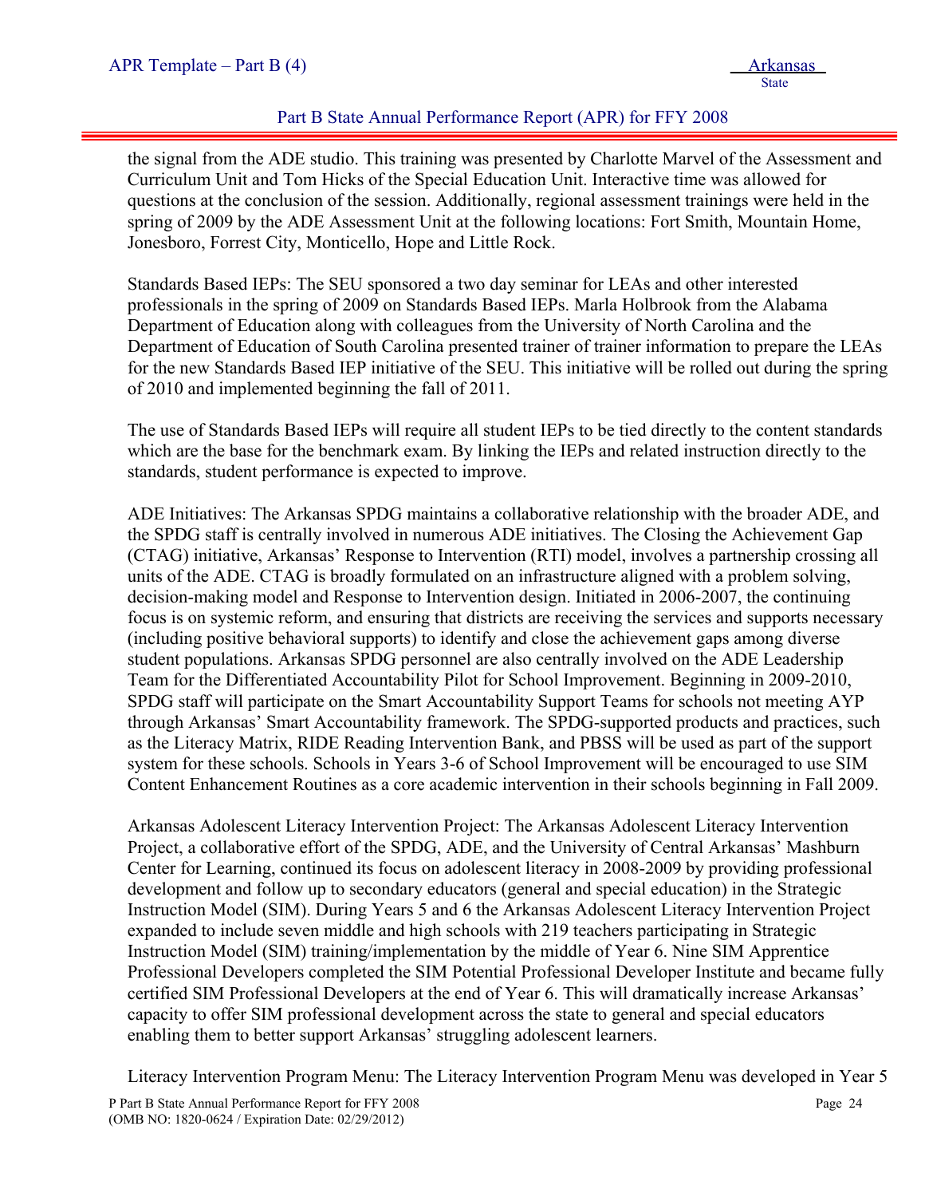the signal from the ADE studio. This training was presented by Charlotte Marvel of the Assessment and Curriculum Unit and Tom Hicks of the Special Education Unit. Interactive time was allowed for questions at the conclusion of the session. Additionally, regional assessment trainings were held in the spring of 2009 by the ADE Assessment Unit at the following locations: Fort Smith, Mountain Home, Jonesboro, Forrest City, Monticello, Hope and Little Rock.

Standards Based IEPs: The SEU sponsored a two day seminar for LEAs and other interested professionals in the spring of 2009 on Standards Based IEPs. Marla Holbrook from the Alabama Department of Education along with colleagues from the University of North Carolina and the Department of Education of South Carolina presented trainer of trainer information to prepare the LEAs for the new Standards Based IEP initiative of the SEU. This initiative will be rolled out during the spring of 2010 and implemented beginning the fall of 2011.

The use of Standards Based IEPs will require all student IEPs to be tied directly to the content standards which are the base for the benchmark exam. By linking the IEPs and related instruction directly to the standards, student performance is expected to improve.

ADE Initiatives: The Arkansas SPDG maintains a collaborative relationship with the broader ADE, and the SPDG staff is centrally involved in numerous ADE initiatives. The Closing the Achievement Gap (CTAG) initiative, Arkansas' Response to Intervention (RTI) model, involves a partnership crossing all units of the ADE. CTAG is broadly formulated on an infrastructure aligned with a problem solving, decision-making model and Response to Intervention design. Initiated in 2006-2007, the continuing focus is on systemic reform, and ensuring that districts are receiving the services and supports necessary (including positive behavioral supports) to identify and close the achievement gaps among diverse student populations. Arkansas SPDG personnel are also centrally involved on the ADE Leadership Team for the Differentiated Accountability Pilot for School Improvement. Beginning in 2009-2010, SPDG staff will participate on the Smart Accountability Support Teams for schools not meeting AYP through Arkansas' Smart Accountability framework. The SPDG-supported products and practices, such as the Literacy Matrix, RIDE Reading Intervention Bank, and PBSS will be used as part of the support system for these schools. Schools in Years 3-6 of School Improvement will be encouraged to use SIM Content Enhancement Routines as a core academic intervention in their schools beginning in Fall 2009.

Arkansas Adolescent Literacy Intervention Project: The Arkansas Adolescent Literacy Intervention Project, a collaborative effort of the SPDG, ADE, and the University of Central Arkansas' Mashburn Center for Learning, continued its focus on adolescent literacy in 2008-2009 by providing professional development and follow up to secondary educators (general and special education) in the Strategic Instruction Model (SIM). During Years 5 and 6 the Arkansas Adolescent Literacy Intervention Project expanded to include seven middle and high schools with 219 teachers participating in Strategic Instruction Model (SIM) training/implementation by the middle of Year 6. Nine SIM Apprentice Professional Developers completed the SIM Potential Professional Developer Institute and became fully certified SIM Professional Developers at the end of Year 6. This will dramatically increase Arkansas' capacity to offer SIM professional development across the state to general and special educators enabling them to better support Arkansas' struggling adolescent learners.

Literacy Intervention Program Menu: The Literacy Intervention Program Menu was developed in Year 5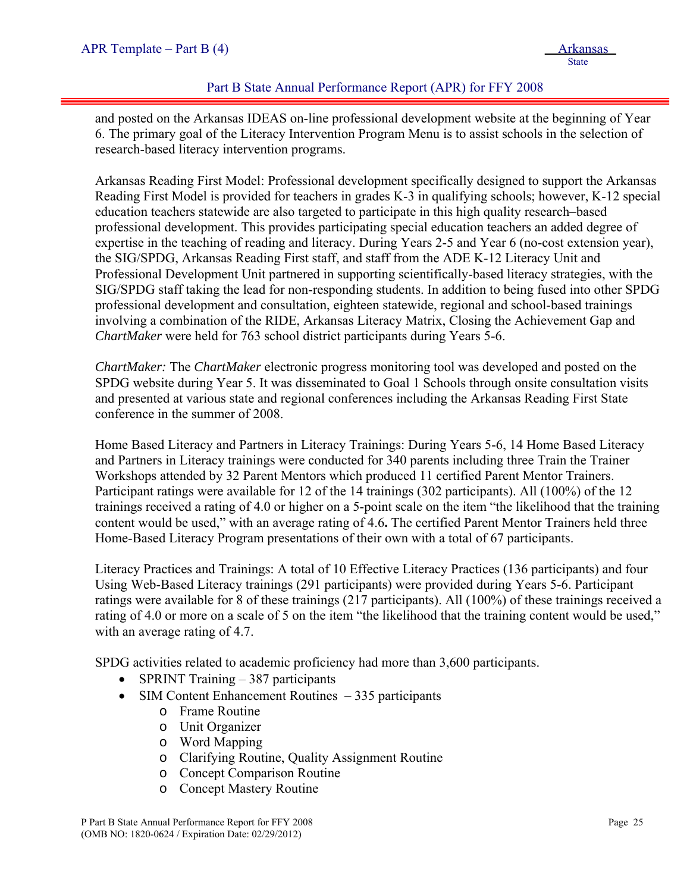and posted on the Arkansas IDEAS on-line professional development website at the beginning of Year 6. The primary goal of the Literacy Intervention Program Menu is to assist schools in the selection of research-based literacy intervention programs.

Arkansas Reading First Model: Professional development specifically designed to support the Arkansas Reading First Model is provided for teachers in grades K-3 in qualifying schools; however, K-12 special education teachers statewide are also targeted to participate in this high quality research–based professional development. This provides participating special education teachers an added degree of expertise in the teaching of reading and literacy. During Years 2-5 and Year 6 (no-cost extension year), the SIG/SPDG, Arkansas Reading First staff, and staff from the ADE K-12 Literacy Unit and Professional Development Unit partnered in supporting scientifically-based literacy strategies, with the SIG/SPDG staff taking the lead for non-responding students. In addition to being fused into other SPDG professional development and consultation, eighteen statewide, regional and school-based trainings involving a combination of the RIDE, Arkansas Literacy Matrix, Closing the Achievement Gap and *ChartMaker* were held for 763 school district participants during Years 5-6.

*ChartMaker:* The *ChartMaker* electronic progress monitoring tool was developed and posted on the SPDG website during Year 5. It was disseminated to Goal 1 Schools through onsite consultation visits and presented at various state and regional conferences including the Arkansas Reading First State conference in the summer of 2008.

Home Based Literacy and Partners in Literacy Trainings: During Years 5-6, 14 Home Based Literacy and Partners in Literacy trainings were conducted for 340 parents including three Train the Trainer Workshops attended by 32 Parent Mentors which produced 11 certified Parent Mentor Trainers. Participant ratings were available for 12 of the 14 trainings (302 participants). All (100%) of the 12 trainings received a rating of 4.0 or higher on a 5-point scale on the item “the likelihood that the training content would be used,” with an average rating of 4.6**.** The certified Parent Mentor Trainers held three Home-Based Literacy Program presentations of their own with a total of 67 participants.

Literacy Practices and Trainings: A total of 10 Effective Literacy Practices (136 participants) and four Using Web-Based Literacy trainings (291 participants) were provided during Years 5-6. Participant ratings were available for 8 of these trainings (217 participants). All (100%) of these trainings received a rating of 4.0 or more on a scale of 5 on the item “the likelihood that the training content would be used,” with an average rating of 4.7.

SPDG activities related to academic proficiency had more than 3,600 participants.

- SPRINT Training – 387 participants
- SIM Content Enhancement Routines – 335 participants
  - Frame Routine
  - Unit Organizer
  - Word Mapping
  - Clarifying Routine, Quality Assignment Routine
  - Concept Comparison Routine
  - Concept Mastery Routine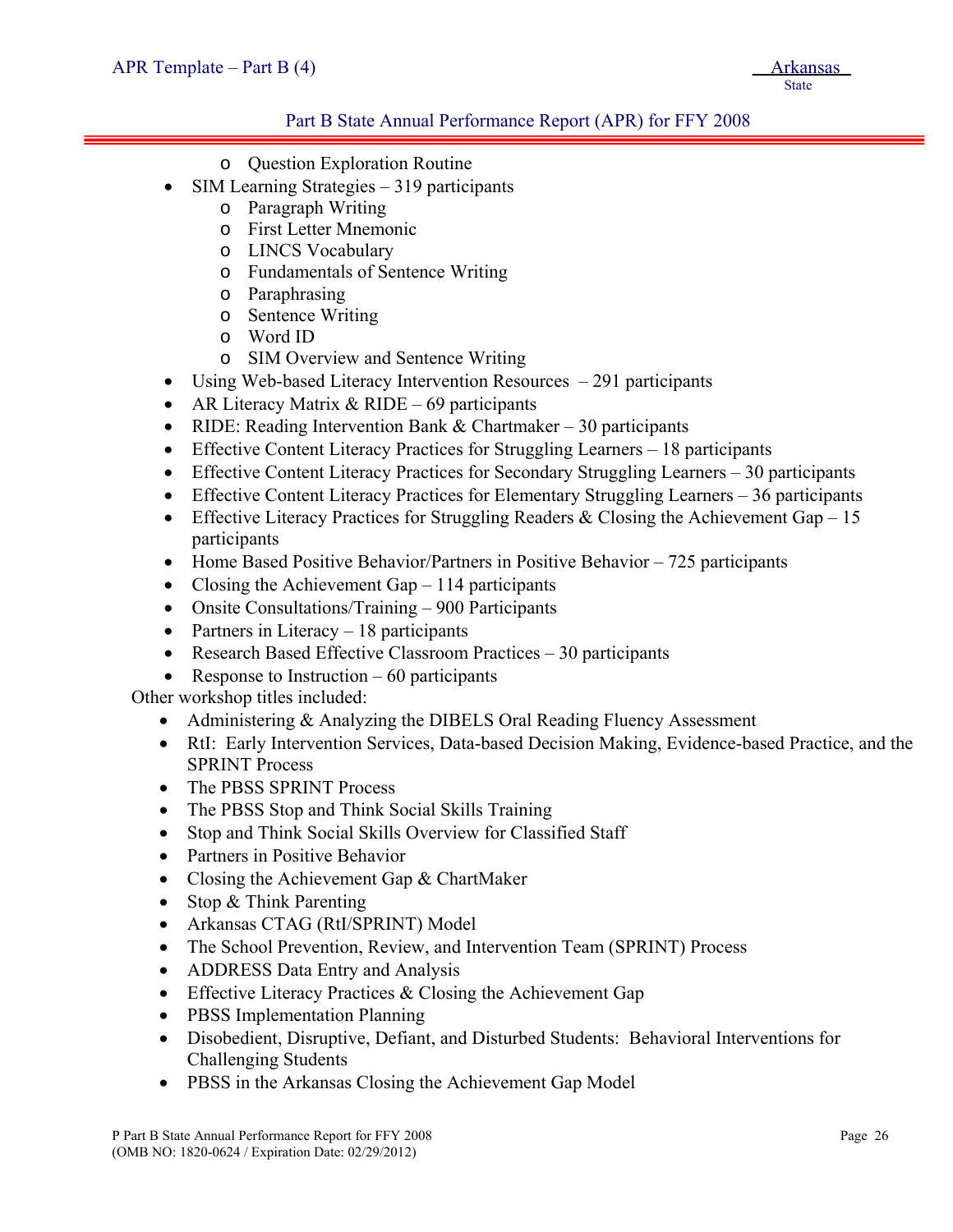- Question Exploration Routine
- SIM Learning Strategies – 319 participants
  - Paragraph Writing
  - First Letter Mnemonic
  - LINCS Vocabulary
  - Fundamentals of Sentence Writing
  - Paraphrasing
  - Sentence Writing
  - Word ID
  - SIM Overview and Sentence Writing
- Using Web-based Literacy Intervention Resources – 291 participants
- AR Literacy Matrix & RIDE – 69 participants
- RIDE: Reading Intervention Bank & Chartmaker – 30 participants
- Effective Content Literacy Practices for Struggling Learners – 18 participants
- Effective Content Literacy Practices for Secondary Struggling Learners – 30 participants
- Effective Content Literacy Practices for Elementary Struggling Learners – 36 participants
- Effective Literacy Practices for Struggling Readers & Closing the Achievement Gap – 15 participants
- Home Based Positive Behavior/Partners in Positive Behavior – 725 participants
- Closing the Achievement Gap – 114 participants
- Onsite Consultations/Training – 900 Participants
- Partners in Literacy – 18 participants
- Research Based Effective Classroom Practices – 30 participants
- Response to Instruction – 60 participants

Other workshop titles included:

- Administering & Analyzing the DIBELS Oral Reading Fluency Assessment
- RtI: Early Intervention Services, Data-based Decision Making, Evidence-based Practice, and the SPRINT Process
- The PBSS SPRINT Process
- The PBSS Stop and Think Social Skills Training
- Stop and Think Social Skills Overview for Classified Staff
- Partners in Positive Behavior
- Closing the Achievement Gap & ChartMaker
- Stop & Think Parenting
- Arkansas CTAG (RtI/SPRINT) Model
- The School Prevention, Review, and Intervention Team (SPRINT) Process
- ADDRESS Data Entry and Analysis
- Effective Literacy Practices & Closing the Achievement Gap
- PBSS Implementation Planning
- Disobedient, Disruptive, Defiant, and Disturbed Students: Behavioral Interventions for Challenging Students
- PBSS in the Arkansas Closing the Achievement Gap Model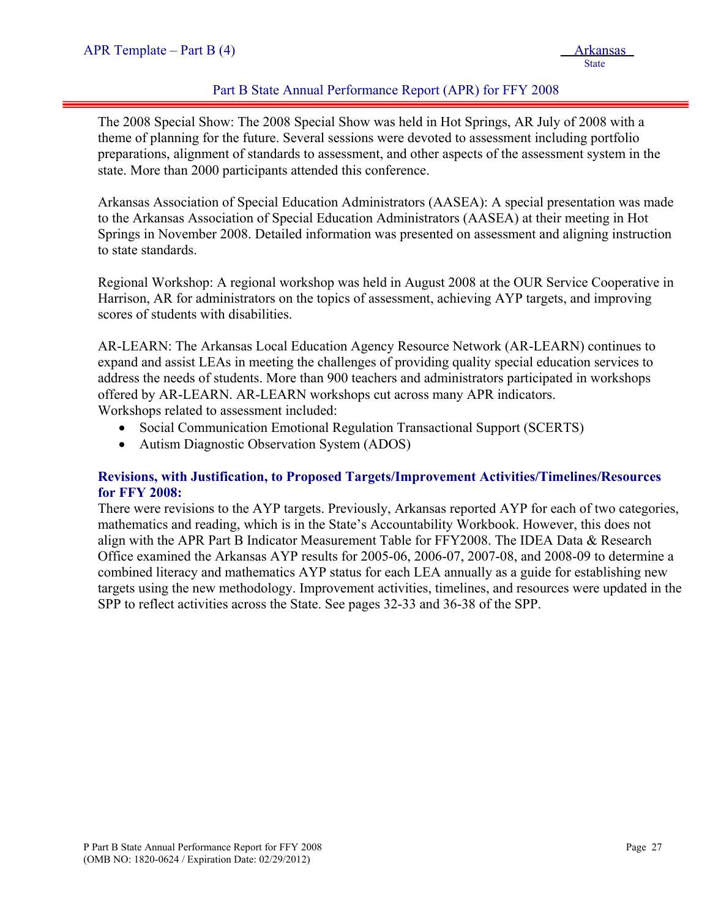The 2008 Special Show: The 2008 Special Show was held in Hot Springs, AR July of 2008 with a theme of planning for the future. Several sessions were devoted to assessment including portfolio preparations, alignment of standards to assessment, and other aspects of the assessment system in the state. More than 2000 participants attended this conference.

Arkansas Association of Special Education Administrators (AASEA): A special presentation was made to the Arkansas Association of Special Education Administrators (AASEA) at their meeting in Hot Springs in November 2008. Detailed information was presented on assessment and aligning instruction to state standards.

Regional Workshop: A regional workshop was held in August 2008 at the OUR Service Cooperative in Harrison, AR for administrators on the topics of assessment, achieving AYP targets, and improving scores of students with disabilities.

AR-LEARN: The Arkansas Local Education Agency Resource Network (AR-LEARN) continues to expand and assist LEAs in meeting the challenges of providing quality special education services to address the needs of students. More than 900 teachers and administrators participated in workshops offered by AR-LEARN. AR-LEARN workshops cut across many APR indicators.
Workshops related to assessment included:

- Social Communication Emotional Regulation Transactional Support (SCERTS)
- Autism Diagnostic Observation System (ADOS)

**Revisions, with Justification, to Proposed Targets/Improvement Activities/Timelines/Resources for FFY 2008:**

There were revisions to the AYP targets. Previously, Arkansas reported AYP for each of two categories, mathematics and reading, which is in the State's Accountability Workbook. However, this does not align with the APR Part B Indicator Measurement Table for FFY2008. The IDEA Data & Research Office examined the Arkansas AYP results for 2005-06, 2006-07, 2007-08, and 2008-09 to determine a combined literacy and mathematics AYP status for each LEA annually as a guide for establishing new targets using the new methodology. Improvement activities, timelines, and resources were updated in the SPP to reflect activities across the State. See pages 32-33 and 36-38 of the SPP.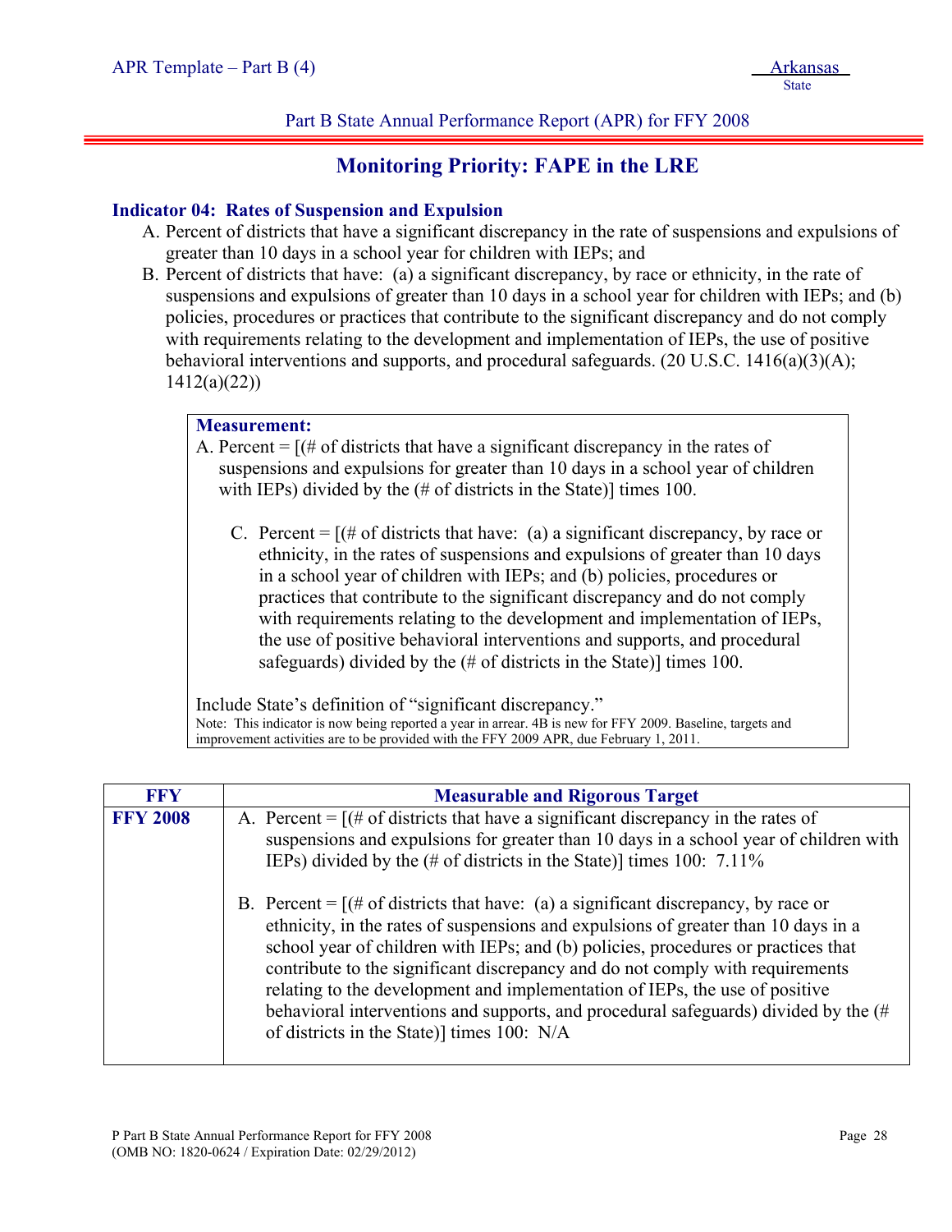Part B State Annual Performance Report (APR) for FFY 2008

## Monitoring Priority: FAPE in the LRE

### Indicator 04: Rates of Suspension and Expulsion

A. Percent of districts that have a significant discrepancy in the rate of suspensions and expulsions of greater than 10 days in a school year for children with IEPs; and
B. Percent of districts that have: (a) a significant discrepancy, by race or ethnicity, in the rate of suspensions and expulsions of greater than 10 days in a school year for children with IEPs; and (b) policies, procedures or practices that contribute to the significant discrepancy and do not comply with requirements relating to the development and implementation of IEPs, the use of positive behavioral interventions and supports, and procedural safeguards. (20 U.S.C. 1416(a)(3)(A); 1412(a)(22))

**Measurement:**

A. Percent = [(# of districts that have a significant discrepancy in the rates of suspensions and expulsions for greater than 10 days in a school year of children with IEPs) divided by the (# of districts in the State)] times 100.

C. Percent = [(# of districts that have: (a) a significant discrepancy, by race or ethnicity, in the rates of suspensions and expulsions of greater than 10 days in a school year of children with IEPs; and (b) policies, procedures or practices that contribute to the significant discrepancy and do not comply with requirements relating to the development and implementation of IEPs, the use of positive behavioral interventions and supports, and procedural safeguards) divided by the (# of districts in the State)] times 100.

Include State's definition of "significant discrepancy."

Note: This indicator is now being reported a year in arrear. 4B is new for FFY 2009. Baseline, targets and improvement activities are to be provided with the FFY 2009 APR, due February 1, 2011.

| FFY | Measurable and Rigorous Target |
|---|---|
| **FFY 2008** | A. Percent = [(# of districts that have a significant discrepancy in the rates of suspensions and expulsions for greater than 10 days in a school year of children with IEPs) divided by the (# of districts in the State)] times 100: 7.11%<br><br>B. Percent = [(# of districts that have: (a) a significant discrepancy, by race or ethnicity, in the rates of suspensions and expulsions of greater than 10 days in a school year of children with IEPs; and (b) policies, procedures or practices that contribute to the significant discrepancy and do not comply with requirements relating to the development and implementation of IEPs, the use of positive behavioral interventions and supports, and procedural safeguards) divided by the (# of districts in the State)] times 100: N/A |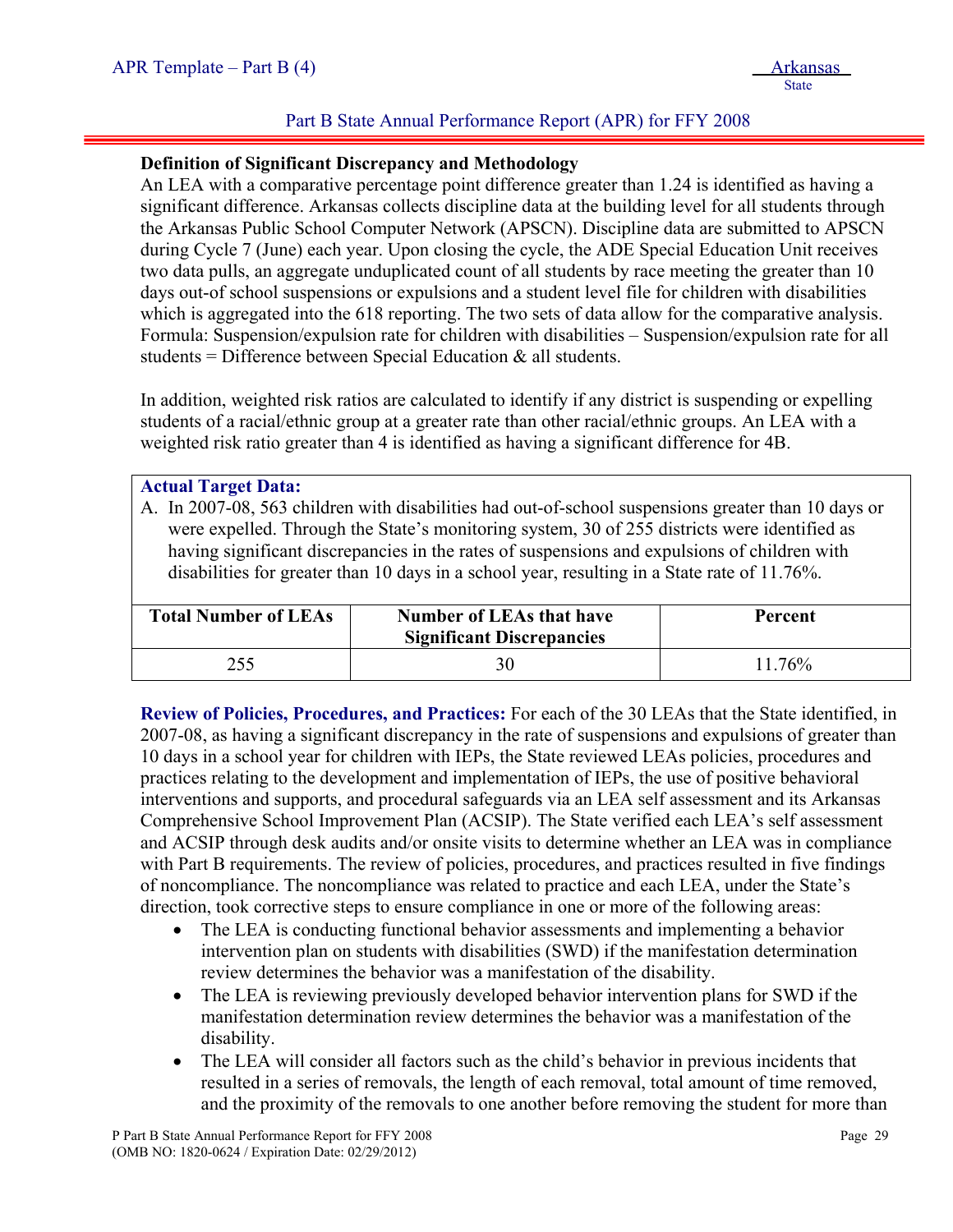**Definition of Significant Discrepancy and Methodology**

An LEA with a comparative percentage point difference greater than 1.24 is identified as having a significant difference. Arkansas collects discipline data at the building level for all students through the Arkansas Public School Computer Network (APSCN). Discipline data are submitted to APSCN during Cycle 7 (June) each year. Upon closing the cycle, the ADE Special Education Unit receives two data pulls, an aggregate unduplicated count of all students by race meeting the greater than 10 days out-of school suspensions or expulsions and a student level file for children with disabilities which is aggregated into the 618 reporting. The two sets of data allow for the comparative analysis. Formula: Suspension/expulsion rate for children with disabilities – Suspension/expulsion rate for all students = Difference between Special Education & all students.

In addition, weighted risk ratios are calculated to identify if any district is suspending or expelling students of a racial/ethnic group at a greater rate than other racial/ethnic groups. An LEA with a weighted risk ratio greater than 4 is identified as having a significant difference for 4B.

**Actual Target Data:**

A. In 2007-08, 563 children with disabilities had out-of-school suspensions greater than 10 days or were expelled. Through the State's monitoring system, 30 of 255 districts were identified as having significant discrepancies in the rates of suspensions and expulsions of children with disabilities for greater than 10 days in a school year, resulting in a State rate of 11.76%.

| Total Number of LEAs | Number of LEAs that have Significant Discrepancies | Percent |
|---|---|---|
| 255 | 30 | 11.76% |

**Review of Policies, Procedures, and Practices:** For each of the 30 LEAs that the State identified, in 2007-08, as having a significant discrepancy in the rate of suspensions and expulsions of greater than 10 days in a school year for children with IEPs, the State reviewed LEAs policies, procedures and practices relating to the development and implementation of IEPs, the use of positive behavioral interventions and supports, and procedural safeguards via an LEA self assessment and its Arkansas Comprehensive School Improvement Plan (ACSIP). The State verified each LEA's self assessment and ACSIP through desk audits and/or onsite visits to determine whether an LEA was in compliance with Part B requirements. The review of policies, procedures, and practices resulted in five findings of noncompliance. The noncompliance was related to practice and each LEA, under the State's direction, took corrective steps to ensure compliance in one or more of the following areas:

- The LEA is conducting functional behavior assessments and implementing a behavior intervention plan on students with disabilities (SWD) if the manifestation determination review determines the behavior was a manifestation of the disability.
- The LEA is reviewing previously developed behavior intervention plans for SWD if the manifestation determination review determines the behavior was a manifestation of the disability.
- The LEA will consider all factors such as the child's behavior in previous incidents that resulted in a series of removals, the length of each removal, total amount of time removed, and the proximity of the removals to one another before removing the student for more than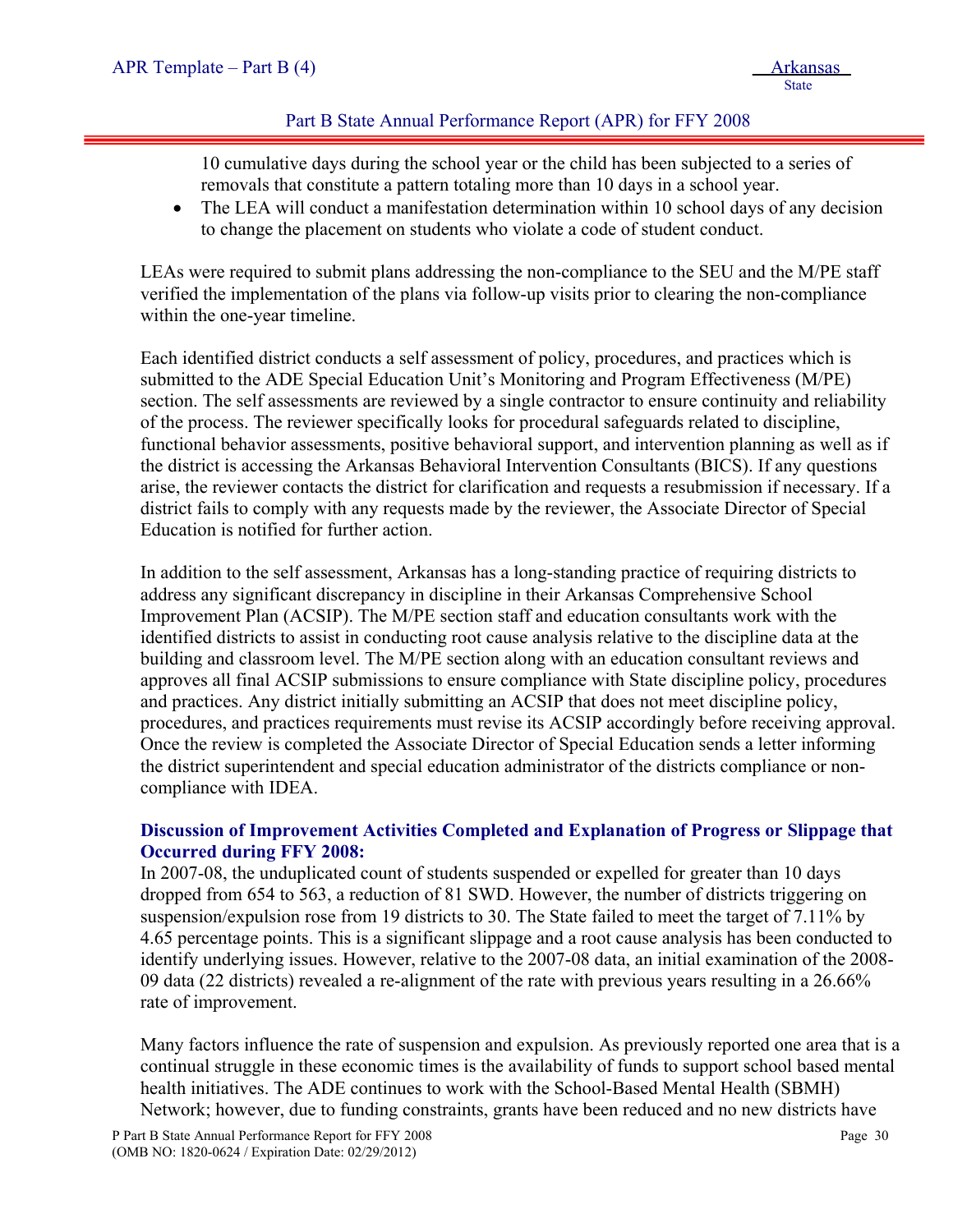10 cumulative days during the school year or the child has been subjected to a series of removals that constitute a pattern totaling more than 10 days in a school year.
- The LEA will conduct a manifestation determination within 10 school days of any decision to change the placement on students who violate a code of student conduct.

LEAs were required to submit plans addressing the non-compliance to the SEU and the M/PE staff verified the implementation of the plans via follow-up visits prior to clearing the non-compliance within the one-year timeline.

Each identified district conducts a self assessment of policy, procedures, and practices which is submitted to the ADE Special Education Unit's Monitoring and Program Effectiveness (M/PE) section. The self assessments are reviewed by a single contractor to ensure continuity and reliability of the process. The reviewer specifically looks for procedural safeguards related to discipline, functional behavior assessments, positive behavioral support, and intervention planning as well as if the district is accessing the Arkansas Behavioral Intervention Consultants (BICS). If any questions arise, the reviewer contacts the district for clarification and requests a resubmission if necessary. If a district fails to comply with any requests made by the reviewer, the Associate Director of Special Education is notified for further action.

In addition to the self assessment, Arkansas has a long-standing practice of requiring districts to address any significant discrepancy in discipline in their Arkansas Comprehensive School Improvement Plan (ACSIP). The M/PE section staff and education consultants work with the identified districts to assist in conducting root cause analysis relative to the discipline data at the building and classroom level. The M/PE section along with an education consultant reviews and approves all final ACSIP submissions to ensure compliance with State discipline policy, procedures and practices. Any district initially submitting an ACSIP that does not meet discipline policy, procedures, and practices requirements must revise its ACSIP accordingly before receiving approval. Once the review is completed the Associate Director of Special Education sends a letter informing the district superintendent and special education administrator of the districts compliance or non-compliance with IDEA.

**Discussion of Improvement Activities Completed and Explanation of Progress or Slippage that Occurred during FFY 2008:**

In 2007-08, the unduplicated count of students suspended or expelled for greater than 10 days dropped from 654 to 563, a reduction of 81 SWD. However, the number of districts triggering on suspension/expulsion rose from 19 districts to 30. The State failed to meet the target of 7.11% by 4.65 percentage points. This is a significant slippage and a root cause analysis has been conducted to identify underlying issues. However, relative to the 2007-08 data, an initial examination of the 2008-09 data (22 districts) revealed a re-alignment of the rate with previous years resulting in a 26.66% rate of improvement.

Many factors influence the rate of suspension and expulsion. As previously reported one area that is a continual struggle in these economic times is the availability of funds to support school based mental health initiatives. The ADE continues to work with the School-Based Mental Health (SBMH) Network; however, due to funding constraints, grants have been reduced and no new districts have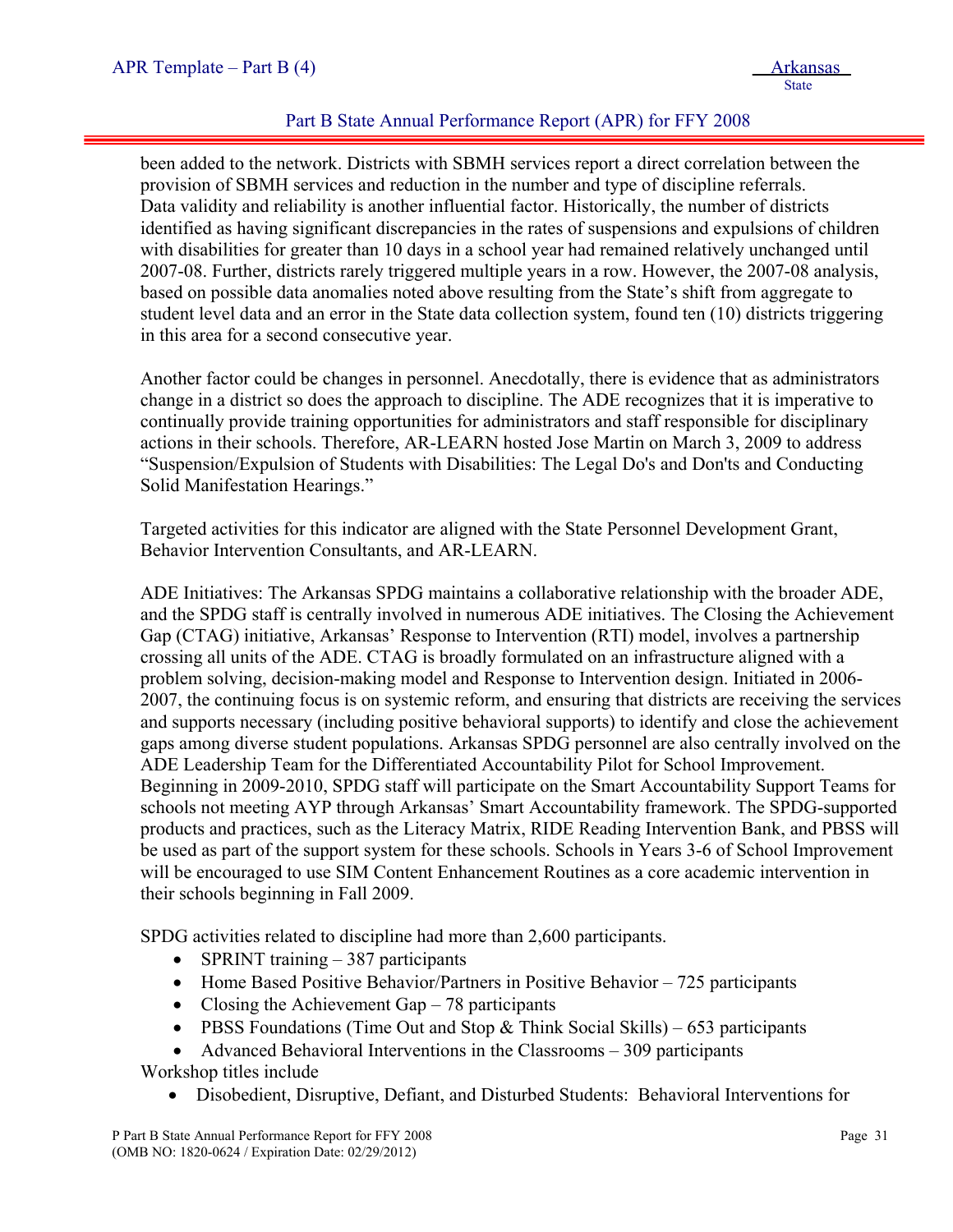been added to the network. Districts with SBMH services report a direct correlation between the provision of SBMH services and reduction in the number and type of discipline referrals. Data validity and reliability is another influential factor. Historically, the number of districts identified as having significant discrepancies in the rates of suspensions and expulsions of children with disabilities for greater than 10 days in a school year had remained relatively unchanged until 2007-08. Further, districts rarely triggered multiple years in a row. However, the 2007-08 analysis, based on possible data anomalies noted above resulting from the State's shift from aggregate to student level data and an error in the State data collection system, found ten (10) districts triggering in this area for a second consecutive year.

Another factor could be changes in personnel. Anecdotally, there is evidence that as administrators change in a district so does the approach to discipline. The ADE recognizes that it is imperative to continually provide training opportunities for administrators and staff responsible for disciplinary actions in their schools. Therefore, AR-LEARN hosted Jose Martin on March 3, 2009 to address "Suspension/Expulsion of Students with Disabilities: The Legal Do's and Don'ts and Conducting Solid Manifestation Hearings."

Targeted activities for this indicator are aligned with the State Personnel Development Grant, Behavior Intervention Consultants, and AR-LEARN.

ADE Initiatives: The Arkansas SPDG maintains a collaborative relationship with the broader ADE, and the SPDG staff is centrally involved in numerous ADE initiatives. The Closing the Achievement Gap (CTAG) initiative, Arkansas' Response to Intervention (RTI) model, involves a partnership crossing all units of the ADE. CTAG is broadly formulated on an infrastructure aligned with a problem solving, decision-making model and Response to Intervention design. Initiated in 2006-2007, the continuing focus is on systemic reform, and ensuring that districts are receiving the services and supports necessary (including positive behavioral supports) to identify and close the achievement gaps among diverse student populations. Arkansas SPDG personnel are also centrally involved on the ADE Leadership Team for the Differentiated Accountability Pilot for School Improvement. Beginning in 2009-2010, SPDG staff will participate on the Smart Accountability Support Teams for schools not meeting AYP through Arkansas' Smart Accountability framework. The SPDG-supported products and practices, such as the Literacy Matrix, RIDE Reading Intervention Bank, and PBSS will be used as part of the support system for these schools. Schools in Years 3-6 of School Improvement will be encouraged to use SIM Content Enhancement Routines as a core academic intervention in their schools beginning in Fall 2009.

SPDG activities related to discipline had more than 2,600 participants.

- SPRINT training – 387 participants
- Home Based Positive Behavior/Partners in Positive Behavior – 725 participants
- Closing the Achievement Gap – 78 participants
- PBSS Foundations (Time Out and Stop & Think Social Skills) – 653 participants
- Advanced Behavioral Interventions in the Classrooms – 309 participants

Workshop titles include

- Disobedient, Disruptive, Defiant, and Disturbed Students: Behavioral Interventions for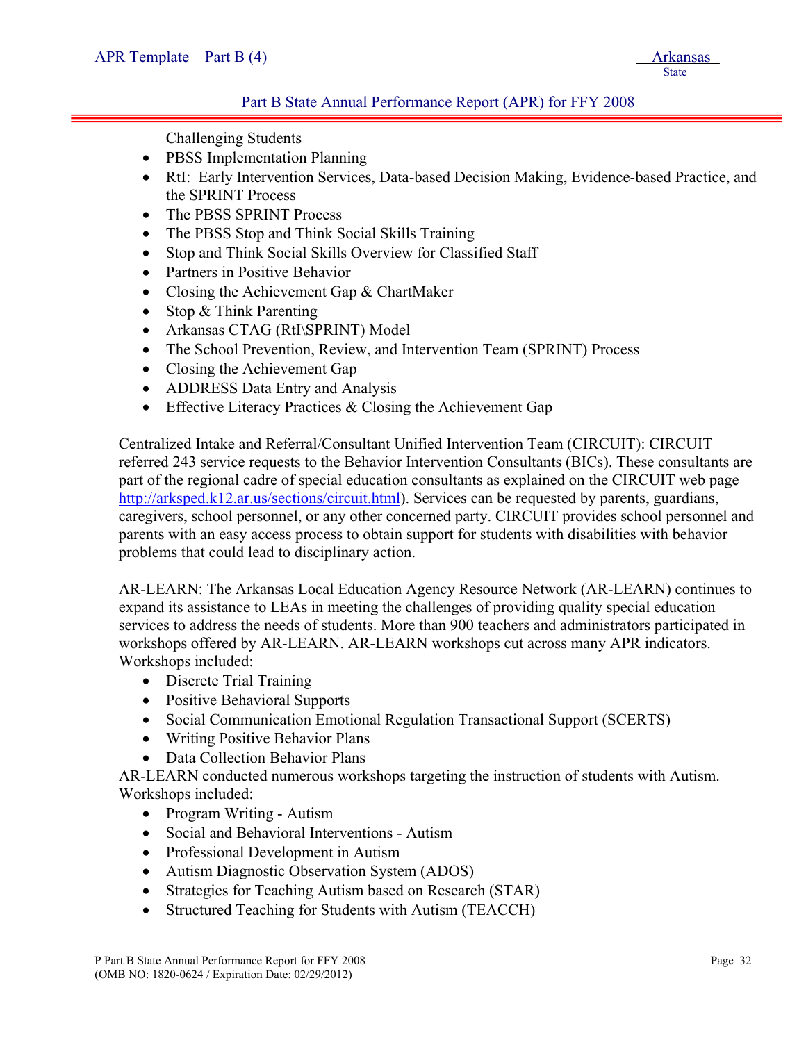Challenging Students

- PBSS Implementation Planning
- RtI: Early Intervention Services, Data-based Decision Making, Evidence-based Practice, and the SPRINT Process
- The PBSS SPRINT Process
- The PBSS Stop and Think Social Skills Training
- Stop and Think Social Skills Overview for Classified Staff
- Partners in Positive Behavior
- Closing the Achievement Gap & ChartMaker
- Stop & Think Parenting
- Arkansas CTAG (RtI\SPRINT) Model
- The School Prevention, Review, and Intervention Team (SPRINT) Process
- Closing the Achievement Gap
- ADDRESS Data Entry and Analysis
- Effective Literacy Practices & Closing the Achievement Gap

Centralized Intake and Referral/Consultant Unified Intervention Team (CIRCUIT): CIRCUIT referred 243 service requests to the Behavior Intervention Consultants (BICs). These consultants are part of the regional cadre of special education consultants as explained on the CIRCUIT web page http://arksped.k12.ar.us/sections/circuit.html). Services can be requested by parents, guardians, caregivers, school personnel, or any other concerned party. CIRCUIT provides school personnel and parents with an easy access process to obtain support for students with disabilities with behavior problems that could lead to disciplinary action.

AR-LEARN: The Arkansas Local Education Agency Resource Network (AR-LEARN) continues to expand its assistance to LEAs in meeting the challenges of providing quality special education services to address the needs of students. More than 900 teachers and administrators participated in workshops offered by AR-LEARN. AR-LEARN workshops cut across many APR indicators. Workshops included:

- Discrete Trial Training
- Positive Behavioral Supports
- Social Communication Emotional Regulation Transactional Support (SCERTS)
- Writing Positive Behavior Plans
- Data Collection Behavior Plans

AR-LEARN conducted numerous workshops targeting the instruction of students with Autism. Workshops included:

- Program Writing - Autism
- Social and Behavioral Interventions - Autism
- Professional Development in Autism
- Autism Diagnostic Observation System (ADOS)
- Strategies for Teaching Autism based on Research (STAR)
- Structured Teaching for Students with Autism (TEACCH)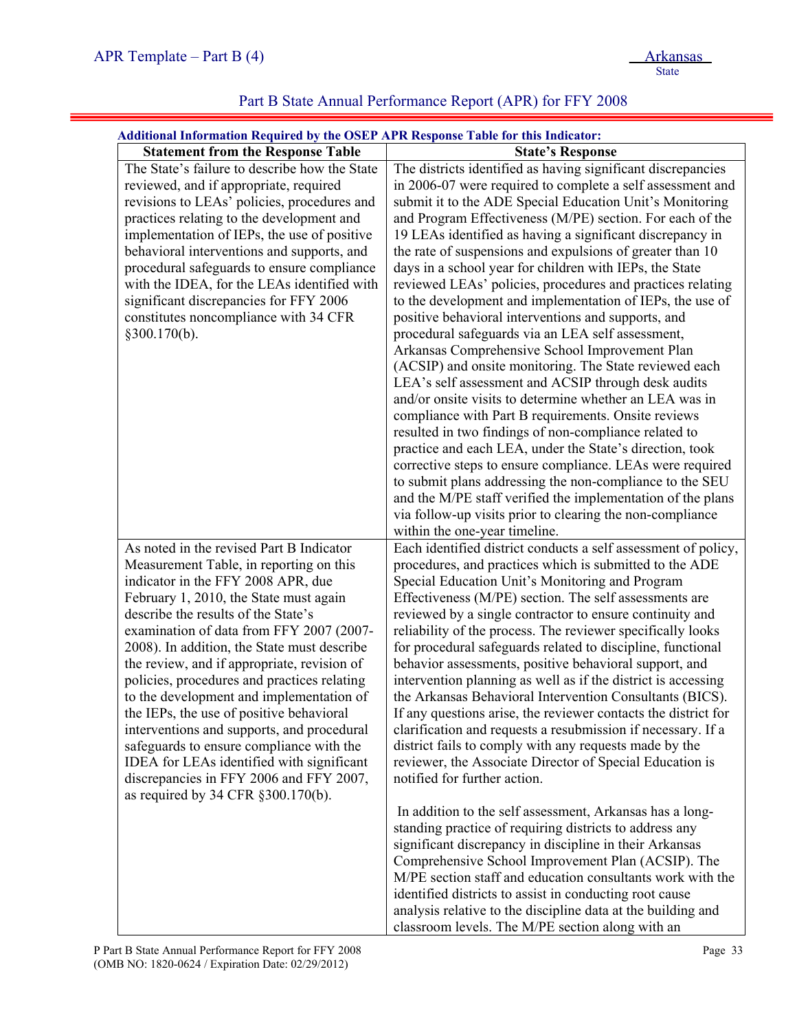Part B State Annual Performance Report (APR) for FFY 2008

**Additional Information Required by the OSEP APR Response Table for this Indicator:**

| Statement from the Response Table | State's Response |
|---|---|
| The State's failure to describe how the State reviewed, and if appropriate, required revisions to LEAs' policies, procedures and practices relating to the development and implementation of IEPs, the use of positive behavioral interventions and supports, and procedural safeguards to ensure compliance with the IDEA, for the LEAs identified with significant discrepancies for FFY 2006 constitutes noncompliance with 34 CFR §300.170(b). | The districts identified as having significant discrepancies in 2006-07 were required to complete a self assessment and submit it to the ADE Special Education Unit's Monitoring and Program Effectiveness (M/PE) section. For each of the 19 LEAs identified as having a significant discrepancy in the rate of suspensions and expulsions of greater than 10 days in a school year for children with IEPs, the State reviewed LEAs' policies, procedures and practices relating to the development and implementation of IEPs, the use of positive behavioral interventions and supports, and procedural safeguards via an LEA self assessment, Arkansas Comprehensive School Improvement Plan (ACSIP) and onsite monitoring. The State reviewed each LEA's self assessment and ACSIP through desk audits and/or onsite visits to determine whether an LEA was in compliance with Part B requirements. Onsite reviews resulted in two findings of non-compliance related to practice and each LEA, under the State's direction, took corrective steps to ensure compliance. LEAs were required to submit plans addressing the non-compliance to the SEU and the M/PE staff verified the implementation of the plans via follow-up visits prior to clearing the non-compliance within the one-year timeline. |
| As noted in the revised Part B Indicator Measurement Table, in reporting on this indicator in the FFY 2008 APR, due February 1, 2010, the State must again describe the results of the State's examination of data from FFY 2007 (2007-2008). In addition, the State must describe the review, and if appropriate, revision of policies, procedures and practices relating to the development and implementation of the IEPs, the use of positive behavioral interventions and supports, and procedural safeguards to ensure compliance with the IDEA for LEAs identified with significant discrepancies in FFY 2006 and FFY 2007, as required by 34 CFR §300.170(b). | Each identified district conducts a self assessment of policy, procedures, and practices which is submitted to the ADE Special Education Unit's Monitoring and Program Effectiveness (M/PE) section. The self assessments are reviewed by a single contractor to ensure continuity and reliability of the process. The reviewer specifically looks for procedural safeguards related to discipline, functional behavior assessments, positive behavioral support, and intervention planning as well as if the district is accessing the Arkansas Behavioral Intervention Consultants (BICS). If any questions arise, the reviewer contacts the district for clarification and requests a resubmission if necessary. If a district fails to comply with any requests made by the reviewer, the Associate Director of Special Education is notified for further action.<br><br>In addition to the self assessment, Arkansas has a long-standing practice of requiring districts to address any significant discrepancy in discipline in their Arkansas Comprehensive School Improvement Plan (ACSIP). The M/PE section staff and education consultants work with the identified districts to assist in conducting root cause analysis relative to the discipline data at the building and classroom levels. The M/PE section along with an |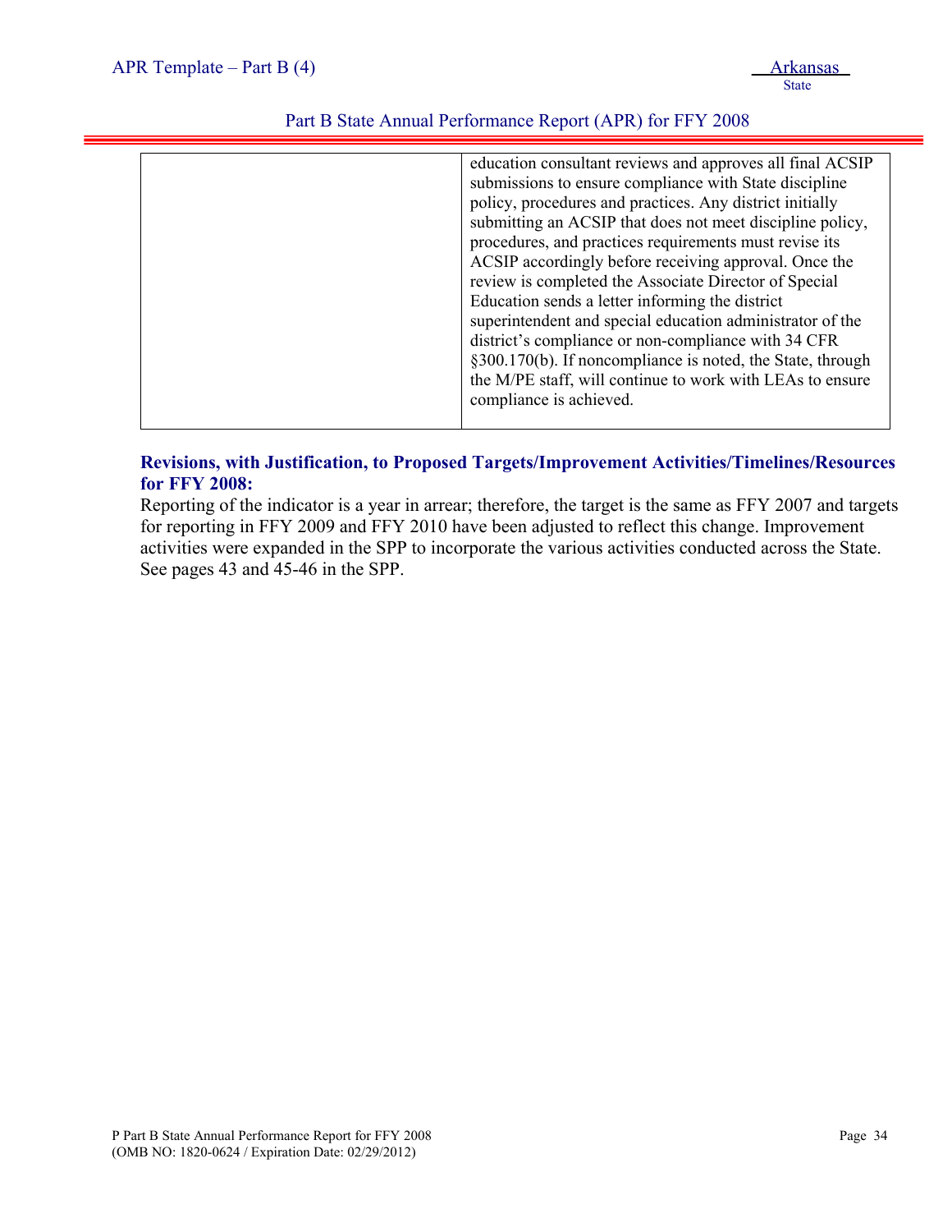| | |
|---|---|
| | education consultant reviews and approves all final ACSIP submissions to ensure compliance with State discipline policy, procedures and practices. Any district initially submitting an ACSIP that does not meet discipline policy, procedures, and practices requirements must revise its ACSIP accordingly before receiving approval. Once the review is completed the Associate Director of Special Education sends a letter informing the district superintendent and special education administrator of the district's compliance or non-compliance with 34 CFR §300.170(b). If noncompliance is noted, the State, through the M/PE staff, will continue to work with LEAs to ensure compliance is achieved. |

**Revisions, with Justification, to Proposed Targets/Improvement Activities/Timelines/Resources for FFY 2008:**

Reporting of the indicator is a year in arrear; therefore, the target is the same as FFY 2007 and targets for reporting in FFY 2009 and FFY 2010 have been adjusted to reflect this change. Improvement activities were expanded in the SPP to incorporate the various activities conducted across the State. See pages 43 and 45-46 in the SPP.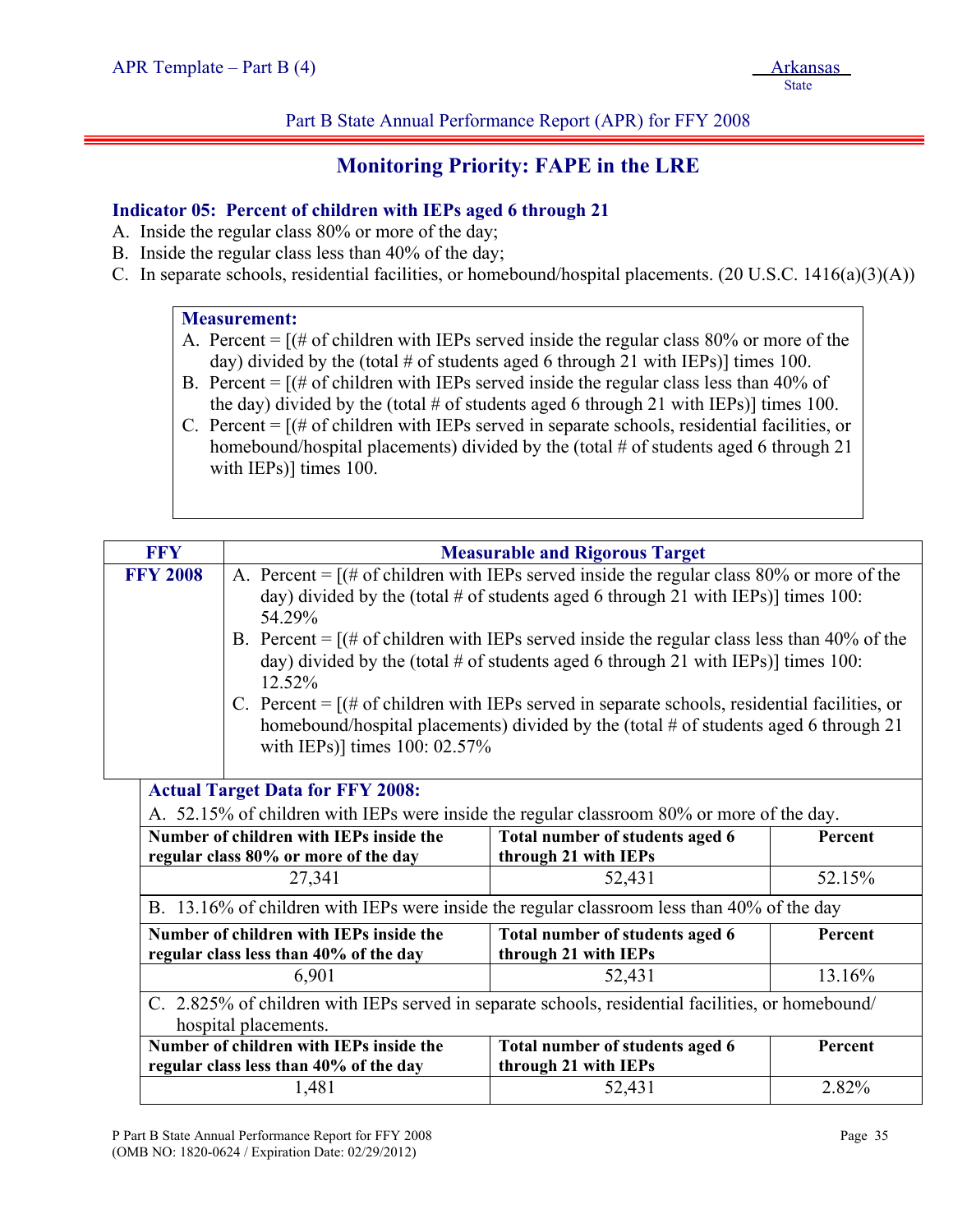Part B State Annual Performance Report (APR) for FFY 2008

## Monitoring Priority: FAPE in the LRE

**Indicator 05: Percent of children with IEPs aged 6 through 21**

A. Inside the regular class 80% or more of the day;
B. Inside the regular class less than 40% of the day;
C. In separate schools, residential facilities, or homebound/hospital placements. (20 U.S.C. 1416(a)(3)(A))

**Measurement:**

A. Percent = [(# of children with IEPs served inside the regular class 80% or more of the day) divided by the (total # of students aged 6 through 21 with IEPs)] times 100.
B. Percent = [(# of children with IEPs served inside the regular class less than 40% of the day) divided by the (total # of students aged 6 through 21 with IEPs)] times 100.
C. Percent = [(# of children with IEPs served in separate schools, residential facilities, or homebound/hospital placements) divided by the (total # of students aged 6 through 21 with IEPs)] times 100.

| FFY | Measurable and Rigorous Target |
|---|---|
| **FFY 2008** | A. Percent = [(# of children with IEPs served inside the regular class 80% or more of the day) divided by the (total # of students aged 6 through 21 with IEPs)] times 100: 54.29%<br>B. Percent = [(# of children with IEPs served inside the regular class less than 40% of the day) divided by the (total # of students aged 6 through 21 with IEPs)] times 100: 12.52%<br>C. Percent = [(# of children with IEPs served in separate schools, residential facilities, or homebound/hospital placements) divided by the (total # of students aged 6 through 21 with IEPs)] times 100: 02.57% |

**Actual Target Data for FFY 2008:**

A. 52.15% of children with IEPs were inside the regular classroom 80% or more of the day.

| Number of children with IEPs inside the regular class 80% or more of the day | Total number of students aged 6 through 21 with IEPs | Percent |
|---|---|---|
| 27,341 | 52,431 | 52.15% |

B. 13.16% of children with IEPs were inside the regular classroom less than 40% of the day

| Number of children with IEPs inside the regular class less than 40% of the day | Total number of students aged 6 through 21 with IEPs | Percent |
|---|---|---|
| 6,901 | 52,431 | 13.16% |

C. 2.825% of children with IEPs served in separate schools, residential facilities, or homebound/ hospital placements.

| Number of children with IEPs inside the regular class less than 40% of the day | Total number of students aged 6 through 21 with IEPs | Percent |
|---|---|---|
| 1,481 | 52,431 | 2.82% |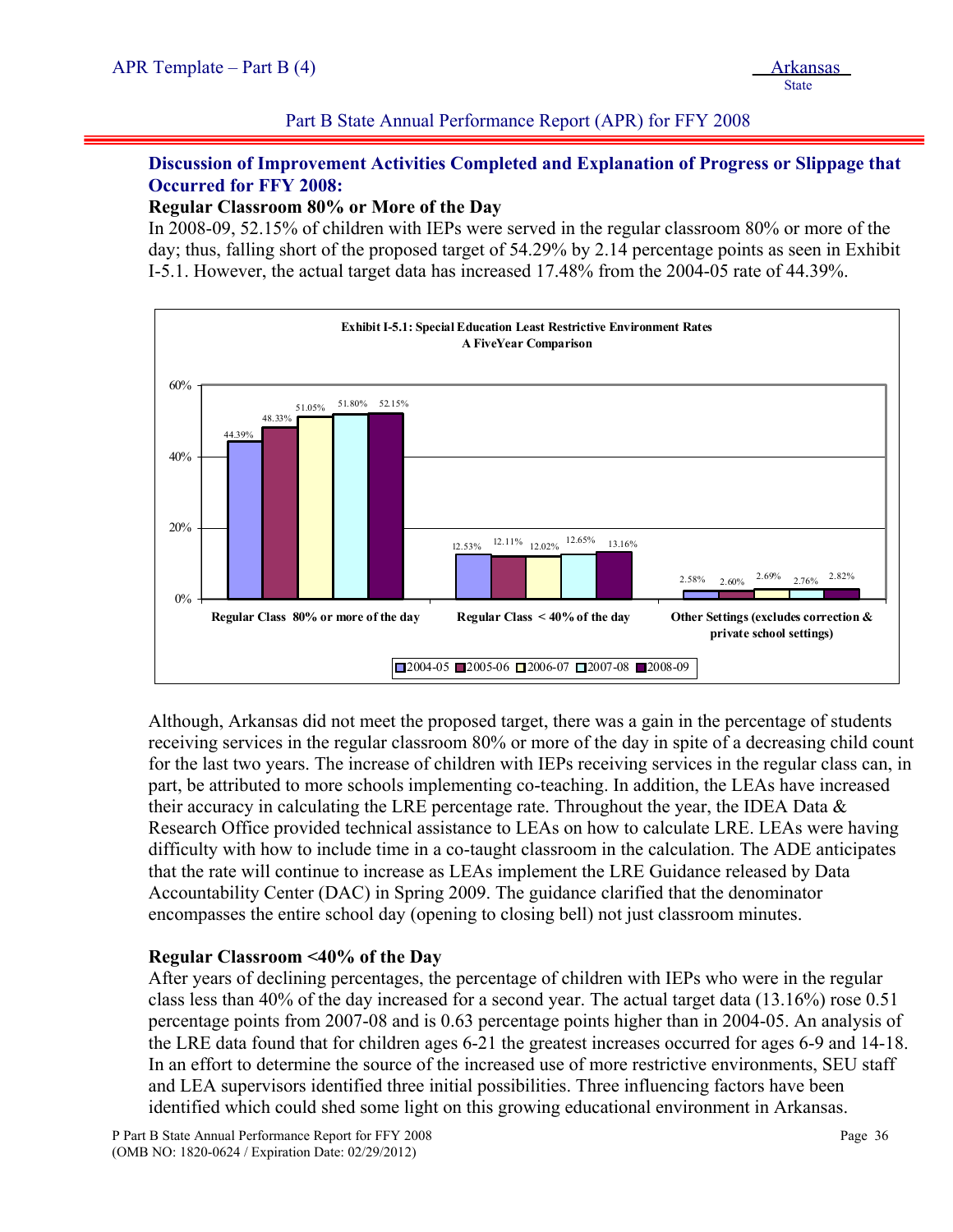## Discussion of Improvement Activities Completed and Explanation of Progress or Slippage that Occurred for FFY 2008:

**Regular Classroom 80% or More of the Day**

In 2008-09, 52.15% of children with IEPs were served in the regular classroom 80% or more of the day; thus, falling short of the proposed target of 54.29% by 2.14 percentage points as seen in Exhibit I-5.1. However, the actual target data has increased 17.48% from the 2004-05 rate of 44.39%.

**Exhibit I-5.1: Special Education Least Restrictive Environment Rates A FiveYear Comparison**

| | 2004-05 | 2005-06 | 2006-07 | 2007-08 | 2008-09 |
|---|---|---|---|---|---|
| Regular Class 80% or more of the day | 44.39% | 48.33% | 51.05% | 51.80% | 52.15% |
| Regular Class < 40% of the day | 12.53% | 12.11% | 12.02% | 12.65% | 13.16% |
| Other Settings (excludes correction & private school settings) | 2.58% | 2.60% | 2.69% | 2.76% | 2.82% |

Although, Arkansas did not meet the proposed target, there was a gain in the percentage of students receiving services in the regular classroom 80% or more of the day in spite of a decreasing child count for the last two years. The increase of children with IEPs receiving services in the regular class can, in part, be attributed to more schools implementing co-teaching. In addition, the LEAs have increased their accuracy in calculating the LRE percentage rate. Throughout the year, the IDEA Data & Research Office provided technical assistance to LEAs on how to calculate LRE. LEAs were having difficulty with how to include time in a co-taught classroom in the calculation. The ADE anticipates that the rate will continue to increase as LEAs implement the LRE Guidance released by Data Accountability Center (DAC) in Spring 2009. The guidance clarified that the denominator encompasses the entire school day (opening to closing bell) not just classroom minutes.

**Regular Classroom <40% of the Day**

After years of declining percentages, the percentage of children with IEPs who were in the regular class less than 40% of the day increased for a second year. The actual target data (13.16%) rose 0.51 percentage points from 2007-08 and is 0.63 percentage points higher than in 2004-05. An analysis of the LRE data found that for children ages 6-21 the greatest increases occurred for ages 6-9 and 14-18. In an effort to determine the source of the increased use of more restrictive environments, SEU staff and LEA supervisors identified three initial possibilities. Three influencing factors have been identified which could shed some light on this growing educational environment in Arkansas.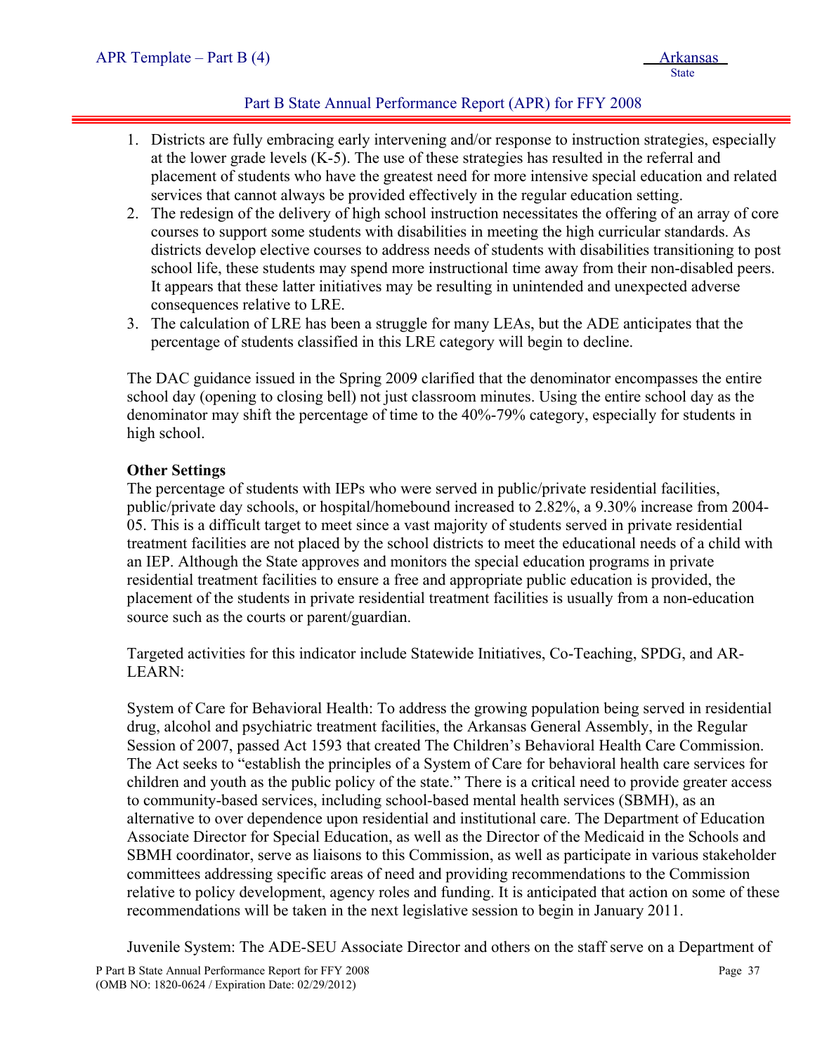1. Districts are fully embracing early intervening and/or response to instruction strategies, especially at the lower grade levels (K-5). The use of these strategies has resulted in the referral and placement of students who have the greatest need for more intensive special education and related services that cannot always be provided effectively in the regular education setting.
2. The redesign of the delivery of high school instruction necessitates the offering of an array of core courses to support some students with disabilities in meeting the high curricular standards. As districts develop elective courses to address needs of students with disabilities transitioning to post school life, these students may spend more instructional time away from their non-disabled peers. It appears that these latter initiatives may be resulting in unintended and unexpected adverse consequences relative to LRE.
3. The calculation of LRE has been a struggle for many LEAs, but the ADE anticipates that the percentage of students classified in this LRE category will begin to decline.

The DAC guidance issued in the Spring 2009 clarified that the denominator encompasses the entire school day (opening to closing bell) not just classroom minutes. Using the entire school day as the denominator may shift the percentage of time to the 40%-79% category, especially for students in high school.

**Other Settings**
The percentage of students with IEPs who were served in public/private residential facilities, public/private day schools, or hospital/homebound increased to 2.82%, a 9.30% increase from 2004-05. This is a difficult target to meet since a vast majority of students served in private residential treatment facilities are not placed by the school districts to meet the educational needs of a child with an IEP. Although the State approves and monitors the special education programs in private residential treatment facilities to ensure a free and appropriate public education is provided, the placement of the students in private residential treatment facilities is usually from a non-education source such as the courts or parent/guardian.

Targeted activities for this indicator include Statewide Initiatives, Co-Teaching, SPDG, and AR-LEARN:

System of Care for Behavioral Health: To address the growing population being served in residential drug, alcohol and psychiatric treatment facilities, the Arkansas General Assembly, in the Regular Session of 2007, passed Act 1593 that created The Children's Behavioral Health Care Commission. The Act seeks to "establish the principles of a System of Care for behavioral health care services for children and youth as the public policy of the state." There is a critical need to provide greater access to community-based services, including school-based mental health services (SBMH), as an alternative to over dependence upon residential and institutional care. The Department of Education Associate Director for Special Education, as well as the Director of the Medicaid in the Schools and SBMH coordinator, serve as liaisons to this Commission, as well as participate in various stakeholder committees addressing specific areas of need and providing recommendations to the Commission relative to policy development, agency roles and funding. It is anticipated that action on some of these recommendations will be taken in the next legislative session to begin in January 2011.

Juvenile System: The ADE-SEU Associate Director and others on the staff serve on a Department of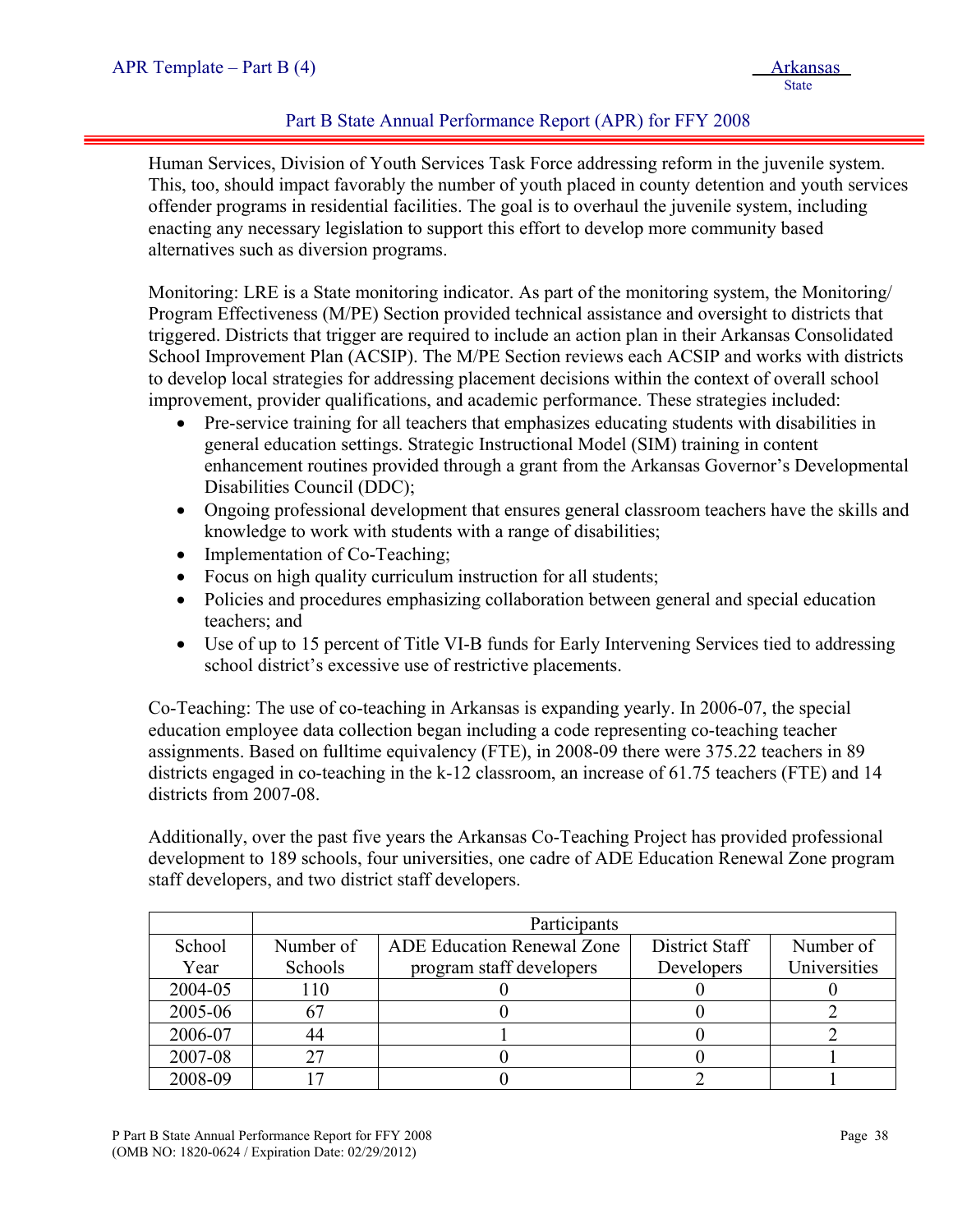Human Services, Division of Youth Services Task Force addressing reform in the juvenile system. This, too, should impact favorably the number of youth placed in county detention and youth services offender programs in residential facilities. The goal is to overhaul the juvenile system, including enacting any necessary legislation to support this effort to develop more community based alternatives such as diversion programs.

Monitoring: LRE is a State monitoring indicator. As part of the monitoring system, the Monitoring/ Program Effectiveness (M/PE) Section provided technical assistance and oversight to districts that triggered. Districts that trigger are required to include an action plan in their Arkansas Consolidated School Improvement Plan (ACSIP). The M/PE Section reviews each ACSIP and works with districts to develop local strategies for addressing placement decisions within the context of overall school improvement, provider qualifications, and academic performance. These strategies included:

- Pre-service training for all teachers that emphasizes educating students with disabilities in general education settings. Strategic Instructional Model (SIM) training in content enhancement routines provided through a grant from the Arkansas Governor's Developmental Disabilities Council (DDC);
- Ongoing professional development that ensures general classroom teachers have the skills and knowledge to work with students with a range of disabilities;
- Implementation of Co-Teaching;
- Focus on high quality curriculum instruction for all students;
- Policies and procedures emphasizing collaboration between general and special education teachers; and
- Use of up to 15 percent of Title VI-B funds for Early Intervening Services tied to addressing school district's excessive use of restrictive placements.

Co-Teaching: The use of co-teaching in Arkansas is expanding yearly. In 2006-07, the special education employee data collection began including a code representing co-teaching teacher assignments. Based on fulltime equivalency (FTE), in 2008-09 there were 375.22 teachers in 89 districts engaged in co-teaching in the k-12 classroom, an increase of 61.75 teachers (FTE) and 14 districts from 2007-08.

Additionally, over the past five years the Arkansas Co-Teaching Project has provided professional development to 189 schools, four universities, one cadre of ADE Education Renewal Zone program staff developers, and two district staff developers.

| | Participants | | | |
|---|---|---|---|---|
| School Year | Number of Schools | ADE Education Renewal Zone program staff developers | District Staff Developers | Number of Universities |
| 2004-05 | 110 | 0 | 0 | 0 |
| 2005-06 | 67 | 0 | 0 | 2 |
| 2006-07 | 44 | 1 | 0 | 2 |
| 2007-08 | 27 | 0 | 0 | 1 |
| 2008-09 | 17 | 0 | 2 | 1 |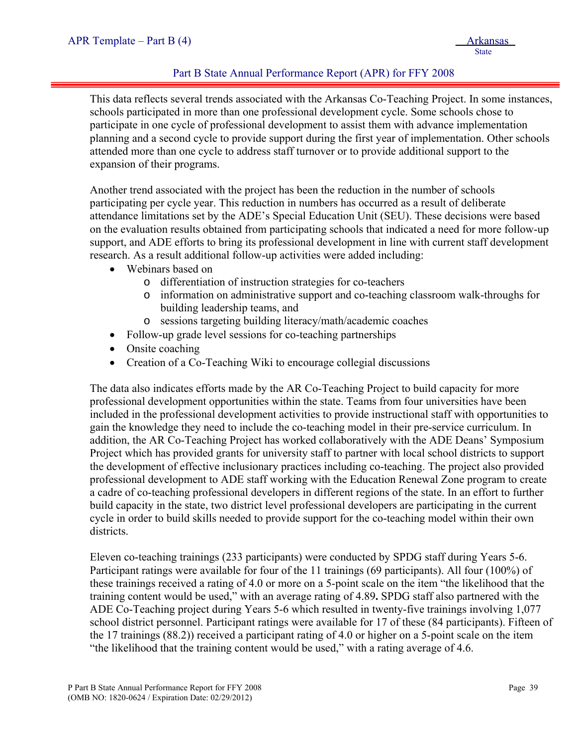This data reflects several trends associated with the Arkansas Co-Teaching Project. In some instances, schools participated in more than one professional development cycle. Some schools chose to participate in one cycle of professional development to assist them with advance implementation planning and a second cycle to provide support during the first year of implementation. Other schools attended more than one cycle to address staff turnover or to provide additional support to the expansion of their programs.

Another trend associated with the project has been the reduction in the number of schools participating per cycle year. This reduction in numbers has occurred as a result of deliberate attendance limitations set by the ADE's Special Education Unit (SEU). These decisions were based on the evaluation results obtained from participating schools that indicated a need for more follow-up support, and ADE efforts to bring its professional development in line with current staff development research. As a result additional follow-up activities were added including:

- Webinars based on
  - differentiation of instruction strategies for co-teachers
  - information on administrative support and co-teaching classroom walk-throughs for building leadership teams, and
  - sessions targeting building literacy/math/academic coaches
- Follow-up grade level sessions for co-teaching partnerships
- Onsite coaching
- Creation of a Co-Teaching Wiki to encourage collegial discussions

The data also indicates efforts made by the AR Co-Teaching Project to build capacity for more professional development opportunities within the state. Teams from four universities have been included in the professional development activities to provide instructional staff with opportunities to gain the knowledge they need to include the co-teaching model in their pre-service curriculum. In addition, the AR Co-Teaching Project has worked collaboratively with the ADE Deans' Symposium Project which has provided grants for university staff to partner with local school districts to support the development of effective inclusionary practices including co-teaching. The project also provided professional development to ADE staff working with the Education Renewal Zone program to create a cadre of co-teaching professional developers in different regions of the state. In an effort to further build capacity in the state, two district level professional developers are participating in the current cycle in order to build skills needed to provide support for the co-teaching model within their own districts.

Eleven co-teaching trainings (233 participants) were conducted by SPDG staff during Years 5-6. Participant ratings were available for four of the 11 trainings (69 participants). All four (100%) of these trainings received a rating of 4.0 or more on a 5-point scale on the item "the likelihood that the training content would be used," with an average rating of 4.89**.** SPDG staff also partnered with the ADE Co-Teaching project during Years 5-6 which resulted in twenty-five trainings involving 1,077 school district personnel. Participant ratings were available for 17 of these (84 participants). Fifteen of the 17 trainings (88.2)) received a participant rating of 4.0 or higher on a 5-point scale on the item "the likelihood that the training content would be used," with a rating average of 4.6.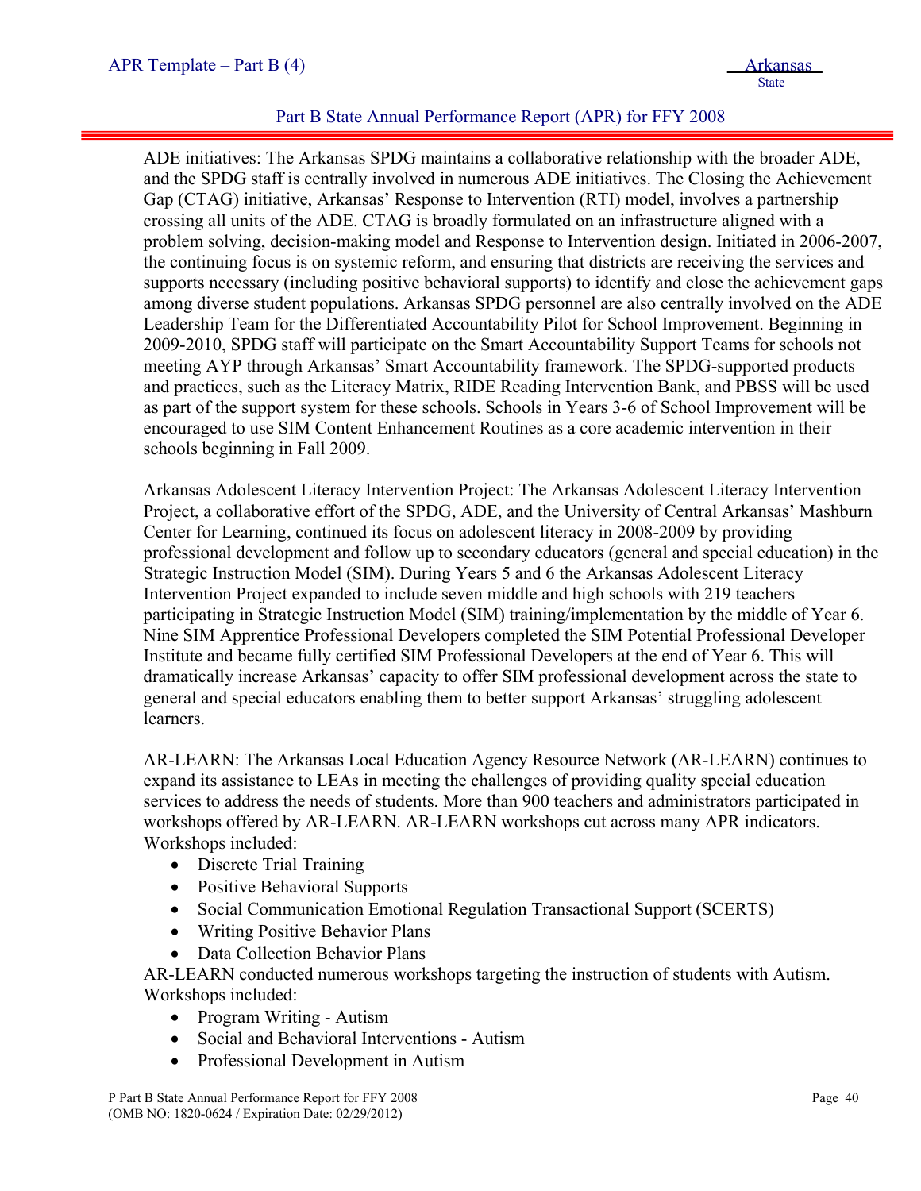ADE initiatives: The Arkansas SPDG maintains a collaborative relationship with the broader ADE, and the SPDG staff is centrally involved in numerous ADE initiatives. The Closing the Achievement Gap (CTAG) initiative, Arkansas' Response to Intervention (RTI) model, involves a partnership crossing all units of the ADE. CTAG is broadly formulated on an infrastructure aligned with a problem solving, decision-making model and Response to Intervention design. Initiated in 2006-2007, the continuing focus is on systemic reform, and ensuring that districts are receiving the services and supports necessary (including positive behavioral supports) to identify and close the achievement gaps among diverse student populations. Arkansas SPDG personnel are also centrally involved on the ADE Leadership Team for the Differentiated Accountability Pilot for School Improvement. Beginning in 2009-2010, SPDG staff will participate on the Smart Accountability Support Teams for schools not meeting AYP through Arkansas' Smart Accountability framework. The SPDG-supported products and practices, such as the Literacy Matrix, RIDE Reading Intervention Bank, and PBSS will be used as part of the support system for these schools. Schools in Years 3-6 of School Improvement will be encouraged to use SIM Content Enhancement Routines as a core academic intervention in their schools beginning in Fall 2009.

Arkansas Adolescent Literacy Intervention Project: The Arkansas Adolescent Literacy Intervention Project, a collaborative effort of the SPDG, ADE, and the University of Central Arkansas' Mashburn Center for Learning, continued its focus on adolescent literacy in 2008-2009 by providing professional development and follow up to secondary educators (general and special education) in the Strategic Instruction Model (SIM). During Years 5 and 6 the Arkansas Adolescent Literacy Intervention Project expanded to include seven middle and high schools with 219 teachers participating in Strategic Instruction Model (SIM) training/implementation by the middle of Year 6. Nine SIM Apprentice Professional Developers completed the SIM Potential Professional Developer Institute and became fully certified SIM Professional Developers at the end of Year 6. This will dramatically increase Arkansas' capacity to offer SIM professional development across the state to general and special educators enabling them to better support Arkansas' struggling adolescent learners.

AR-LEARN: The Arkansas Local Education Agency Resource Network (AR-LEARN) continues to expand its assistance to LEAs in meeting the challenges of providing quality special education services to address the needs of students. More than 900 teachers and administrators participated in workshops offered by AR-LEARN. AR-LEARN workshops cut across many APR indicators. Workshops included:

- Discrete Trial Training
- Positive Behavioral Supports
- Social Communication Emotional Regulation Transactional Support (SCERTS)
- Writing Positive Behavior Plans
- Data Collection Behavior Plans

AR-LEARN conducted numerous workshops targeting the instruction of students with Autism. Workshops included:

- Program Writing - Autism
- Social and Behavioral Interventions - Autism
- Professional Development in Autism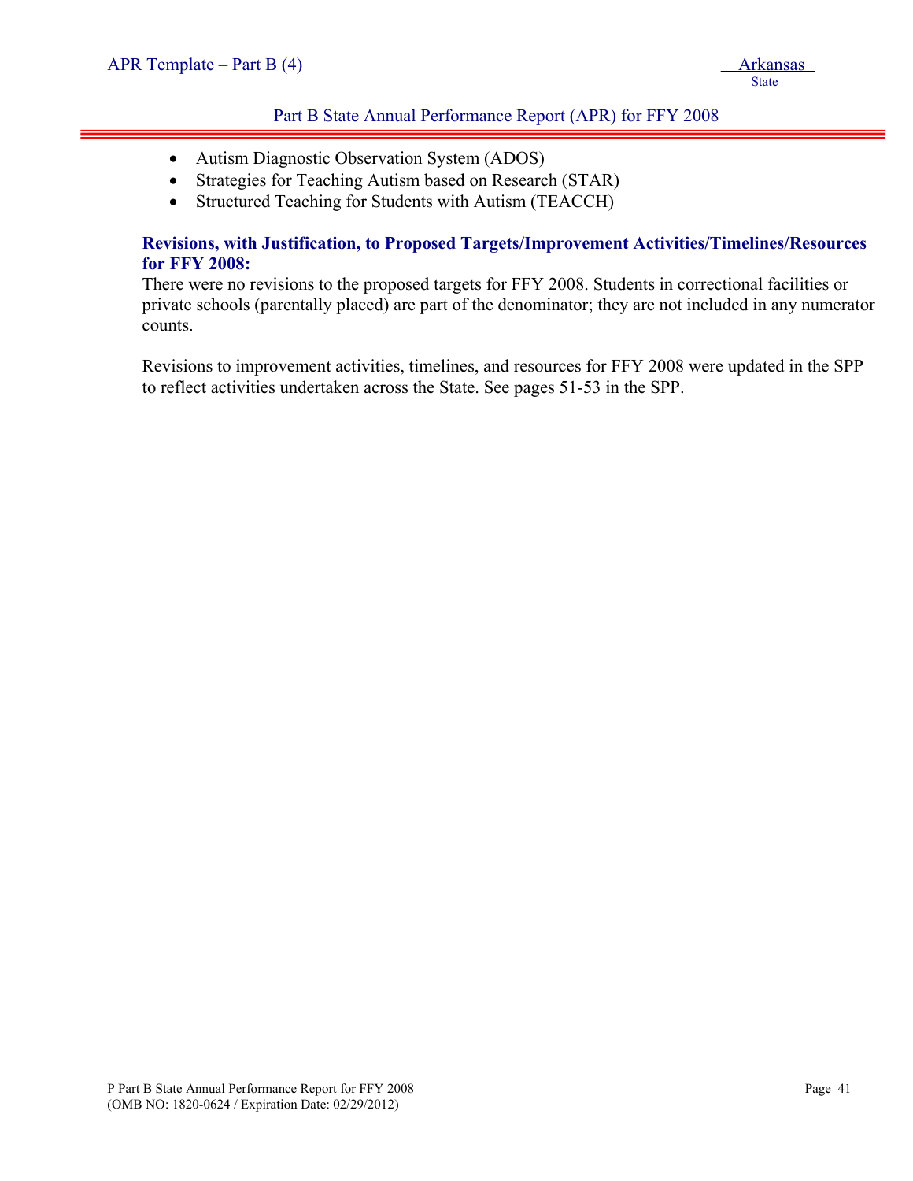- Autism Diagnostic Observation System (ADOS)
- Strategies for Teaching Autism based on Research (STAR)
- Structured Teaching for Students with Autism (TEACCH)

**Revisions, with Justification, to Proposed Targets/Improvement Activities/Timelines/Resources for FFY 2008:**

There were no revisions to the proposed targets for FFY 2008. Students in correctional facilities or private schools (parentally placed) are part of the denominator; they are not included in any numerator counts.

Revisions to improvement activities, timelines, and resources for FFY 2008 were updated in the SPP to reflect activities undertaken across the State. See pages 51-53 in the SPP.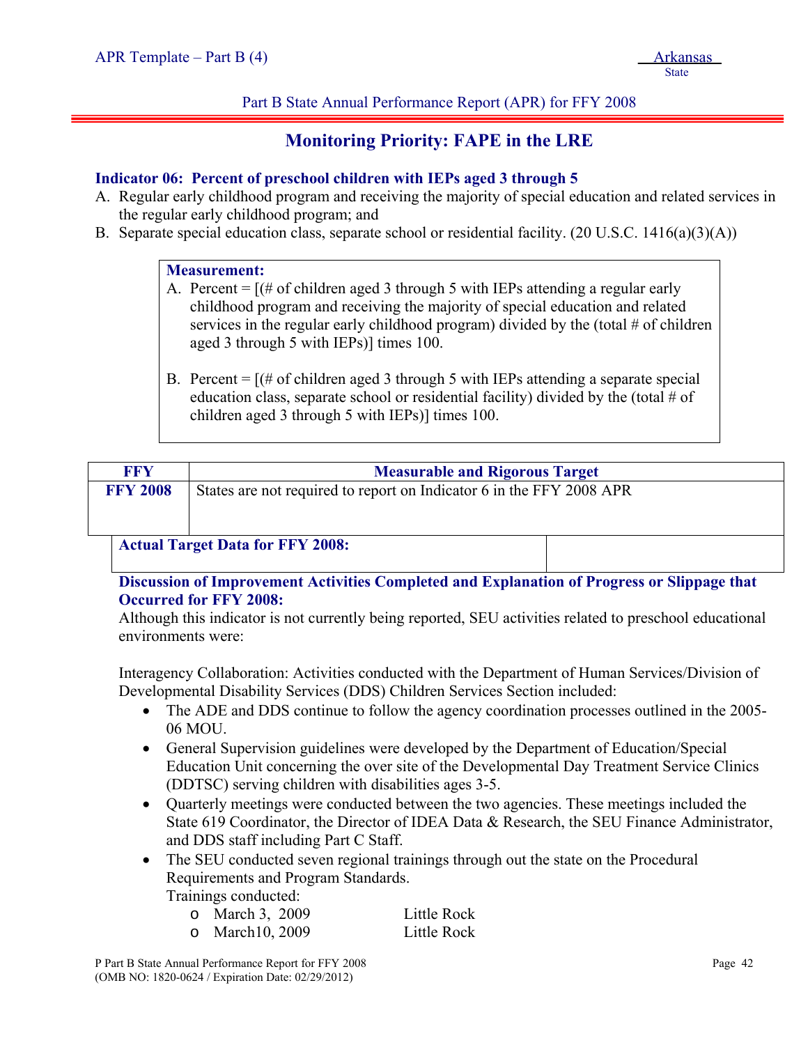Part B State Annual Performance Report (APR) for FFY 2008

## Monitoring Priority: FAPE in the LRE

**Indicator 06: Percent of preschool children with IEPs aged 3 through 5**

A. Regular early childhood program and receiving the majority of special education and related services in the regular early childhood program; and
B. Separate special education class, separate school or residential facility. (20 U.S.C. 1416(a)(3)(A))

**Measurement:**

A. Percent = [(# of children aged 3 through 5 with IEPs attending a regular early childhood program and receiving the majority of special education and related services in the regular early childhood program) divided by the (total # of children aged 3 through 5 with IEPs)] times 100.

B. Percent = [(# of children aged 3 through 5 with IEPs attending a separate special education class, separate school or residential facility) divided by the (total # of children aged 3 through 5 with IEPs)] times 100.

| FFY | Measurable and Rigorous Target |
|---|---|
| FFY 2008 | States are not required to report on Indicator 6 in the FFY 2008 APR |

**Actual Target Data for FFY 2008:**

**Discussion of Improvement Activities Completed and Explanation of Progress or Slippage that Occurred for FFY 2008:**

Although this indicator is not currently being reported, SEU activities related to preschool educational environments were:

Interagency Collaboration: Activities conducted with the Department of Human Services/Division of Developmental Disability Services (DDS) Children Services Section included:

- The ADE and DDS continue to follow the agency coordination processes outlined in the 2005-06 MOU.
- General Supervision guidelines were developed by the Department of Education/Special Education Unit concerning the over site of the Developmental Day Treatment Service Clinics (DDTSC) serving children with disabilities ages 3-5.
- Quarterly meetings were conducted between the two agencies. These meetings included the State 619 Coordinator, the Director of IDEA Data & Research, the SEU Finance Administrator, and DDS staff including Part C Staff.
- The SEU conducted seven regional trainings through out the state on the Procedural Requirements and Program Standards.
  Trainings conducted:
  - March 3, 2009 Little Rock
  - March10, 2009 Little Rock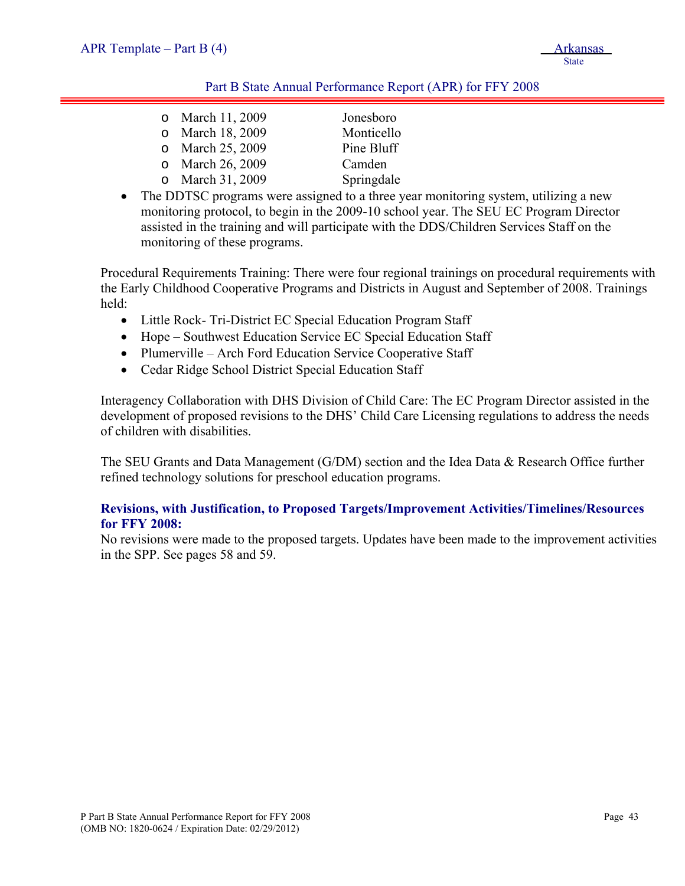- March 11, 2009 Jonesboro
- March 18, 2009 Monticello
- March 25, 2009 Pine Bluff
- March 26, 2009 Camden
- March 31, 2009 Springdale

- The DDTSC programs were assigned to a three year monitoring system, utilizing a new monitoring protocol, to begin in the 2009-10 school year. The SEU EC Program Director assisted in the training and will participate with the DDS/Children Services Staff on the monitoring of these programs.

Procedural Requirements Training: There were four regional trainings on procedural requirements with the Early Childhood Cooperative Programs and Districts in August and September of 2008. Trainings held:

- Little Rock- Tri-District EC Special Education Program Staff
- Hope – Southwest Education Service EC Special Education Staff
- Plumerville – Arch Ford Education Service Cooperative Staff
- Cedar Ridge School District Special Education Staff

Interagency Collaboration with DHS Division of Child Care: The EC Program Director assisted in the development of proposed revisions to the DHS' Child Care Licensing regulations to address the needs of children with disabilities.

The SEU Grants and Data Management (G/DM) section and the Idea Data & Research Office further refined technology solutions for preschool education programs.

**Revisions, with Justification, to Proposed Targets/Improvement Activities/Timelines/Resources for FFY 2008:**

No revisions were made to the proposed targets. Updates have been made to the improvement activities in the SPP. See pages 58 and 59.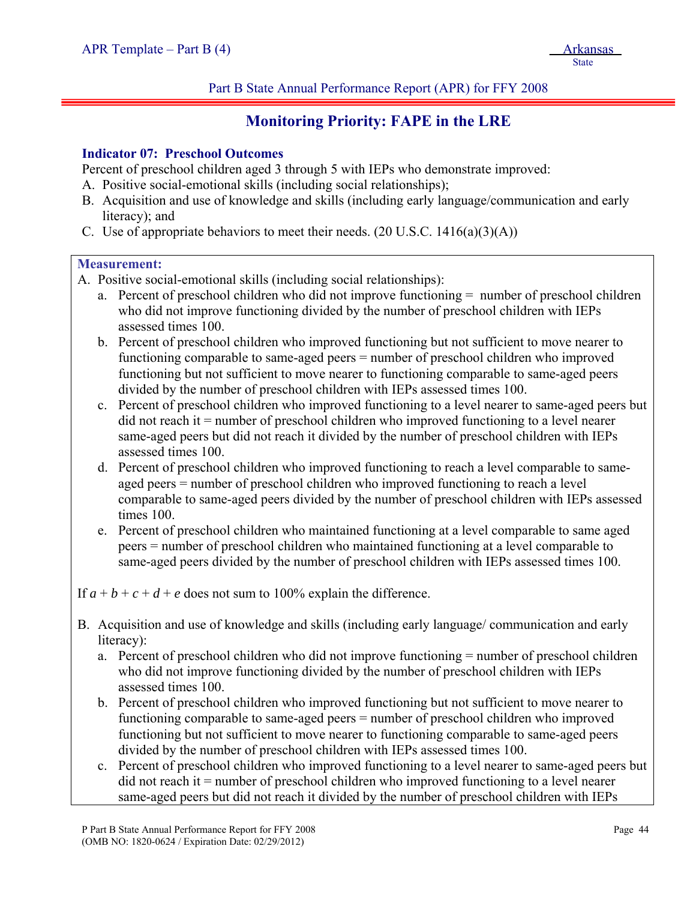## Monitoring Priority: FAPE in the LRE

**Indicator 07: Preschool Outcomes**

Percent of preschool children aged 3 through 5 with IEPs who demonstrate improved:

A. Positive social-emotional skills (including social relationships);
B. Acquisition and use of knowledge and skills (including early language/communication and early literacy); and
C. Use of appropriate behaviors to meet their needs. (20 U.S.C. 1416(a)(3)(A))

**Measurement:**

A. Positive social-emotional skills (including social relationships):
   a. Percent of preschool children who did not improve functioning = number of preschool children who did not improve functioning divided by the number of preschool children with IEPs assessed times 100.
   b. Percent of preschool children who improved functioning but not sufficient to move nearer to functioning comparable to same-aged peers = number of preschool children who improved functioning but not sufficient to move nearer to functioning comparable to same-aged peers divided by the number of preschool children with IEPs assessed times 100.
   c. Percent of preschool children who improved functioning to a level nearer to same-aged peers but did not reach it = number of preschool children who improved functioning to a level nearer same-aged peers but did not reach it divided by the number of preschool children with IEPs assessed times 100.
   d. Percent of preschool children who improved functioning to reach a level comparable to same-aged peers = number of preschool children who improved functioning to reach a level comparable to same-aged peers divided by the number of preschool children with IEPs assessed times 100.
   e. Percent of preschool children who maintained functioning at a level comparable to same aged peers = number of preschool children who maintained functioning at a level comparable to same-aged peers divided by the number of preschool children with IEPs assessed times 100.

If $a + b + c + d + e$ does not sum to 100% explain the difference.

B. Acquisition and use of knowledge and skills (including early language/ communication and early literacy):
   a. Percent of preschool children who did not improve functioning = number of preschool children who did not improve functioning divided by the number of preschool children with IEPs assessed times 100.
   b. Percent of preschool children who improved functioning but not sufficient to move nearer to functioning comparable to same-aged peers = number of preschool children who improved functioning but not sufficient to move nearer to functioning comparable to same-aged peers divided by the number of preschool children with IEPs assessed times 100.
   c. Percent of preschool children who improved functioning to a level nearer to same-aged peers but did not reach it = number of preschool children who improved functioning to a level nearer same-aged peers but did not reach it divided by the number of preschool children with IEPs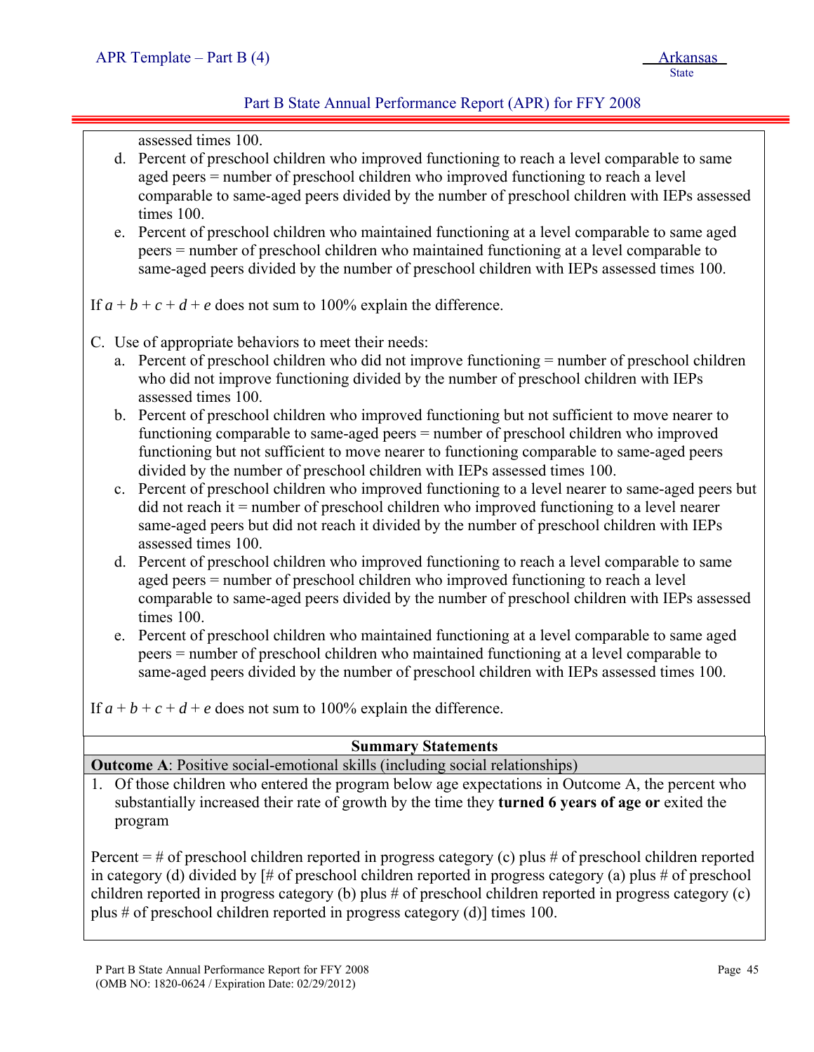assessed times 100.

d. Percent of preschool children who improved functioning to reach a level comparable to same aged peers = number of preschool children who improved functioning to reach a level comparable to same-aged peers divided by the number of preschool children with IEPs assessed times 100.

e. Percent of preschool children who maintained functioning at a level comparable to same aged peers = number of preschool children who maintained functioning at a level comparable to same-aged peers divided by the number of preschool children with IEPs assessed times 100.

If $a + b + c + d + e$ does not sum to 100% explain the difference.

C. Use of appropriate behaviors to meet their needs:

a. Percent of preschool children who did not improve functioning = number of preschool children who did not improve functioning divided by the number of preschool children with IEPs assessed times 100.

b. Percent of preschool children who improved functioning but not sufficient to move nearer to functioning comparable to same-aged peers = number of preschool children who improved functioning but not sufficient to move nearer to functioning comparable to same-aged peers divided by the number of preschool children with IEPs assessed times 100.

c. Percent of preschool children who improved functioning to a level nearer to same-aged peers but did not reach it = number of preschool children who improved functioning to a level nearer same-aged peers but did not reach it divided by the number of preschool children with IEPs assessed times 100.

d. Percent of preschool children who improved functioning to reach a level comparable to same aged peers = number of preschool children who improved functioning to reach a level comparable to same-aged peers divided by the number of preschool children with IEPs assessed times 100.

e. Percent of preschool children who maintained functioning at a level comparable to same aged peers = number of preschool children who maintained functioning at a level comparable to same-aged peers divided by the number of preschool children with IEPs assessed times 100.

If $a + b + c + d + e$ does not sum to 100% explain the difference.

**Summary Statements**

**Outcome A**: Positive social-emotional skills (including social relationships)

1. Of those children who entered the program below age expectations in Outcome A, the percent who substantially increased their rate of growth by the time they **turned 6 years of age or** exited the program

Percent = # of preschool children reported in progress category (c) plus # of preschool children reported in category (d) divided by [# of preschool children reported in progress category (a) plus # of preschool children reported in progress category (b) plus # of preschool children reported in progress category (c) plus # of preschool children reported in progress category (d)] times 100.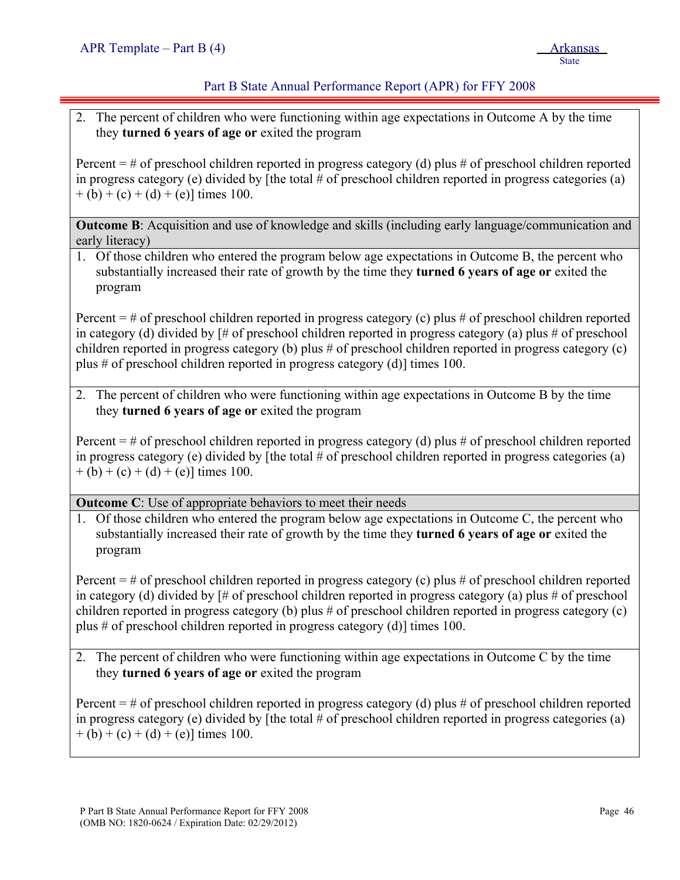2. The percent of children who were functioning within age expectations in Outcome A by the time they **turned 6 years of age or** exited the program

Percent = # of preschool children reported in progress category (d) plus # of preschool children reported in progress category (e) divided by [the total # of preschool children reported in progress categories (a) + (b) + (c) + (d) + (e)] times 100.

**Outcome B**: Acquisition and use of knowledge and skills (including early language/communication and early literacy)

1. Of those children who entered the program below age expectations in Outcome B, the percent who substantially increased their rate of growth by the time they **turned 6 years of age or** exited the program

Percent = # of preschool children reported in progress category (c) plus # of preschool children reported in category (d) divided by [# of preschool children reported in progress category (a) plus # of preschool children reported in progress category (b) plus # of preschool children reported in progress category (c) plus # of preschool children reported in progress category (d)] times 100.

2. The percent of children who were functioning within age expectations in Outcome B by the time they **turned 6 years of age or** exited the program

Percent = # of preschool children reported in progress category (d) plus # of preschool children reported in progress category (e) divided by [the total # of preschool children reported in progress categories (a) + (b) + (c) + (d) + (e)] times 100.

**Outcome C**: Use of appropriate behaviors to meet their needs

1. Of those children who entered the program below age expectations in Outcome C, the percent who substantially increased their rate of growth by the time they **turned 6 years of age or** exited the program

Percent = # of preschool children reported in progress category (c) plus # of preschool children reported in category (d) divided by [# of preschool children reported in progress category (a) plus # of preschool children reported in progress category (b) plus # of preschool children reported in progress category (c) plus # of preschool children reported in progress category (d)] times 100.

2. The percent of children who were functioning within age expectations in Outcome C by the time they **turned 6 years of age or** exited the program

Percent = # of preschool children reported in progress category (d) plus # of preschool children reported in progress category (e) divided by [the total # of preschool children reported in progress categories (a) + (b) + (c) + (d) + (e)] times 100.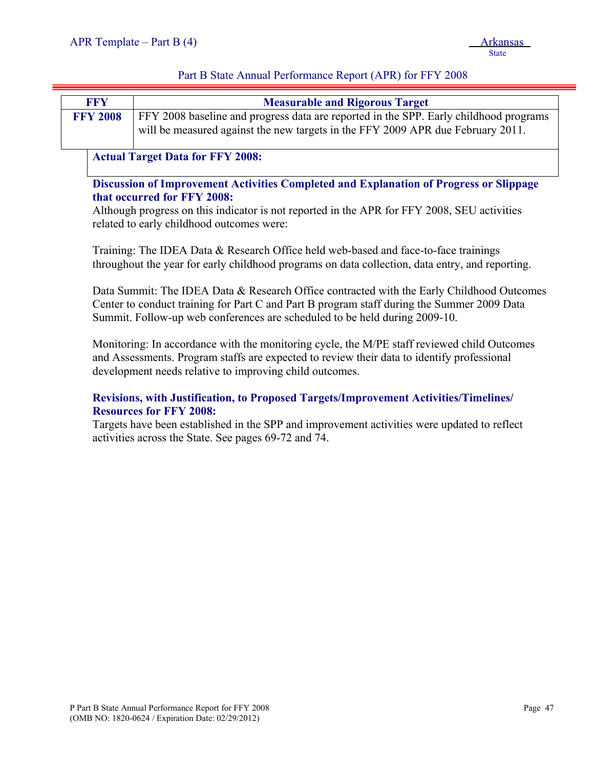| FFY | Measurable and Rigorous Target |
| --- | --- |
| **FFY 2008** | FFY 2008 baseline and progress data are reported in the SPP. Early childhood programs will be measured against the new targets in the FFY 2009 APR due February 2011. |

**Actual Target Data for FFY 2008:**

**Discussion of Improvement Activities Completed and Explanation of Progress or Slippage that occurred for FFY 2008:**

Although progress on this indicator is not reported in the APR for FFY 2008, SEU activities related to early childhood outcomes were:

Training: The IDEA Data & Research Office held web-based and face-to-face trainings throughout the year for early childhood programs on data collection, data entry, and reporting.

Data Summit: The IDEA Data & Research Office contracted with the Early Childhood Outcomes Center to conduct training for Part C and Part B program staff during the Summer 2009 Data Summit. Follow-up web conferences are scheduled to be held during 2009-10.

Monitoring: In accordance with the monitoring cycle, the M/PE staff reviewed child Outcomes and Assessments. Program staffs are expected to review their data to identify professional development needs relative to improving child outcomes.

**Revisions, with Justification, to Proposed Targets/Improvement Activities/Timelines/ Resources for FFY 2008:**

Targets have been established in the SPP and improvement activities were updated to reflect activities across the State. See pages 69-72 and 74.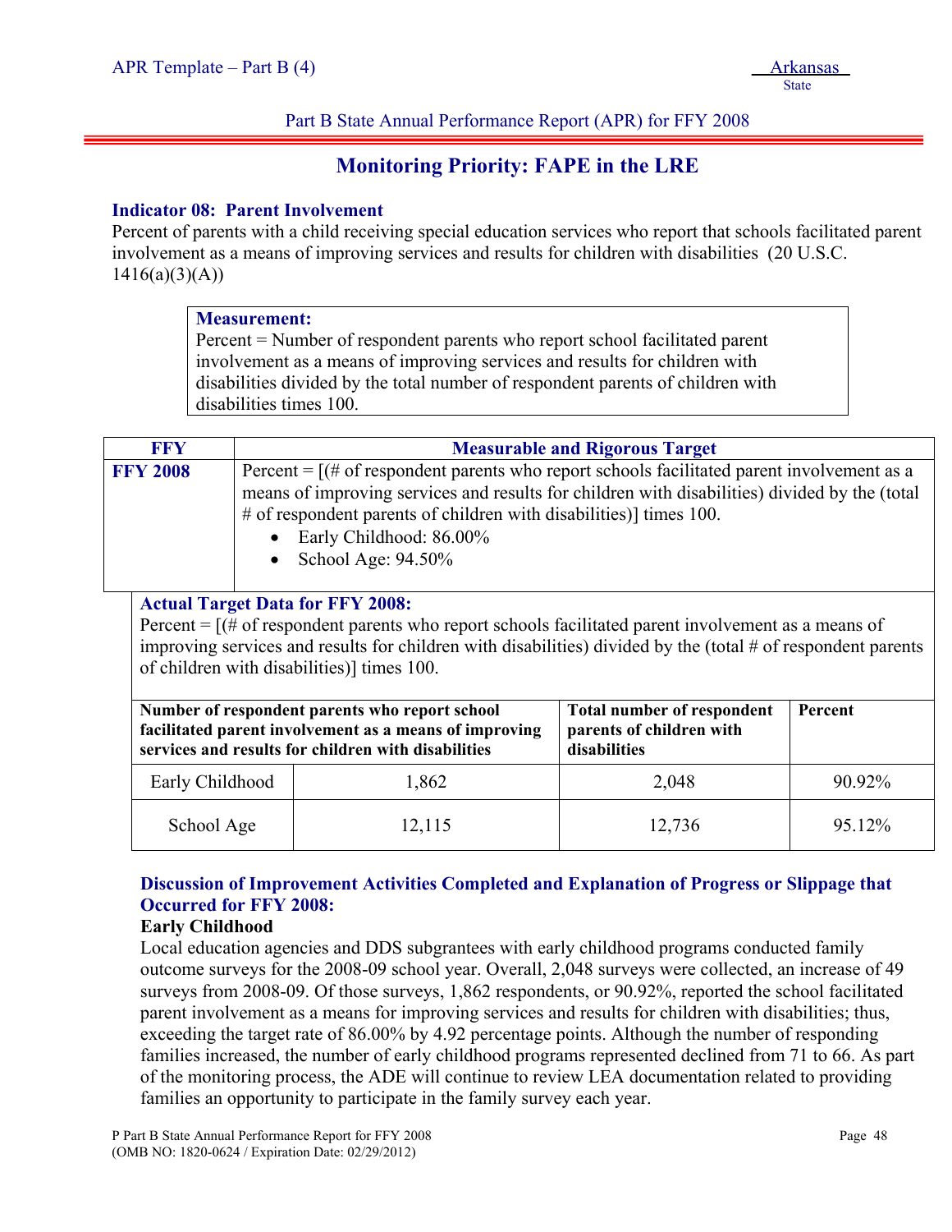## Monitoring Priority: FAPE in the LRE

### Indicator 08: Parent Involvement

Percent of parents with a child receiving special education services who report that schools facilitated parent involvement as a means of improving services and results for children with disabilities (20 U.S.C. 1416(a)(3)(A))

**Measurement:**
Percent = Number of respondent parents who report school facilitated parent involvement as a means of improving services and results for children with disabilities divided by the total number of respondent parents of children with disabilities times 100.

| FFY | Measurable and Rigorous Target |
|---|---|
| **FFY 2008** | Percent = [(# of respondent parents who report schools facilitated parent involvement as a means of improving services and results for children with disabilities) divided by the (total # of respondent parents of children with disabilities)] times 100.<br>• Early Childhood: 86.00%<br>• School Age: 94.50% |

**Actual Target Data for FFY 2008:**
Percent = [(# of respondent parents who report schools facilitated parent involvement as a means of improving services and results for children with disabilities) divided by the (total # of respondent parents of children with disabilities)] times 100.

| Number of respondent parents who report school facilitated parent involvement as a means of improving services and results for children with disabilities | | Total number of respondent parents of children with disabilities | Percent |
|---|---|---|---|
| Early Childhood | 1,862 | 2,048 | 90.92% |
| School Age | 12,115 | 12,736 | 95.12% |

**Discussion of Improvement Activities Completed and Explanation of Progress or Slippage that Occurred for FFY 2008:**

**Early Childhood**

Local education agencies and DDS subgrantees with early childhood programs conducted family outcome surveys for the 2008-09 school year. Overall, 2,048 surveys were collected, an increase of 49 surveys from 2008-09. Of those surveys, 1,862 respondents, or 90.92%, reported the school facilitated parent involvement as a means for improving services and results for children with disabilities; thus, exceeding the target rate of 86.00% by 4.92 percentage points. Although the number of responding families increased, the number of early childhood programs represented declined from 71 to 66. As part of the monitoring process, the ADE will continue to review LEA documentation related to providing families an opportunity to participate in the family survey each year.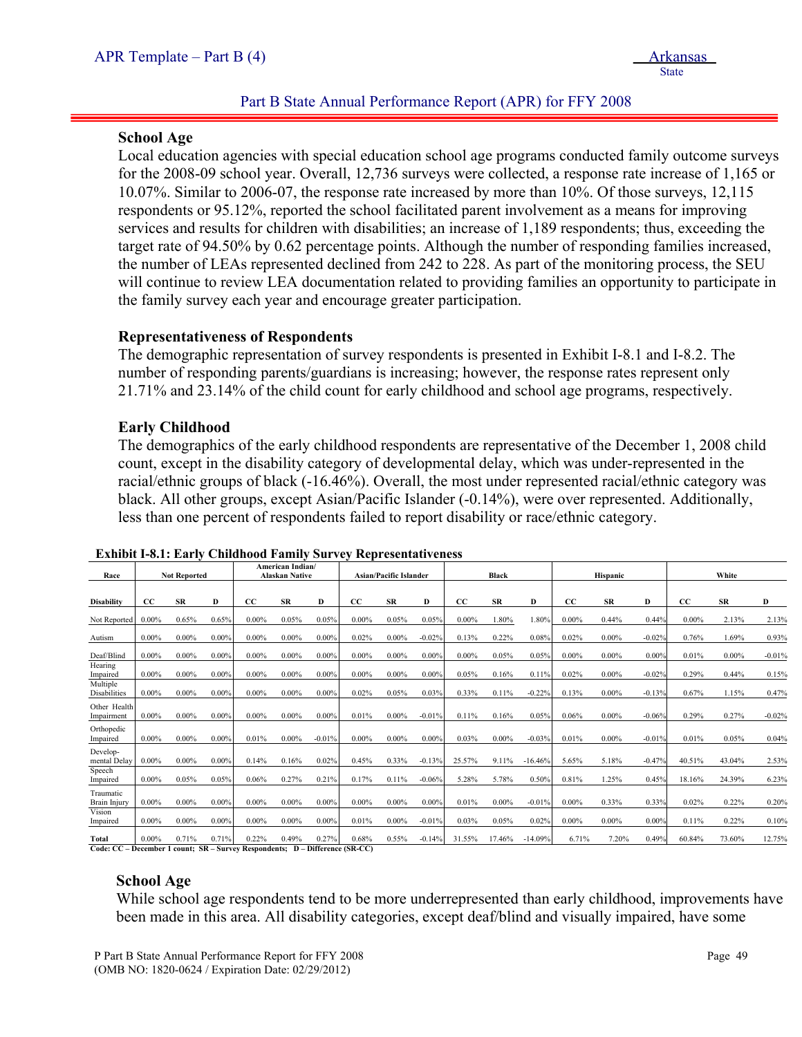### School Age

Local education agencies with special education school age programs conducted family outcome surveys for the 2008-09 school year. Overall, 12,736 surveys were collected, a response rate increase of 1,165 or 10.07%. Similar to 2006-07, the response rate increased by more than 10%. Of those surveys, 12,115 respondents or 95.12%, reported the school facilitated parent involvement as a means for improving services and results for children with disabilities; an increase of 1,189 respondents; thus, exceeding the target rate of 94.50% by 0.62 percentage points. Although the number of responding families increased, the number of LEAs represented declined from 242 to 228. As part of the monitoring process, the SEU will continue to review LEA documentation related to providing families an opportunity to participate in the family survey each year and encourage greater participation.

### Representativeness of Respondents

The demographic representation of survey respondents is presented in Exhibit I-8.1 and I-8.2. The number of responding parents/guardians is increasing; however, the response rates represent only 21.71% and 23.14% of the child count for early childhood and school age programs, respectively.

### Early Childhood

The demographics of the early childhood respondents are representative of the December 1, 2008 child count, except in the disability category of developmental delay, which was under-represented in the racial/ethnic groups of black (-16.46%). Overall, the most under represented racial/ethnic category was black. All other groups, except Asian/Pacific Islander (-0.14%), were over represented. Additionally, less than one percent of respondents failed to report disability or race/ethnic category.

**Exhibit I-8.1: Early Childhood Family Survey Representativeness**

| Race | Not Reported | | | American Indian/ Alaskan Native | | | Asian/Pacific Islander | | | Black | | | Hispanic | | | White | | |
|---|---|---|---|---|---|---|---|---|---|---|---|---|---|---|---|---|---|---|
| **Disability** | **CC** | **SR** | **D** | **CC** | **SR** | **D** | **CC** | **SR** | **D** | **CC** | **SR** | **D** | **CC** | **SR** | **D** | **CC** | **SR** | **D** |
| Not Reported | 0.00% | 0.65% | 0.65% | 0.00% | 0.05% | 0.05% | 0.00% | 0.05% | 0.05% | 0.00% | 1.80% | 1.80% | 0.00% | 0.44% | 0.44% | 0.00% | 2.13% | 2.13% |
| Autism | 0.00% | 0.00% | 0.00% | 0.00% | 0.00% | 0.00% | 0.02% | 0.00% | -0.02% | 0.13% | 0.22% | 0.08% | 0.02% | 0.00% | -0.02% | 0.76% | 1.69% | 0.93% |
| Deaf/Blind | 0.00% | 0.00% | 0.00% | 0.00% | 0.00% | 0.00% | 0.00% | 0.00% | 0.00% | 0.00% | 0.05% | 0.05% | 0.00% | 0.00% | 0.00% | 0.01% | 0.00% | -0.01% |
| Hearing Impaired | 0.00% | 0.00% | 0.00% | 0.00% | 0.00% | 0.00% | 0.00% | 0.00% | 0.00% | 0.05% | 0.16% | 0.11% | 0.02% | 0.00% | -0.02% | 0.29% | 0.44% | 0.15% |
| Multiple Disabilities | 0.00% | 0.00% | 0.00% | 0.00% | 0.00% | 0.00% | 0.02% | 0.05% | 0.03% | 0.33% | 0.11% | -0.22% | 0.13% | 0.00% | -0.13% | 0.67% | 1.15% | 0.47% |
| Other Health Impairment | 0.00% | 0.00% | 0.00% | 0.00% | 0.00% | 0.00% | 0.01% | 0.00% | -0.01% | 0.11% | 0.16% | 0.05% | 0.06% | 0.00% | -0.06% | 0.29% | 0.27% | -0.02% |
| Orthopedic Impaired | 0.00% | 0.00% | 0.00% | 0.01% | 0.00% | -0.01% | 0.00% | 0.00% | 0.00% | 0.03% | 0.00% | -0.03% | 0.01% | 0.00% | -0.01% | 0.01% | 0.05% | 0.04% |
| Develop-mental Delay | 0.00% | 0.00% | 0.00% | 0.14% | 0.16% | 0.02% | 0.45% | 0.33% | -0.13% | 25.57% | 9.11% | -16.46% | 5.65% | 5.18% | -0.47% | 40.51% | 43.04% | 2.53% |
| Speech Impaired | 0.00% | 0.05% | 0.05% | 0.06% | 0.27% | 0.21% | 0.17% | 0.11% | -0.06% | 5.28% | 5.78% | 0.50% | 0.81% | 1.25% | 0.45% | 18.16% | 24.39% | 6.23% |
| Traumatic Brain Injury | 0.00% | 0.00% | 0.00% | 0.00% | 0.00% | 0.00% | 0.00% | 0.00% | 0.00% | 0.01% | 0.00% | -0.01% | 0.00% | 0.33% | 0.33% | 0.02% | 0.22% | 0.20% |
| Vision Impaired | 0.00% | 0.00% | 0.00% | 0.00% | 0.00% | 0.00% | 0.01% | 0.00% | -0.01% | 0.03% | 0.05% | 0.02% | 0.00% | 0.00% | 0.00% | 0.11% | 0.22% | 0.10% |
| **Total** | 0.00% | 0.71% | 0.71% | 0.22% | 0.49% | 0.27% | 0.68% | 0.55% | -0.14% | 31.55% | 17.46% | -14.09% | 6.71% | 7.20% | 0.49% | 60.84% | 73.60% | 12.75% |

**Code: CC – December 1 count; SR – Survey Respondents; D – Difference (SR-CC)**

### School Age

While school age respondents tend to be more underrepresented than early childhood, improvements have been made in this area. All disability categories, except deaf/blind and visually impaired, have some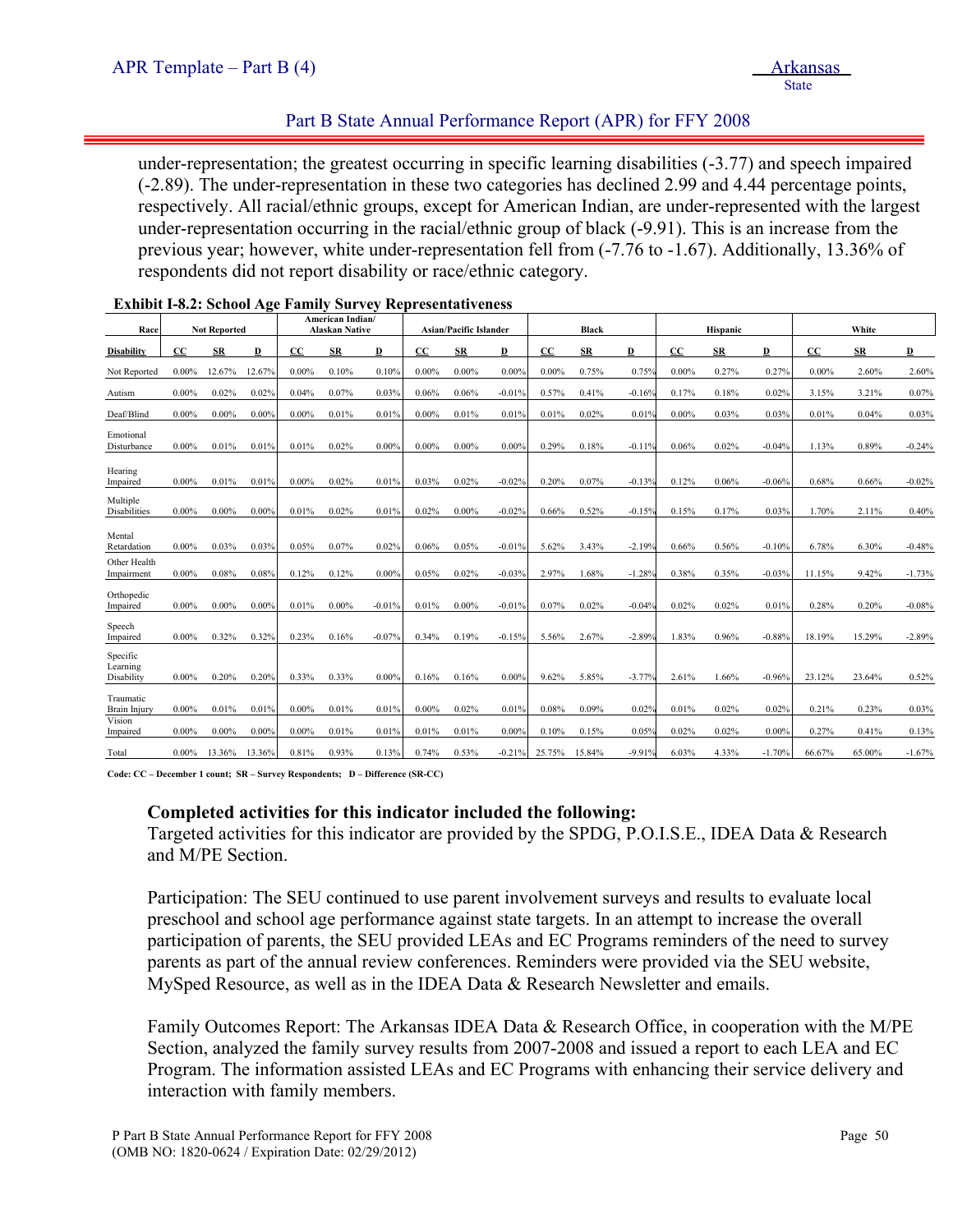under-representation; the greatest occurring in specific learning disabilities (-3.77) and speech impaired (-2.89). The under-representation in these two categories has declined 2.99 and 4.44 percentage points, respectively. All racial/ethnic groups, except for American Indian, are under-represented with the largest under-representation occurring in the racial/ethnic group of black (-9.91). This is an increase from the previous year; however, white under-representation fell from (-7.76 to -1.67). Additionally, 13.36% of respondents did not report disability or race/ethnic category.

**Exhibit I-8.2: School Age Family Survey Representativeness**

| Race | Not Reported | | | American Indian/ Alaskan Native | | | Asian/Pacific Islander | | | Black | | | Hispanic | | | White | | |
|---|---|---|---|---|---|---|---|---|---|---|---|---|---|---|---|---|---|---|
| **Disability** | **CC** | **SR** | **D** | **CC** | **SR** | **D** | **CC** | **SR** | **D** | **CC** | **SR** | **D** | **CC** | **SR** | **D** | **CC** | **SR** | **D** |
| Not Reported | 0.00% | 12.67% | 12.67% | 0.00% | 0.10% | 0.10% | 0.00% | 0.00% | 0.00% | 0.00% | 0.75% | 0.75% | 0.00% | 0.27% | 0.27% | 0.00% | 2.60% | 2.60% |
| Autism | 0.00% | 0.02% | 0.02% | 0.04% | 0.07% | 0.03% | 0.06% | 0.06% | -0.01% | 0.57% | 0.41% | -0.16% | 0.17% | 0.18% | 0.02% | 3.15% | 3.21% | 0.07% |
| Deaf/Blind | 0.00% | 0.00% | 0.00% | 0.00% | 0.01% | 0.01% | 0.00% | 0.01% | 0.01% | 0.01% | 0.02% | 0.01% | 0.00% | 0.03% | 0.03% | 0.01% | 0.04% | 0.03% |
| Emotional Disturbance | 0.00% | 0.01% | 0.01% | 0.01% | 0.02% | 0.00% | 0.00% | 0.00% | 0.00% | 0.29% | 0.18% | -0.11% | 0.06% | 0.02% | -0.04% | 1.13% | 0.89% | -0.24% |
| Hearing Impaired | 0.00% | 0.01% | 0.01% | 0.00% | 0.02% | 0.01% | 0.03% | 0.02% | -0.02% | 0.20% | 0.07% | -0.13% | 0.12% | 0.06% | -0.06% | 0.68% | 0.66% | -0.02% |
| Multiple Disabilities | 0.00% | 0.00% | 0.00% | 0.01% | 0.02% | 0.01% | 0.02% | 0.00% | -0.02% | 0.66% | 0.52% | -0.15% | 0.15% | 0.17% | 0.03% | 1.70% | 2.11% | 0.40% |
| Mental Retardation | 0.00% | 0.03% | 0.03% | 0.05% | 0.07% | 0.02% | 0.06% | 0.05% | -0.01% | 5.62% | 3.43% | -2.19% | 0.66% | 0.56% | -0.10% | 6.78% | 6.30% | -0.48% |
| Other Health Impairment | 0.00% | 0.08% | 0.08% | 0.12% | 0.12% | 0.00% | 0.05% | 0.02% | -0.03% | 2.97% | 1.68% | -1.28% | 0.38% | 0.35% | -0.03% | 11.15% | 9.42% | -1.73% |
| Orthopedic Impaired | 0.00% | 0.00% | 0.00% | 0.01% | 0.00% | -0.01% | 0.01% | 0.00% | -0.01% | 0.07% | 0.02% | -0.04% | 0.02% | 0.02% | 0.01% | 0.28% | 0.20% | -0.08% |
| Speech Impaired | 0.00% | 0.32% | 0.32% | 0.23% | 0.16% | -0.07% | 0.34% | 0.19% | -0.15% | 5.56% | 2.67% | -2.89% | 1.83% | 0.96% | -0.88% | 18.19% | 15.29% | -2.89% |
| Specific Learning Disability | 0.00% | 0.20% | 0.20% | 0.33% | 0.33% | 0.00% | 0.16% | 0.16% | 0.00% | 9.62% | 5.85% | -3.77% | 2.61% | 1.66% | -0.96% | 23.12% | 23.64% | 0.52% |
| Traumatic Brain Injury | 0.00% | 0.01% | 0.01% | 0.00% | 0.01% | 0.01% | 0.00% | 0.02% | 0.01% | 0.08% | 0.09% | 0.02% | 0.01% | 0.02% | 0.02% | 0.21% | 0.23% | 0.03% |
| Vision Impaired | 0.00% | 0.00% | 0.00% | 0.00% | 0.01% | 0.01% | 0.01% | 0.01% | 0.00% | 0.10% | 0.15% | 0.05% | 0.02% | 0.02% | 0.00% | 0.27% | 0.41% | 0.13% |
| Total | 0.00% | 13.36% | 13.36% | 0.81% | 0.93% | 0.13% | 0.74% | 0.53% | -0.21% | 25.75% | 15.84% | -9.91% | 6.03% | 4.33% | -1.70% | 66.67% | 65.00% | -1.67% |

**Code: CC – December 1 count; SR – Survey Respondents; D – Difference (SR-CC)**

**Completed activities for this indicator included the following:**

Targeted activities for this indicator are provided by the SPDG, P.O.I.S.E., IDEA Data & Research and M/PE Section.

Participation: The SEU continued to use parent involvement surveys and results to evaluate local preschool and school age performance against state targets. In an attempt to increase the overall participation of parents, the SEU provided LEAs and EC Programs reminders of the need to survey parents as part of the annual review conferences. Reminders were provided via the SEU website, MySped Resource, as well as in the IDEA Data & Research Newsletter and emails.

Family Outcomes Report: The Arkansas IDEA Data & Research Office, in cooperation with the M/PE Section, analyzed the family survey results from 2007-2008 and issued a report to each LEA and EC Program. The information assisted LEAs and EC Programs with enhancing their service delivery and interaction with family members.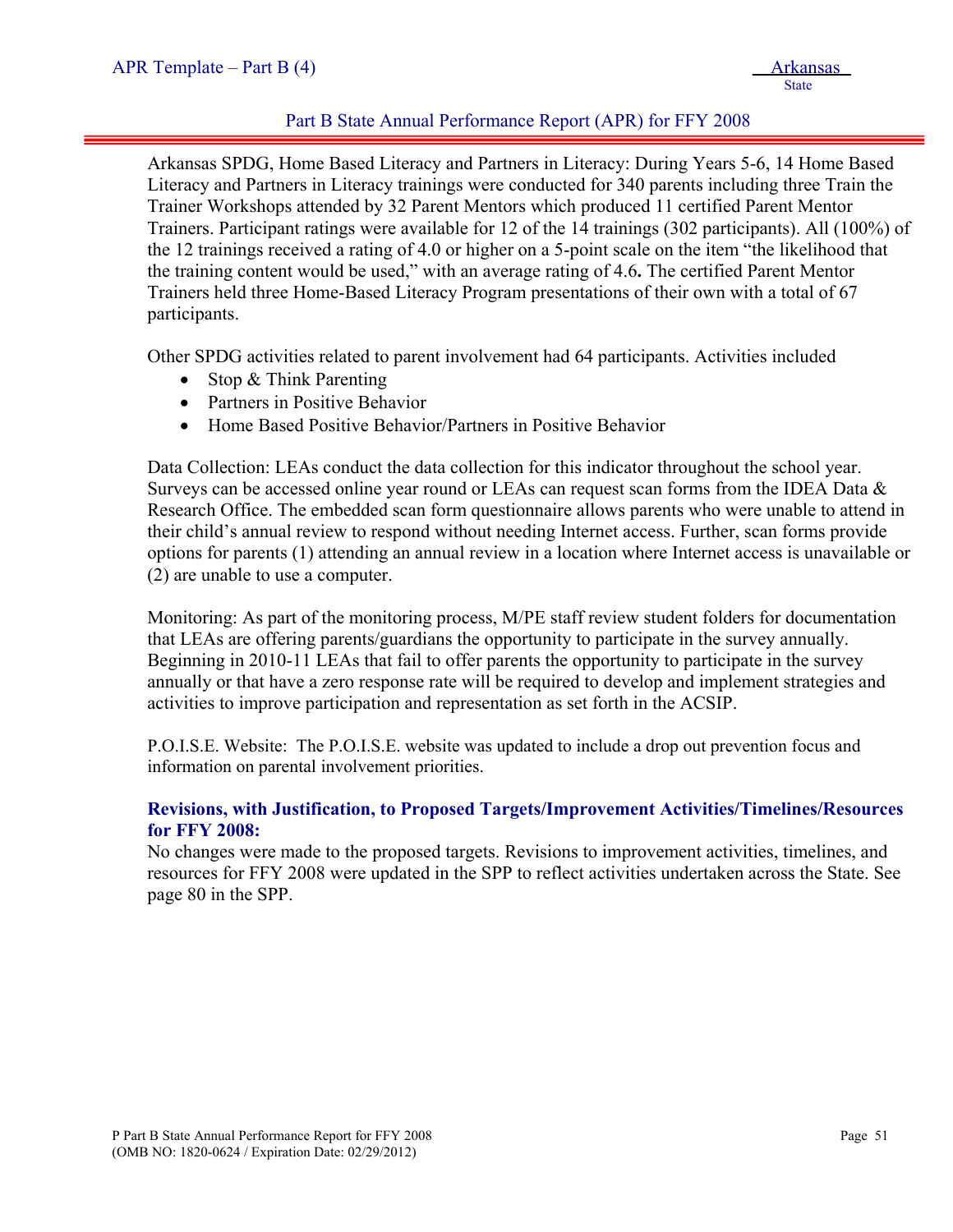Arkansas SPDG, Home Based Literacy and Partners in Literacy: During Years 5-6, 14 Home Based Literacy and Partners in Literacy trainings were conducted for 340 parents including three Train the Trainer Workshops attended by 32 Parent Mentors which produced 11 certified Parent Mentor Trainers. Participant ratings were available for 12 of the 14 trainings (302 participants). All (100%) of the 12 trainings received a rating of 4.0 or higher on a 5-point scale on the item "the likelihood that the training content would be used," with an average rating of 4.6**.** The certified Parent Mentor Trainers held three Home-Based Literacy Program presentations of their own with a total of 67 participants.

Other SPDG activities related to parent involvement had 64 participants. Activities included

- Stop & Think Parenting
- Partners in Positive Behavior
- Home Based Positive Behavior/Partners in Positive Behavior

Data Collection: LEAs conduct the data collection for this indicator throughout the school year. Surveys can be accessed online year round or LEAs can request scan forms from the IDEA Data & Research Office. The embedded scan form questionnaire allows parents who were unable to attend in their child's annual review to respond without needing Internet access. Further, scan forms provide options for parents (1) attending an annual review in a location where Internet access is unavailable or (2) are unable to use a computer.

Monitoring: As part of the monitoring process, M/PE staff review student folders for documentation that LEAs are offering parents/guardians the opportunity to participate in the survey annually. Beginning in 2010-11 LEAs that fail to offer parents the opportunity to participate in the survey annually or that have a zero response rate will be required to develop and implement strategies and activities to improve participation and representation as set forth in the ACSIP.

P.O.I.S.E. Website: The P.O.I.S.E. website was updated to include a drop out prevention focus and information on parental involvement priorities.

**Revisions, with Justification, to Proposed Targets/Improvement Activities/Timelines/Resources for FFY 2008:**

No changes were made to the proposed targets. Revisions to improvement activities, timelines, and resources for FFY 2008 were updated in the SPP to reflect activities undertaken across the State. See page 80 in the SPP.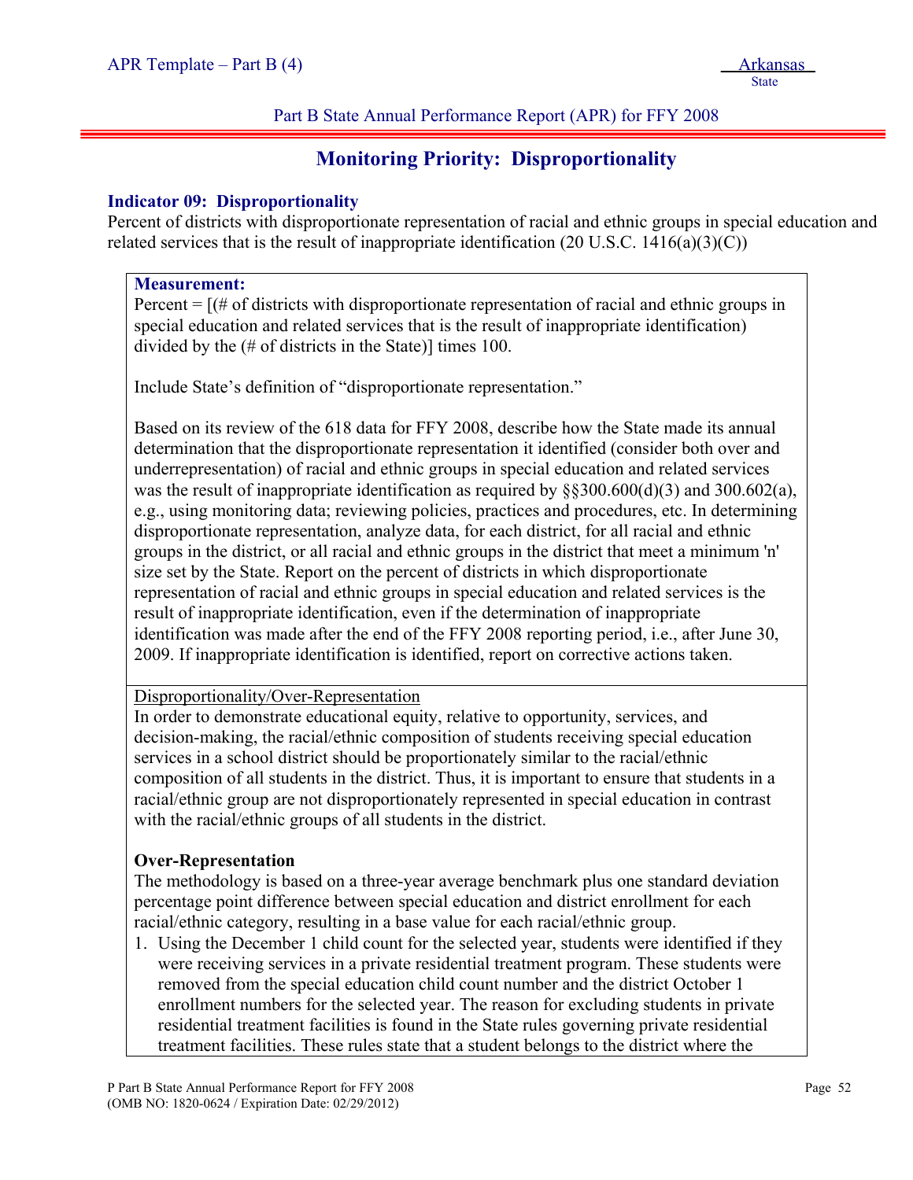# Monitoring Priority: Disproportionality

### Indicator 09: Disproportionality

Percent of districts with disproportionate representation of racial and ethnic groups in special education and related services that is the result of inappropriate identification (20 U.S.C. 1416(a)(3)(C))

**Measurement:**

Percent = [(# of districts with disproportionate representation of racial and ethnic groups in special education and related services that is the result of inappropriate identification) divided by the (# of districts in the State)] times 100.

Include State's definition of "disproportionate representation."

Based on its review of the 618 data for FFY 2008, describe how the State made its annual determination that the disproportionate representation it identified (consider both over and underrepresentation) of racial and ethnic groups in special education and related services was the result of inappropriate identification as required by §§300.600(d)(3) and 300.602(a), e.g., using monitoring data; reviewing policies, practices and procedures, etc. In determining disproportionate representation, analyze data, for each district, for all racial and ethnic groups in the district, or all racial and ethnic groups in the district that meet a minimum 'n' size set by the State. Report on the percent of districts in which disproportionate representation of racial and ethnic groups in special education and related services is the result of inappropriate identification, even if the determination of inappropriate identification was made after the end of the FFY 2008 reporting period, i.e., after June 30, 2009. If inappropriate identification is identified, report on corrective actions taken.

Disproportionality/Over-Representation

In order to demonstrate educational equity, relative to opportunity, services, and decision-making, the racial/ethnic composition of students receiving special education services in a school district should be proportionately similar to the racial/ethnic composition of all students in the district. Thus, it is important to ensure that students in a racial/ethnic group are not disproportionately represented in special education in contrast with the racial/ethnic groups of all students in the district.

**Over-Representation**

The methodology is based on a three-year average benchmark plus one standard deviation percentage point difference between special education and district enrollment for each racial/ethnic category, resulting in a base value for each racial/ethnic group.

1. Using the December 1 child count for the selected year, students were identified if they were receiving services in a private residential treatment program. These students were removed from the special education child count number and the district October 1 enrollment numbers for the selected year. The reason for excluding students in private residential treatment facilities is found in the State rules governing private residential treatment facilities. These rules state that a student belongs to the district where the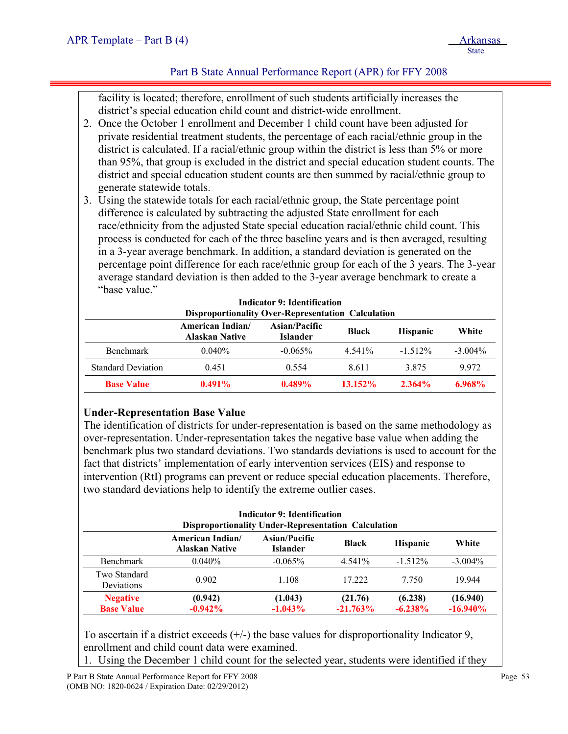facility is located; therefore, enrollment of such students artificially increases the district's special education child count and district-wide enrollment.

2. Once the October 1 enrollment and December 1 child count have been adjusted for private residential treatment students, the percentage of each racial/ethnic group in the district is calculated. If a racial/ethnic group within the district is less than 5% or more than 95%, that group is excluded in the district and special education student counts. The district and special education student counts are then summed by racial/ethnic group to generate statewide totals.
3. Using the statewide totals for each racial/ethnic group, the State percentage point difference is calculated by subtracting the adjusted State enrollment for each race/ethnicity from the adjusted State special education racial/ethnic child count. This process is conducted for each of the three baseline years and is then averaged, resulting in a 3-year average benchmark. In addition, a standard deviation is generated on the percentage point difference for each race/ethnic group for each of the 3 years. The 3-year average standard deviation is then added to the 3-year average benchmark to create a "base value."

**Indicator 9: Identification**
**Disproportionality Over-Representation Calculation**

| | American Indian/ Alaskan Native | Asian/Pacific Islander | Black | Hispanic | White |
|---|---|---|---|---|---|
| Benchmark | 0.040% | -0.065% | 4.541% | -1.512% | -3.004% |
| Standard Deviation | 0.451 | 0.554 | 8.611 | 3.875 | 9.972 |
| **Base Value** | **0.491%** | **0.489%** | **13.152%** | **2.364%** | **6.968%** |

### Under-Representation Base Value

The identification of districts for under-representation is based on the same methodology as over-representation. Under-representation takes the negative base value when adding the benchmark plus two standard deviations. Two standards deviations is used to account for the fact that districts' implementation of early intervention services (EIS) and response to intervention (RtI) programs can prevent or reduce special education placements. Therefore, two standard deviations help to identify the extreme outlier cases.

**Indicator 9: Identification**
**Disproportionality Under-Representation Calculation**

| | American Indian/ Alaskan Native | Asian/Pacific Islander | Black | Hispanic | White |
|---|---|---|---|---|---|
| Benchmark | 0.040% | -0.065% | 4.541% | -1.512% | -3.004% |
| Two Standard Deviations | 0.902 | 1.108 | 17.222 | 7.750 | 19.944 |
| **Negative Base Value** | **(0.942) -0.942%** | **(1.043) -1.043%** | **(21.76) -21.763%** | **(6.238) -6.238%** | **(16.940) -16.940%** |

To ascertain if a district exceeds (+/-) the base values for disproportionality Indicator 9, enrollment and child count data were examined.

1. Using the December 1 child count for the selected year, students were identified if they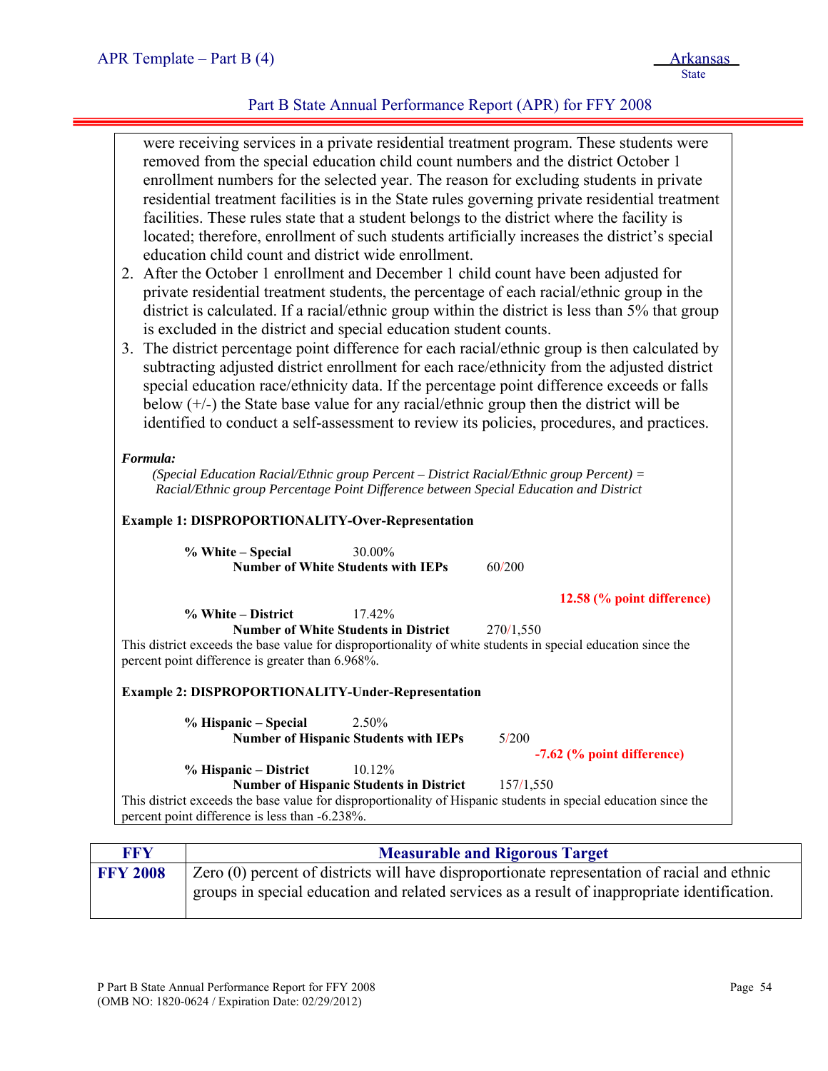were receiving services in a private residential treatment program. These students were removed from the special education child count numbers and the district October 1 enrollment numbers for the selected year. The reason for excluding students in private residential treatment facilities is in the State rules governing private residential treatment facilities. These rules state that a student belongs to the district where the facility is located; therefore, enrollment of such students artificially increases the district's special education child count and district wide enrollment.

2. After the October 1 enrollment and December 1 child count have been adjusted for private residential treatment students, the percentage of each racial/ethnic group in the district is calculated. If a racial/ethnic group within the district is less than 5% that group is excluded in the district and special education student counts.
3. The district percentage point difference for each racial/ethnic group is then calculated by subtracting adjusted district enrollment for each race/ethnicity from the adjusted district special education race/ethnicity data. If the percentage point difference exceeds or falls below (+/-) the State base value for any racial/ethnic group then the district will be identified to conduct a self-assessment to review its policies, procedures, and practices.

***Formula:***

*(Special Education Racial/Ethnic group Percent – District Racial/Ethnic group Percent) = Racial/Ethnic group Percentage Point Difference between Special Education and District*

**Example 1: DISPROPORTIONALITY-Over-Representation**

**% White – Special** 30.00%
**Number of White Students with IEPs** 60/200

**12.58 (% point difference)**

**% White – District** 17.42%
**Number of White Students in District** 270/1,550

This district exceeds the base value for disproportionality of white students in special education since the percent point difference is greater than 6.968%.

**Example 2: DISPROPORTIONALITY-Under-Representation**

**% Hispanic – Special** 2.50%
**Number of Hispanic Students with IEPs** 5/200

**-7.62 (% point difference)**

**% Hispanic – District** 10.12%
**Number of Hispanic Students in District** 157/1,550

This district exceeds the base value for disproportionality of Hispanic students in special education since the percent point difference is less than -6.238%.

| FFY | Measurable and Rigorous Target |
|---|---|
| **FFY 2008** | Zero (0) percent of districts will have disproportionate representation of racial and ethnic groups in special education and related services as a result of inappropriate identification. |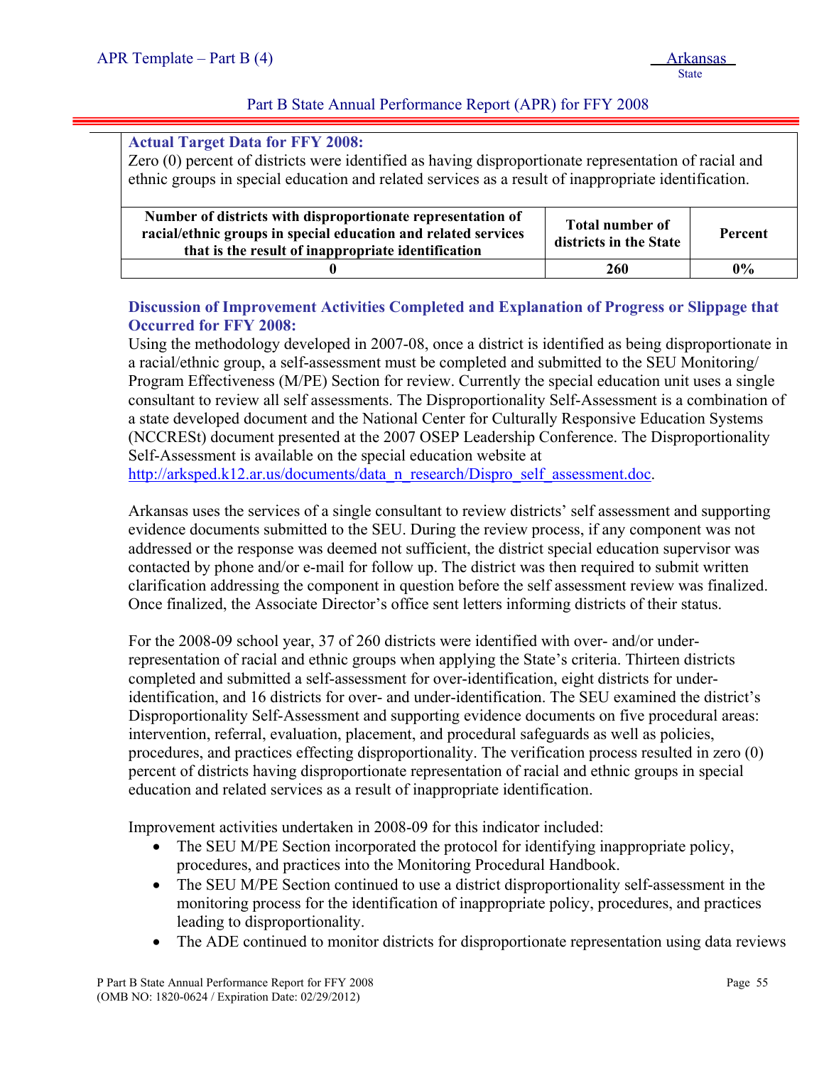**Actual Target Data for FFY 2008:**

Zero (0) percent of districts were identified as having disproportionate representation of racial and ethnic groups in special education and related services as a result of inappropriate identification.

| Number of districts with disproportionate representation of racial/ethnic groups in special education and related services that is the result of inappropriate identification | Total number of districts in the State | Percent |
|---|---|---|
| 0 | 260 | 0% |

**Discussion of Improvement Activities Completed and Explanation of Progress or Slippage that Occurred for FFY 2008:**

Using the methodology developed in 2007-08, once a district is identified as being disproportionate in a racial/ethnic group, a self-assessment must be completed and submitted to the SEU Monitoring/ Program Effectiveness (M/PE) Section for review. Currently the special education unit uses a single consultant to review all self assessments. The Disproportionality Self-Assessment is a combination of a state developed document and the National Center for Culturally Responsive Education Systems (NCCRESt) document presented at the 2007 OSEP Leadership Conference. The Disproportionality Self-Assessment is available on the special education website at http://arksped.k12.ar.us/documents/data_n_research/Dispro_self_assessment.doc.

Arkansas uses the services of a single consultant to review districts' self assessment and supporting evidence documents submitted to the SEU. During the review process, if any component was not addressed or the response was deemed not sufficient, the district special education supervisor was contacted by phone and/or e-mail for follow up. The district was then required to submit written clarification addressing the component in question before the self assessment review was finalized. Once finalized, the Associate Director's office sent letters informing districts of their status.

For the 2008-09 school year, 37 of 260 districts were identified with over- and/or under-representation of racial and ethnic groups when applying the State's criteria. Thirteen districts completed and submitted a self-assessment for over-identification, eight districts for under-identification, and 16 districts for over- and under-identification. The SEU examined the district's Disproportionality Self-Assessment and supporting evidence documents on five procedural areas: intervention, referral, evaluation, placement, and procedural safeguards as well as policies, procedures, and practices effecting disproportionality. The verification process resulted in zero (0) percent of districts having disproportionate representation of racial and ethnic groups in special education and related services as a result of inappropriate identification.

Improvement activities undertaken in 2008-09 for this indicator included:

- The SEU M/PE Section incorporated the protocol for identifying inappropriate policy, procedures, and practices into the Monitoring Procedural Handbook.
- The SEU M/PE Section continued to use a district disproportionality self-assessment in the monitoring process for the identification of inappropriate policy, procedures, and practices leading to disproportionality.
- The ADE continued to monitor districts for disproportionate representation using data reviews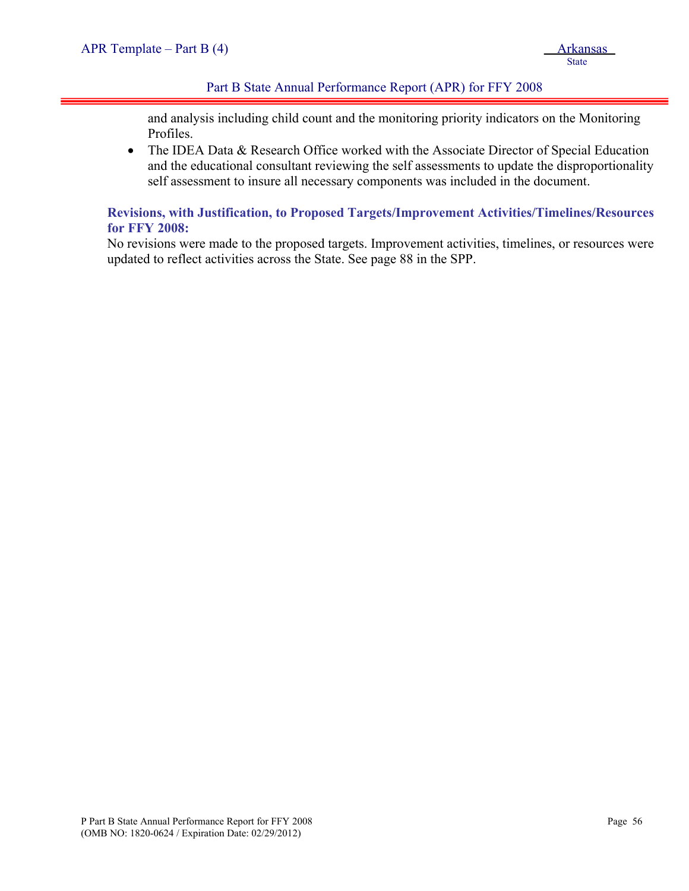and analysis including child count and the monitoring priority indicators on the Monitoring Profiles.

- The IDEA Data & Research Office worked with the Associate Director of Special Education and the educational consultant reviewing the self assessments to update the disproportionality self assessment to insure all necessary components was included in the document.

**Revisions, with Justification, to Proposed Targets/Improvement Activities/Timelines/Resources for FFY 2008:**

No revisions were made to the proposed targets. Improvement activities, timelines, or resources were updated to reflect activities across the State. See page 88 in the SPP.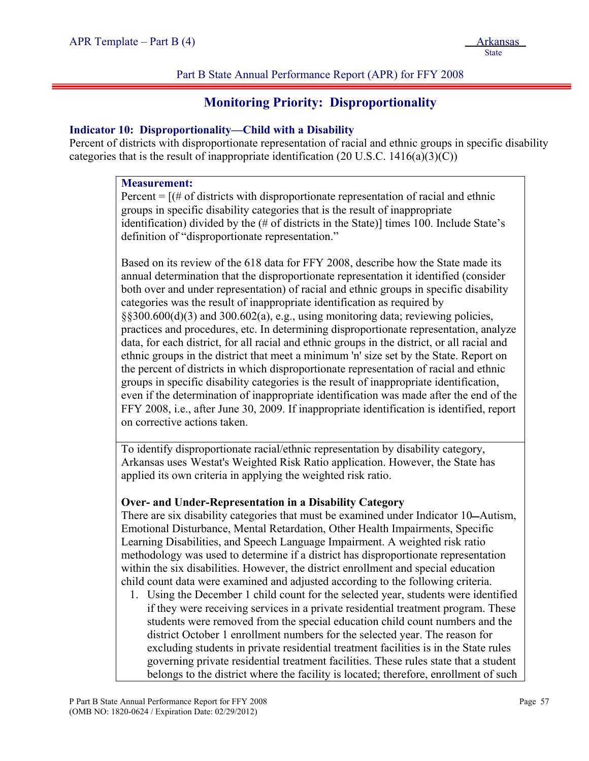## Monitoring Priority: Disproportionality

### Indicator 10: Disproportionality—Child with a Disability

Percent of districts with disproportionate representation of racial and ethnic groups in specific disability categories that is the result of inappropriate identification (20 U.S.C. 1416(a)(3)(C))

**Measurement:**

Percent = [(# of districts with disproportionate representation of racial and ethnic groups in specific disability categories that is the result of inappropriate identification) divided by the (# of districts in the State)] times 100. Include State's definition of "disproportionate representation."

Based on its review of the 618 data for FFY 2008, describe how the State made its annual determination that the disproportionate representation it identified (consider both over and under representation) of racial and ethnic groups in specific disability categories was the result of inappropriate identification as required by §§300.600(d)(3) and 300.602(a), e.g., using monitoring data; reviewing policies, practices and procedures, etc. In determining disproportionate representation, analyze data, for each district, for all racial and ethnic groups in the district, or all racial and ethnic groups in the district that meet a minimum 'n' size set by the State. Report on the percent of districts in which disproportionate representation of racial and ethnic groups in specific disability categories is the result of inappropriate identification, even if the determination of inappropriate identification was made after the end of the FFY 2008, i.e., after June 30, 2009. If inappropriate identification is identified, report on corrective actions taken.

To identify disproportionate racial/ethnic representation by disability category, Arkansas uses Westat's Weighted Risk Ratio application. However, the State has applied its own criteria in applying the weighted risk ratio.

**Over- and Under-Representation in a Disability Category**

There are six disability categories that must be examined under Indicator 10—Autism, Emotional Disturbance, Mental Retardation, Other Health Impairments, Specific Learning Disabilities, and Speech Language Impairment. A weighted risk ratio methodology was used to determine if a district has disproportionate representation within the six disabilities. However, the district enrollment and special education child count data were examined and adjusted according to the following criteria.

1. Using the December 1 child count for the selected year, students were identified if they were receiving services in a private residential treatment program. These students were removed from the special education child count numbers and the district October 1 enrollment numbers for the selected year. The reason for excluding students in private residential treatment facilities is in the State rules governing private residential treatment facilities. These rules state that a student belongs to the district where the facility is located; therefore, enrollment of such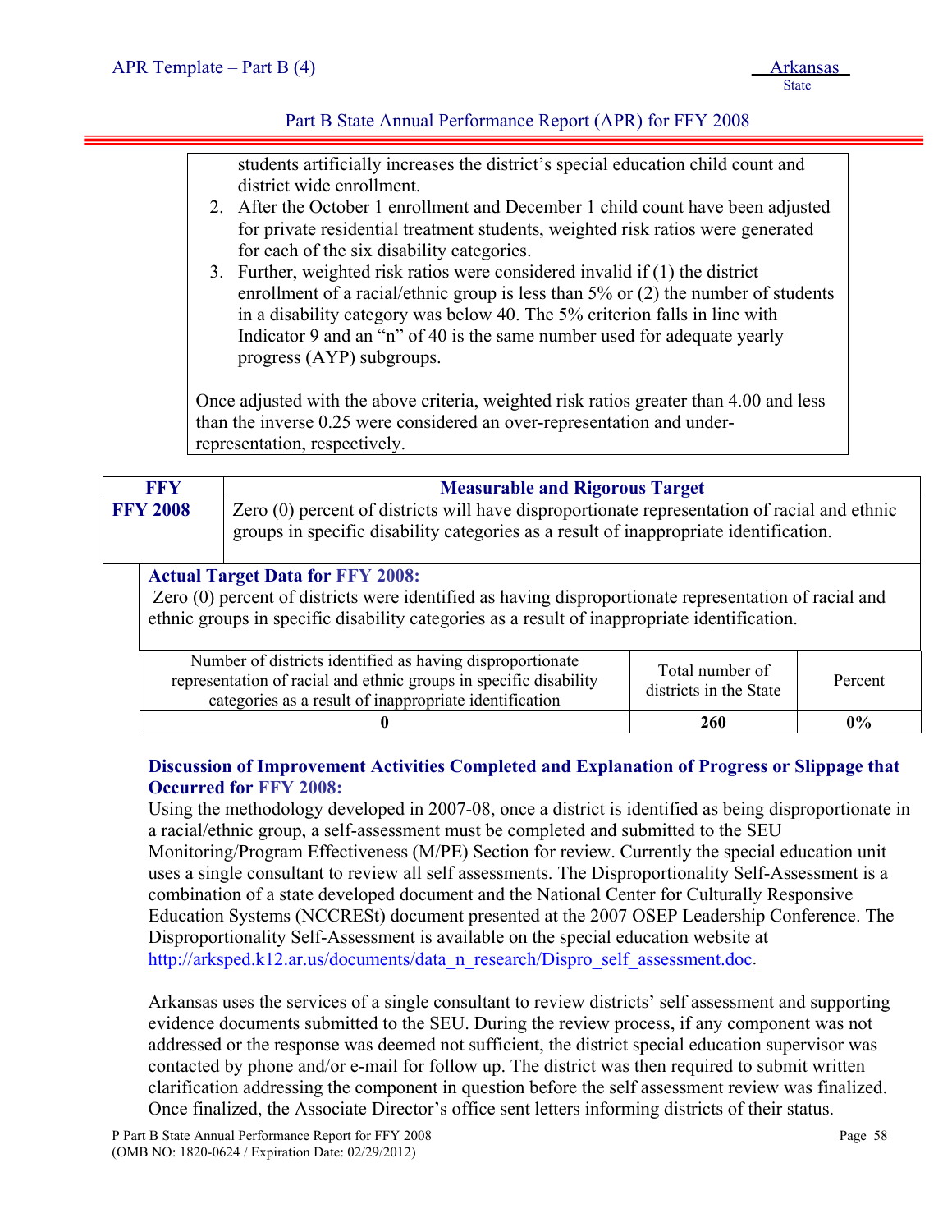students artificially increases the district's special education child count and district wide enrollment.

2. After the October 1 enrollment and December 1 child count have been adjusted for private residential treatment students, weighted risk ratios were generated for each of the six disability categories.
3. Further, weighted risk ratios were considered invalid if (1) the district enrollment of a racial/ethnic group is less than 5% or (2) the number of students in a disability category was below 40. The 5% criterion falls in line with Indicator 9 and an "n" of 40 is the same number used for adequate yearly progress (AYP) subgroups.

Once adjusted with the above criteria, weighted risk ratios greater than 4.00 and less than the inverse 0.25 were considered an over-representation and under-representation, respectively.

| FFY | Measurable and Rigorous Target |
|---|---|
| **FFY 2008** | Zero (0) percent of districts will have disproportionate representation of racial and ethnic groups in specific disability categories as a result of inappropriate identification. |

**Actual Target Data for FFY 2008:**

Zero (0) percent of districts were identified as having disproportionate representation of racial and ethnic groups in specific disability categories as a result of inappropriate identification.

| Number of districts identified as having disproportionate representation of racial and ethnic groups in specific disability categories as a result of inappropriate identification | Total number of districts in the State | Percent |
|---|---|---|
| **0** | **260** | **0%** |

**Discussion of Improvement Activities Completed and Explanation of Progress or Slippage that Occurred for FFY 2008:**

Using the methodology developed in 2007-08, once a district is identified as being disproportionate in a racial/ethnic group, a self-assessment must be completed and submitted to the SEU Monitoring/Program Effectiveness (M/PE) Section for review. Currently the special education unit uses a single consultant to review all self assessments. The Disproportionality Self-Assessment is a combination of a state developed document and the National Center for Culturally Responsive Education Systems (NCCRESt) document presented at the 2007 OSEP Leadership Conference. The Disproportionality Self-Assessment is available on the special education website at http://arksped.k12.ar.us/documents/data_n_research/Dispro_self_assessment.doc.

Arkansas uses the services of a single consultant to review districts' self assessment and supporting evidence documents submitted to the SEU. During the review process, if any component was not addressed or the response was deemed not sufficient, the district special education supervisor was contacted by phone and/or e-mail for follow up. The district was then required to submit written clarification addressing the component in question before the self assessment review was finalized. Once finalized, the Associate Director's office sent letters informing districts of their status.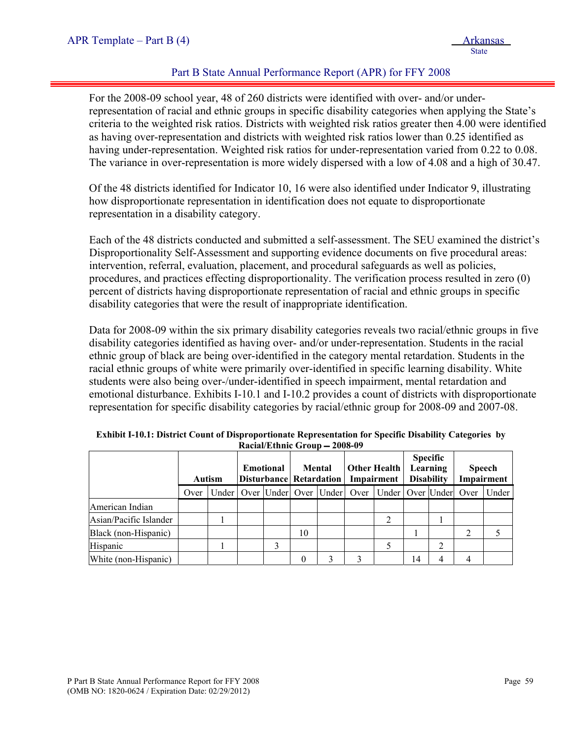For the 2008-09 school year, 48 of 260 districts were identified with over- and/or under-representation of racial and ethnic groups in specific disability categories when applying the State's criteria to the weighted risk ratios. Districts with weighted risk ratios greater then 4.00 were identified as having over-representation and districts with weighted risk ratios lower than 0.25 identified as having under-representation. Weighted risk ratios for under-representation varied from 0.22 to 0.08. The variance in over-representation is more widely dispersed with a low of 4.08 and a high of 30.47.

Of the 48 districts identified for Indicator 10, 16 were also identified under Indicator 9, illustrating how disproportionate representation in identification does not equate to disproportionate representation in a disability category.

Each of the 48 districts conducted and submitted a self-assessment. The SEU examined the district's Disproportionality Self-Assessment and supporting evidence documents on five procedural areas: intervention, referral, evaluation, placement, and procedural safeguards as well as policies, procedures, and practices effecting disproportionality. The verification process resulted in zero (0) percent of districts having disproportionate representation of racial and ethnic groups in specific disability categories that were the result of inappropriate identification.

Data for 2008-09 within the six primary disability categories reveals two racial/ethnic groups in five disability categories identified as having over- and/or under-representation. Students in the racial ethnic group of black are being over-identified in the category mental retardation. Students in the racial ethnic groups of white were primarily over-identified in specific learning disability. White students were also being over-/under-identified in speech impairment, mental retardation and emotional disturbance. Exhibits I-10.1 and I-10.2 provides a count of districts with disproportionate representation for specific disability categories by racial/ethnic group for 2008-09 and 2007-08.

**Exhibit I-10.1: District Count of Disproportionate Representation for Specific Disability Categories by Racial/Ethnic Group – 2008-09**

| | Autism | | Emotional Disturbance | | Mental Retardation | | Other Health Impairment | | Specific Learning Disability | | Speech Impairment | |
|---|---|---|---|---|---|---|---|---|---|---|---|---|
| | Over | Under | Over | Under | Over | Under | Over | Under | Over | Under | Over | Under |
| American Indian | | | | | | | | | | | | |
| Asian/Pacific Islander | | 1 | | | | | | 2 | | 1 | | |
| Black (non-Hispanic) | | | | | 10 | | | | 1 | | 2 | 5 |
| Hispanic | | 1 | | 3 | | | | 5 | | 2 | | |
| White (non-Hispanic) | | | | | 0 | 3 | 3 | | 14 | 4 | 4 | |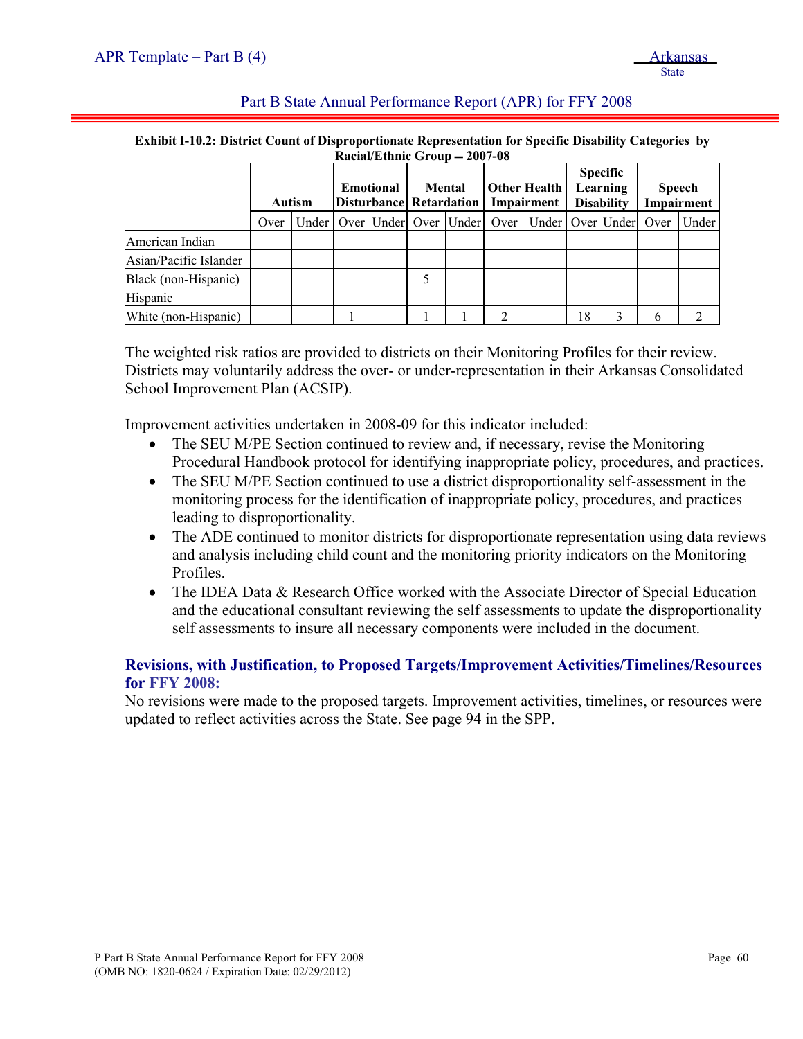**Exhibit I-10.2: District Count of Disproportionate Representation for Specific Disability Categories by Racial/Ethnic Group – 2007-08**

| | Autism | | Emotional Disturbance | | Mental Retardation | | Other Health Impairment | | Specific Learning Disability | | Speech Impairment | |
|---|---|---|---|---|---|---|---|---|---|---|---|---|
| | Over | Under | Over | Under | Over | Under | Over | Under | Over | Under | Over | Under |
| American Indian | | | | | | | | | | | | |
| Asian/Pacific Islander | | | | | | | | | | | | |
| Black (non-Hispanic) | | | | | 5 | | | | | | | |
| Hispanic | | | | | | | | | | | | |
| White (non-Hispanic) | | | 1 | | 1 | 1 | 2 | | 18 | 3 | 6 | 2 |

The weighted risk ratios are provided to districts on their Monitoring Profiles for their review. Districts may voluntarily address the over- or under-representation in their Arkansas Consolidated School Improvement Plan (ACSIP).

Improvement activities undertaken in 2008-09 for this indicator included:

- The SEU M/PE Section continued to review and, if necessary, revise the Monitoring Procedural Handbook protocol for identifying inappropriate policy, procedures, and practices.
- The SEU M/PE Section continued to use a district disproportionality self-assessment in the monitoring process for the identification of inappropriate policy, procedures, and practices leading to disproportionality.
- The ADE continued to monitor districts for disproportionate representation using data reviews and analysis including child count and the monitoring priority indicators on the Monitoring Profiles.
- The IDEA Data & Research Office worked with the Associate Director of Special Education and the educational consultant reviewing the self assessments to update the disproportionality self assessments to insure all necessary components were included in the document.

### Revisions, with Justification, to Proposed Targets/Improvement Activities/Timelines/Resources for FFY 2008:

No revisions were made to the proposed targets. Improvement activities, timelines, or resources were updated to reflect activities across the State. See page 94 in the SPP.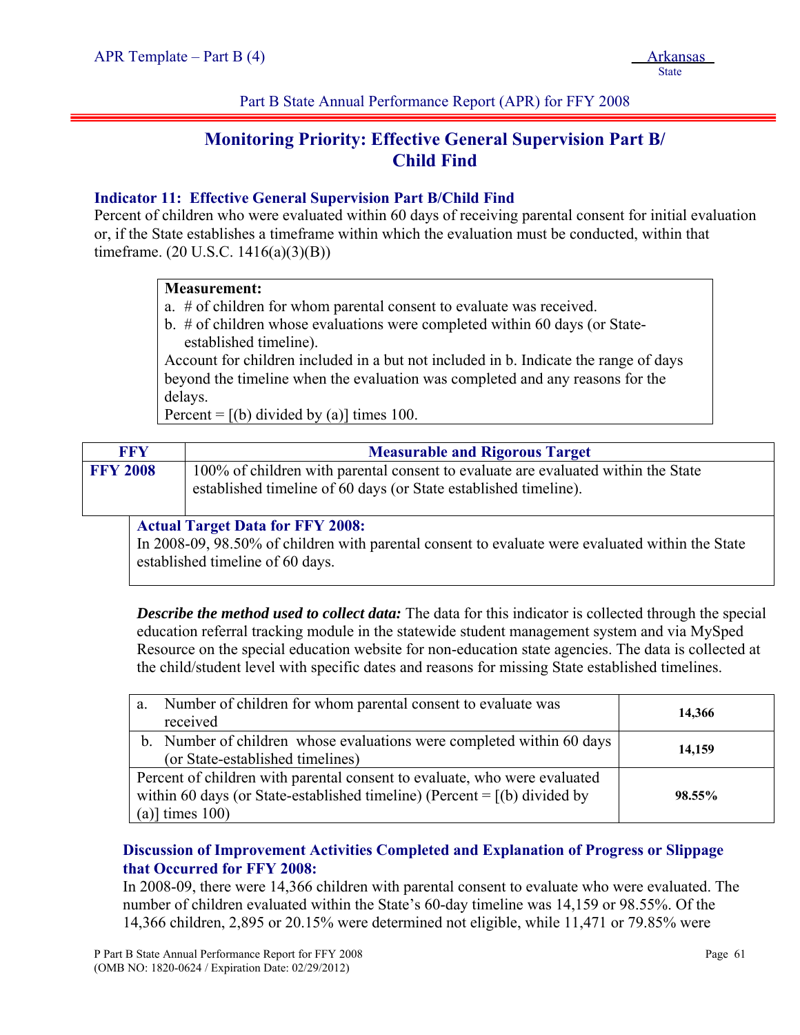## Monitoring Priority: Effective General Supervision Part B/ Child Find

**Indicator 11: Effective General Supervision Part B/Child Find**
Percent of children who were evaluated within 60 days of receiving parental consent for initial evaluation or, if the State establishes a timeframe within which the evaluation must be conducted, within that timeframe. (20 U.S.C. 1416(a)(3)(B))

**Measurement:**
a. # of children for whom parental consent to evaluate was received.
b. # of children whose evaluations were completed within 60 days (or State-established timeline).
Account for children included in a but not included in b. Indicate the range of days beyond the timeline when the evaluation was completed and any reasons for the delays.
Percent = [(b) divided by (a)] times 100.

| FFY | Measurable and Rigorous Target |
|---|---|
| FFY 2008 | 100% of children with parental consent to evaluate are evaluated within the State established timeline of 60 days (or State established timeline). |

**Actual Target Data for FFY 2008:**
In 2008-09, 98.50% of children with parental consent to evaluate were evaluated within the State established timeline of 60 days.

***Describe the method used to collect data:*** The data for this indicator is collected through the special education referral tracking module in the statewide student management system and via MySped Resource on the special education website for non-education state agencies. The data is collected at the child/student level with specific dates and reasons for missing State established timelines.

| | |
|---|---|
| a. Number of children for whom parental consent to evaluate was received | **14,366** |
| b. Number of children whose evaluations were completed within 60 days (or State-established timelines) | **14,159** |
| Percent of children with parental consent to evaluate, who were evaluated within 60 days (or State-established timeline) (Percent = [(b) divided by (a)] times 100) | **98.55%** |

**Discussion of Improvement Activities Completed and Explanation of Progress or Slippage that Occurred for FFY 2008:**
In 2008-09, there were 14,366 children with parental consent to evaluate who were evaluated. The number of children evaluated within the State's 60-day timeline was 14,159 or 98.55%. Of the 14,366 children, 2,895 or 20.15% were determined not eligible, while 11,471 or 79.85% were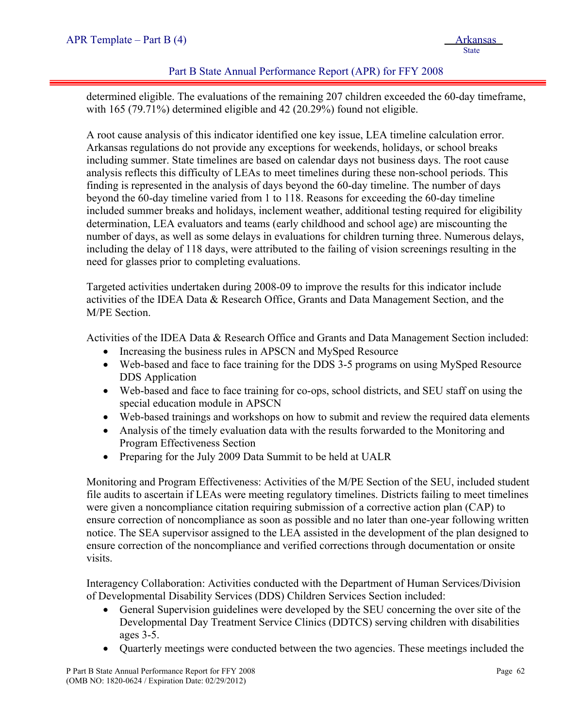determined eligible. The evaluations of the remaining 207 children exceeded the 60-day timeframe, with 165 (79.71%) determined eligible and 42 (20.29%) found not eligible.

A root cause analysis of this indicator identified one key issue, LEA timeline calculation error. Arkansas regulations do not provide any exceptions for weekends, holidays, or school breaks including summer. State timelines are based on calendar days not business days. The root cause analysis reflects this difficulty of LEAs to meet timelines during these non-school periods. This finding is represented in the analysis of days beyond the 60-day timeline. The number of days beyond the 60-day timeline varied from 1 to 118. Reasons for exceeding the 60-day timeline included summer breaks and holidays, inclement weather, additional testing required for eligibility determination, LEA evaluators and teams (early childhood and school age) are miscounting the number of days, as well as some delays in evaluations for children turning three. Numerous delays, including the delay of 118 days, were attributed to the failing of vision screenings resulting in the need for glasses prior to completing evaluations.

Targeted activities undertaken during 2008-09 to improve the results for this indicator include activities of the IDEA Data & Research Office, Grants and Data Management Section, and the M/PE Section.

Activities of the IDEA Data & Research Office and Grants and Data Management Section included:

- Increasing the business rules in APSCN and MySped Resource
- Web-based and face to face training for the DDS 3-5 programs on using MySped Resource DDS Application
- Web-based and face to face training for co-ops, school districts, and SEU staff on using the special education module in APSCN
- Web-based trainings and workshops on how to submit and review the required data elements
- Analysis of the timely evaluation data with the results forwarded to the Monitoring and Program Effectiveness Section
- Preparing for the July 2009 Data Summit to be held at UALR

Monitoring and Program Effectiveness: Activities of the M/PE Section of the SEU, included student file audits to ascertain if LEAs were meeting regulatory timelines. Districts failing to meet timelines were given a noncompliance citation requiring submission of a corrective action plan (CAP) to ensure correction of noncompliance as soon as possible and no later than one-year following written notice. The SEA supervisor assigned to the LEA assisted in the development of the plan designed to ensure correction of the noncompliance and verified corrections through documentation or onsite visits.

Interagency Collaboration: Activities conducted with the Department of Human Services/Division of Developmental Disability Services (DDS) Children Services Section included:

- General Supervision guidelines were developed by the SEU concerning the over site of the Developmental Day Treatment Service Clinics (DDTCS) serving children with disabilities ages 3-5.
- Quarterly meetings were conducted between the two agencies. These meetings included the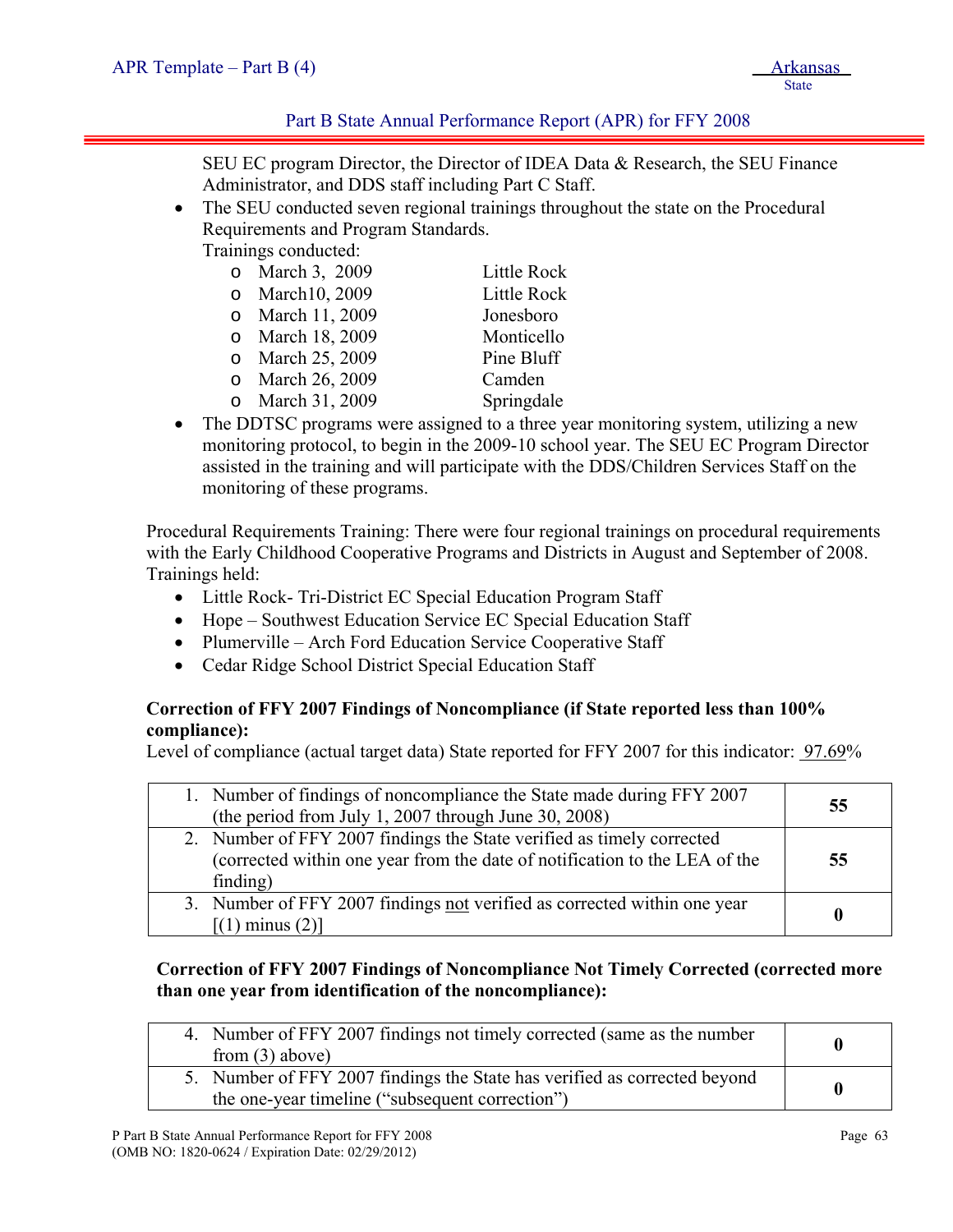SEU EC program Director, the Director of IDEA Data & Research, the SEU Finance Administrator, and DDS staff including Part C Staff.

- The SEU conducted seven regional trainings throughout the state on the Procedural Requirements and Program Standards.
  Trainings conducted:
  - March 3, 2009 Little Rock
  - March10, 2009 Little Rock
  - March 11, 2009 Jonesboro
  - March 18, 2009 Monticello
  - March 25, 2009 Pine Bluff
  - March 26, 2009 Camden
  - March 31, 2009 Springdale
- The DDTSC programs were assigned to a three year monitoring system, utilizing a new monitoring protocol, to begin in the 2009-10 school year. The SEU EC Program Director assisted in the training and will participate with the DDS/Children Services Staff on the monitoring of these programs.

Procedural Requirements Training: There were four regional trainings on procedural requirements with the Early Childhood Cooperative Programs and Districts in August and September of 2008. Trainings held:

- Little Rock- Tri-District EC Special Education Program Staff
- Hope – Southwest Education Service EC Special Education Staff
- Plumerville – Arch Ford Education Service Cooperative Staff
- Cedar Ridge School District Special Education Staff

**Correction of FFY 2007 Findings of Noncompliance (if State reported less than 100% compliance):**

Level of compliance (actual target data) State reported for FFY 2007 for this indicator: 97.69%

| | |
|---|---|
| 1. Number of findings of noncompliance the State made during FFY 2007 (the period from July 1, 2007 through June 30, 2008) | **55** |
| 2. Number of FFY 2007 findings the State verified as timely corrected (corrected within one year from the date of notification to the LEA of the finding) | **55** |
| 3. Number of FFY 2007 findings not verified as corrected within one year [(1) minus (2)] | **0** |

**Correction of FFY 2007 Findings of Noncompliance Not Timely Corrected (corrected more than one year from identification of the noncompliance):**

| | |
|---|---|
| 4. Number of FFY 2007 findings not timely corrected (same as the number from (3) above) | **0** |
| 5. Number of FFY 2007 findings the State has verified as corrected beyond the one-year timeline ("subsequent correction") | **0** |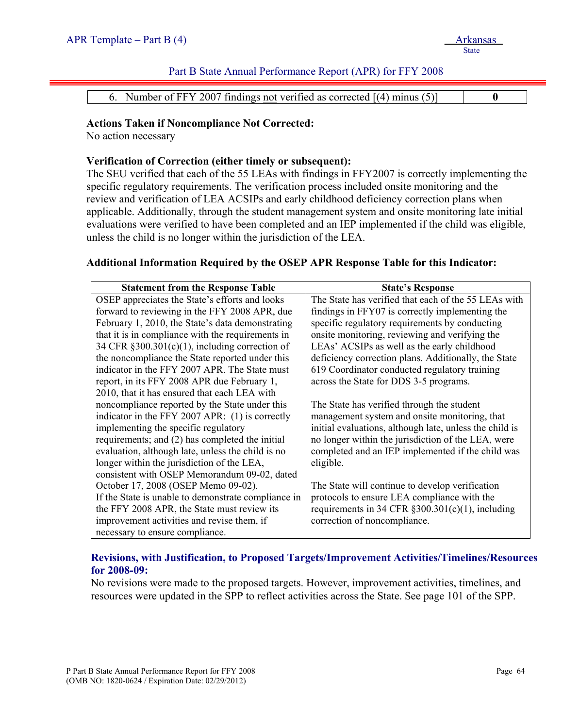| 6. Number of FFY 2007 findings not verified as corrected [(4) minus (5)] | 0 |
|---|---|

**Actions Taken if Noncompliance Not Corrected:**
No action necessary

**Verification of Correction (either timely or subsequent):**
The SEU verified that each of the 55 LEAs with findings in FFY2007 is correctly implementing the specific regulatory requirements. The verification process included onsite monitoring and the review and verification of LEA ACSIPs and early childhood deficiency correction plans when applicable. Additionally, through the student management system and onsite monitoring late initial evaluations were verified to have been completed and an IEP implemented if the child was eligible, unless the child is no longer within the jurisdiction of the LEA.

**Additional Information Required by the OSEP APR Response Table for this Indicator:**

| Statement from the Response Table | State's Response |
|---|---|
| OSEP appreciates the State's efforts and looks forward to reviewing in the FFY 2008 APR, due February 1, 2010, the State's data demonstrating that it is in compliance with the requirements in 34 CFR §300.301(c)(1), including correction of the noncompliance the State reported under this indicator in the FFY 2007 APR. The State must report, in its FFY 2008 APR due February 1, 2010, that it has ensured that each LEA with noncompliance reported by the State under this indicator in the FFY 2007 APR: (1) is correctly implementing the specific regulatory requirements; and (2) has completed the initial evaluation, although late, unless the child is no longer within the jurisdiction of the LEA, consistent with OSEP Memorandum 09-02, dated October 17, 2008 (OSEP Memo 09-02). If the State is unable to demonstrate compliance in the FFY 2008 APR, the State must review its improvement activities and revise them, if necessary to ensure compliance. | The State has verified that each of the 55 LEAs with findings in FFY07 is correctly implementing the specific regulatory requirements by conducting onsite monitoring, reviewing and verifying the LEAs' ACSIPs as well as the early childhood deficiency correction plans. Additionally, the State 619 Coordinator conducted regulatory training across the State for DDS 3-5 programs.<br><br>The State has verified through the student management system and onsite monitoring, that initial evaluations, although late, unless the child is no longer within the jurisdiction of the LEA, were completed and an IEP implemented if the child was eligible.<br><br>The State will continue to develop verification protocols to ensure LEA compliance with the requirements in 34 CFR §300.301(c)(1), including correction of noncompliance. |

**Revisions, with Justification, to Proposed Targets/Improvement Activities/Timelines/Resources for 2008-09:**
No revisions were made to the proposed targets. However, improvement activities, timelines, and resources were updated in the SPP to reflect activities across the State. See page 101 of the SPP.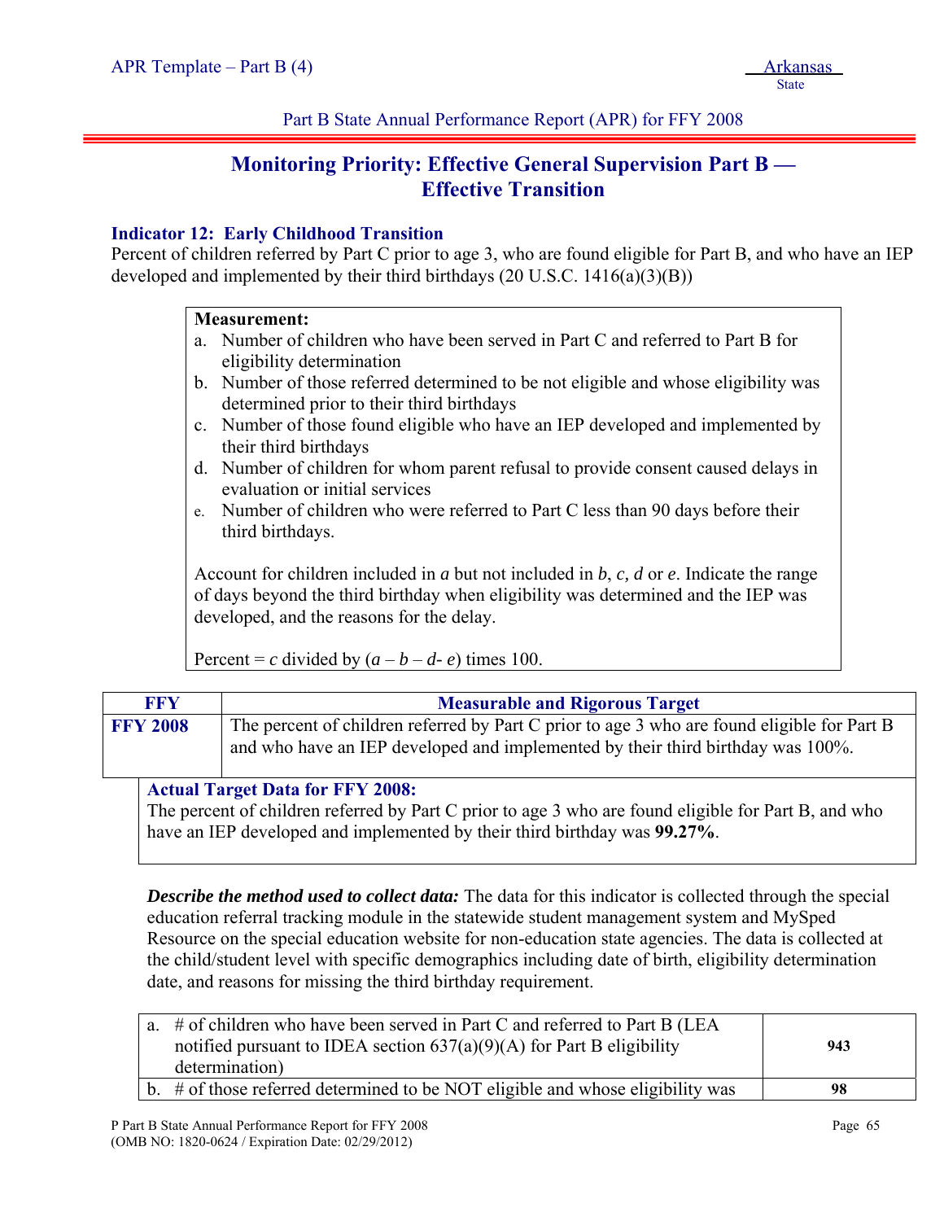Part B State Annual Performance Report (APR) for FFY 2008

# Monitoring Priority: Effective General Supervision Part B — Effective Transition

### Indicator 12: Early Childhood Transition

Percent of children referred by Part C prior to age 3, who are found eligible for Part B, and who have an IEP developed and implemented by their third birthdays (20 U.S.C. 1416(a)(3)(B))

**Measurement:**

a. Number of children who have been served in Part C and referred to Part B for eligibility determination
b. Number of those referred determined to be not eligible and whose eligibility was determined prior to their third birthdays
c. Number of those found eligible who have an IEP developed and implemented by their third birthdays
d. Number of children for whom parent refusal to provide consent caused delays in evaluation or initial services
e. Number of children who were referred to Part C less than 90 days before their third birthdays.

Account for children included in *a* but not included in *b*, *c, d* or *e*. Indicate the range of days beyond the third birthday when eligibility was determined and the IEP was developed, and the reasons for the delay.

Percent = *c* divided by (*a* – *b* – *d*- *e*) times 100.

| FFY | Measurable and Rigorous Target |
|---|---|
| **FFY 2008** | The percent of children referred by Part C prior to age 3 who are found eligible for Part B and who have an IEP developed and implemented by their third birthday was 100%. |

**Actual Target Data for FFY 2008:**

The percent of children referred by Part C prior to age 3 who are found eligible for Part B, and who have an IEP developed and implemented by their third birthday was **99.27%**.

***Describe the method used to collect data:*** The data for this indicator is collected through the special education referral tracking module in the statewide student management system and MySped Resource on the special education website for non-education state agencies. The data is collected at the child/student level with specific demographics including date of birth, eligibility determination date, and reasons for missing the third birthday requirement.

| | |
|---|---|
| a. # of children who have been served in Part C and referred to Part B (LEA notified pursuant to IDEA section 637(a)(9)(A) for Part B eligibility determination) | **943** |
| b. # of those referred determined to be NOT eligible and whose eligibility was | **98** |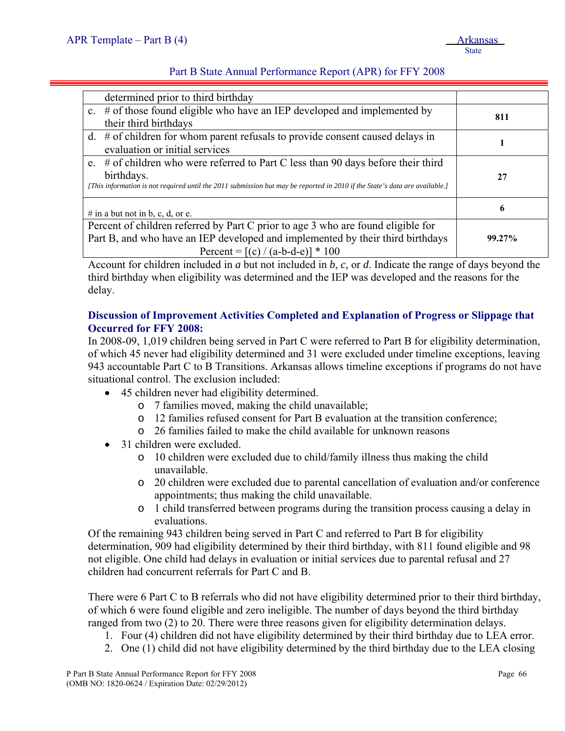| | |
|---|---|
| determined prior to third birthday | |
| c. # of those found eligible who have an IEP developed and implemented by their third birthdays | **811** |
| d. # of children for whom parent refusals to provide consent caused delays in evaluation or initial services | **1** |
| e. # of children who were referred to Part C less than 90 days before their third birthdays. *[This information is not required until the 2011 submission but may be reported in 2010 if the State's data are available.]* | **27** |
| # in a but not in b, c, d, or e. | **6** |
| Percent of children referred by Part C prior to age 3 who are found eligible for Part B, and who have an IEP developed and implemented by their third birthdays Percent = [(c) / (a-b-d-e)] * 100 | **99.27%** |

Account for children included in *a* but not included in *b*, *c*, or *d*. Indicate the range of days beyond the third birthday when eligibility was determined and the IEP was developed and the reasons for the delay.

### Discussion of Improvement Activities Completed and Explanation of Progress or Slippage that Occurred for FFY 2008:

In 2008-09, 1,019 children being served in Part C were referred to Part B for eligibility determination, of which 45 never had eligibility determined and 31 were excluded under timeline exceptions, leaving 943 accountable Part C to B Transitions. Arkansas allows timeline exceptions if programs do not have situational control. The exclusion included:

- 45 children never had eligibility determined.
  - 7 families moved, making the child unavailable;
  - 12 families refused consent for Part B evaluation at the transition conference;
  - 26 families failed to make the child available for unknown reasons
- 31 children were excluded.
  - 10 children were excluded due to child/family illness thus making the child unavailable.
  - 20 children were excluded due to parental cancellation of evaluation and/or conference appointments; thus making the child unavailable.
  - 1 child transferred between programs during the transition process causing a delay in evaluations.

Of the remaining 943 children being served in Part C and referred to Part B for eligibility determination, 909 had eligibility determined by their third birthday, with 811 found eligible and 98 not eligible. One child had delays in evaluation or initial services due to parental refusal and 27 children had concurrent referrals for Part C and B.

There were 6 Part C to B referrals who did not have eligibility determined prior to their third birthday, of which 6 were found eligible and zero ineligible. The number of days beyond the third birthday ranged from two (2) to 20. There were three reasons given for eligibility determination delays.

1. Four (4) children did not have eligibility determined by their third birthday due to LEA error.
2. One (1) child did not have eligibility determined by the third birthday due to the LEA closing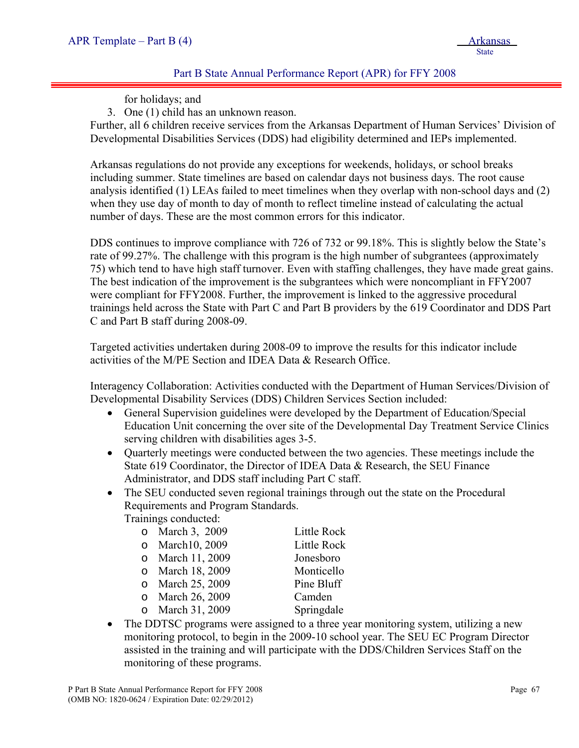for holidays; and

3. One (1) child has an unknown reason.

Further, all 6 children receive services from the Arkansas Department of Human Services' Division of Developmental Disabilities Services (DDS) had eligibility determined and IEPs implemented.

Arkansas regulations do not provide any exceptions for weekends, holidays, or school breaks including summer. State timelines are based on calendar days not business days. The root cause analysis identified (1) LEAs failed to meet timelines when they overlap with non-school days and (2) when they use day of month to day of month to reflect timeline instead of calculating the actual number of days. These are the most common errors for this indicator.

DDS continues to improve compliance with 726 of 732 or 99.18%. This is slightly below the State's rate of 99.27%. The challenge with this program is the high number of subgrantees (approximately 75) which tend to have high staff turnover. Even with staffing challenges, they have made great gains. The best indication of the improvement is the subgrantees which were noncompliant in FFY2007 were compliant for FFY2008. Further, the improvement is linked to the aggressive procedural trainings held across the State with Part C and Part B providers by the 619 Coordinator and DDS Part C and Part B staff during 2008-09.

Targeted activities undertaken during 2008-09 to improve the results for this indicator include activities of the M/PE Section and IDEA Data & Research Office.

Interagency Collaboration: Activities conducted with the Department of Human Services/Division of Developmental Disability Services (DDS) Children Services Section included:

- General Supervision guidelines were developed by the Department of Education/Special Education Unit concerning the over site of the Developmental Day Treatment Service Clinics serving children with disabilities ages 3-5.
- Quarterly meetings were conducted between the two agencies. These meetings include the State 619 Coordinator, the Director of IDEA Data & Research, the SEU Finance Administrator, and DDS staff including Part C staff.
- The SEU conducted seven regional trainings through out the state on the Procedural Requirements and Program Standards.
  Trainings conducted:
  - March 3, 2009 — Little Rock
  - March10, 2009 — Little Rock
  - March 11, 2009 — Jonesboro
  - March 18, 2009 — Monticello
  - March 25, 2009 — Pine Bluff
  - March 26, 2009 — Camden
  - March 31, 2009 — Springdale
- The DDTSC programs were assigned to a three year monitoring system, utilizing a new monitoring protocol, to begin in the 2009-10 school year. The SEU EC Program Director assisted in the training and will participate with the DDS/Children Services Staff on the monitoring of these programs.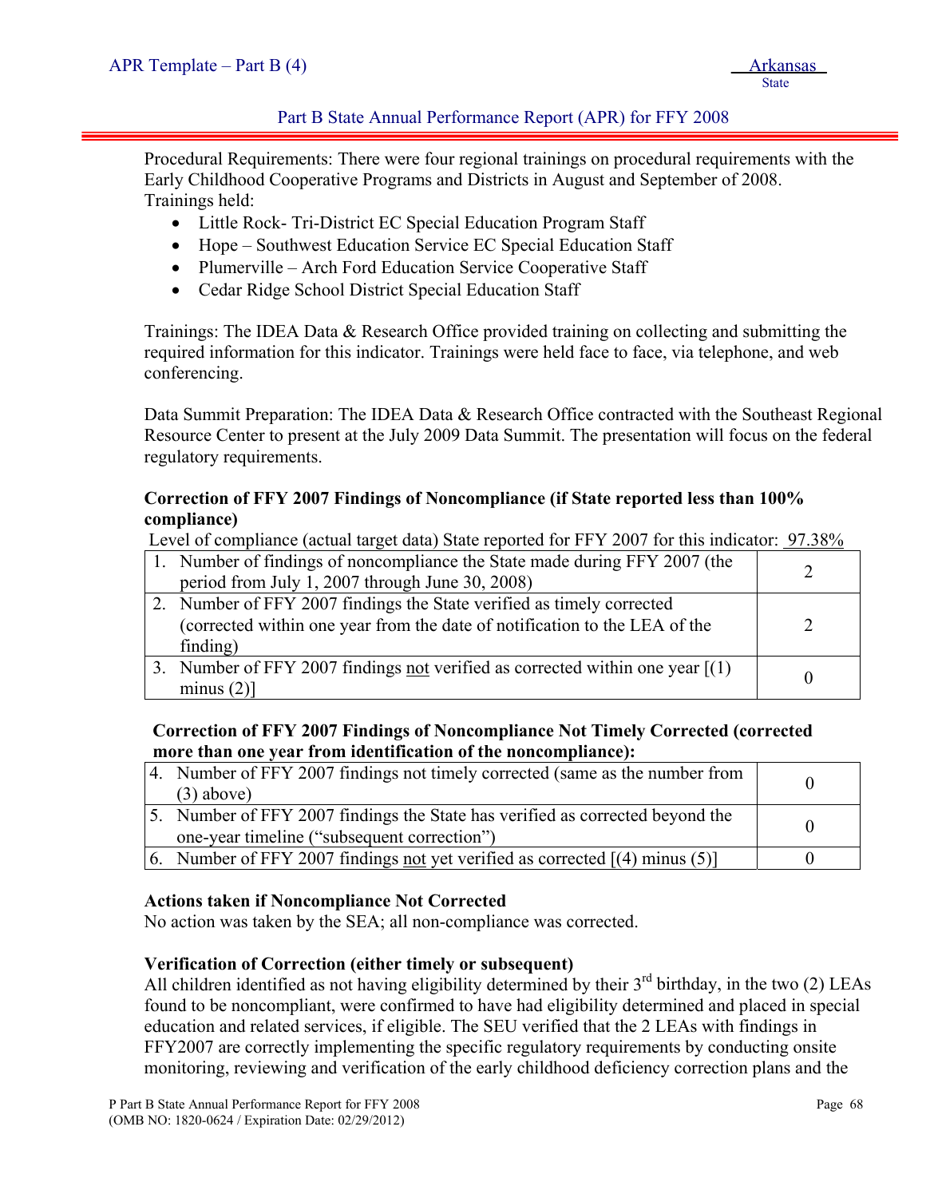Procedural Requirements: There were four regional trainings on procedural requirements with the Early Childhood Cooperative Programs and Districts in August and September of 2008.
Trainings held:

- Little Rock- Tri-District EC Special Education Program Staff
- Hope – Southwest Education Service EC Special Education Staff
- Plumerville – Arch Ford Education Service Cooperative Staff
- Cedar Ridge School District Special Education Staff

Trainings: The IDEA Data & Research Office provided training on collecting and submitting the required information for this indicator. Trainings were held face to face, via telephone, and web conferencing.

Data Summit Preparation: The IDEA Data & Research Office contracted with the Southeast Regional Resource Center to present at the July 2009 Data Summit. The presentation will focus on the federal regulatory requirements.

**Correction of FFY 2007 Findings of Noncompliance (if State reported less than 100% compliance)**

Level of compliance (actual target data) State reported for FFY 2007 for this indicator: 97.38%

| | |
|---|---|
| 1. Number of findings of noncompliance the State made during FFY 2007 (the period from July 1, 2007 through June 30, 2008) | 2 |
| 2. Number of FFY 2007 findings the State verified as timely corrected (corrected within one year from the date of notification to the LEA of the finding) | 2 |
| 3. Number of FFY 2007 findings not verified as corrected within one year [(1) minus (2)] | 0 |

**Correction of FFY 2007 Findings of Noncompliance Not Timely Corrected (corrected more than one year from identification of the noncompliance):**

| | |
|---|---|
| 4. Number of FFY 2007 findings not timely corrected (same as the number from (3) above) | 0 |
| 5. Number of FFY 2007 findings the State has verified as corrected beyond the one-year timeline ("subsequent correction") | 0 |
| 6. Number of FFY 2007 findings not yet verified as corrected [(4) minus (5)] | 0 |

**Actions taken if Noncompliance Not Corrected**

No action was taken by the SEA; all non-compliance was corrected.

**Verification of Correction (either timely or subsequent)**

All children identified as not having eligibility determined by their 3rd birthday, in the two (2) LEAs found to be noncompliant, were confirmed to have had eligibility determined and placed in special education and related services, if eligible. The SEU verified that the 2 LEAs with findings in FFY2007 are correctly implementing the specific regulatory requirements by conducting onsite monitoring, reviewing and verification of the early childhood deficiency correction plans and the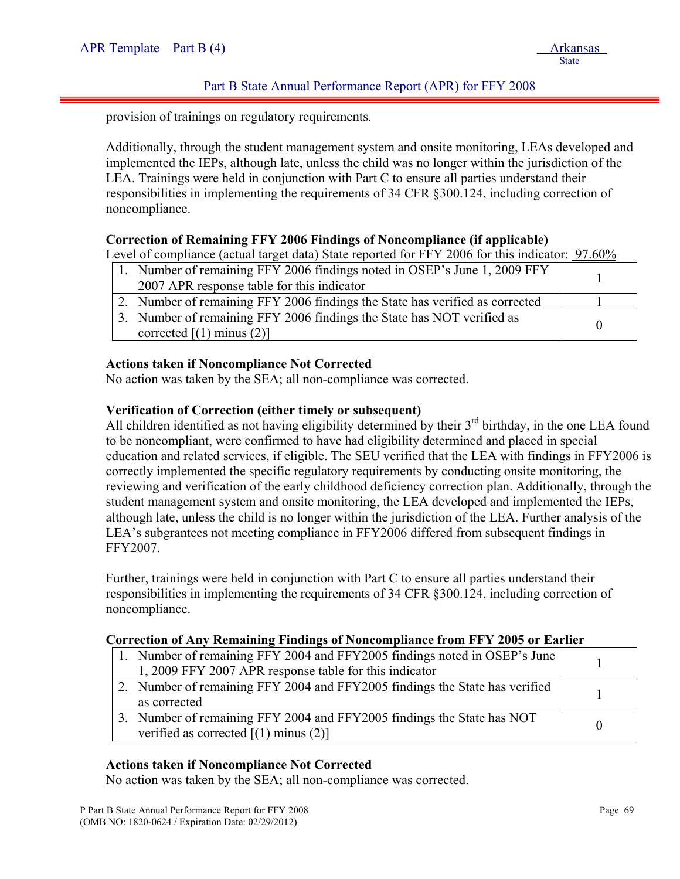provision of trainings on regulatory requirements.

Additionally, through the student management system and onsite monitoring, LEAs developed and implemented the IEPs, although late, unless the child was no longer within the jurisdiction of the LEA. Trainings were held in conjunction with Part C to ensure all parties understand their responsibilities in implementing the requirements of 34 CFR §300.124, including correction of noncompliance.

**Correction of Remaining FFY 2006 Findings of Noncompliance (if applicable)**

Level of compliance (actual target data) State reported for FFY 2006 for this indicator: 97.60%

| | |
|---|---|
| 1. Number of remaining FFY 2006 findings noted in OSEP's June 1, 2009 FFY 2007 APR response table for this indicator | 1 |
| 2. Number of remaining FFY 2006 findings the State has verified as corrected | 1 |
| 3. Number of remaining FFY 2006 findings the State has NOT verified as corrected [(1) minus (2)] | 0 |

**Actions taken if Noncompliance Not Corrected**

No action was taken by the SEA; all non-compliance was corrected.

**Verification of Correction (either timely or subsequent)**

All children identified as not having eligibility determined by their 3rd birthday, in the one LEA found to be noncompliant, were confirmed to have had eligibility determined and placed in special education and related services, if eligible. The SEU verified that the LEA with findings in FFY2006 is correctly implemented the specific regulatory requirements by conducting onsite monitoring, the reviewing and verification of the early childhood deficiency correction plan. Additionally, through the student management system and onsite monitoring, the LEA developed and implemented the IEPs, although late, unless the child is no longer within the jurisdiction of the LEA. Further analysis of the LEA's subgrantees not meeting compliance in FFY2006 differed from subsequent findings in FFY2007.

Further, trainings were held in conjunction with Part C to ensure all parties understand their responsibilities in implementing the requirements of 34 CFR §300.124, including correction of noncompliance.

**Correction of Any Remaining Findings of Noncompliance from FFY 2005 or Earlier**

| | |
|---|---|
| 1. Number of remaining FFY 2004 and FFY2005 findings noted in OSEP's June 1, 2009 FFY 2007 APR response table for this indicator | 1 |
| 2. Number of remaining FFY 2004 and FFY2005 findings the State has verified as corrected | 1 |
| 3. Number of remaining FFY 2004 and FFY2005 findings the State has NOT verified as corrected [(1) minus (2)] | 0 |

**Actions taken if Noncompliance Not Corrected**

No action was taken by the SEA; all non-compliance was corrected.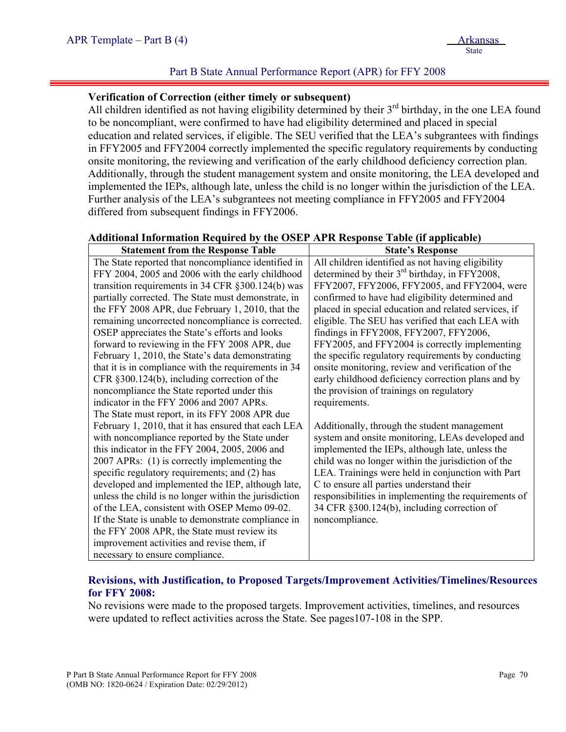**Verification of Correction (either timely or subsequent)**

All children identified as not having eligibility determined by their 3rd birthday, in the one LEA found to be noncompliant, were confirmed to have had eligibility determined and placed in special education and related services, if eligible. The SEU verified that the LEA's subgrantees with findings in FFY2005 and FFY2004 correctly implemented the specific regulatory requirements by conducting onsite monitoring, the reviewing and verification of the early childhood deficiency correction plan. Additionally, through the student management system and onsite monitoring, the LEA developed and implemented the IEPs, although late, unless the child is no longer within the jurisdiction of the LEA. Further analysis of the LEA's subgrantees not meeting compliance in FFY2005 and FFY2004 differed from subsequent findings in FFY2006.

**Additional Information Required by the OSEP APR Response Table (if applicable)**

| Statement from the Response Table | State's Response |
|---|---|
| The State reported that noncompliance identified in FFY 2004, 2005 and 2006 with the early childhood transition requirements in 34 CFR §300.124(b) was partially corrected. The State must demonstrate, in the FFY 2008 APR, due February 1, 2010, that the remaining uncorrected noncompliance is corrected. OSEP appreciates the State's efforts and looks forward to reviewing in the FFY 2008 APR, due February 1, 2010, the State's data demonstrating that it is in compliance with the requirements in 34 CFR §300.124(b), including correction of the noncompliance the State reported under this indicator in the FFY 2006 and 2007 APRs. The State must report, in its FFY 2008 APR due February 1, 2010, that it has ensured that each LEA with noncompliance reported by the State under this indicator in the FFY 2004, 2005, 2006 and 2007 APRs: (1) is correctly implementing the specific regulatory requirements; and (2) has developed and implemented the IEP, although late, unless the child is no longer within the jurisdiction of the LEA, consistent with OSEP Memo 09-02. If the State is unable to demonstrate compliance in the FFY 2008 APR, the State must review its improvement activities and revise them, if necessary to ensure compliance. | All children identified as not having eligibility determined by their 3rd birthday, in FFY2008, FFY2007, FFY2006, FFY2005, and FFY2004, were confirmed to have had eligibility determined and placed in special education and related services, if eligible. The SEU has verified that each LEA with findings in FFY2008, FFY2007, FFY2006, FFY2005, and FFY2004 is correctly implementing the specific regulatory requirements by conducting onsite monitoring, review and verification of the early childhood deficiency correction plans and by the provision of trainings on regulatory requirements.<br><br>Additionally, through the student management system and onsite monitoring, LEAs developed and implemented the IEPs, although late, unless the child was no longer within the jurisdiction of the LEA. Trainings were held in conjunction with Part C to ensure all parties understand their responsibilities in implementing the requirements of 34 CFR §300.124(b), including correction of noncompliance. |

**Revisions, with Justification, to Proposed Targets/Improvement Activities/Timelines/Resources for FFY 2008:**

No revisions were made to the proposed targets. Improvement activities, timelines, and resources were updated to reflect activities across the State. See pages107-108 in the SPP.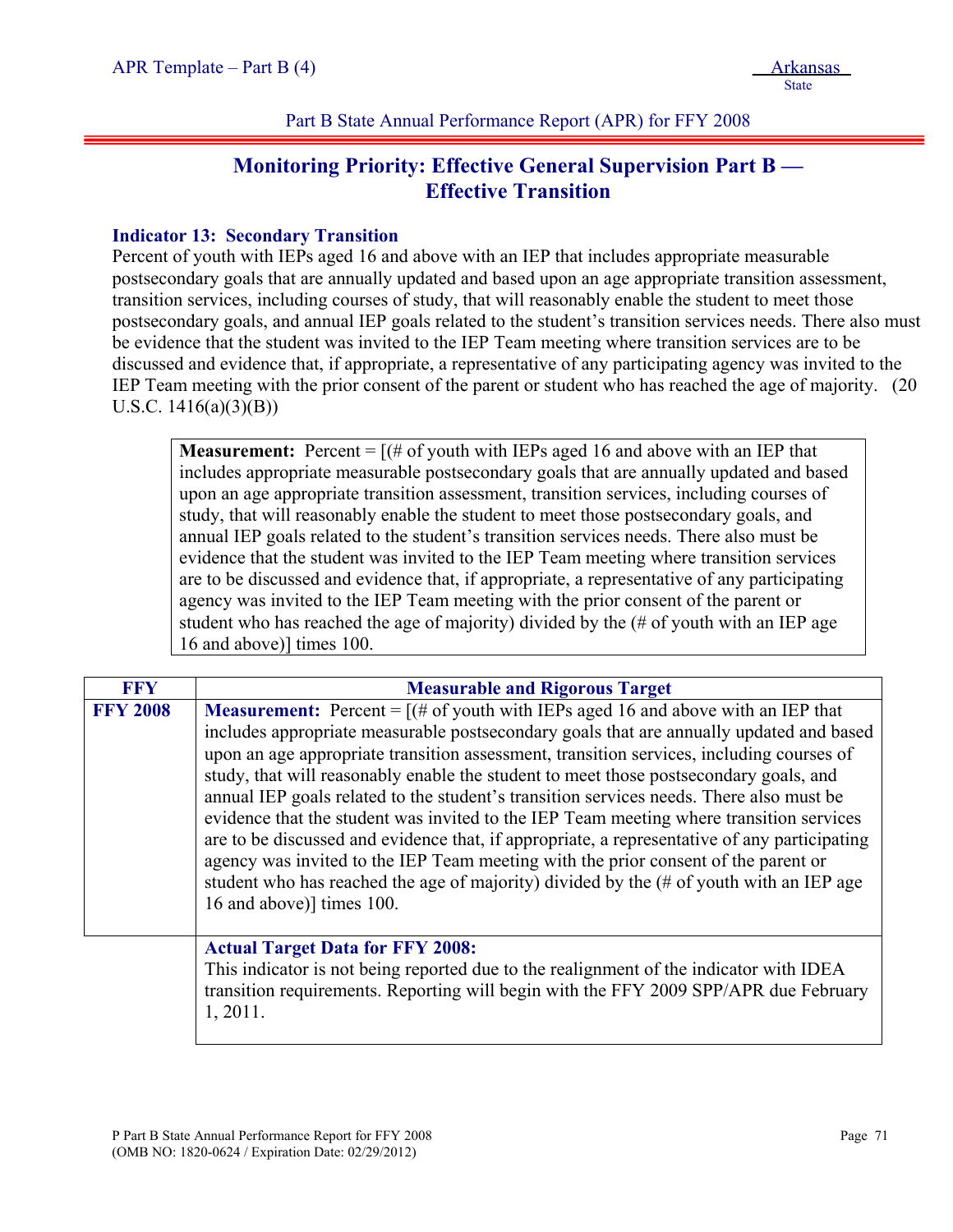Part B State Annual Performance Report (APR) for FFY 2008

## Monitoring Priority: Effective General Supervision Part B — Effective Transition

**Indicator 13: Secondary Transition**

Percent of youth with IEPs aged 16 and above with an IEP that includes appropriate measurable postsecondary goals that are annually updated and based upon an age appropriate transition assessment, transition services, including courses of study, that will reasonably enable the student to meet those postsecondary goals, and annual IEP goals related to the student's transition services needs. There also must be evidence that the student was invited to the IEP Team meeting where transition services are to be discussed and evidence that, if appropriate, a representative of any participating agency was invited to the IEP Team meeting with the prior consent of the parent or student who has reached the age of majority. (20 U.S.C. 1416(a)(3)(B))

> **Measurement:** Percent = [(# of youth with IEPs aged 16 and above with an IEP that includes appropriate measurable postsecondary goals that are annually updated and based upon an age appropriate transition assessment, transition services, including courses of study, that will reasonably enable the student to meet those postsecondary goals, and annual IEP goals related to the student's transition services needs. There also must be evidence that the student was invited to the IEP Team meeting where transition services are to be discussed and evidence that, if appropriate, a representative of any participating agency was invited to the IEP Team meeting with the prior consent of the parent or student who has reached the age of majority) divided by the (# of youth with an IEP age 16 and above)] times 100.

| FFY | Measurable and Rigorous Target |
|---|---|
| **FFY 2008** | **Measurement:** Percent = [(# of youth with IEPs aged 16 and above with an IEP that includes appropriate measurable postsecondary goals that are annually updated and based upon an age appropriate transition assessment, transition services, including courses of study, that will reasonably enable the student to meet those postsecondary goals, and annual IEP goals related to the student's transition services needs. There also must be evidence that the student was invited to the IEP Team meeting where transition services are to be discussed and evidence that, if appropriate, a representative of any participating agency was invited to the IEP Team meeting with the prior consent of the parent or student who has reached the age of majority) divided by the (# of youth with an IEP age 16 and above)] times 100. |
| | **Actual Target Data for FFY 2008:** This indicator is not being reported due to the realignment of the indicator with IDEA transition requirements. Reporting will begin with the FFY 2009 SPP/APR due February 1, 2011. |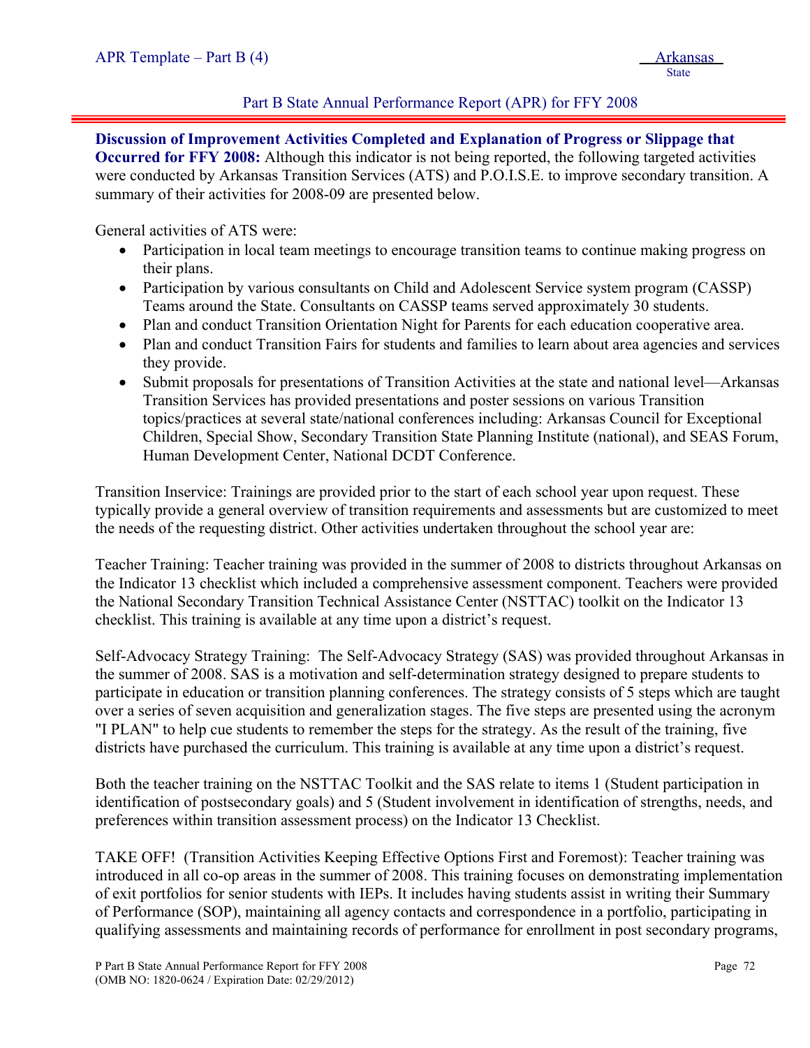**Discussion of Improvement Activities Completed and Explanation of Progress or Slippage that Occurred for FFY 2008:** Although this indicator is not being reported, the following targeted activities were conducted by Arkansas Transition Services (ATS) and P.O.I.S.E. to improve secondary transition. A summary of their activities for 2008-09 are presented below.

General activities of ATS were:

- Participation in local team meetings to encourage transition teams to continue making progress on their plans.
- Participation by various consultants on Child and Adolescent Service system program (CASSP) Teams around the State. Consultants on CASSP teams served approximately 30 students.
- Plan and conduct Transition Orientation Night for Parents for each education cooperative area.
- Plan and conduct Transition Fairs for students and families to learn about area agencies and services they provide.
- Submit proposals for presentations of Transition Activities at the state and national level—Arkansas Transition Services has provided presentations and poster sessions on various Transition topics/practices at several state/national conferences including: Arkansas Council for Exceptional Children, Special Show, Secondary Transition State Planning Institute (national), and SEAS Forum, Human Development Center, National DCDT Conference.

Transition Inservice: Trainings are provided prior to the start of each school year upon request. These typically provide a general overview of transition requirements and assessments but are customized to meet the needs of the requesting district. Other activities undertaken throughout the school year are:

Teacher Training: Teacher training was provided in the summer of 2008 to districts throughout Arkansas on the Indicator 13 checklist which included a comprehensive assessment component. Teachers were provided the National Secondary Transition Technical Assistance Center (NSTTAC) toolkit on the Indicator 13 checklist. This training is available at any time upon a district's request.

Self-Advocacy Strategy Training: The Self-Advocacy Strategy (SAS) was provided throughout Arkansas in the summer of 2008. SAS is a motivation and self-determination strategy designed to prepare students to participate in education or transition planning conferences. The strategy consists of 5 steps which are taught over a series of seven acquisition and generalization stages. The five steps are presented using the acronym "I PLAN" to help cue students to remember the steps for the strategy. As the result of the training, five districts have purchased the curriculum. This training is available at any time upon a district's request.

Both the teacher training on the NSTTAC Toolkit and the SAS relate to items 1 (Student participation in identification of postsecondary goals) and 5 (Student involvement in identification of strengths, needs, and preferences within transition assessment process) on the Indicator 13 Checklist.

TAKE OFF! (Transition Activities Keeping Effective Options First and Foremost): Teacher training was introduced in all co-op areas in the summer of 2008. This training focuses on demonstrating implementation of exit portfolios for senior students with IEPs. It includes having students assist in writing their Summary of Performance (SOP), maintaining all agency contacts and correspondence in a portfolio, participating in qualifying assessments and maintaining records of performance for enrollment in post secondary programs,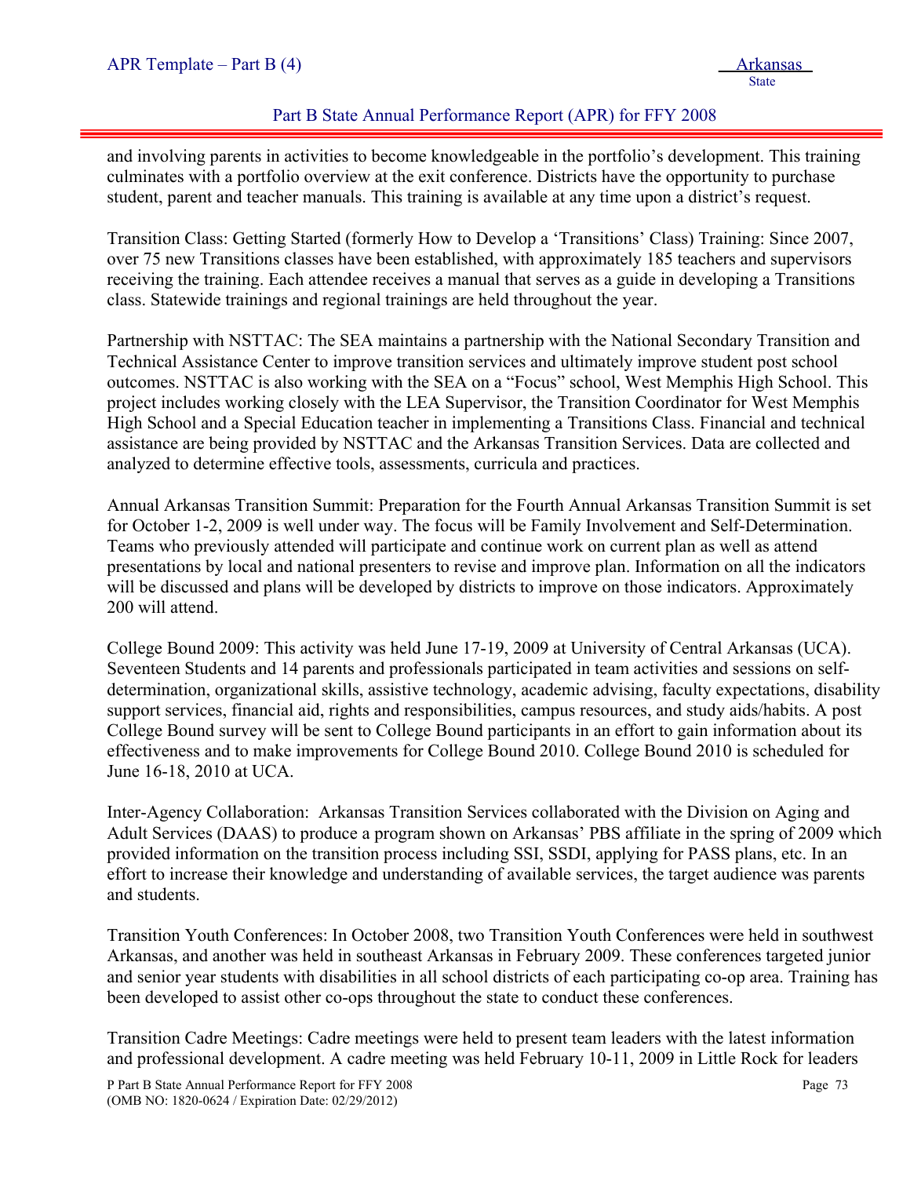and involving parents in activities to become knowledgeable in the portfolio's development. This training culminates with a portfolio overview at the exit conference. Districts have the opportunity to purchase student, parent and teacher manuals. This training is available at any time upon a district's request.

Transition Class: Getting Started (formerly How to Develop a 'Transitions' Class) Training: Since 2007, over 75 new Transitions classes have been established, with approximately 185 teachers and supervisors receiving the training. Each attendee receives a manual that serves as a guide in developing a Transitions class. Statewide trainings and regional trainings are held throughout the year.

Partnership with NSTTAC: The SEA maintains a partnership with the National Secondary Transition and Technical Assistance Center to improve transition services and ultimately improve student post school outcomes. NSTTAC is also working with the SEA on a "Focus" school, West Memphis High School. This project includes working closely with the LEA Supervisor, the Transition Coordinator for West Memphis High School and a Special Education teacher in implementing a Transitions Class. Financial and technical assistance are being provided by NSTTAC and the Arkansas Transition Services. Data are collected and analyzed to determine effective tools, assessments, curricula and practices.

Annual Arkansas Transition Summit: Preparation for the Fourth Annual Arkansas Transition Summit is set for October 1-2, 2009 is well under way. The focus will be Family Involvement and Self-Determination. Teams who previously attended will participate and continue work on current plan as well as attend presentations by local and national presenters to revise and improve plan. Information on all the indicators will be discussed and plans will be developed by districts to improve on those indicators. Approximately 200 will attend.

College Bound 2009: This activity was held June 17-19, 2009 at University of Central Arkansas (UCA). Seventeen Students and 14 parents and professionals participated in team activities and sessions on self-determination, organizational skills, assistive technology, academic advising, faculty expectations, disability support services, financial aid, rights and responsibilities, campus resources, and study aids/habits. A post College Bound survey will be sent to College Bound participants in an effort to gain information about its effectiveness and to make improvements for College Bound 2010. College Bound 2010 is scheduled for June 16-18, 2010 at UCA.

Inter-Agency Collaboration: Arkansas Transition Services collaborated with the Division on Aging and Adult Services (DAAS) to produce a program shown on Arkansas' PBS affiliate in the spring of 2009 which provided information on the transition process including SSI, SSDI, applying for PASS plans, etc. In an effort to increase their knowledge and understanding of available services, the target audience was parents and students.

Transition Youth Conferences: In October 2008, two Transition Youth Conferences were held in southwest Arkansas, and another was held in southeast Arkansas in February 2009. These conferences targeted junior and senior year students with disabilities in all school districts of each participating co-op area. Training has been developed to assist other co-ops throughout the state to conduct these conferences.

Transition Cadre Meetings: Cadre meetings were held to present team leaders with the latest information and professional development. A cadre meeting was held February 10-11, 2009 in Little Rock for leaders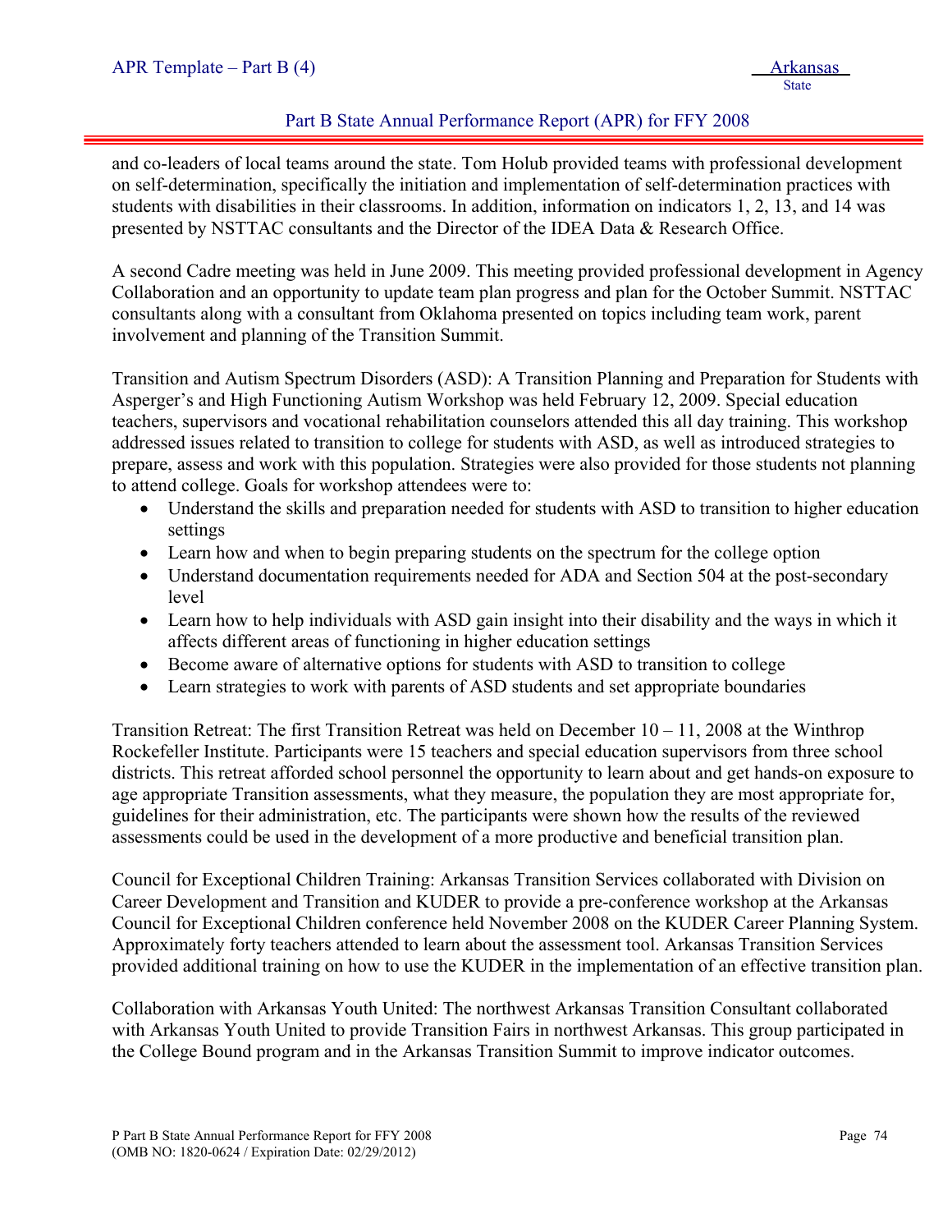and co-leaders of local teams around the state. Tom Holub provided teams with professional development on self-determination, specifically the initiation and implementation of self-determination practices with students with disabilities in their classrooms. In addition, information on indicators 1, 2, 13, and 14 was presented by NSTTAC consultants and the Director of the IDEA Data & Research Office.

A second Cadre meeting was held in June 2009. This meeting provided professional development in Agency Collaboration and an opportunity to update team plan progress and plan for the October Summit. NSTTAC consultants along with a consultant from Oklahoma presented on topics including team work, parent involvement and planning of the Transition Summit.

Transition and Autism Spectrum Disorders (ASD): A Transition Planning and Preparation for Students with Asperger's and High Functioning Autism Workshop was held February 12, 2009. Special education teachers, supervisors and vocational rehabilitation counselors attended this all day training. This workshop addressed issues related to transition to college for students with ASD, as well as introduced strategies to prepare, assess and work with this population. Strategies were also provided for those students not planning to attend college. Goals for workshop attendees were to:

- Understand the skills and preparation needed for students with ASD to transition to higher education settings
- Learn how and when to begin preparing students on the spectrum for the college option
- Understand documentation requirements needed for ADA and Section 504 at the post-secondary level
- Learn how to help individuals with ASD gain insight into their disability and the ways in which it affects different areas of functioning in higher education settings
- Become aware of alternative options for students with ASD to transition to college
- Learn strategies to work with parents of ASD students and set appropriate boundaries

Transition Retreat: The first Transition Retreat was held on December 10 – 11, 2008 at the Winthrop Rockefeller Institute. Participants were 15 teachers and special education supervisors from three school districts. This retreat afforded school personnel the opportunity to learn about and get hands-on exposure to age appropriate Transition assessments, what they measure, the population they are most appropriate for, guidelines for their administration, etc. The participants were shown how the results of the reviewed assessments could be used in the development of a more productive and beneficial transition plan.

Council for Exceptional Children Training: Arkansas Transition Services collaborated with Division on Career Development and Transition and KUDER to provide a pre-conference workshop at the Arkansas Council for Exceptional Children conference held November 2008 on the KUDER Career Planning System. Approximately forty teachers attended to learn about the assessment tool. Arkansas Transition Services provided additional training on how to use the KUDER in the implementation of an effective transition plan.

Collaboration with Arkansas Youth United: The northwest Arkansas Transition Consultant collaborated with Arkansas Youth United to provide Transition Fairs in northwest Arkansas. This group participated in the College Bound program and in the Arkansas Transition Summit to improve indicator outcomes.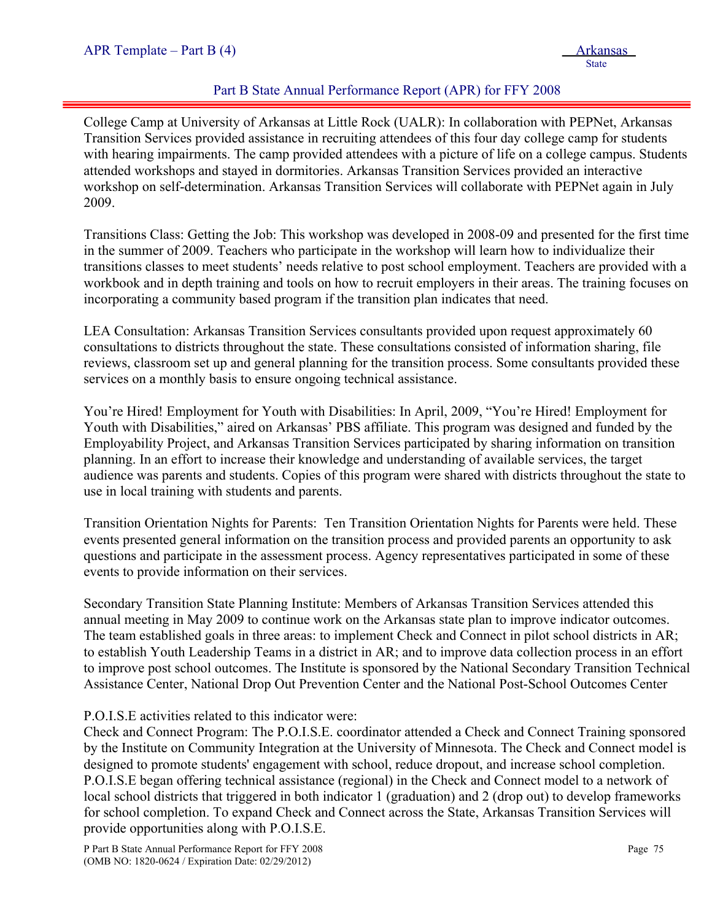College Camp at University of Arkansas at Little Rock (UALR): In collaboration with PEPNet, Arkansas Transition Services provided assistance in recruiting attendees of this four day college camp for students with hearing impairments. The camp provided attendees with a picture of life on a college campus. Students attended workshops and stayed in dormitories. Arkansas Transition Services provided an interactive workshop on self-determination. Arkansas Transition Services will collaborate with PEPNet again in July 2009.

Transitions Class: Getting the Job: This workshop was developed in 2008-09 and presented for the first time in the summer of 2009. Teachers who participate in the workshop will learn how to individualize their transitions classes to meet students' needs relative to post school employment. Teachers are provided with a workbook and in depth training and tools on how to recruit employers in their areas. The training focuses on incorporating a community based program if the transition plan indicates that need.

LEA Consultation: Arkansas Transition Services consultants provided upon request approximately 60 consultations to districts throughout the state. These consultations consisted of information sharing, file reviews, classroom set up and general planning for the transition process. Some consultants provided these services on a monthly basis to ensure ongoing technical assistance.

You're Hired! Employment for Youth with Disabilities: In April, 2009, "You're Hired! Employment for Youth with Disabilities," aired on Arkansas' PBS affiliate. This program was designed and funded by the Employability Project, and Arkansas Transition Services participated by sharing information on transition planning. In an effort to increase their knowledge and understanding of available services, the target audience was parents and students. Copies of this program were shared with districts throughout the state to use in local training with students and parents.

Transition Orientation Nights for Parents: Ten Transition Orientation Nights for Parents were held. These events presented general information on the transition process and provided parents an opportunity to ask questions and participate in the assessment process. Agency representatives participated in some of these events to provide information on their services.

Secondary Transition State Planning Institute: Members of Arkansas Transition Services attended this annual meeting in May 2009 to continue work on the Arkansas state plan to improve indicator outcomes. The team established goals in three areas: to implement Check and Connect in pilot school districts in AR; to establish Youth Leadership Teams in a district in AR; and to improve data collection process in an effort to improve post school outcomes. The Institute is sponsored by the National Secondary Transition Technical Assistance Center, National Drop Out Prevention Center and the National Post-School Outcomes Center

P.O.I.S.E activities related to this indicator were:
Check and Connect Program: The P.O.I.S.E. coordinator attended a Check and Connect Training sponsored by the Institute on Community Integration at the University of Minnesota. The Check and Connect model is designed to promote students' engagement with school, reduce dropout, and increase school completion. P.O.I.S.E began offering technical assistance (regional) in the Check and Connect model to a network of local school districts that triggered in both indicator 1 (graduation) and 2 (drop out) to develop frameworks for school completion. To expand Check and Connect across the State, Arkansas Transition Services will provide opportunities along with P.O.I.S.E.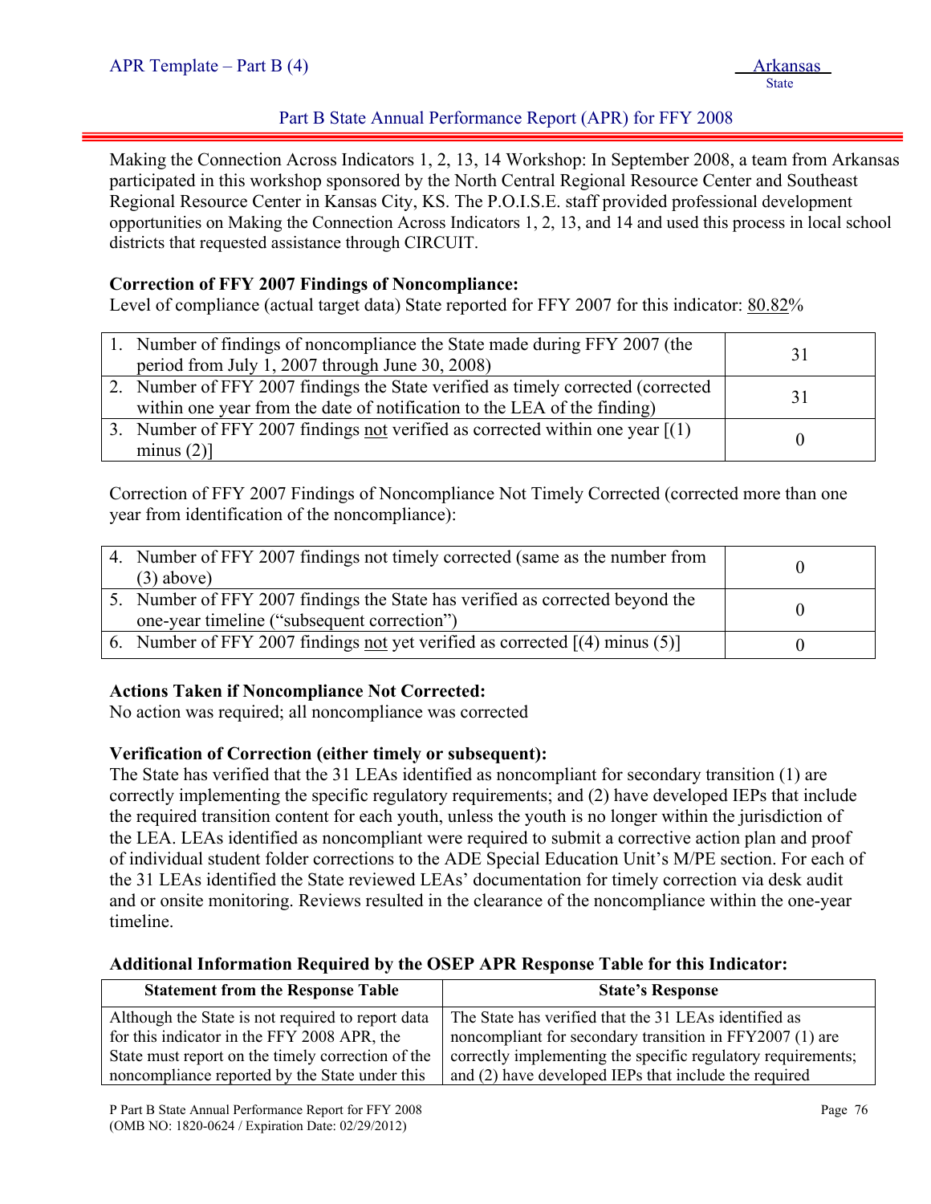Making the Connection Across Indicators 1, 2, 13, 14 Workshop: In September 2008, a team from Arkansas participated in this workshop sponsored by the North Central Regional Resource Center and Southeast Regional Resource Center in Kansas City, KS. The P.O.I.S.E. staff provided professional development opportunities on Making the Connection Across Indicators 1, 2, 13, and 14 and used this process in local school districts that requested assistance through CIRCUIT.

**Correction of FFY 2007 Findings of Noncompliance:**
Level of compliance (actual target data) State reported for FFY 2007 for this indicator: 80.82%

| | |
|---|---|
| 1. Number of findings of noncompliance the State made during FFY 2007 (the period from July 1, 2007 through June 30, 2008) | 31 |
| 2. Number of FFY 2007 findings the State verified as timely corrected (corrected within one year from the date of notification to the LEA of the finding) | 31 |
| 3. Number of FFY 2007 findings not verified as corrected within one year [(1) minus (2)] | 0 |

Correction of FFY 2007 Findings of Noncompliance Not Timely Corrected (corrected more than one year from identification of the noncompliance):

| | |
|---|---|
| 4. Number of FFY 2007 findings not timely corrected (same as the number from (3) above) | 0 |
| 5. Number of FFY 2007 findings the State has verified as corrected beyond the one-year timeline ("subsequent correction") | 0 |
| 6. Number of FFY 2007 findings not yet verified as corrected [(4) minus (5)] | 0 |

**Actions Taken if Noncompliance Not Corrected:**
No action was required; all noncompliance was corrected

**Verification of Correction (either timely or subsequent):**
The State has verified that the 31 LEAs identified as noncompliant for secondary transition (1) are correctly implementing the specific regulatory requirements; and (2) have developed IEPs that include the required transition content for each youth, unless the youth is no longer within the jurisdiction of the LEA. LEAs identified as noncompliant were required to submit a corrective action plan and proof of individual student folder corrections to the ADE Special Education Unit's M/PE section. For each of the 31 LEAs identified the State reviewed LEAs' documentation for timely correction via desk audit and or onsite monitoring. Reviews resulted in the clearance of the noncompliance within the one-year timeline.

**Additional Information Required by the OSEP APR Response Table for this Indicator:**

| Statement from the Response Table | State's Response |
|---|---|
| Although the State is not required to report data for this indicator in the FFY 2008 APR, the State must report on the timely correction of the noncompliance reported by the State under this | The State has verified that the 31 LEAs identified as noncompliant for secondary transition in FFY2007 (1) are correctly implementing the specific regulatory requirements; and (2) have developed IEPs that include the required |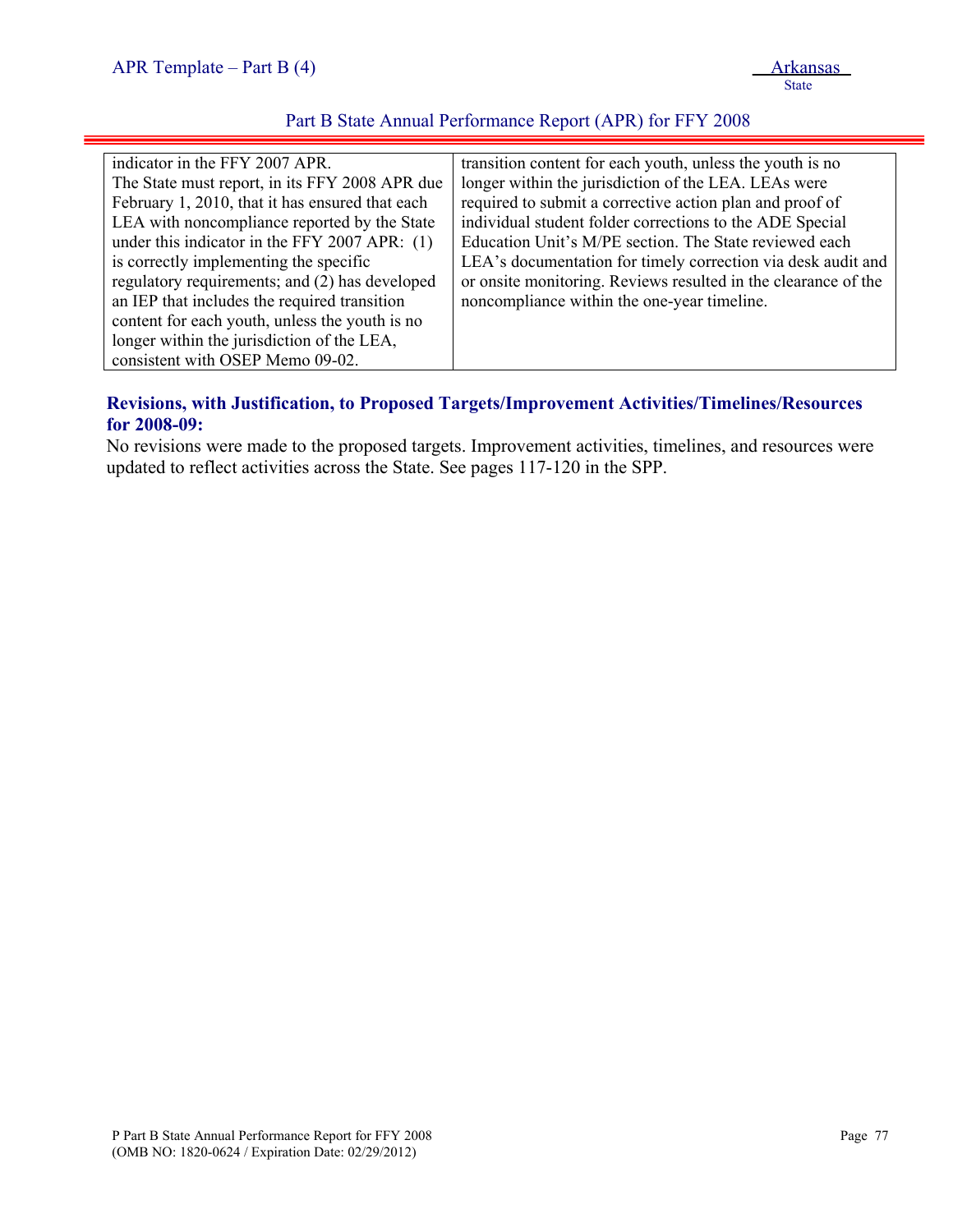| | |
|---|---|
| indicator in the FFY 2007 APR. The State must report, in its FFY 2008 APR due February 1, 2010, that it has ensured that each LEA with noncompliance reported by the State under this indicator in the FFY 2007 APR: (1) is correctly implementing the specific regulatory requirements; and (2) has developed an IEP that includes the required transition content for each youth, unless the youth is no longer within the jurisdiction of the LEA, consistent with OSEP Memo 09-02. | transition content for each youth, unless the youth is no longer within the jurisdiction of the LEA. LEAs were required to submit a corrective action plan and proof of individual student folder corrections to the ADE Special Education Unit's M/PE section. The State reviewed each LEA's documentation for timely correction via desk audit and or onsite monitoring. Reviews resulted in the clearance of the noncompliance within the one-year timeline. |

**Revisions, with Justification, to Proposed Targets/Improvement Activities/Timelines/Resources for 2008-09:**

No revisions were made to the proposed targets. Improvement activities, timelines, and resources were updated to reflect activities across the State. See pages 117-120 in the SPP.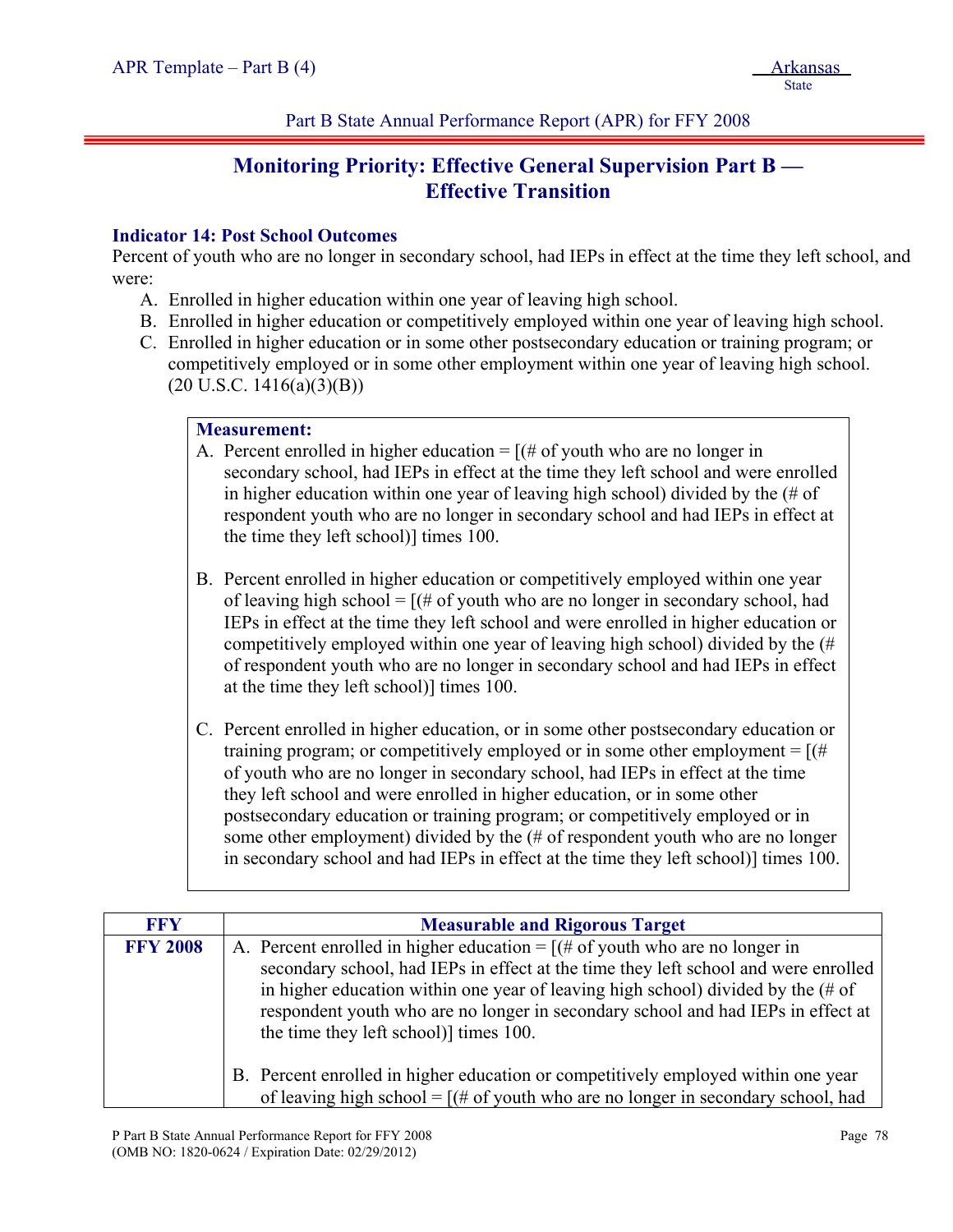Part B State Annual Performance Report (APR) for FFY 2008

## Monitoring Priority: Effective General Supervision Part B — Effective Transition

### Indicator 14: Post School Outcomes

Percent of youth who are no longer in secondary school, had IEPs in effect at the time they left school, and were:

A. Enrolled in higher education within one year of leaving high school.
B. Enrolled in higher education or competitively employed within one year of leaving high school.
C. Enrolled in higher education or in some other postsecondary education or training program; or competitively employed or in some other employment within one year of leaving high school.
(20 U.S.C. 1416(a)(3)(B))

**Measurement:**

A. Percent enrolled in higher education = [(# of youth who are no longer in secondary school, had IEPs in effect at the time they left school and were enrolled in higher education within one year of leaving high school) divided by the (# of respondent youth who are no longer in secondary school and had IEPs in effect at the time they left school)] times 100.

B. Percent enrolled in higher education or competitively employed within one year of leaving high school = [(# of youth who are no longer in secondary school, had IEPs in effect at the time they left school and were enrolled in higher education or competitively employed within one year of leaving high school) divided by the (# of respondent youth who are no longer in secondary school and had IEPs in effect at the time they left school)] times 100.

C. Percent enrolled in higher education, or in some other postsecondary education or training program; or competitively employed or in some other employment = [(# of youth who are no longer in secondary school, had IEPs in effect at the time they left school and were enrolled in higher education, or in some other postsecondary education or training program; or competitively employed or in some other employment) divided by the (# of respondent youth who are no longer in secondary school and had IEPs in effect at the time they left school)] times 100.

| FFY | Measurable and Rigorous Target |
|---|---|
| FFY 2008 | A. Percent enrolled in higher education = [(# of youth who are no longer in secondary school, had IEPs in effect at the time they left school and were enrolled in higher education within one year of leaving high school) divided by the (# of respondent youth who are no longer in secondary school and had IEPs in effect at the time they left school)] times 100.<br><br>B. Percent enrolled in higher education or competitively employed within one year of leaving high school = [(# of youth who are no longer in secondary school, had |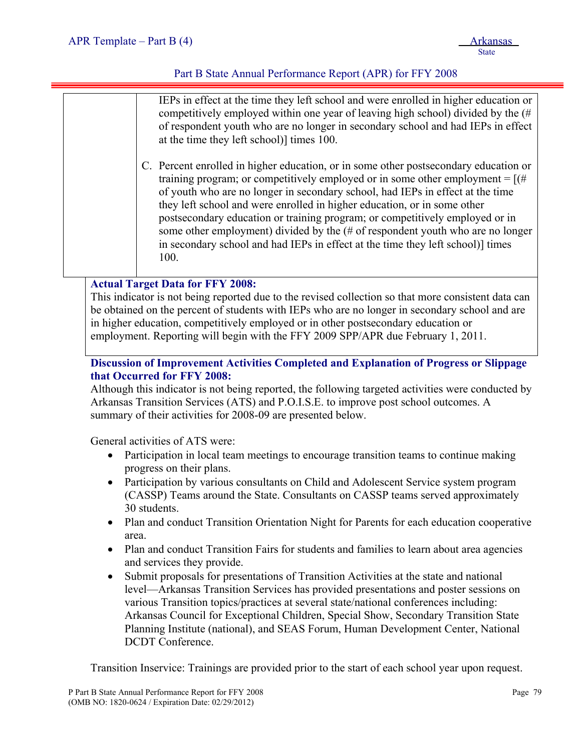IEPs in effect at the time they left school and were enrolled in higher education or competitively employed within one year of leaving high school) divided by the (# of respondent youth who are no longer in secondary school and had IEPs in effect at the time they left school)] times 100.

C. Percent enrolled in higher education, or in some other postsecondary education or training program; or competitively employed or in some other employment = [(# of youth who are no longer in secondary school, had IEPs in effect at the time they left school and were enrolled in higher education, or in some other postsecondary education or training program; or competitively employed or in some other employment) divided by the (# of respondent youth who are no longer in secondary school and had IEPs in effect at the time they left school)] times 100.

**Actual Target Data for FFY 2008:**

This indicator is not being reported due to the revised collection so that more consistent data can be obtained on the percent of students with IEPs who are no longer in secondary school and are in higher education, competitively employed or in other postsecondary education or employment. Reporting will begin with the FFY 2009 SPP/APR due February 1, 2011.

**Discussion of Improvement Activities Completed and Explanation of Progress or Slippage that Occurred for FFY 2008:**

Although this indicator is not being reported, the following targeted activities were conducted by Arkansas Transition Services (ATS) and P.O.I.S.E. to improve post school outcomes. A summary of their activities for 2008-09 are presented below.

General activities of ATS were:

- Participation in local team meetings to encourage transition teams to continue making progress on their plans.
- Participation by various consultants on Child and Adolescent Service system program (CASSP) Teams around the State. Consultants on CASSP teams served approximately 30 students.
- Plan and conduct Transition Orientation Night for Parents for each education cooperative area.
- Plan and conduct Transition Fairs for students and families to learn about area agencies and services they provide.
- Submit proposals for presentations of Transition Activities at the state and national level—Arkansas Transition Services has provided presentations and poster sessions on various Transition topics/practices at several state/national conferences including: Arkansas Council for Exceptional Children, Special Show, Secondary Transition State Planning Institute (national), and SEAS Forum, Human Development Center, National DCDT Conference.

Transition Inservice: Trainings are provided prior to the start of each school year upon request.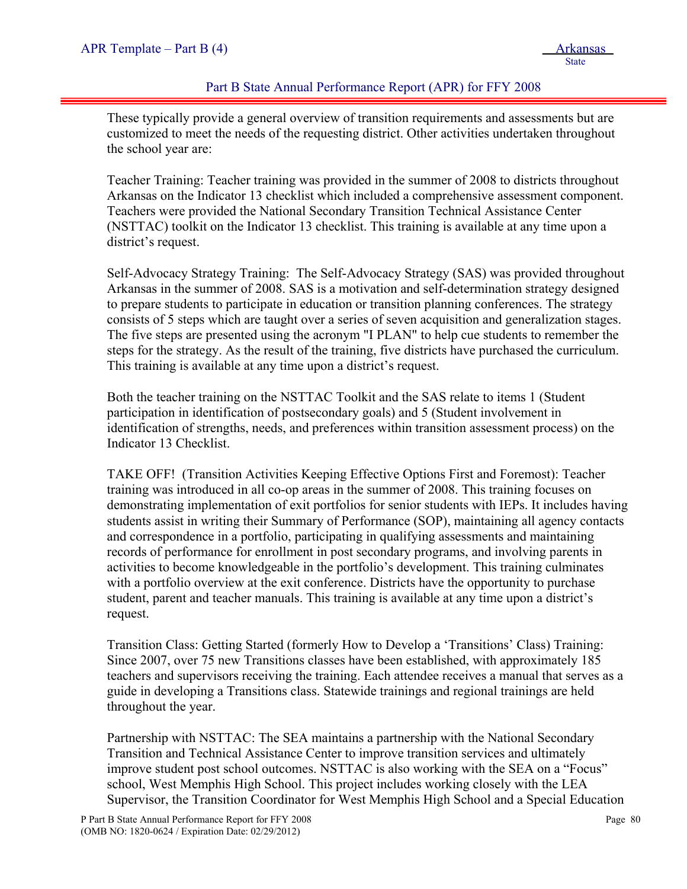These typically provide a general overview of transition requirements and assessments but are customized to meet the needs of the requesting district. Other activities undertaken throughout the school year are:

Teacher Training: Teacher training was provided in the summer of 2008 to districts throughout Arkansas on the Indicator 13 checklist which included a comprehensive assessment component. Teachers were provided the National Secondary Transition Technical Assistance Center (NSTTAC) toolkit on the Indicator 13 checklist. This training is available at any time upon a district's request.

Self-Advocacy Strategy Training: The Self-Advocacy Strategy (SAS) was provided throughout Arkansas in the summer of 2008. SAS is a motivation and self-determination strategy designed to prepare students to participate in education or transition planning conferences. The strategy consists of 5 steps which are taught over a series of seven acquisition and generalization stages. The five steps are presented using the acronym "I PLAN" to help cue students to remember the steps for the strategy. As the result of the training, five districts have purchased the curriculum. This training is available at any time upon a district's request.

Both the teacher training on the NSTTAC Toolkit and the SAS relate to items 1 (Student participation in identification of postsecondary goals) and 5 (Student involvement in identification of strengths, needs, and preferences within transition assessment process) on the Indicator 13 Checklist.

TAKE OFF! (Transition Activities Keeping Effective Options First and Foremost): Teacher training was introduced in all co-op areas in the summer of 2008. This training focuses on demonstrating implementation of exit portfolios for senior students with IEPs. It includes having students assist in writing their Summary of Performance (SOP), maintaining all agency contacts and correspondence in a portfolio, participating in qualifying assessments and maintaining records of performance for enrollment in post secondary programs, and involving parents in activities to become knowledgeable in the portfolio's development. This training culminates with a portfolio overview at the exit conference. Districts have the opportunity to purchase student, parent and teacher manuals. This training is available at any time upon a district's request.

Transition Class: Getting Started (formerly How to Develop a 'Transitions' Class) Training: Since 2007, over 75 new Transitions classes have been established, with approximately 185 teachers and supervisors receiving the training. Each attendee receives a manual that serves as a guide in developing a Transitions class. Statewide trainings and regional trainings are held throughout the year.

Partnership with NSTTAC: The SEA maintains a partnership with the National Secondary Transition and Technical Assistance Center to improve transition services and ultimately improve student post school outcomes. NSTTAC is also working with the SEA on a "Focus" school, West Memphis High School. This project includes working closely with the LEA Supervisor, the Transition Coordinator for West Memphis High School and a Special Education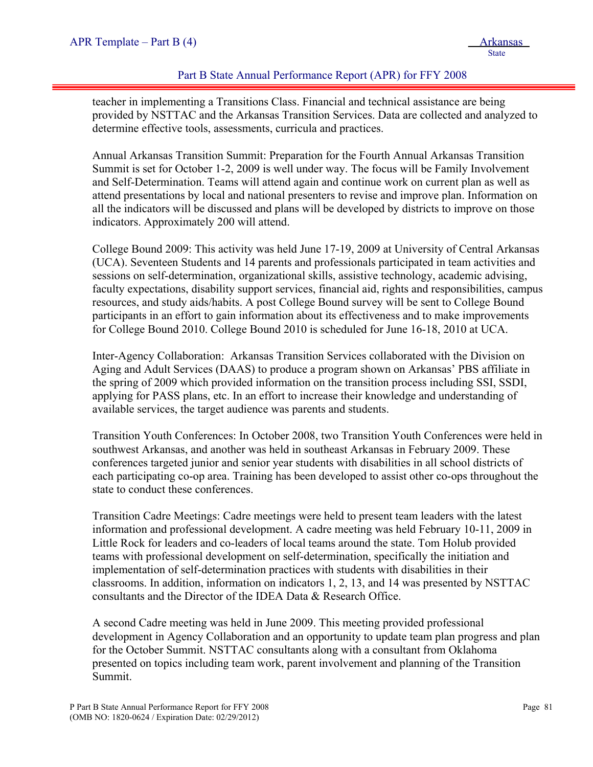teacher in implementing a Transitions Class. Financial and technical assistance are being provided by NSTTAC and the Arkansas Transition Services. Data are collected and analyzed to determine effective tools, assessments, curricula and practices.

Annual Arkansas Transition Summit: Preparation for the Fourth Annual Arkansas Transition Summit is set for October 1-2, 2009 is well under way. The focus will be Family Involvement and Self-Determination. Teams will attend again and continue work on current plan as well as attend presentations by local and national presenters to revise and improve plan. Information on all the indicators will be discussed and plans will be developed by districts to improve on those indicators. Approximately 200 will attend.

College Bound 2009: This activity was held June 17-19, 2009 at University of Central Arkansas (UCA). Seventeen Students and 14 parents and professionals participated in team activities and sessions on self-determination, organizational skills, assistive technology, academic advising, faculty expectations, disability support services, financial aid, rights and responsibilities, campus resources, and study aids/habits. A post College Bound survey will be sent to College Bound participants in an effort to gain information about its effectiveness and to make improvements for College Bound 2010. College Bound 2010 is scheduled for June 16-18, 2010 at UCA.

Inter-Agency Collaboration: Arkansas Transition Services collaborated with the Division on Aging and Adult Services (DAAS) to produce a program shown on Arkansas' PBS affiliate in the spring of 2009 which provided information on the transition process including SSI, SSDI, applying for PASS plans, etc. In an effort to increase their knowledge and understanding of available services, the target audience was parents and students.

Transition Youth Conferences: In October 2008, two Transition Youth Conferences were held in southwest Arkansas, and another was held in southeast Arkansas in February 2009. These conferences targeted junior and senior year students with disabilities in all school districts of each participating co-op area. Training has been developed to assist other co-ops throughout the state to conduct these conferences.

Transition Cadre Meetings: Cadre meetings were held to present team leaders with the latest information and professional development. A cadre meeting was held February 10-11, 2009 in Little Rock for leaders and co-leaders of local teams around the state. Tom Holub provided teams with professional development on self-determination, specifically the initiation and implementation of self-determination practices with students with disabilities in their classrooms. In addition, information on indicators 1, 2, 13, and 14 was presented by NSTTAC consultants and the Director of the IDEA Data & Research Office.

A second Cadre meeting was held in June 2009. This meeting provided professional development in Agency Collaboration and an opportunity to update team plan progress and plan for the October Summit. NSTTAC consultants along with a consultant from Oklahoma presented on topics including team work, parent involvement and planning of the Transition Summit.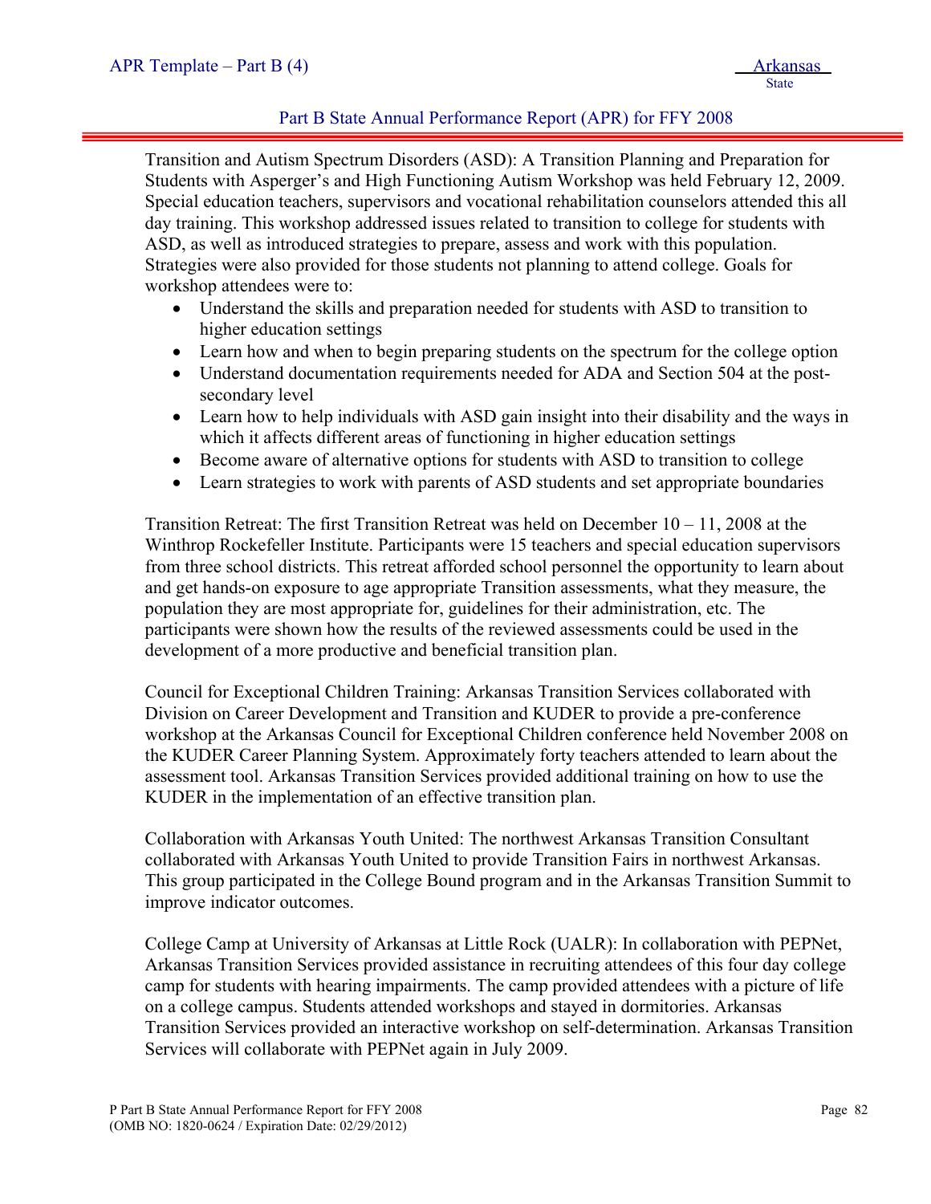Transition and Autism Spectrum Disorders (ASD): A Transition Planning and Preparation for Students with Asperger's and High Functioning Autism Workshop was held February 12, 2009. Special education teachers, supervisors and vocational rehabilitation counselors attended this all day training. This workshop addressed issues related to transition to college for students with ASD, as well as introduced strategies to prepare, assess and work with this population. Strategies were also provided for those students not planning to attend college. Goals for workshop attendees were to:

- Understand the skills and preparation needed for students with ASD to transition to higher education settings
- Learn how and when to begin preparing students on the spectrum for the college option
- Understand documentation requirements needed for ADA and Section 504 at the post-secondary level
- Learn how to help individuals with ASD gain insight into their disability and the ways in which it affects different areas of functioning in higher education settings
- Become aware of alternative options for students with ASD to transition to college
- Learn strategies to work with parents of ASD students and set appropriate boundaries

Transition Retreat: The first Transition Retreat was held on December 10 – 11, 2008 at the Winthrop Rockefeller Institute. Participants were 15 teachers and special education supervisors from three school districts. This retreat afforded school personnel the opportunity to learn about and get hands-on exposure to age appropriate Transition assessments, what they measure, the population they are most appropriate for, guidelines for their administration, etc. The participants were shown how the results of the reviewed assessments could be used in the development of a more productive and beneficial transition plan.

Council for Exceptional Children Training: Arkansas Transition Services collaborated with Division on Career Development and Transition and KUDER to provide a pre-conference workshop at the Arkansas Council for Exceptional Children conference held November 2008 on the KUDER Career Planning System. Approximately forty teachers attended to learn about the assessment tool. Arkansas Transition Services provided additional training on how to use the KUDER in the implementation of an effective transition plan.

Collaboration with Arkansas Youth United: The northwest Arkansas Transition Consultant collaborated with Arkansas Youth United to provide Transition Fairs in northwest Arkansas. This group participated in the College Bound program and in the Arkansas Transition Summit to improve indicator outcomes.

College Camp at University of Arkansas at Little Rock (UALR): In collaboration with PEPNet, Arkansas Transition Services provided assistance in recruiting attendees of this four day college camp for students with hearing impairments. The camp provided attendees with a picture of life on a college campus. Students attended workshops and stayed in dormitories. Arkansas Transition Services provided an interactive workshop on self-determination. Arkansas Transition Services will collaborate with PEPNet again in July 2009.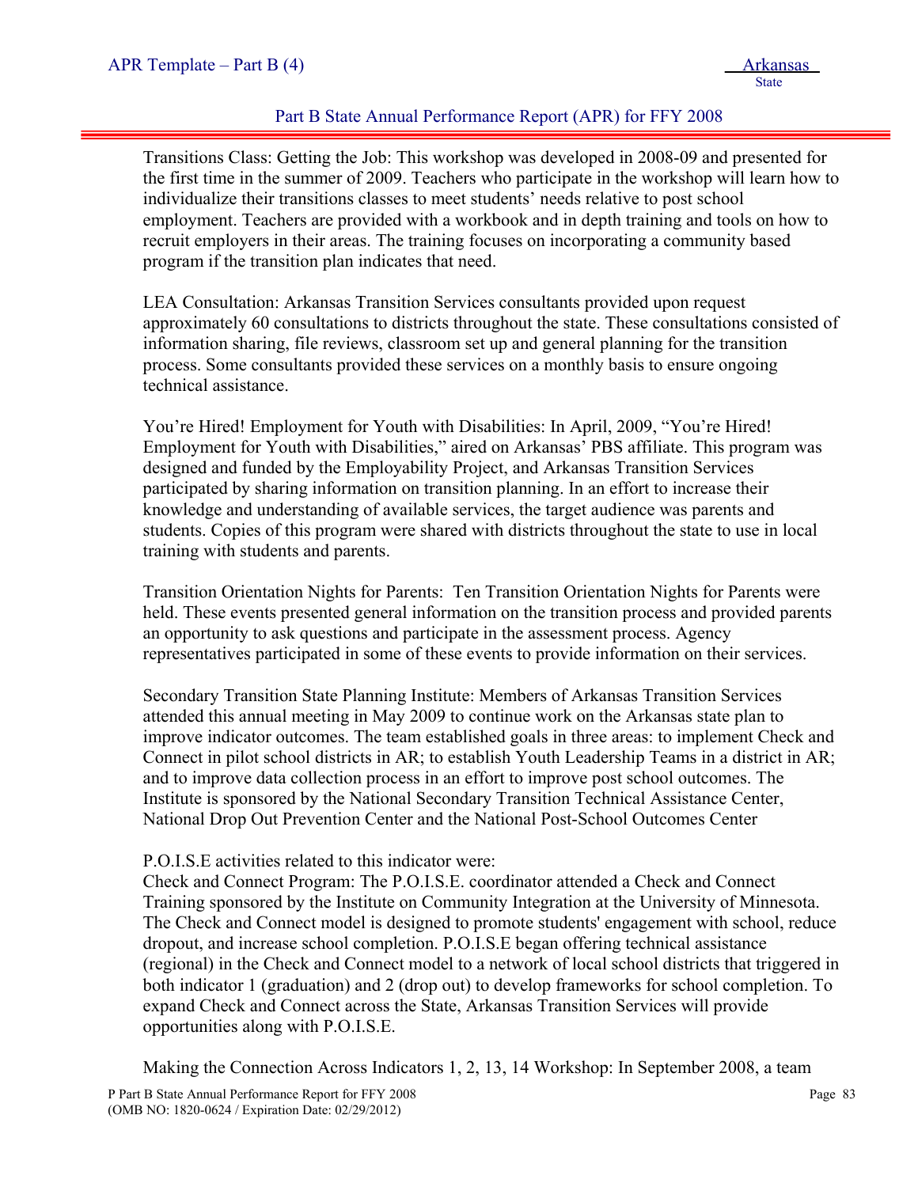Transitions Class: Getting the Job: This workshop was developed in 2008-09 and presented for the first time in the summer of 2009. Teachers who participate in the workshop will learn how to individualize their transitions classes to meet students' needs relative to post school employment. Teachers are provided with a workbook and in depth training and tools on how to recruit employers in their areas. The training focuses on incorporating a community based program if the transition plan indicates that need.

LEA Consultation: Arkansas Transition Services consultants provided upon request approximately 60 consultations to districts throughout the state. These consultations consisted of information sharing, file reviews, classroom set up and general planning for the transition process. Some consultants provided these services on a monthly basis to ensure ongoing technical assistance.

You're Hired! Employment for Youth with Disabilities: In April, 2009, "You're Hired! Employment for Youth with Disabilities," aired on Arkansas' PBS affiliate. This program was designed and funded by the Employability Project, and Arkansas Transition Services participated by sharing information on transition planning. In an effort to increase their knowledge and understanding of available services, the target audience was parents and students. Copies of this program were shared with districts throughout the state to use in local training with students and parents.

Transition Orientation Nights for Parents: Ten Transition Orientation Nights for Parents were held. These events presented general information on the transition process and provided parents an opportunity to ask questions and participate in the assessment process. Agency representatives participated in some of these events to provide information on their services.

Secondary Transition State Planning Institute: Members of Arkansas Transition Services attended this annual meeting in May 2009 to continue work on the Arkansas state plan to improve indicator outcomes. The team established goals in three areas: to implement Check and Connect in pilot school districts in AR; to establish Youth Leadership Teams in a district in AR; and to improve data collection process in an effort to improve post school outcomes. The Institute is sponsored by the National Secondary Transition Technical Assistance Center, National Drop Out Prevention Center and the National Post-School Outcomes Center

P.O.I.S.E activities related to this indicator were:
Check and Connect Program: The P.O.I.S.E. coordinator attended a Check and Connect Training sponsored by the Institute on Community Integration at the University of Minnesota. The Check and Connect model is designed to promote students' engagement with school, reduce dropout, and increase school completion. P.O.I.S.E began offering technical assistance (regional) in the Check and Connect model to a network of local school districts that triggered in both indicator 1 (graduation) and 2 (drop out) to develop frameworks for school completion. To expand Check and Connect across the State, Arkansas Transition Services will provide opportunities along with P.O.I.S.E.

Making the Connection Across Indicators 1, 2, 13, 14 Workshop: In September 2008, a team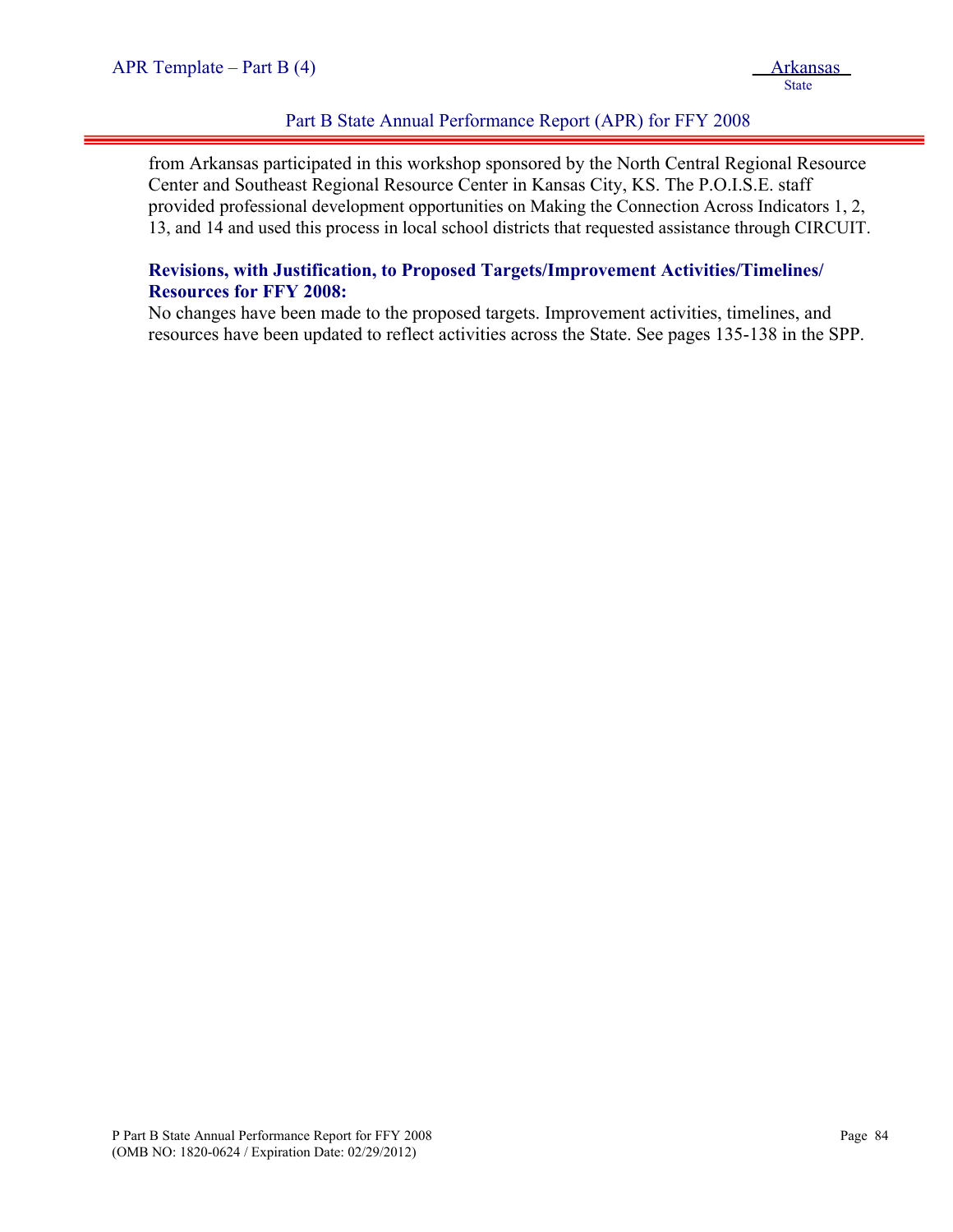from Arkansas participated in this workshop sponsored by the North Central Regional Resource Center and Southeast Regional Resource Center in Kansas City, KS. The P.O.I.S.E. staff provided professional development opportunities on Making the Connection Across Indicators 1, 2, 13, and 14 and used this process in local school districts that requested assistance through CIRCUIT.

**Revisions, with Justification, to Proposed Targets/Improvement Activities/Timelines/ Resources for FFY 2008:**

No changes have been made to the proposed targets. Improvement activities, timelines, and resources have been updated to reflect activities across the State. See pages 135-138 in the SPP.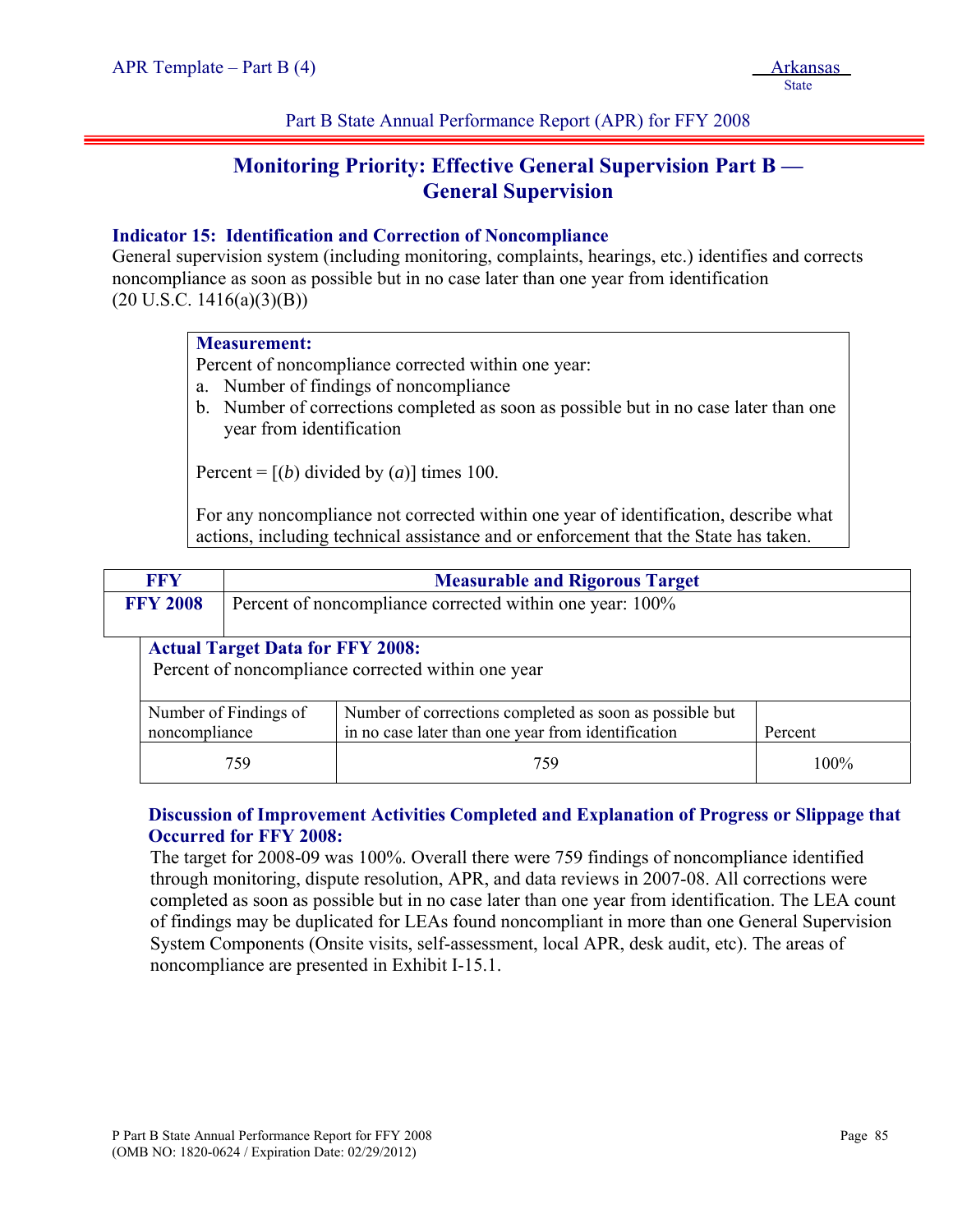# Monitoring Priority: Effective General Supervision Part B — General Supervision

### Indicator 15: Identification and Correction of Noncompliance

General supervision system (including monitoring, complaints, hearings, etc.) identifies and corrects noncompliance as soon as possible but in no case later than one year from identification (20 U.S.C. 1416(a)(3)(B))

**Measurement:**

Percent of noncompliance corrected within one year:

a. Number of findings of noncompliance
b. Number of corrections completed as soon as possible but in no case later than one year from identification

Percent = [(*b*) divided by (*a*)] times 100.

For any noncompliance not corrected within one year of identification, describe what actions, including technical assistance and or enforcement that the State has taken.

| FFY | Measurable and Rigorous Target |
|---|---|
| **FFY 2008** | Percent of noncompliance corrected within one year: 100% |

**Actual Target Data for FFY 2008:**

Percent of noncompliance corrected within one year

| Number of Findings of noncompliance | Number of corrections completed as soon as possible but in no case later than one year from identification | Percent |
|---|---|---|
| 759 | 759 | 100% |

**Discussion of Improvement Activities Completed and Explanation of Progress or Slippage that Occurred for FFY 2008:**

The target for 2008-09 was 100%. Overall there were 759 findings of noncompliance identified through monitoring, dispute resolution, APR, and data reviews in 2007-08. All corrections were completed as soon as possible but in no case later than one year from identification. The LEA count of findings may be duplicated for LEAs found noncompliant in more than one General Supervision System Components (Onsite visits, self-assessment, local APR, desk audit, etc). The areas of noncompliance are presented in Exhibit I-15.1.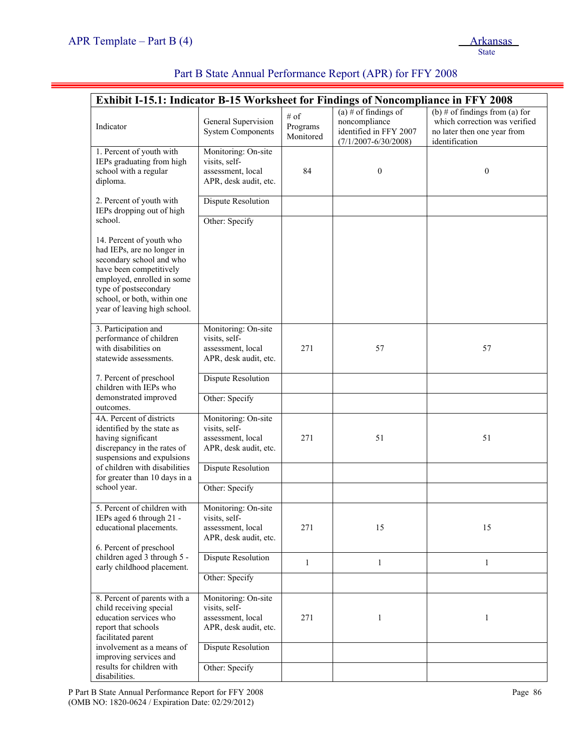Part B State Annual Performance Report (APR) for FFY 2008

| Exhibit I-15.1: Indicator B-15 Worksheet for Findings of Noncompliance in FFY 2008 | | | | |
|---|---|---|---|---|
| Indicator | General Supervision System Components | # of Programs Monitored | (a) # of findings of noncompliance identified in FFY 2007 (7/1/2007-6/30/2008) | (b) # of findings from (a) for which correction was verified no later then one year from identification |
| 1. Percent of youth with IEPs graduating from high school with a regular diploma. 2. Percent of youth with IEPs dropping out of high school. 14. Percent of youth who had IEPs, are no longer in secondary school and who have been competitively employed, enrolled in some type of postsecondary school, or both, within one year of leaving high school. | Monitoring: On-site visits, self-assessment, local APR, desk audit, etc. | 84 | 0 | 0 |
| | Dispute Resolution | | | |
| | Other: Specify | | | |
| 3. Participation and performance of children with disabilities on statewide assessments. 7. Percent of preschool children with IEPs who demonstrated improved outcomes. | Monitoring: On-site visits, self-assessment, local APR, desk audit, etc. | 271 | 57 | 57 |
| | Dispute Resolution | | | |
| | Other: Specify | | | |
| 4A. Percent of districts identified by the state as having significant discrepancy in the rates of suspensions and expulsions of children with disabilities for greater than 10 days in a school year. | Monitoring: On-site visits, self-assessment, local APR, desk audit, etc. | 271 | 51 | 51 |
| | Dispute Resolution | | | |
| | Other: Specify | | | |
| 5. Percent of children with IEPs aged 6 through 21 - educational placements. 6. Percent of preschool children aged 3 through 5 - early childhood placement. | Monitoring: On-site visits, self-assessment, local APR, desk audit, etc. | 271 | 15 | 15 |
| | Dispute Resolution | 1 | 1 | 1 |
| | Other: Specify | | | |
| 8. Percent of parents with a child receiving special education services who report that schools facilitated parent involvement as a means of improving services and results for children with disabilities. | Monitoring: On-site visits, self-assessment, local APR, desk audit, etc. | 271 | 1 | 1 |
| | Dispute Resolution | | | |
| | Other: Specify | | | |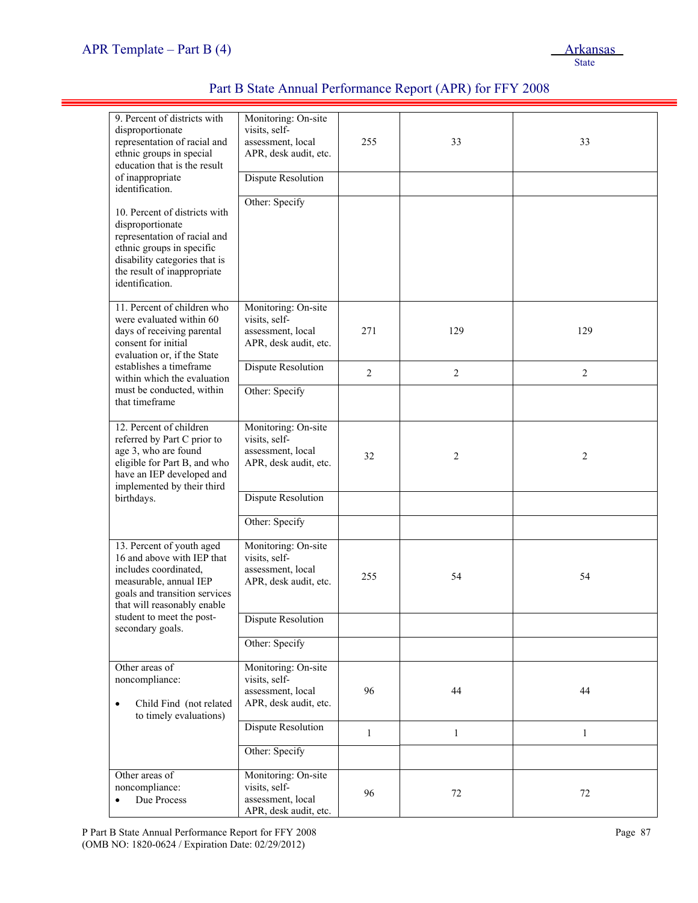## Part B State Annual Performance Report (APR) for FFY 2008

| | | | | |
|---|---|---|---|---|
| 9. Percent of districts with disproportionate representation of racial and ethnic groups in special education that is the result of inappropriate identification.<br><br>10. Percent of districts with disproportionate representation of racial and ethnic groups in specific disability categories that is the result of inappropriate identification. | Monitoring: On-site visits, self-assessment, local APR, desk audit, etc. | 255 | 33 | 33 |
| | Dispute Resolution | | | |
| | Other: Specify | | | |
| 11. Percent of children who were evaluated within 60 days of receiving parental consent for initial evaluation or, if the State establishes a timeframe within which the evaluation must be conducted, within that timeframe | Monitoring: On-site visits, self-assessment, local APR, desk audit, etc. | 271 | 129 | 129 |
| | Dispute Resolution | 2 | 2 | 2 |
| | Other: Specify | | | |
| 12. Percent of children referred by Part C prior to age 3, who are found eligible for Part B, and who have an IEP developed and implemented by their third birthdays. | Monitoring: On-site visits, self-assessment, local APR, desk audit, etc. | 32 | 2 | 2 |
| | Dispute Resolution | | | |
| | Other: Specify | | | |
| 13. Percent of youth aged 16 and above with IEP that includes coordinated, measurable, annual IEP goals and transition services that will reasonably enable student to meet the post-secondary goals. | Monitoring: On-site visits, self-assessment, local APR, desk audit, etc. | 255 | 54 | 54 |
| | Dispute Resolution | | | |
| | Other: Specify | | | |
| Other areas of noncompliance:<br><br>• Child Find (not related to timely evaluations) | Monitoring: On-site visits, self-assessment, local APR, desk audit, etc. | 96 | 44 | 44 |
| | Dispute Resolution | 1 | 1 | 1 |
| | Other: Specify | | | |
| Other areas of noncompliance:<br>• Due Process | Monitoring: On-site visits, self-assessment, local APR, desk audit, etc. | 96 | 72 | 72 |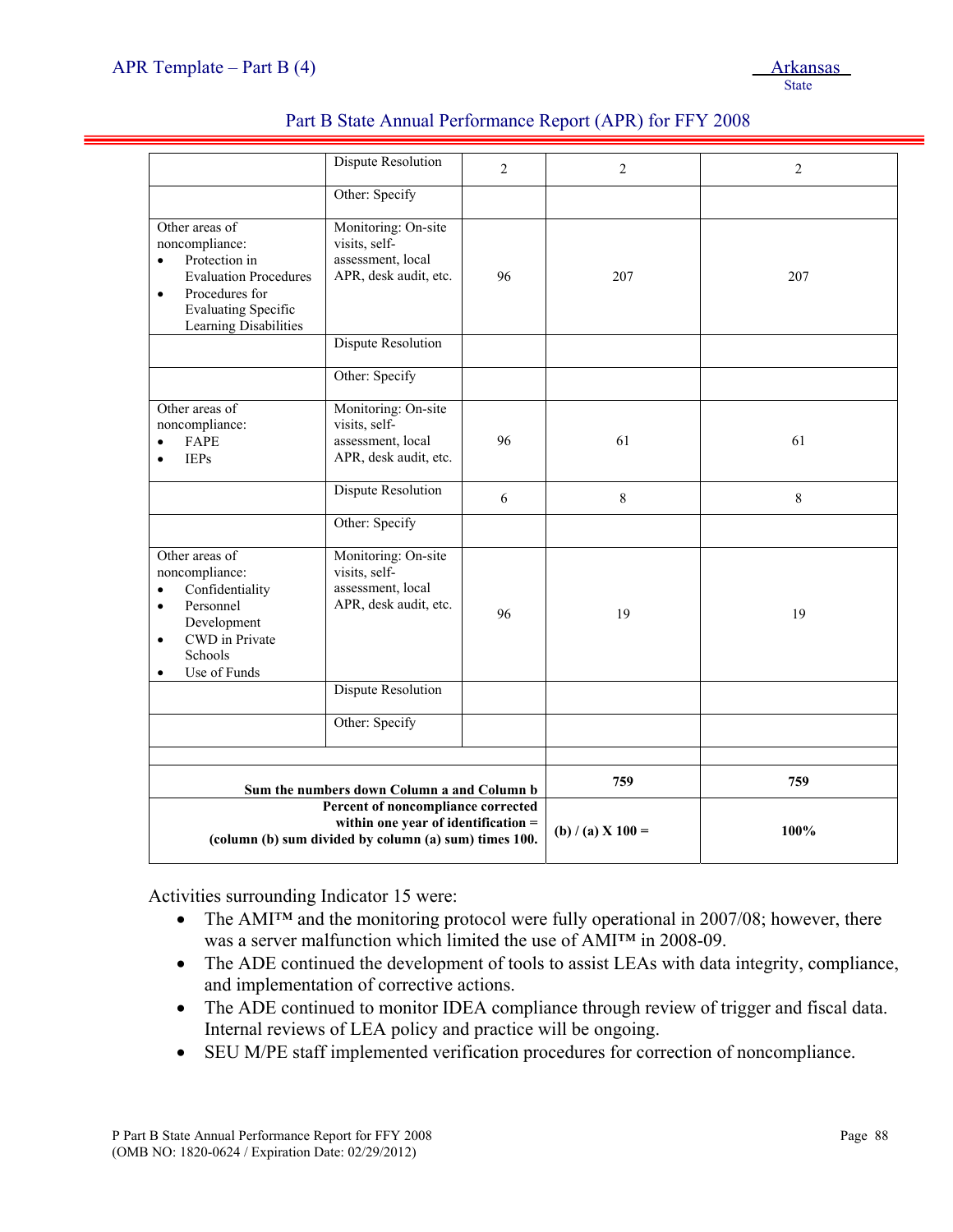| | | | | |
|---|---|---|---|---|
| | Dispute Resolution | 2 | 2 | 2 |
| | Other: Specify | | | |
| Other areas of noncompliance: • Protection in Evaluation Procedures • Procedures for Evaluating Specific Learning Disabilities | Monitoring: On-site visits, self-assessment, local APR, desk audit, etc. | 96 | 207 | 207 |
| | Dispute Resolution | | | |
| | Other: Specify | | | |
| Other areas of noncompliance: • FAPE • IEPs | Monitoring: On-site visits, self-assessment, local APR, desk audit, etc. | 96 | 61 | 61 |
| | Dispute Resolution | 6 | 8 | 8 |
| | Other: Specify | | | |
| Other areas of noncompliance: • Confidentiality • Personnel Development • CWD in Private Schools • Use of Funds | Monitoring: On-site visits, self-assessment, local APR, desk audit, etc. | 96 | 19 | 19 |
| | Dispute Resolution | | | |
| | Other: Specify | | | |
| | | | | |
| **Sum the numbers down Column a and Column b** | | | **759** | **759** |
| **Percent of noncompliance corrected within one year of identification = (column (b) sum divided by column (a) sum) times 100.** | | | **(b) / (a) X 100 =** | **100%** |

Activities surrounding Indicator 15 were:

- The AMI™ and the monitoring protocol were fully operational in 2007/08; however, there was a server malfunction which limited the use of AMI™ in 2008-09.
- The ADE continued the development of tools to assist LEAs with data integrity, compliance, and implementation of corrective actions.
- The ADE continued to monitor IDEA compliance through review of trigger and fiscal data. Internal reviews of LEA policy and practice will be ongoing.
- SEU M/PE staff implemented verification procedures for correction of noncompliance.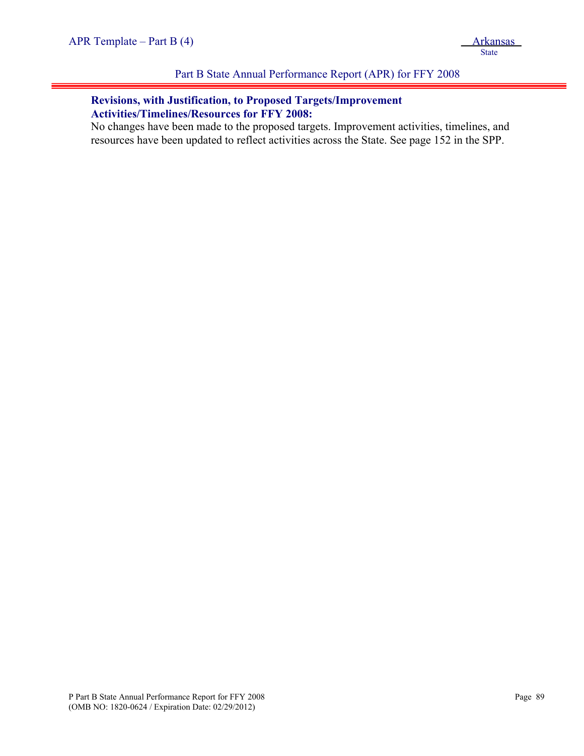**Revisions, with Justification, to Proposed Targets/Improvement Activities/Timelines/Resources for FFY 2008:**

No changes have been made to the proposed targets. Improvement activities, timelines, and resources have been updated to reflect activities across the State. See page 152 in the SPP.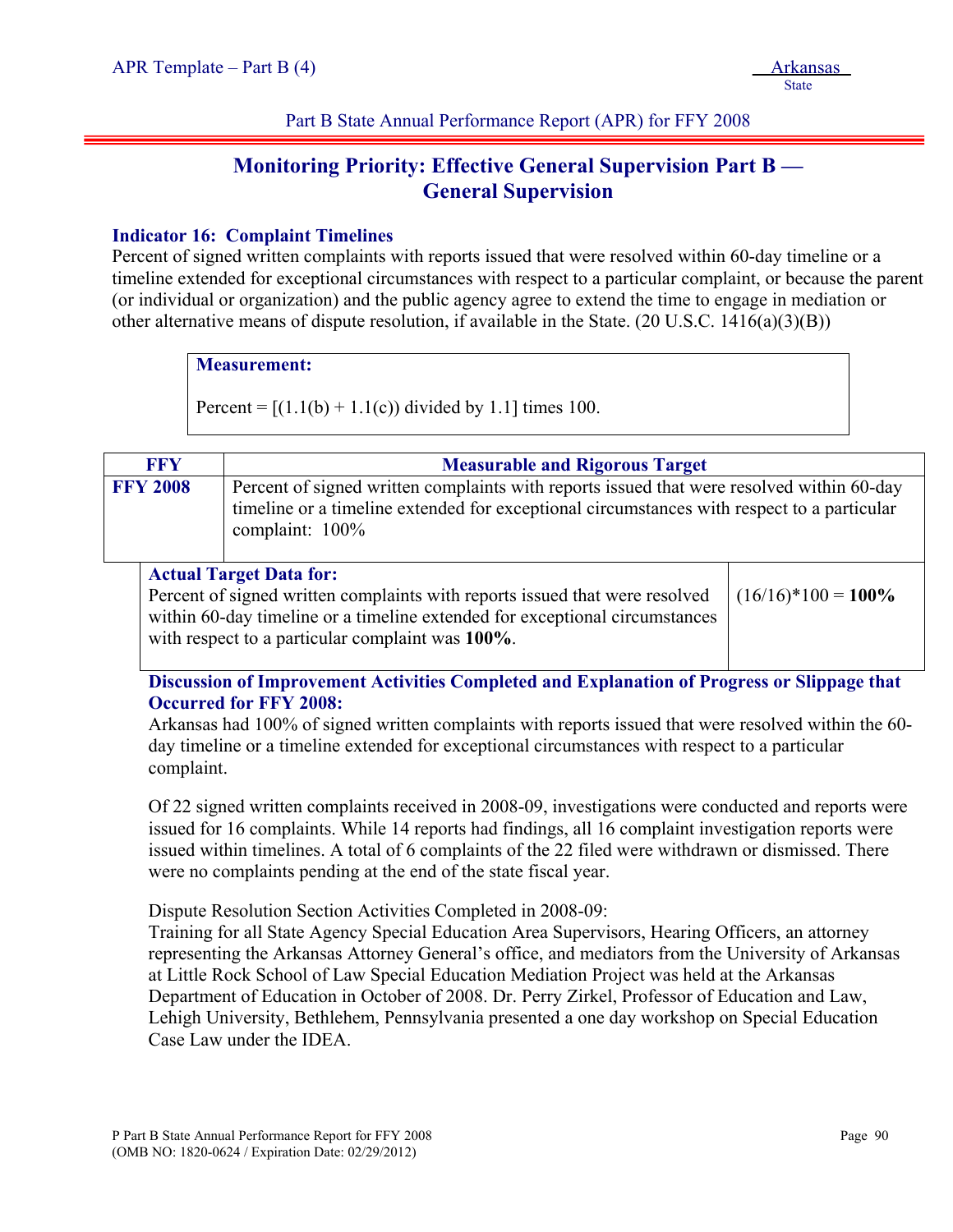## Monitoring Priority: Effective General Supervision Part B — General Supervision

**Indicator 16: Complaint Timelines**

Percent of signed written complaints with reports issued that were resolved within 60-day timeline or a timeline extended for exceptional circumstances with respect to a particular complaint, or because the parent (or individual or organization) and the public agency agree to extend the time to engage in mediation or other alternative means of dispute resolution, if available in the State. (20 U.S.C. 1416(a)(3)(B))

**Measurement:**

Percent = [(1.1(b) + 1.1(c)) divided by 1.1] times 100.

| FFY | Measurable and Rigorous Target |
|---|---|
| **FFY 2008** | Percent of signed written complaints with reports issued that were resolved within 60-day timeline or a timeline extended for exceptional circumstances with respect to a particular complaint: 100% |

| Actual Target Data for: | |
|---|---|
| Percent of signed written complaints with reports issued that were resolved within 60-day timeline or a timeline extended for exceptional circumstances with respect to a particular complaint was **100%**. | (16/16)*100 = **100%** |

**Discussion of Improvement Activities Completed and Explanation of Progress or Slippage that Occurred for FFY 2008:**

Arkansas had 100% of signed written complaints with reports issued that were resolved within the 60-day timeline or a timeline extended for exceptional circumstances with respect to a particular complaint.

Of 22 signed written complaints received in 2008-09, investigations were conducted and reports were issued for 16 complaints. While 14 reports had findings, all 16 complaint investigation reports were issued within timelines. A total of 6 complaints of the 22 filed were withdrawn or dismissed. There were no complaints pending at the end of the state fiscal year.

Dispute Resolution Section Activities Completed in 2008-09:
Training for all State Agency Special Education Area Supervisors, Hearing Officers, an attorney representing the Arkansas Attorney General's office, and mediators from the University of Arkansas at Little Rock School of Law Special Education Mediation Project was held at the Arkansas Department of Education in October of 2008. Dr. Perry Zirkel, Professor of Education and Law, Lehigh University, Bethlehem, Pennsylvania presented a one day workshop on Special Education Case Law under the IDEA.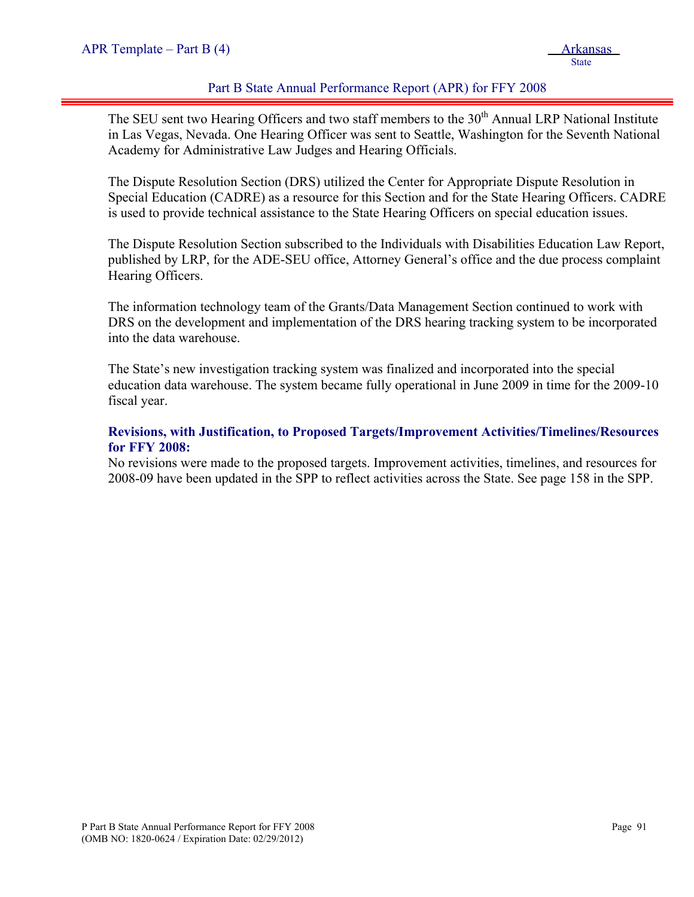The SEU sent two Hearing Officers and two staff members to the 30th Annual LRP National Institute in Las Vegas, Nevada. One Hearing Officer was sent to Seattle, Washington for the Seventh National Academy for Administrative Law Judges and Hearing Officials.

The Dispute Resolution Section (DRS) utilized the Center for Appropriate Dispute Resolution in Special Education (CADRE) as a resource for this Section and for the State Hearing Officers. CADRE is used to provide technical assistance to the State Hearing Officers on special education issues.

The Dispute Resolution Section subscribed to the Individuals with Disabilities Education Law Report, published by LRP, for the ADE-SEU office, Attorney General's office and the due process complaint Hearing Officers.

The information technology team of the Grants/Data Management Section continued to work with DRS on the development and implementation of the DRS hearing tracking system to be incorporated into the data warehouse.

The State's new investigation tracking system was finalized and incorporated into the special education data warehouse. The system became fully operational in June 2009 in time for the 2009-10 fiscal year.

**Revisions, with Justification, to Proposed Targets/Improvement Activities/Timelines/Resources for FFY 2008:**

No revisions were made to the proposed targets. Improvement activities, timelines, and resources for 2008-09 have been updated in the SPP to reflect activities across the State. See page 158 in the SPP.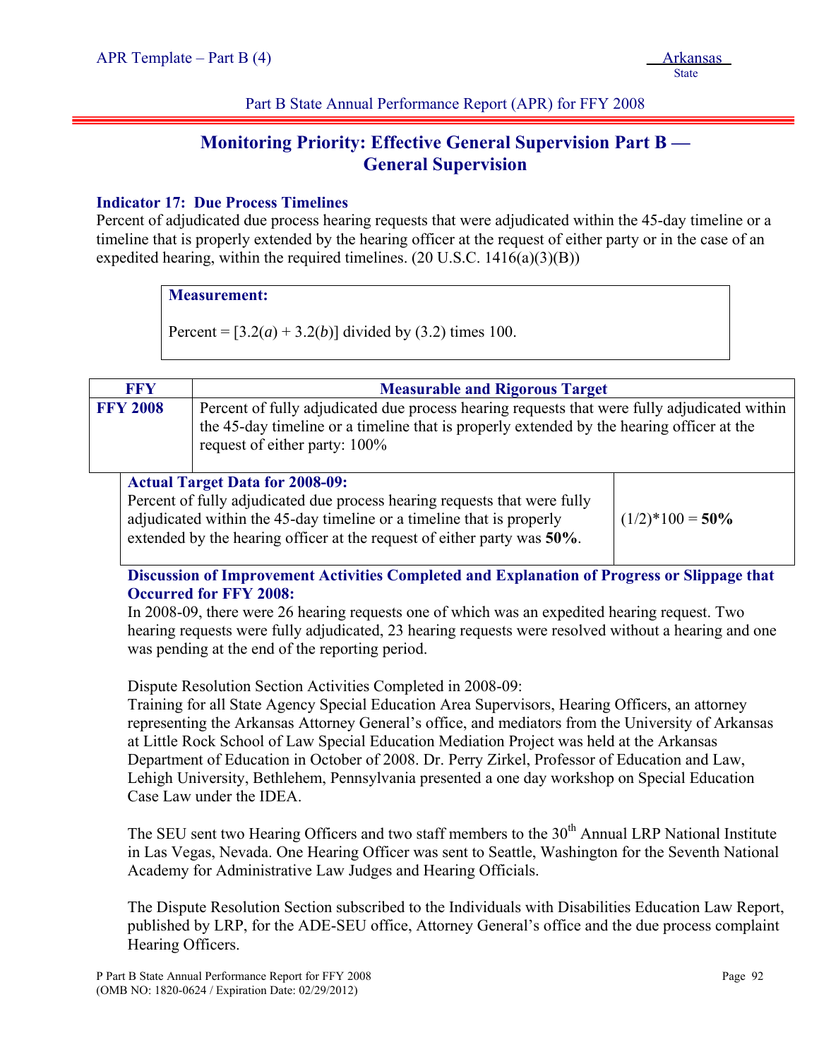Part B State Annual Performance Report (APR) for FFY 2008

# Monitoring Priority: Effective General Supervision Part B — General Supervision

### Indicator 17: Due Process Timelines

Percent of adjudicated due process hearing requests that were adjudicated within the 45-day timeline or a timeline that is properly extended by the hearing officer at the request of either party or in the case of an expedited hearing, within the required timelines. (20 U.S.C. 1416(a)(3)(B))

**Measurement:**

Percent = [3.2(*a*) + 3.2(*b*)] divided by (3.2) times 100.

| FFY | Measurable and Rigorous Target |
|---|---|
| **FFY 2008** | Percent of fully adjudicated due process hearing requests that were fully adjudicated within the 45-day timeline or a timeline that is properly extended by the hearing officer at the request of either party: 100% |

| Actual Target Data for 2008-09: | |
|---|---|
| Percent of fully adjudicated due process hearing requests that were fully adjudicated within the 45-day timeline or a timeline that is properly extended by the hearing officer at the request of either party was **50%**. | (1/2)*100 = **50%** |

**Discussion of Improvement Activities Completed and Explanation of Progress or Slippage that Occurred for FFY 2008:**

In 2008-09, there were 26 hearing requests one of which was an expedited hearing request. Two hearing requests were fully adjudicated, 23 hearing requests were resolved without a hearing and one was pending at the end of the reporting period.

Dispute Resolution Section Activities Completed in 2008-09:
Training for all State Agency Special Education Area Supervisors, Hearing Officers, an attorney representing the Arkansas Attorney General's office, and mediators from the University of Arkansas at Little Rock School of Law Special Education Mediation Project was held at the Arkansas Department of Education in October of 2008. Dr. Perry Zirkel, Professor of Education and Law, Lehigh University, Bethlehem, Pennsylvania presented a one day workshop on Special Education Case Law under the IDEA.

The SEU sent two Hearing Officers and two staff members to the 30th Annual LRP National Institute in Las Vegas, Nevada. One Hearing Officer was sent to Seattle, Washington for the Seventh National Academy for Administrative Law Judges and Hearing Officials.

The Dispute Resolution Section subscribed to the Individuals with Disabilities Education Law Report, published by LRP, for the ADE-SEU office, Attorney General's office and the due process complaint Hearing Officers.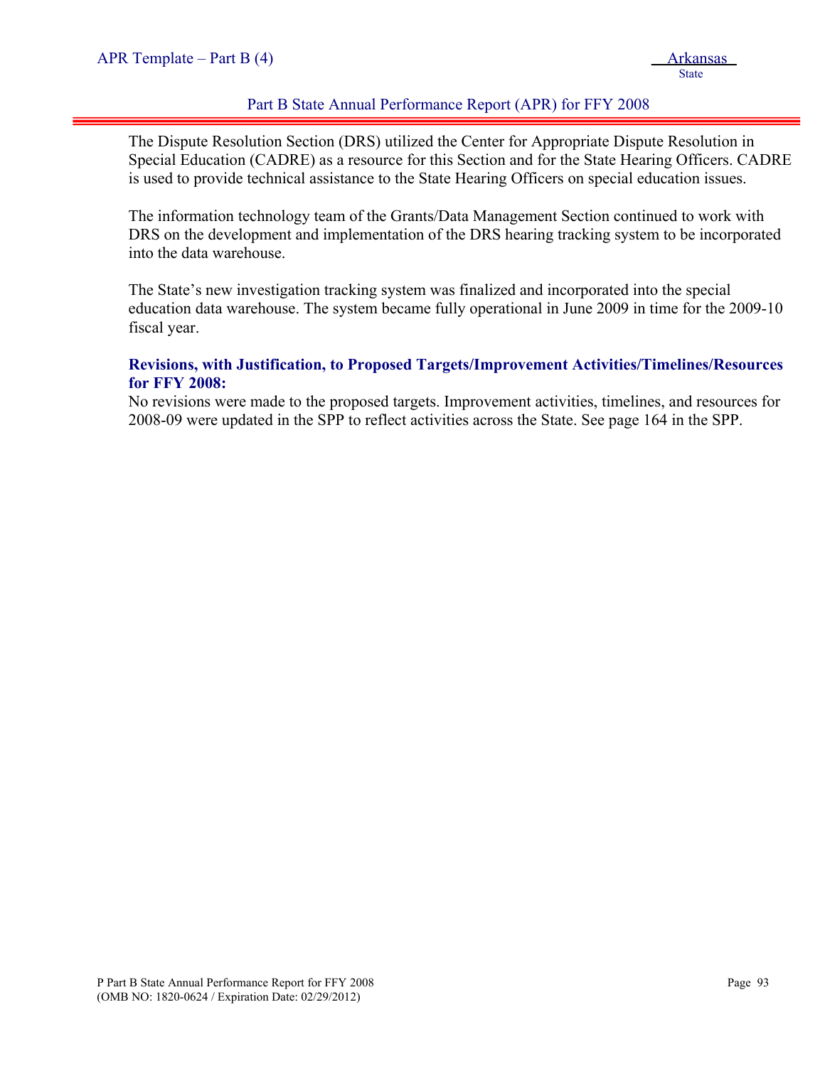The Dispute Resolution Section (DRS) utilized the Center for Appropriate Dispute Resolution in Special Education (CADRE) as a resource for this Section and for the State Hearing Officers. CADRE is used to provide technical assistance to the State Hearing Officers on special education issues.

The information technology team of the Grants/Data Management Section continued to work with DRS on the development and implementation of the DRS hearing tracking system to be incorporated into the data warehouse.

The State's new investigation tracking system was finalized and incorporated into the special education data warehouse. The system became fully operational in June 2009 in time for the 2009-10 fiscal year.

**Revisions, with Justification, to Proposed Targets/Improvement Activities/Timelines/Resources for FFY 2008:**

No revisions were made to the proposed targets. Improvement activities, timelines, and resources for 2008-09 were updated in the SPP to reflect activities across the State. See page 164 in the SPP.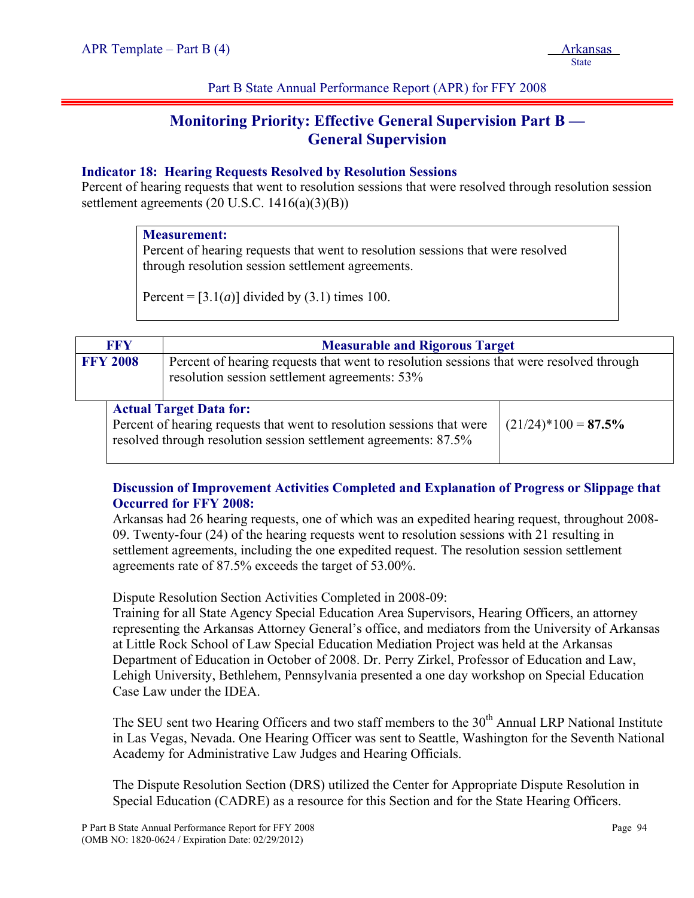Part B State Annual Performance Report (APR) for FFY 2008

## Monitoring Priority: Effective General Supervision Part B — General Supervision

### Indicator 18: Hearing Requests Resolved by Resolution Sessions

Percent of hearing requests that went to resolution sessions that were resolved through resolution session settlement agreements (20 U.S.C. 1416(a)(3)(B))

**Measurement:**
Percent of hearing requests that went to resolution sessions that were resolved through resolution session settlement agreements.

Percent = [3.1(*a*)] divided by (3.1) times 100.

| FFY | Measurable and Rigorous Target | |
|---|---|---|
| **FFY 2008** | Percent of hearing requests that went to resolution sessions that were resolved through resolution session settlement agreements: 53% | |
| | **Actual Target Data for:** Percent of hearing requests that went to resolution sessions that were resolved through resolution session settlement agreements: 87.5% | (21/24)*100 = **87.5%** |

**Discussion of Improvement Activities Completed and Explanation of Progress or Slippage that Occurred for FFY 2008:**

Arkansas had 26 hearing requests, one of which was an expedited hearing request, throughout 2008-09. Twenty-four (24) of the hearing requests went to resolution sessions with 21 resulting in settlement agreements, including the one expedited request. The resolution session settlement agreements rate of 87.5% exceeds the target of 53.00%.

Dispute Resolution Section Activities Completed in 2008-09:
Training for all State Agency Special Education Area Supervisors, Hearing Officers, an attorney representing the Arkansas Attorney General's office, and mediators from the University of Arkansas at Little Rock School of Law Special Education Mediation Project was held at the Arkansas Department of Education in October of 2008. Dr. Perry Zirkel, Professor of Education and Law, Lehigh University, Bethlehem, Pennsylvania presented a one day workshop on Special Education Case Law under the IDEA.

The SEU sent two Hearing Officers and two staff members to the 30th Annual LRP National Institute in Las Vegas, Nevada. One Hearing Officer was sent to Seattle, Washington for the Seventh National Academy for Administrative Law Judges and Hearing Officials.

The Dispute Resolution Section (DRS) utilized the Center for Appropriate Dispute Resolution in Special Education (CADRE) as a resource for this Section and for the State Hearing Officers.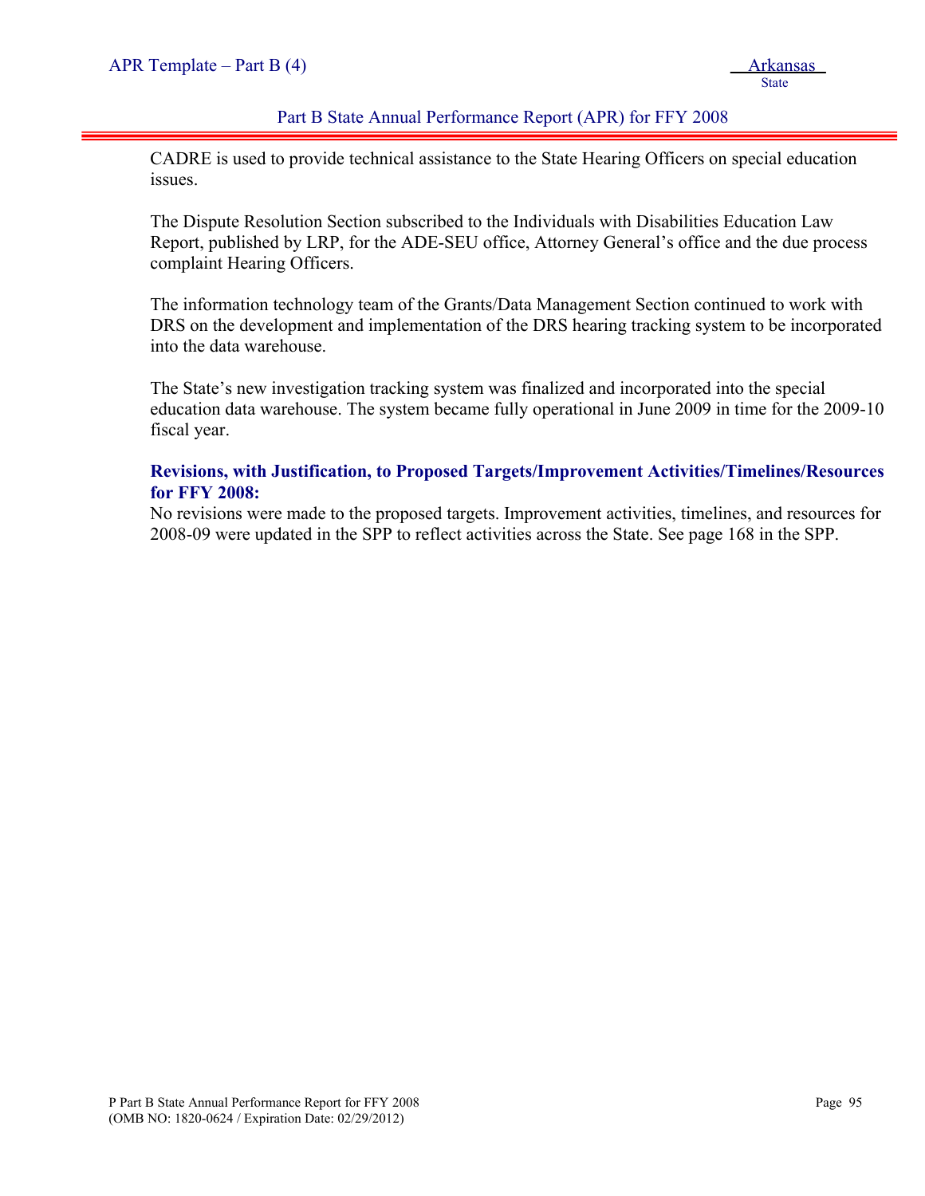CADRE is used to provide technical assistance to the State Hearing Officers on special education issues.

The Dispute Resolution Section subscribed to the Individuals with Disabilities Education Law Report, published by LRP, for the ADE-SEU office, Attorney General's office and the due process complaint Hearing Officers.

The information technology team of the Grants/Data Management Section continued to work with DRS on the development and implementation of the DRS hearing tracking system to be incorporated into the data warehouse.

The State's new investigation tracking system was finalized and incorporated into the special education data warehouse. The system became fully operational in June 2009 in time for the 2009-10 fiscal year.

**Revisions, with Justification, to Proposed Targets/Improvement Activities/Timelines/Resources for FFY 2008:**

No revisions were made to the proposed targets. Improvement activities, timelines, and resources for 2008-09 were updated in the SPP to reflect activities across the State. See page 168 in the SPP.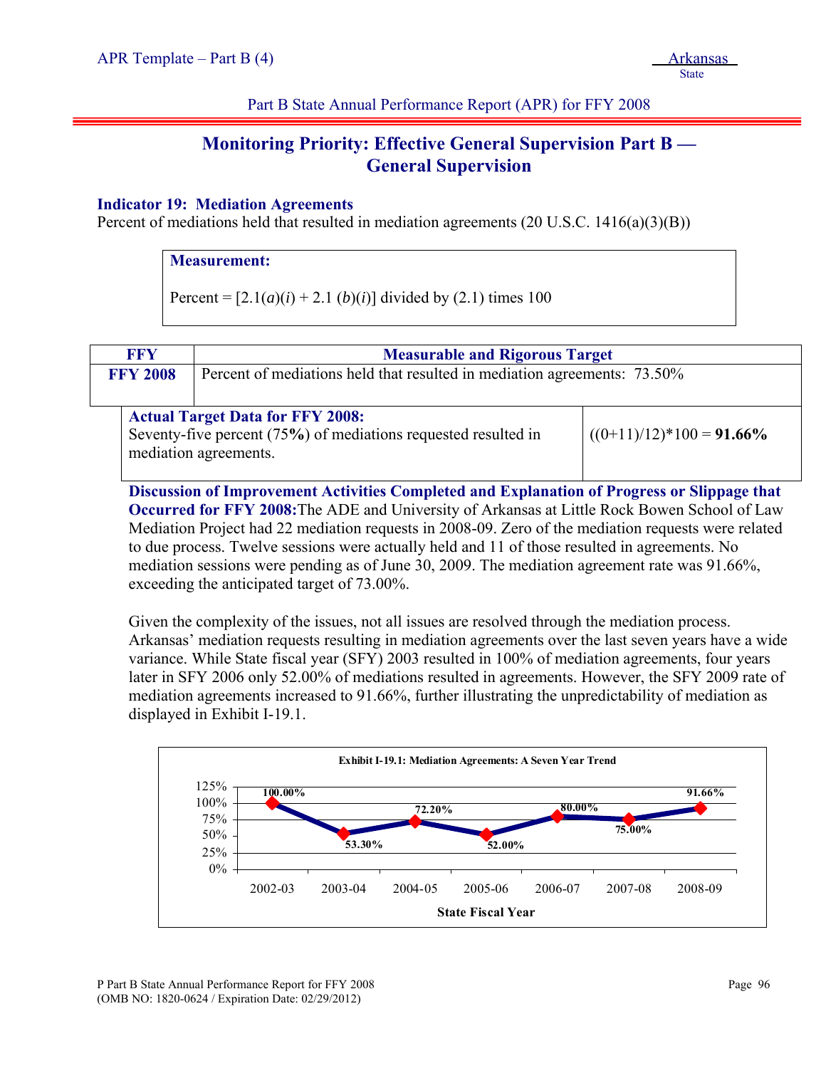Part B State Annual Performance Report (APR) for FFY 2008

## Monitoring Priority: Effective General Supervision Part B — General Supervision

### Indicator 19: Mediation Agreements

Percent of mediations held that resulted in mediation agreements (20 U.S.C. 1416(a)(3)(B))

**Measurement:**

Percent = [2.1(*a*)(*i*) + 2.1 (*b*)(*i*)] divided by (2.1) times 100

| FFY | Measurable and Rigorous Target |
|---|---|
| **FFY 2008** | Percent of mediations held that resulted in mediation agreements: 73.50% |
| **Actual Target Data for FFY 2008:** Seventy-five percent (75**%**) of mediations requested resulted in mediation agreements. | ((0+11)/12)*100 = **91.66%** |

**Discussion of Improvement Activities Completed and Explanation of Progress or Slippage that Occurred for FFY 2008:** The ADE and University of Arkansas at Little Rock Bowen School of Law Mediation Project had 22 mediation requests in 2008-09. Zero of the mediation requests were related to due process. Twelve sessions were actually held and 11 of those resulted in agreements. No mediation sessions were pending as of June 30, 2009. The mediation agreement rate was 91.66%, exceeding the anticipated target of 73.00%.

Given the complexity of the issues, not all issues are resolved through the mediation process. Arkansas' mediation requests resulting in mediation agreements over the last seven years have a wide variance. While State fiscal year (SFY) 2003 resulted in 100% of mediation agreements, four years later in SFY 2006 only 52.00% of mediations resulted in agreements. However, the SFY 2009 rate of mediation agreements increased to 91.66%, further illustrating the unpredictability of mediation as displayed in Exhibit I-19.1.

**Exhibit I-19.1: Mediation Agreements: A Seven Year Trend**

| State Fiscal Year | Mediation Agreements |
|---|---|
| 2002-03 | 100.00% |
| 2003-04 | 53.30% |
| 2004-05 | 72.20% |
| 2005-06 | 52.00% |
| 2006-07 | 80.00% |
| 2007-08 | 75.00% |
| 2008-09 | 91.66% |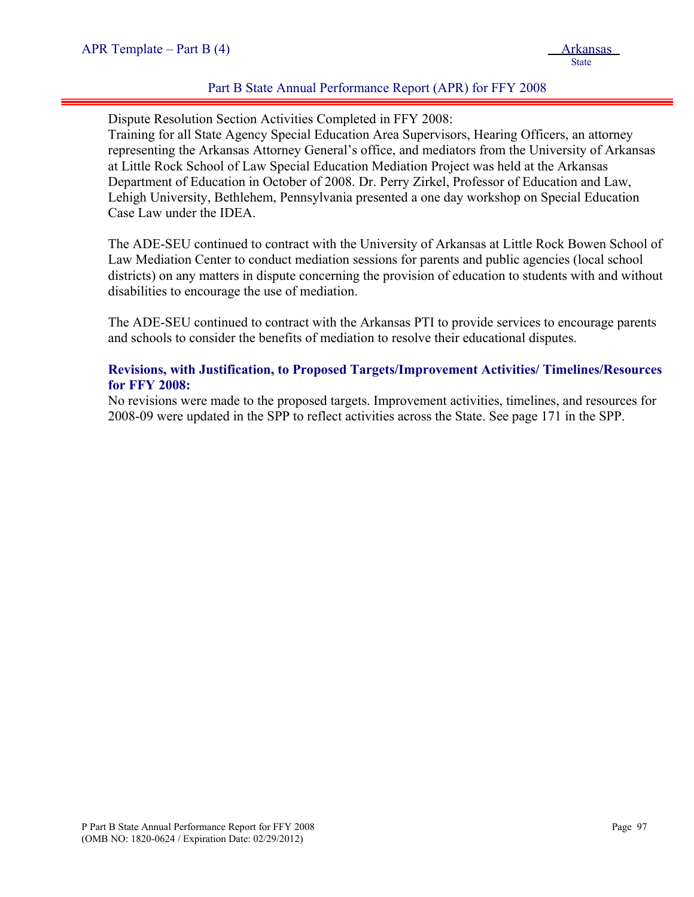Dispute Resolution Section Activities Completed in FFY 2008:
Training for all State Agency Special Education Area Supervisors, Hearing Officers, an attorney representing the Arkansas Attorney General's office, and mediators from the University of Arkansas at Little Rock School of Law Special Education Mediation Project was held at the Arkansas Department of Education in October of 2008. Dr. Perry Zirkel, Professor of Education and Law, Lehigh University, Bethlehem, Pennsylvania presented a one day workshop on Special Education Case Law under the IDEA.

The ADE-SEU continued to contract with the University of Arkansas at Little Rock Bowen School of Law Mediation Center to conduct mediation sessions for parents and public agencies (local school districts) on any matters in dispute concerning the provision of education to students with and without disabilities to encourage the use of mediation.

The ADE-SEU continued to contract with the Arkansas PTI to provide services to encourage parents and schools to consider the benefits of mediation to resolve their educational disputes.

**Revisions, with Justification, to Proposed Targets/Improvement Activities/ Timelines/Resources for FFY 2008:**
No revisions were made to the proposed targets. Improvement activities, timelines, and resources for 2008-09 were updated in the SPP to reflect activities across the State. See page 171 in the SPP.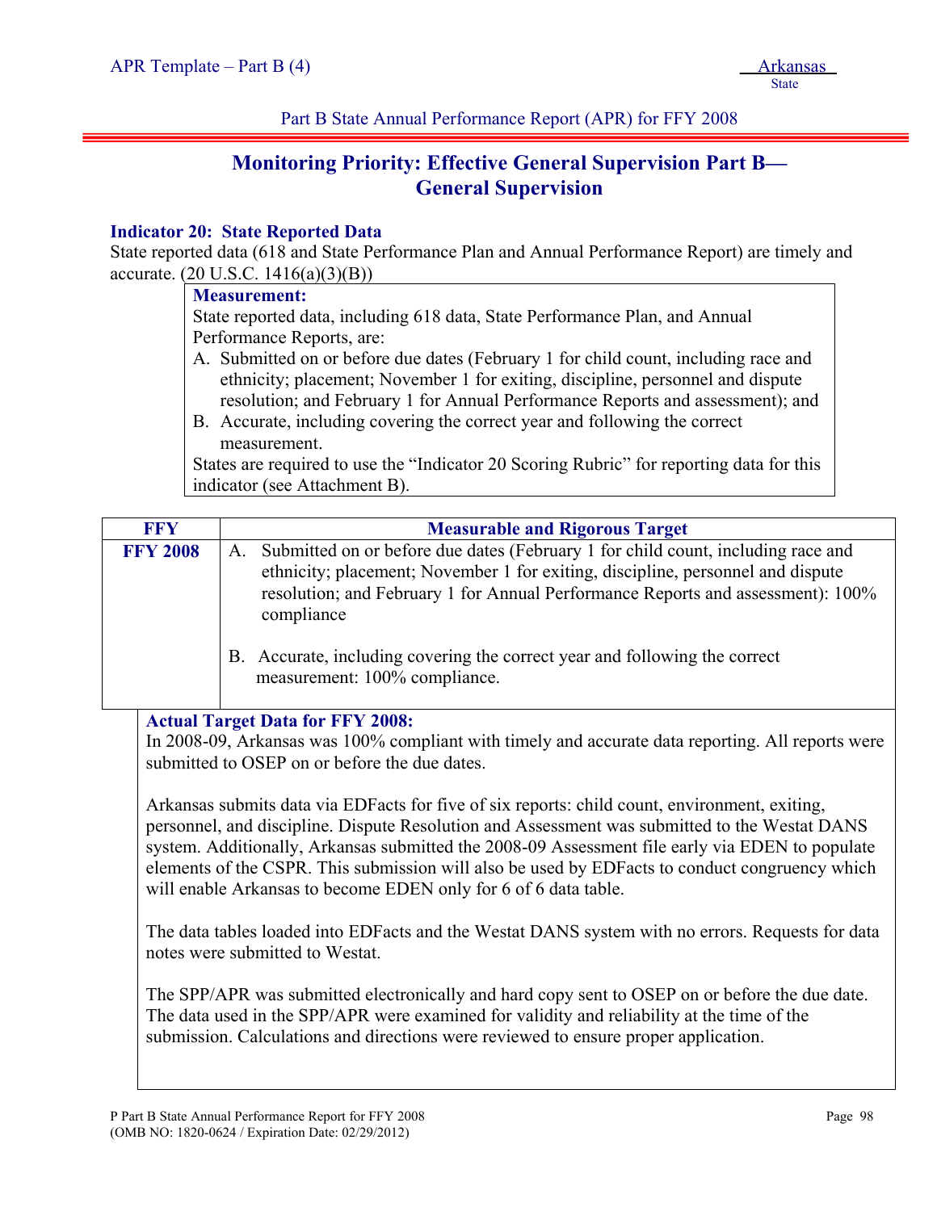Part B State Annual Performance Report (APR) for FFY 2008

# Monitoring Priority: Effective General Supervision Part B—General Supervision

### Indicator 20: State Reported Data

State reported data (618 and State Performance Plan and Annual Performance Report) are timely and accurate. (20 U.S.C. 1416(a)(3)(B))

**Measurement:**

State reported data, including 618 data, State Performance Plan, and Annual Performance Reports, are:

A. Submitted on or before due dates (February 1 for child count, including race and ethnicity; placement; November 1 for exiting, discipline, personnel and dispute resolution; and February 1 for Annual Performance Reports and assessment); and
B. Accurate, including covering the correct year and following the correct measurement.

States are required to use the "Indicator 20 Scoring Rubric" for reporting data for this indicator (see Attachment B).

| FFY | Measurable and Rigorous Target |
| --- | --- |
| **FFY 2008** | A. Submitted on or before due dates (February 1 for child count, including race and ethnicity; placement; November 1 for exiting, discipline, personnel and dispute resolution; and February 1 for Annual Performance Reports and assessment): 100% compliance<br><br>B. Accurate, including covering the correct year and following the correct measurement: 100% compliance. |

**Actual Target Data for FFY 2008:**

In 2008-09, Arkansas was 100% compliant with timely and accurate data reporting. All reports were submitted to OSEP on or before the due dates.

Arkansas submits data via EDFacts for five of six reports: child count, environment, exiting, personnel, and discipline. Dispute Resolution and Assessment was submitted to the Westat DANS system. Additionally, Arkansas submitted the 2008-09 Assessment file early via EDEN to populate elements of the CSPR. This submission will also be used by EDFacts to conduct congruency which will enable Arkansas to become EDEN only for 6 of 6 data table.

The data tables loaded into EDFacts and the Westat DANS system with no errors. Requests for data notes were submitted to Westat.

The SPP/APR was submitted electronically and hard copy sent to OSEP on or before the due date. The data used in the SPP/APR were examined for validity and reliability at the time of the submission. Calculations and directions were reviewed to ensure proper application.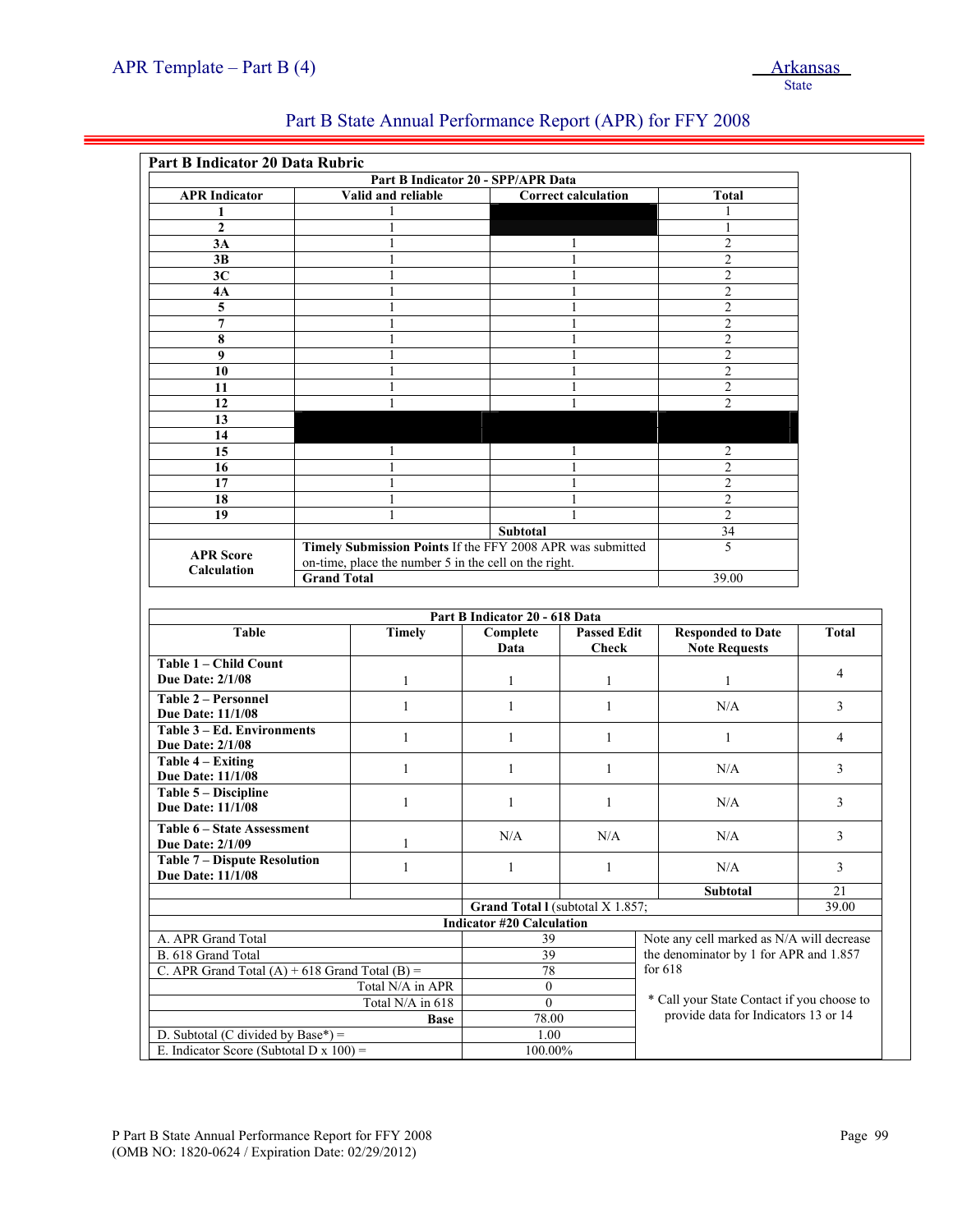## Part B State Annual Performance Report (APR) for FFY 2008

### Part B Indicator 20 Data Rubric

| Part B Indicator 20 - SPP/APR Data | | | |
|---|---|---|---|
| **APR Indicator** | **Valid and reliable** | **Correct calculation** | **Total** |
| **1** | 1 | | 1 |
| **2** | 1 | | 1 |
| **3A** | 1 | 1 | 2 |
| **3B** | 1 | 1 | 2 |
| **3C** | 1 | 1 | 2 |
| **4A** | 1 | 1 | 2 |
| **5** | 1 | 1 | 2 |
| **7** | 1 | 1 | 2 |
| **8** | 1 | 1 | 2 |
| **9** | 1 | 1 | 2 |
| **10** | 1 | 1 | 2 |
| **11** | 1 | 1 | 2 |
| **12** | 1 | 1 | 2 |
| **13** | | | |
| **14** | | | |
| **15** | 1 | 1 | 2 |
| **16** | 1 | 1 | 2 |
| **17** | 1 | 1 | 2 |
| **18** | 1 | 1 | 2 |
| **19** | 1 | 1 | 2 |
| | | **Subtotal** | 34 |
| **APR Score Calculation** | **Timely Submission Points** If the FFY 2008 APR was submitted on-time, place the number 5 in the cell on the right. | | 5 |
| | **Grand Total** | | 39.00 |

| Part B Indicator 20 - 618 Data | | | | | |
|---|---|---|---|---|---|
| **Table** | **Timely** | **Complete Data** | **Passed Edit Check** | **Responded to Date Note Requests** | **Total** |
| **Table 1 – Child Count Due Date: 2/1/08** | 1 | 1 | 1 | 1 | 4 |
| **Table 2 – Personnel Due Date: 11/1/08** | 1 | 1 | 1 | N/A | 3 |
| **Table 3 – Ed. Environments Due Date: 2/1/08** | 1 | 1 | 1 | 1 | 4 |
| **Table 4 – Exiting Due Date: 11/1/08** | 1 | 1 | 1 | N/A | 3 |
| **Table 5 – Discipline Due Date: 11/1/08** | 1 | 1 | 1 | N/A | 3 |
| **Table 6 – State Assessment Due Date: 2/1/09** | 1 | N/A | N/A | N/A | 3 |
| **Table 7 – Dispute Resolution Due Date: 11/1/08** | 1 | 1 | 1 | N/A | 3 |
| | | | | **Subtotal** | 21 |
| | | **Grand Total l** (subtotal X 1.857; | | | 39.00 |

| Indicator #20 Calculation | | |
|---|---|---|
| A. APR Grand Total | 39 | Note any cell marked as N/A will decrease the denominator by 1 for APR and 1.857 for 618 |
| B. 618 Grand Total | 39 | |
| C. APR Grand Total (A) + 618 Grand Total (B) = | 78 | |
| Total N/A in APR | 0 | * Call your State Contact if you choose to provide data for Indicators 13 or 14 |
| Total N/A in 618 | 0 | |
| **Base** | 78.00 | |
| D. Subtotal (C divided by Base*) = | 1.00 | |
| E. Indicator Score (Subtotal D x 100) = | 100.00% | |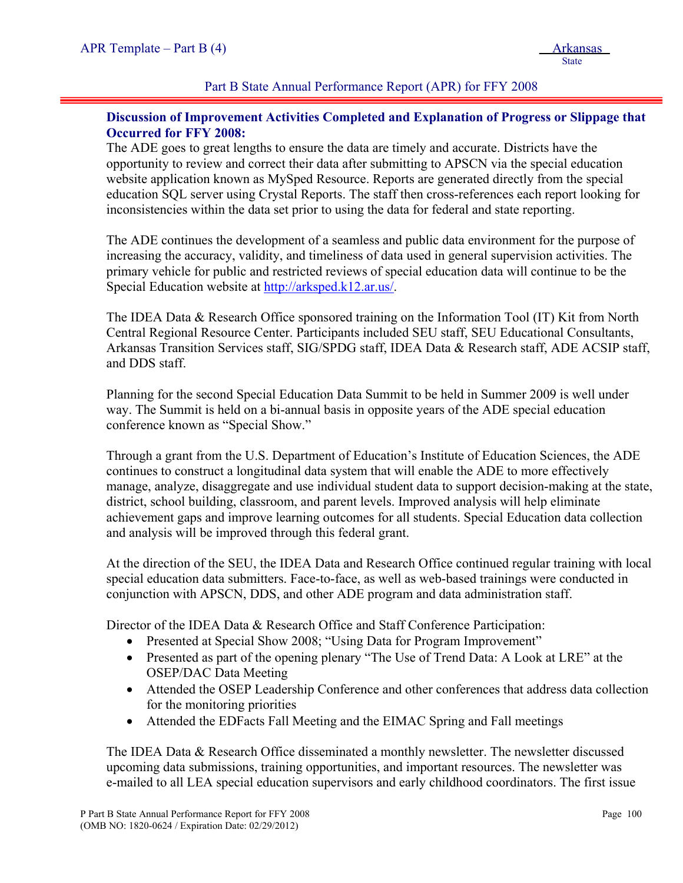**Discussion of Improvement Activities Completed and Explanation of Progress or Slippage that Occurred for FFY 2008:**

The ADE goes to great lengths to ensure the data are timely and accurate. Districts have the opportunity to review and correct their data after submitting to APSCN via the special education website application known as MySped Resource. Reports are generated directly from the special education SQL server using Crystal Reports. The staff then cross-references each report looking for inconsistencies within the data set prior to using the data for federal and state reporting.

The ADE continues the development of a seamless and public data environment for the purpose of increasing the accuracy, validity, and timeliness of data used in general supervision activities. The primary vehicle for public and restricted reviews of special education data will continue to be the Special Education website at http://arksped.k12.ar.us/.

The IDEA Data & Research Office sponsored training on the Information Tool (IT) Kit from North Central Regional Resource Center. Participants included SEU staff, SEU Educational Consultants, Arkansas Transition Services staff, SIG/SPDG staff, IDEA Data & Research staff, ADE ACSIP staff, and DDS staff.

Planning for the second Special Education Data Summit to be held in Summer 2009 is well under way. The Summit is held on a bi-annual basis in opposite years of the ADE special education conference known as "Special Show."

Through a grant from the U.S. Department of Education's Institute of Education Sciences, the ADE continues to construct a longitudinal data system that will enable the ADE to more effectively manage, analyze, disaggregate and use individual student data to support decision-making at the state, district, school building, classroom, and parent levels. Improved analysis will help eliminate achievement gaps and improve learning outcomes for all students. Special Education data collection and analysis will be improved through this federal grant.

At the direction of the SEU, the IDEA Data and Research Office continued regular training with local special education data submitters. Face-to-face, as well as web-based trainings were conducted in conjunction with APSCN, DDS, and other ADE program and data administration staff.

Director of the IDEA Data & Research Office and Staff Conference Participation:

- Presented at Special Show 2008; "Using Data for Program Improvement"
- Presented as part of the opening plenary "The Use of Trend Data: A Look at LRE" at the OSEP/DAC Data Meeting
- Attended the OSEP Leadership Conference and other conferences that address data collection for the monitoring priorities
- Attended the EDFacts Fall Meeting and the EIMAC Spring and Fall meetings

The IDEA Data & Research Office disseminated a monthly newsletter. The newsletter discussed upcoming data submissions, training opportunities, and important resources. The newsletter was e-mailed to all LEA special education supervisors and early childhood coordinators. The first issue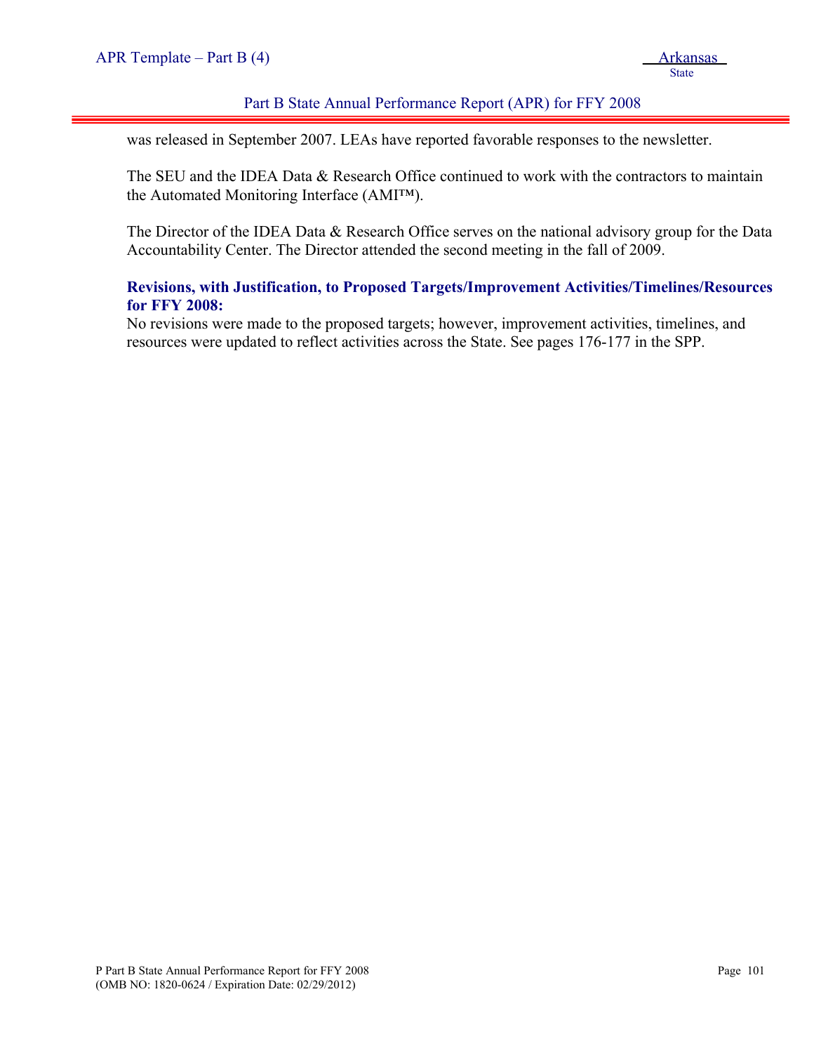was released in September 2007. LEAs have reported favorable responses to the newsletter.

The SEU and the IDEA Data & Research Office continued to work with the contractors to maintain the Automated Monitoring Interface (AMI™).

The Director of the IDEA Data & Research Office serves on the national advisory group for the Data Accountability Center. The Director attended the second meeting in the fall of 2009.

**Revisions, with Justification, to Proposed Targets/Improvement Activities/Timelines/Resources for FFY 2008:**

No revisions were made to the proposed targets; however, improvement activities, timelines, and resources were updated to reflect activities across the State. See pages 176-177 in the SPP.